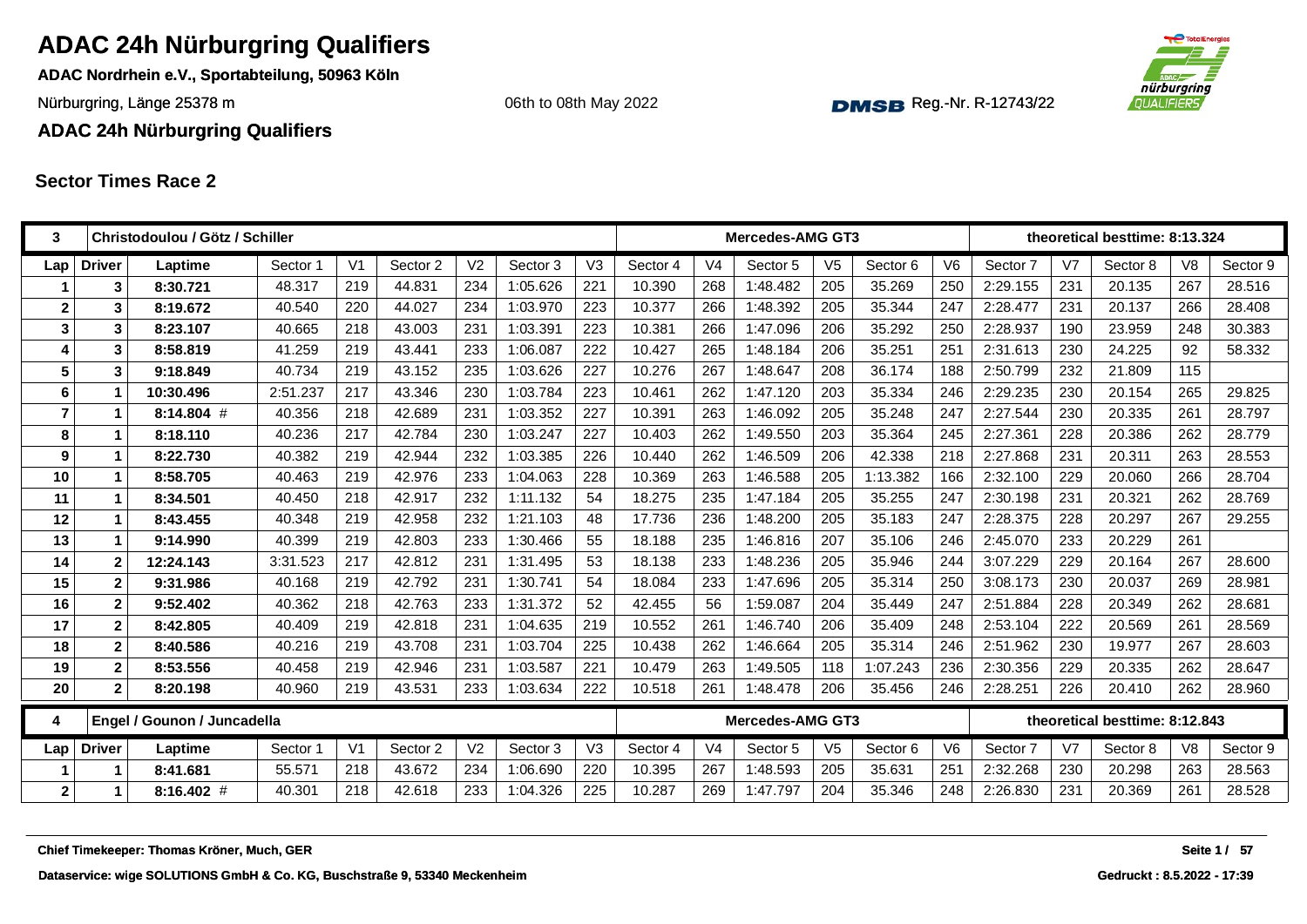# ADAC 24h Nürburgring Qualifiers

**ADAC Nordrhein e.V., Sportabteilung, 50963 Köln**

Nürburgring, Länge 25378 m

06th to 08th May 2022

Reg.-Nr. R-12743/22

**ADAC 24h Nürburgring Qualifiers**

## Sector Times Race 2

| 3 | Christodoulou / Götz / Schiller | | | | | | | | Mercedes-AMG GT3 | | | | | | theoretical besttime: 8:13.324 | | | | | |
|---|---|---|---|---|---|---|---|---|---|---|---|---|---|---|---|---|---|---|---|---|
| **Lap** | **Driver** | **Laptime** | **Sector 1** | **V1** | **Sector 2** | **V2** | **Sector 3** | **V3** | **Sector 4** | **V4** | **Sector 5** | **V5** | **Sector 6** | **V6** | **Sector 7** | **V7** | **Sector 8** | **V8** | **Sector 9** | |
| 1 | 3 | 8:30.721 | 48.317 | 219 | 44.831 | 234 | 1:05.626 | 221 | 10.390 | 268 | 1:48.482 | 205 | 35.269 | 250 | 2:29.155 | 231 | 20.135 | 267 | 28.516 | |
| 2 | 3 | 8:19.672 | 40.540 | 220 | 44.027 | 234 | 1:03.970 | 223 | 10.377 | 266 | 1:48.392 | 205 | 35.344 | 247 | 2:28.477 | 231 | 20.137 | 266 | 28.408 | |
| 3 | 3 | 8:23.107 | 40.665 | 218 | 43.003 | 231 | 1:03.391 | 223 | 10.381 | 266 | 1:47.096 | 206 | 35.292 | 250 | 2:28.937 | 190 | 23.959 | 248 | 30.383 | |
| 4 | 3 | 8:58.819 | 41.259 | 219 | 43.441 | 233 | 1:06.087 | 222 | 10.427 | 265 | 1:48.184 | 206 | 35.251 | 251 | 2:31.613 | 230 | 24.225 | 92 | 58.332 | |
| 5 | 3 | 9:18.849 | 40.734 | 219 | 43.152 | 235 | 1:03.626 | 227 | 10.276 | 267 | 1:48.647 | 208 | 36.174 | 188 | 2:50.799 | 232 | 21.809 | 115 | | |
| 6 | 1 | 10:30.496 | 2:51.237 | 217 | 43.346 | 230 | 1:03.784 | 223 | 10.461 | 262 | 1:47.120 | 203 | 35.334 | 246 | 2:29.235 | 230 | 20.154 | 265 | 29.825 | |
| 7 | 1 | 8:14.804 # | 40.356 | 218 | 42.689 | 231 | 1:03.352 | 227 | 10.391 | 263 | 1:46.092 | 205 | 35.248 | 247 | 2:27.544 | 230 | 20.335 | 261 | 28.797 | |
| 8 | 1 | 8:18.110 | 40.236 | 217 | 42.784 | 230 | 1:03.247 | 227 | 10.403 | 262 | 1:49.550 | 203 | 35.364 | 245 | 2:27.361 | 228 | 20.386 | 262 | 28.779 | |
| 9 | 1 | 8:22.730 | 40.382 | 219 | 42.944 | 232 | 1:03.385 | 226 | 10.440 | 262 | 1:46.509 | 206 | 42.338 | 218 | 2:27.868 | 231 | 20.311 | 263 | 28.553 | |
| 10 | 1 | 8:58.705 | 40.463 | 219 | 42.976 | 233 | 1:04.063 | 228 | 10.369 | 263 | 1:46.588 | 205 | 1:13.382 | 166 | 2:32.100 | 229 | 20.060 | 266 | 28.704 | |
| 11 | 1 | 8:34.501 | 40.450 | 218 | 42.917 | 232 | 1:11.132 | 54 | 18.275 | 235 | 1:47.184 | 205 | 35.255 | 247 | 2:30.198 | 231 | 20.321 | 262 | 28.769 | |
| 12 | 1 | 8:43.455 | 40.348 | 219 | 42.958 | 232 | 1:21.103 | 48 | 17.736 | 236 | 1:48.200 | 205 | 35.183 | 247 | 2:28.375 | 228 | 20.297 | 267 | 29.255 | |
| 13 | 1 | 9:14.990 | 40.399 | 219 | 42.803 | 233 | 1:30.466 | 55 | 18.188 | 235 | 1:46.816 | 207 | 35.106 | 246 | 2:45.070 | 233 | 20.229 | 261 | | |
| 14 | 2 | 12:24.143 | 3:31.523 | 217 | 42.812 | 231 | 1:31.495 | 53 | 18.138 | 233 | 1:48.236 | 205 | 35.946 | 244 | 3:07.229 | 229 | 20.164 | 267 | 28.600 | |
| 15 | 2 | 9:31.986 | 40.168 | 219 | 42.792 | 231 | 1:30.741 | 54 | 18.084 | 233 | 1:47.696 | 205 | 35.314 | 250 | 3:08.173 | 230 | 20.037 | 269 | 28.981 | |
| 16 | 2 | 9:52.402 | 40.362 | 218 | 42.763 | 233 | 1:31.372 | 52 | 42.455 | 56 | 1:59.087 | 204 | 35.449 | 247 | 2:51.884 | 228 | 20.349 | 262 | 28.681 | |
| 17 | 2 | 8:42.805 | 40.409 | 219 | 42.818 | 231 | 1:04.635 | 219 | 10.552 | 261 | 1:46.740 | 206 | 35.409 | 248 | 2:53.104 | 222 | 20.569 | 261 | 28.569 | |
| 18 | 2 | 8:40.586 | 40.216 | 219 | 43.708 | 231 | 1:03.704 | 225 | 10.438 | 262 | 1:46.664 | 205 | 35.314 | 246 | 2:51.962 | 230 | 19.977 | 267 | 28.603 | |
| 19 | 2 | 8:53.556 | 40.458 | 219 | 42.946 | 231 | 1:03.587 | 221 | 10.479 | 263 | 1:49.505 | 118 | 1:07.243 | 236 | 2:30.356 | 229 | 20.335 | 262 | 28.647 | |
| 20 | 2 | 8:20.198 | 40.960 | 219 | 43.531 | 233 | 1:03.634 | 222 | 10.518 | 261 | 1:48.478 | 206 | 35.456 | 246 | 2:28.251 | 226 | 20.410 | 262 | 28.960 | |

| 4 | Engel / Gounon / Juncadella | | | | | | | | Mercedes-AMG GT3 | | | | | | theoretical besttime: 8:12.843 | | | | | |
|---|---|---|---|---|---|---|---|---|---|---|---|---|---|---|---|---|---|---|---|---|
| **Lap** | **Driver** | **Laptime** | **Sector 1** | **V1** | **Sector 2** | **V2** | **Sector 3** | **V3** | **Sector 4** | **V4** | **Sector 5** | **V5** | **Sector 6** | **V6** | **Sector 7** | **V7** | **Sector 8** | **V8** | **Sector 9** | |
| 1 | 1 | 8:41.681 | 55.571 | 218 | 43.672 | 234 | 1:06.690 | 220 | 10.395 | 267 | 1:48.593 | 205 | 35.631 | 251 | 2:32.268 | 230 | 20.298 | 263 | 28.563 | |
| 2 | 1 | 8:16.402 # | 40.301 | 218 | 42.618 | 233 | 1:04.326 | 225 | 10.287 | 269 | 1:47.797 | 204 | 35.346 | 248 | 2:26.830 | 231 | 20.369 | 261 | 28.528 | |

**Chief Timekeeper: Thomas Kröner, Much, GER**

**Dataservice: wige SOLUTIONS GmbH & Co. KG, Buschstraße 9, 53340 Meckenheim**

**Gedruckt : 8.5.2022 - 17:39**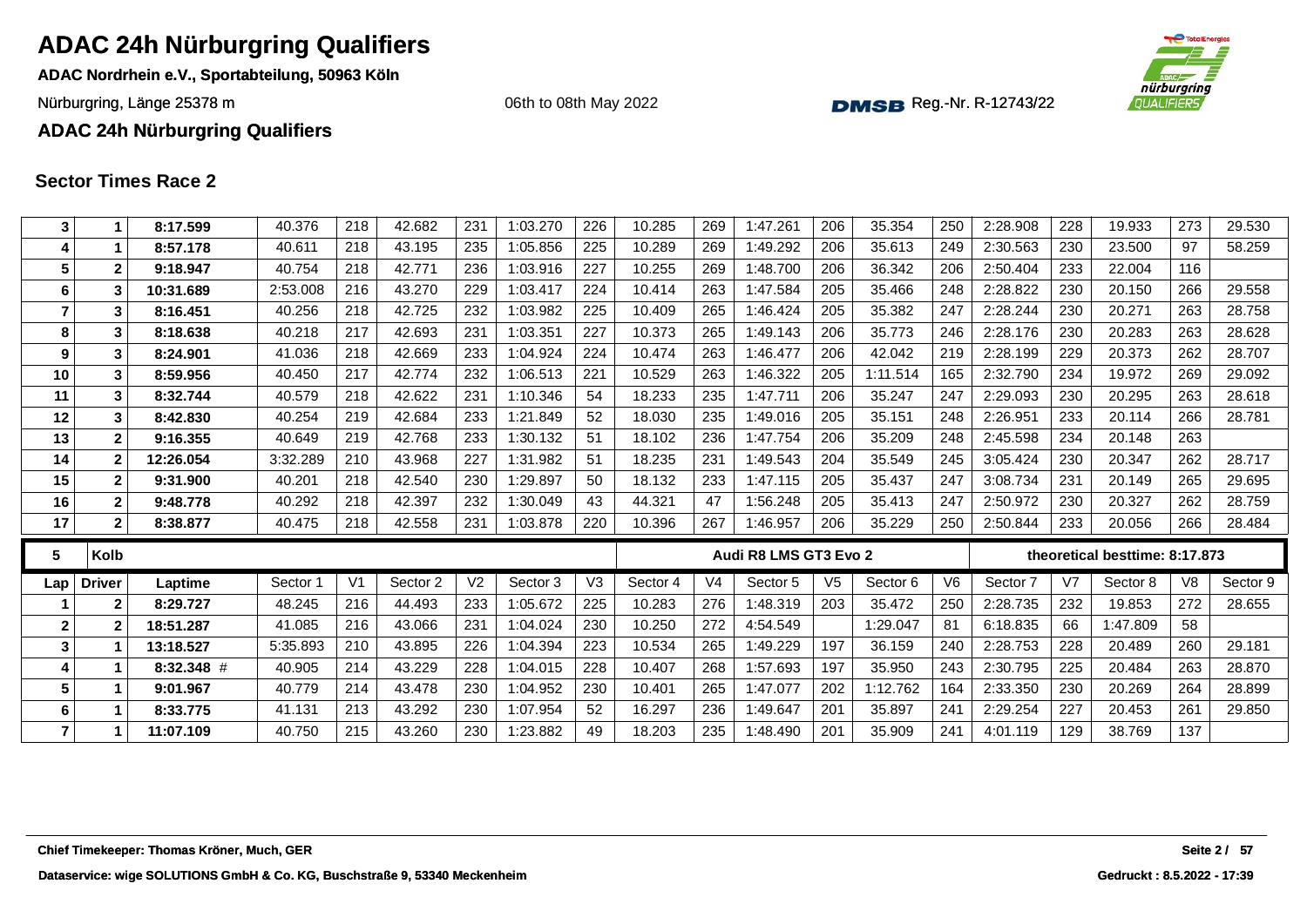# ADAC 24h Nürburgring Qualifiers

**ADAC Nordrhein e.V., Sportabteilung, 50963 Köln**

Nürburgring, Länge 25378 m

06th to 08th May 2022

Reg.-Nr. R-12743/22

**ADAC 24h Nürburgring Qualifiers**

## Sector Times Race 2

| Lap | Driver | Laptime | Sector 1 | V1 | Sector 2 | V2 | Sector 3 | V3 | Sector 4 | V4 | Sector 5 | V5 | Sector 6 | V6 | Sector 7 | V7 | Sector 8 | V8 | Sector 9 |
|---|---|---|---|---|---|---|---|---|---|---|---|---|---|---|---|---|---|---|---|
| 3 | 1 | 8:17.599 | 40.376 | 218 | 42.682 | 231 | 1:03.270 | 226 | 10.285 | 269 | 1:47.261 | 206 | 35.354 | 250 | 2:28.908 | 228 | 19.933 | 273 | 29.530 |
| 4 | 1 | 8:57.178 | 40.611 | 218 | 43.195 | 235 | 1:05.856 | 225 | 10.289 | 269 | 1:49.292 | 206 | 35.613 | 249 | 2:30.563 | 230 | 23.500 | 97 | 58.259 |
| 5 | 2 | 9:18.947 | 40.754 | 218 | 42.771 | 236 | 1:03.916 | 227 | 10.255 | 269 | 1:48.700 | 206 | 36.342 | 206 | 2:50.404 | 233 | 22.004 | 116 | |
| 6 | 3 | 10:31.689 | 2:53.008 | 216 | 43.270 | 229 | 1:03.417 | 224 | 10.414 | 263 | 1:47.584 | 205 | 35.466 | 248 | 2:28.822 | 230 | 20.150 | 266 | 29.558 |
| 7 | 3 | 8:16.451 | 40.256 | 218 | 42.725 | 232 | 1:03.982 | 225 | 10.409 | 265 | 1:46.424 | 205 | 35.382 | 247 | 2:28.244 | 230 | 20.271 | 263 | 28.758 |
| 8 | 3 | 8:18.638 | 40.218 | 217 | 42.693 | 231 | 1:03.351 | 227 | 10.373 | 265 | 1:49.143 | 206 | 35.773 | 246 | 2:28.176 | 230 | 20.283 | 263 | 28.628 |
| 9 | 3 | 8:24.901 | 41.036 | 218 | 42.669 | 233 | 1:04.924 | 224 | 10.474 | 263 | 1:46.477 | 206 | 42.042 | 219 | 2:28.199 | 229 | 20.373 | 262 | 28.707 |
| 10 | 3 | 8:59.956 | 40.450 | 217 | 42.774 | 232 | 1:06.513 | 221 | 10.529 | 263 | 1:46.322 | 205 | 1:11.514 | 165 | 2:32.790 | 234 | 19.972 | 269 | 29.092 |
| 11 | 3 | 8:32.744 | 40.579 | 218 | 42.622 | 231 | 1:10.346 | 54 | 18.233 | 235 | 1:47.711 | 206 | 35.247 | 247 | 2:29.093 | 230 | 20.295 | 263 | 28.618 |
| 12 | 3 | 8:42.830 | 40.254 | 219 | 42.684 | 233 | 1:21.849 | 52 | 18.030 | 235 | 1:49.016 | 205 | 35.151 | 248 | 2:26.951 | 233 | 20.114 | 266 | 28.781 |
| 13 | 2 | 9:16.355 | 40.649 | 219 | 42.768 | 233 | 1:30.132 | 51 | 18.102 | 236 | 1:47.754 | 206 | 35.209 | 248 | 2:45.598 | 234 | 20.148 | 263 | |
| 14 | 2 | 12:26.054 | 3:32.289 | 210 | 43.968 | 227 | 1:31.982 | 51 | 18.235 | 231 | 1:49.543 | 204 | 35.549 | 245 | 3:05.424 | 230 | 20.347 | 262 | 28.717 |
| 15 | 2 | 9:31.900 | 40.201 | 218 | 42.540 | 230 | 1:29.897 | 50 | 18.132 | 233 | 1:47.115 | 205 | 35.437 | 247 | 3:08.734 | 231 | 20.149 | 265 | 29.695 |
| 16 | 2 | 9:48.778 | 40.292 | 218 | 42.397 | 232 | 1:30.049 | 43 | 44.321 | 47 | 1:56.248 | 205 | 35.413 | 247 | 2:50.972 | 230 | 20.327 | 262 | 28.759 |
| 17 | 2 | 8:38.877 | 40.475 | 218 | 42.558 | 231 | 1:03.878 | 220 | 10.396 | 267 | 1:46.957 | 206 | 35.229 | 250 | 2:50.844 | 233 | 20.056 | 266 | 28.484 |

| 5 | Kolb | | | | | | | | Audi R8 LMS GT3 Evo 2 | | | | | | theoretical besttime: 8:17.873 | | | | |
|---|---|---|---|---|---|---|---|---|---|---|---|---|---|---|---|---|---|---|---|
| Lap | Driver | Laptime | Sector 1 | V1 | Sector 2 | V2 | Sector 3 | V3 | Sector 4 | V4 | Sector 5 | V5 | Sector 6 | V6 | Sector 7 | V7 | Sector 8 | V8 | Sector 9 |
| 1 | 2 | 8:29.727 | 48.245 | 216 | 44.493 | 233 | 1:05.672 | 225 | 10.283 | 276 | 1:48.319 | 203 | 35.472 | 250 | 2:28.735 | 232 | 19.853 | 272 | 28.655 |
| 2 | 2 | 18:51.287 | 41.085 | 216 | 43.066 | 231 | 1:04.024 | 230 | 10.250 | 272 | 4:54.549 | | 1:29.047 | 81 | 6:18.835 | 66 | 1:47.809 | 58 | |
| 3 | 1 | 13:18.527 | 5:35.893 | 210 | 43.895 | 226 | 1:04.394 | 223 | 10.534 | 265 | 1:49.229 | 197 | 36.159 | 240 | 2:28.753 | 228 | 20.489 | 260 | 29.181 |
| 4 | 1 | 8:32.348 # | 40.905 | 214 | 43.229 | 228 | 1:04.015 | 228 | 10.407 | 268 | 1:57.693 | 197 | 35.950 | 243 | 2:30.795 | 225 | 20.484 | 263 | 28.870 |
| 5 | 1 | 9:01.967 | 40.779 | 214 | 43.478 | 230 | 1:04.952 | 230 | 10.401 | 265 | 1:47.077 | 202 | 1:12.762 | 164 | 2:33.350 | 230 | 20.269 | 264 | 28.899 |
| 6 | 1 | 8:33.775 | 41.131 | 213 | 43.292 | 230 | 1:07.954 | 52 | 16.297 | 236 | 1:49.647 | 201 | 35.897 | 241 | 2:29.254 | 227 | 20.453 | 261 | 29.850 |
| 7 | 1 | 11:07.109 | 40.750 | 215 | 43.260 | 230 | 1:23.882 | 49 | 18.203 | 235 | 1:48.490 | 201 | 35.909 | 241 | 4:01.119 | 129 | 38.769 | 137 | |

Chief Timekeeper: Thomas Kröner, Much, GER

Dataservice: wige SOLUTIONS GmbH & Co. KG, Buschstraße 9, 53340 Meckenheim

Gedruckt : 8.5.2022 - 17:39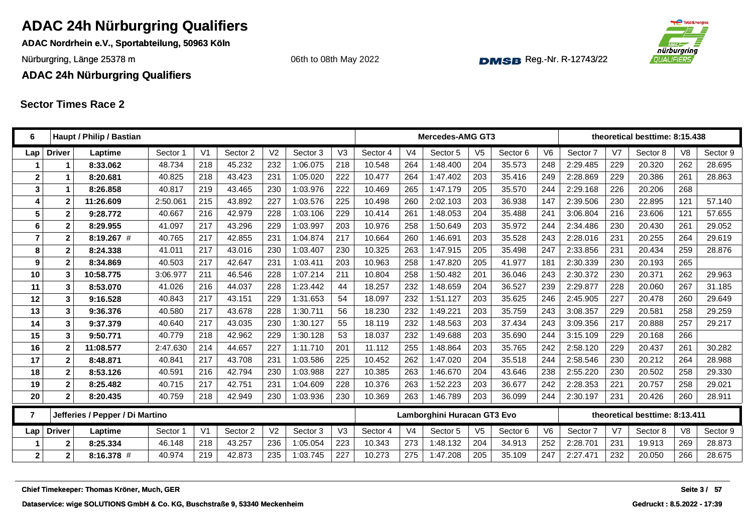# ADAC 24h Nürburgring Qualifiers

**ADAC Nordrhein e.V., Sportabteilung, 50963 Köln**

Nürburgring, Länge 25378 m

06th to 08th May 2022

DMSB Reg.-Nr. R-12743/22

**ADAC 24h Nürburgring Qualifiers**

## Sector Times Race 2

| 6 | | Haupt / Philip / Bastian | | | | | | | Mercedes-AMG GT3 | | | | | | theoretical besttime: 8:15.438 | | | | |
|---|---|---|---|---|---|---|---|---|---|---|---|---|---|---|---|---|---|---|---|
| **Lap** | **Driver** | **Laptime** | **Sector 1** | **V1** | **Sector 2** | **V2** | **Sector 3** | **V3** | **Sector 4** | **V4** | **Sector 5** | **V5** | **Sector 6** | **V6** | **Sector 7** | **V7** | **Sector 8** | **V8** | **Sector 9** |
| 1 | 1 | **8:33.062** | 48.734 | 218 | 45.232 | 232 | 1:06.075 | 218 | 10.548 | 264 | 1:48.400 | 204 | 35.573 | 248 | 2:29.485 | 229 | 20.320 | 262 | 28.695 |
| 2 | 1 | **8:20.681** | 40.825 | 218 | 43.423 | 231 | 1:05.020 | 222 | 10.477 | 264 | 1:47.402 | 203 | 35.416 | 249 | 2:28.869 | 229 | 20.386 | 261 | 28.863 |
| 3 | 1 | **8:26.858** | 40.817 | 219 | 43.465 | 230 | 1:03.976 | 222 | 10.469 | 265 | 1:47.179 | 205 | 35.570 | 244 | 2:29.168 | 226 | 20.206 | 268 | |
| 4 | 2 | **11:26.609** | 2:50.061 | 215 | 43.892 | 227 | 1:03.576 | 225 | 10.498 | 260 | 2:02.103 | 203 | 36.938 | 147 | 2:39.506 | 230 | 22.895 | 121 | 57.140 |
| 5 | 2 | **9:28.772** | 40.667 | 216 | 42.979 | 228 | 1:03.106 | 229 | 10.414 | 261 | 1:48.053 | 204 | 35.488 | 241 | 3:06.804 | 216 | 23.606 | 121 | 57.655 |
| 6 | 2 | **8:29.955** | 41.097 | 217 | 43.296 | 229 | 1:03.997 | 203 | 10.976 | 258 | 1:50.649 | 203 | 35.972 | 244 | 2:34.486 | 230 | 20.430 | 261 | 29.052 |
| 7 | 2 | **8:19.267** # | 40.765 | 217 | 42.855 | 231 | 1:04.874 | 217 | 10.664 | 260 | 1:46.691 | 203 | 35.528 | 243 | 2:28.016 | 231 | 20.255 | 264 | 29.619 |
| 8 | 2 | **8:24.338** | 41.011 | 217 | 43.016 | 230 | 1:03.407 | 230 | 10.325 | 263 | 1:47.915 | 205 | 35.498 | 247 | 2:33.856 | 231 | 20.434 | 259 | 28.876 |
| 9 | 2 | **8:34.869** | 40.503 | 217 | 42.647 | 231 | 1:03.411 | 203 | 10.963 | 258 | 1:47.820 | 205 | 41.977 | 181 | 2:30.339 | 230 | 20.193 | 265 | |
| 10 | 3 | **10:58.775** | 3:06.977 | 211 | 46.546 | 228 | 1:07.214 | 211 | 10.804 | 258 | 1:50.482 | 201 | 36.046 | 243 | 2:30.372 | 230 | 20.371 | 262 | 29.963 |
| 11 | 3 | **8:53.070** | 41.026 | 216 | 44.037 | 228 | 1:23.442 | 44 | 18.257 | 232 | 1:48.659 | 204 | 36.527 | 239 | 2:29.877 | 228 | 20.060 | 267 | 31.185 |
| 12 | 3 | **9:16.528** | 40.843 | 217 | 43.151 | 229 | 1:31.653 | 54 | 18.097 | 232 | 1:51.127 | 203 | 35.625 | 246 | 2:45.905 | 227 | 20.478 | 260 | 29.649 |
| 13 | 3 | **9:36.376** | 40.580 | 217 | 43.678 | 228 | 1:30.711 | 56 | 18.230 | 232 | 1:49.221 | 203 | 35.759 | 243 | 3:08.357 | 229 | 20.581 | 258 | 29.259 |
| 14 | 3 | **9:37.379** | 40.640 | 217 | 43.035 | 230 | 1:30.127 | 55 | 18.119 | 232 | 1:48.563 | 203 | 37.434 | 243 | 3:09.356 | 217 | 20.888 | 257 | 29.217 |
| 15 | 3 | **9:50.771** | 40.779 | 218 | 42.962 | 229 | 1:30.128 | 53 | 18.037 | 232 | 1:49.688 | 203 | 35.690 | 244 | 3:15.109 | 229 | 20.168 | 266 | |
| 16 | 2 | **11:08.577** | 2:47.630 | 214 | 44.657 | 227 | 1:11.710 | 201 | 11.112 | 255 | 1:48.864 | 203 | 35.765 | 242 | 2:58.120 | 229 | 20.437 | 261 | 30.282 |
| 17 | 2 | **8:48.871** | 40.841 | 217 | 43.708 | 231 | 1:03.586 | 225 | 10.452 | 262 | 1:47.020 | 204 | 35.518 | 244 | 2:58.546 | 230 | 20.212 | 264 | 28.988 |
| 18 | 2 | **8:53.126** | 40.591 | 216 | 42.794 | 230 | 1:03.988 | 227 | 10.385 | 263 | 1:46.670 | 204 | 43.646 | 238 | 2:55.220 | 230 | 20.502 | 258 | 29.330 |
| 19 | 2 | **8:25.482** | 40.715 | 217 | 42.751 | 231 | 1:04.609 | 228 | 10.376 | 263 | 1:52.223 | 203 | 36.677 | 242 | 2:28.353 | 221 | 20.757 | 258 | 29.021 |
| 20 | 2 | **8:20.435** | 40.759 | 218 | 42.949 | 230 | 1:03.936 | 230 | 10.369 | 263 | 1:46.789 | 203 | 36.099 | 244 | 2:30.197 | 231 | 20.426 | 260 | 28.911 |

| 7 | | Jefferies / Pepper / Di Martino | | | | | | | Lamborghini Huracan GT3 Evo | | | | | | theoretical besttime: 8:13.411 | | | | |
|---|---|---|---|---|---|---|---|---|---|---|---|---|---|---|---|---|---|---|---|
| **Lap** | **Driver** | **Laptime** | **Sector 1** | **V1** | **Sector 2** | **V2** | **Sector 3** | **V3** | **Sector 4** | **V4** | **Sector 5** | **V5** | **Sector 6** | **V6** | **Sector 7** | **V7** | **Sector 8** | **V8** | **Sector 9** |
| 1 | 2 | **8:25.334** | 46.148 | 218 | 43.257 | 236 | 1:05.054 | 223 | 10.343 | 273 | 1:48.132 | 204 | 34.913 | 252 | 2:28.701 | 231 | 19.913 | 269 | 28.873 |
| 2 | 2 | **8:16.378** # | 40.974 | 219 | 42.873 | 235 | 1:03.745 | 227 | 10.273 | 275 | 1:47.208 | 205 | 35.109 | 247 | 2:27.471 | 232 | 20.050 | 266 | 28.675 |

Chief Timekeeper: Thomas Kröner, Much, GER

Dataservice: wige SOLUTIONS GmbH & Co. KG, Buschstraße 9, 53340 Meckenheim

Gedruckt : 8.5.2022 - 17:39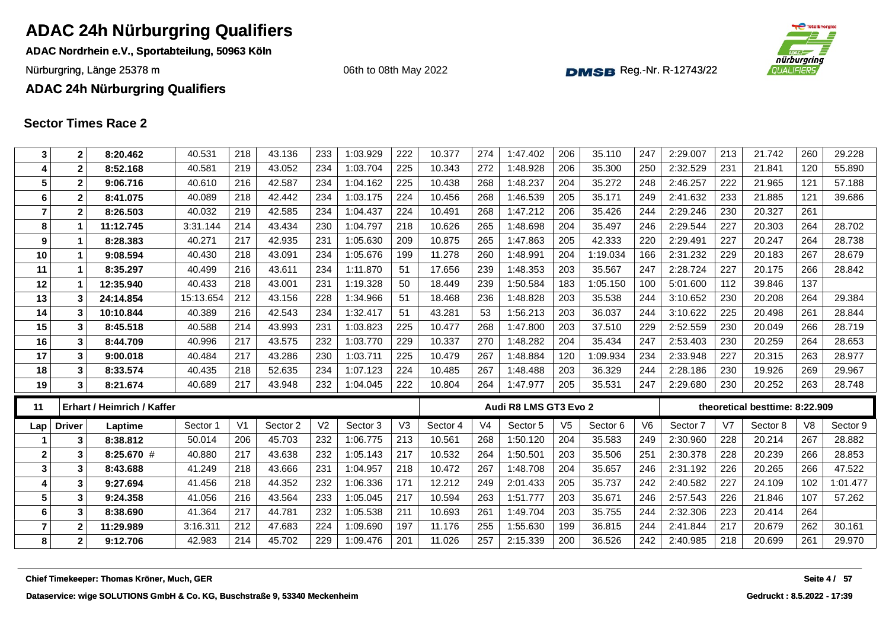# ADAC 24h Nürburgring Qualifiers

**ADAC Nordrhein e.V., Sportabteilung, 50963 Köln**

Nürburgring, Länge 25378 m

06th to 08th May 2022

Reg.-Nr. R-12743/22

**ADAC 24h Nürburgring Qualifiers**

## Sector Times Race 2

| Lap | Driver | Laptime | Sector 1 | V1 | Sector 2 | V2 | Sector 3 | V3 | Sector 4 | V4 | Sector 5 | V5 | Sector 6 | V6 | Sector 7 | V7 | Sector 8 | V8 | Sector 9 |
|---|---|---|---|---|---|---|---|---|---|---|---|---|---|---|---|---|---|---|---|
| 3 | 2 | **8:20.462** | 40.531 | 218 | 43.136 | 233 | 1:03.929 | 222 | 10.377 | 274 | 1:47.402 | 206 | 35.110 | 247 | 2:29.007 | 213 | 21.742 | 260 | 29.228 |
| 4 | 2 | **8:52.168** | 40.581 | 219 | 43.052 | 234 | 1:03.704 | 225 | 10.343 | 272 | 1:48.928 | 206 | 35.300 | 250 | 2:32.529 | 231 | 21.841 | 120 | 55.890 |
| 5 | 2 | **9:06.716** | 40.610 | 216 | 42.587 | 234 | 1:04.162 | 225 | 10.438 | 268 | 1:48.237 | 204 | 35.272 | 248 | 2:46.257 | 222 | 21.965 | 121 | 57.188 |
| 6 | 2 | **8:41.075** | 40.089 | 218 | 42.442 | 234 | 1:03.175 | 224 | 10.456 | 268 | 1:46.539 | 205 | 35.171 | 249 | 2:41.632 | 233 | 21.885 | 121 | 39.686 |
| 7 | 2 | **8:26.503** | 40.032 | 219 | 42.585 | 234 | 1:04.437 | 224 | 10.491 | 268 | 1:47.212 | 206 | 35.426 | 244 | 2:29.246 | 230 | 20.327 | 261 | |
| 8 | 1 | **11:12.745** | 3:31.144 | 214 | 43.434 | 230 | 1:04.797 | 218 | 10.626 | 265 | 1:48.698 | 204 | 35.497 | 246 | 2:29.544 | 227 | 20.303 | 264 | 28.702 |
| 9 | 1 | **8:28.383** | 40.271 | 217 | 42.935 | 231 | 1:05.630 | 209 | 10.875 | 265 | 1:47.863 | 205 | 42.333 | 220 | 2:29.491 | 227 | 20.247 | 264 | 28.738 |
| 10 | 1 | **9:08.594** | 40.430 | 218 | 43.091 | 234 | 1:05.676 | 199 | 11.278 | 260 | 1:48.991 | 204 | 1:19.034 | 166 | 2:31.232 | 229 | 20.183 | 267 | 28.679 |
| 11 | 1 | **8:35.297** | 40.499 | 216 | 43.611 | 234 | 1:11.870 | 51 | 17.656 | 239 | 1:48.353 | 203 | 35.567 | 247 | 2:28.724 | 227 | 20.175 | 266 | 28.842 |
| 12 | 1 | **12:35.940** | 40.433 | 218 | 43.001 | 231 | 1:19.328 | 50 | 18.449 | 239 | 1:50.584 | 183 | 1:05.150 | 100 | 5:01.600 | 112 | 39.846 | 137 | |
| 13 | 3 | **24:14.854** | 15:13.654 | 212 | 43.156 | 228 | 1:34.966 | 51 | 18.468 | 236 | 1:48.828 | 203 | 35.538 | 244 | 3:10.652 | 230 | 20.208 | 264 | 29.384 |
| 14 | 3 | **10:10.844** | 40.389 | 216 | 42.543 | 234 | 1:32.417 | 51 | 43.281 | 53 | 1:56.213 | 203 | 36.037 | 244 | 3:10.622 | 225 | 20.498 | 261 | 28.844 |
| 15 | 3 | **8:45.518** | 40.588 | 214 | 43.993 | 231 | 1:03.823 | 225 | 10.477 | 268 | 1:47.800 | 203 | 37.510 | 229 | 2:52.559 | 230 | 20.049 | 266 | 28.719 |
| 16 | 3 | **8:44.709** | 40.996 | 217 | 43.575 | 232 | 1:03.770 | 229 | 10.337 | 270 | 1:48.282 | 204 | 35.434 | 247 | 2:53.403 | 230 | 20.259 | 264 | 28.653 |
| 17 | 3 | **9:00.018** | 40.484 | 217 | 43.286 | 230 | 1:03.711 | 225 | 10.479 | 267 | 1:48.884 | 120 | 1:09.934 | 234 | 2:33.948 | 227 | 20.315 | 263 | 28.977 |
| 18 | 3 | **8:33.574** | 40.435 | 218 | 52.635 | 234 | 1:07.123 | 224 | 10.485 | 267 | 1:48.488 | 203 | 36.329 | 244 | 2:28.186 | 230 | 19.926 | 269 | 29.967 |
| 19 | 3 | **8:21.674** | 40.689 | 217 | 43.948 | 232 | 1:04.045 | 222 | 10.804 | 264 | 1:47.977 | 205 | 35.531 | 247 | 2:29.680 | 230 | 20.252 | 263 | 28.748 |

| **11** | **Erhart / Heimrich / Kaffer** | | | | | | | | | | **Audi R8 LMS GT3 Evo 2** | | | | **theoretical besttime: 8:22.909** | | | | |
|---|---|---|---|---|---|---|---|---|---|---|---|---|---|---|---|---|---|---|---|
| **Lap** | **Driver** | **Laptime** | Sector 1 | V1 | Sector 2 | V2 | Sector 3 | V3 | Sector 4 | V4 | Sector 5 | V5 | Sector 6 | V6 | Sector 7 | V7 | Sector 8 | V8 | Sector 9 |
| 1 | 3 | **8:38.812** | 50.014 | 206 | 45.703 | 232 | 1:06.775 | 213 | 10.561 | 268 | 1:50.120 | 204 | 35.583 | 249 | 2:30.960 | 228 | 20.214 | 267 | 28.882 |
| 2 | 3 | **8:25.670** # | 40.880 | 217 | 43.638 | 232 | 1:05.143 | 217 | 10.532 | 264 | 1:50.501 | 203 | 35.506 | 251 | 2:30.378 | 228 | 20.239 | 266 | 28.853 |
| 3 | 3 | **8:43.688** | 41.249 | 218 | 43.666 | 231 | 1:04.957 | 218 | 10.472 | 267 | 1:48.708 | 204 | 35.657 | 246 | 2:31.192 | 226 | 20.265 | 266 | 47.522 |
| 4 | 3 | **9:27.694** | 41.456 | 218 | 44.352 | 232 | 1:06.336 | 171 | 12.212 | 249 | 2:01.433 | 205 | 35.737 | 242 | 2:40.582 | 227 | 24.109 | 102 | 1:01.477 |
| 5 | 3 | **9:24.358** | 41.056 | 216 | 43.564 | 233 | 1:05.045 | 217 | 10.594 | 263 | 1:51.777 | 203 | 35.671 | 246 | 2:57.543 | 226 | 21.846 | 107 | 57.262 |
| 6 | 3 | **8:38.690** | 41.364 | 217 | 44.781 | 232 | 1:05.538 | 211 | 10.693 | 261 | 1:49.704 | 203 | 35.755 | 244 | 2:32.306 | 223 | 20.414 | 264 | |
| 7 | 2 | **11:29.989** | 3:16.311 | 212 | 47.683 | 224 | 1:09.690 | 197 | 11.176 | 255 | 1:55.630 | 199 | 36.815 | 244 | 2:41.844 | 217 | 20.679 | 262 | 30.161 |
| 8 | 2 | **9:12.706** | 42.983 | 214 | 45.702 | 229 | 1:09.476 | 201 | 11.026 | 257 | 2:15.339 | 200 | 36.526 | 242 | 2:40.985 | 218 | 20.699 | 261 | 29.970 |

**Chief Timekeeper: Thomas Kröner, Much, GER**

**Dataservice: wige SOLUTIONS GmbH & Co. KG, Buschstraße 9, 53340 Meckenheim**

**Gedruckt : 8.5.2022 - 17:39**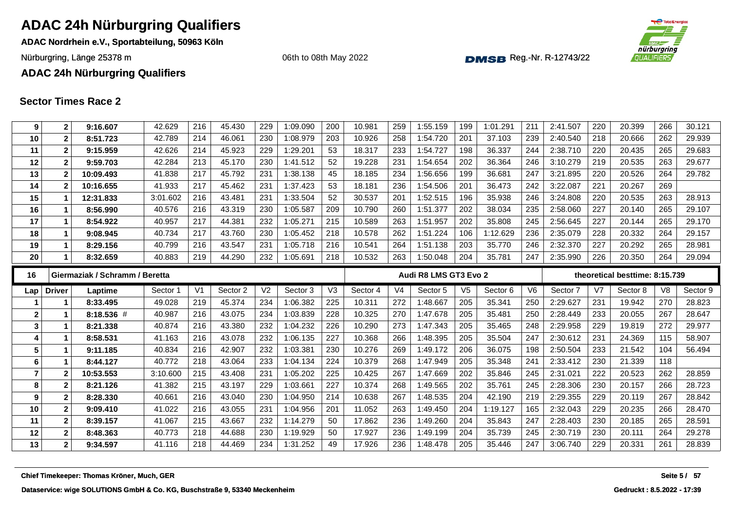# ADAC 24h Nürburgring Qualifiers

**ADAC Nordrhein e.V., Sportabteilung, 50963 Köln**

Nürburgring, Länge 25378 m

06th to 08th May 2022

Reg.-Nr. R-12743/22

**ADAC 24h Nürburgring Qualifiers**

## Sector Times Race 2

| Lap | Driver | Laptime | Sector 1 | V1 | Sector 2 | V2 | Sector 3 | V3 | Sector 4 | V4 | Sector 5 | V5 | Sector 6 | V6 | Sector 7 | V7 | Sector 8 | V8 | Sector 9 |
|---|---|---|---|---|---|---|---|---|---|---|---|---|---|---|---|---|---|---|---|
| 9 | 2 | **9:16.607** | 42.629 | 216 | 45.430 | 229 | 1:09.090 | 200 | 10.981 | 259 | 1:55.159 | 199 | 1:01.291 | 211 | 2:41.507 | 220 | 20.399 | 266 | 30.121 |
| 10 | 2 | **8:51.723** | 42.789 | 214 | 46.061 | 230 | 1:08.979 | 203 | 10.926 | 258 | 1:54.720 | 201 | 37.103 | 239 | 2:40.540 | 218 | 20.666 | 262 | 29.939 |
| 11 | 2 | **9:15.959** | 42.626 | 214 | 45.923 | 229 | 1:29.201 | 53 | 18.317 | 233 | 1:54.727 | 198 | 36.337 | 244 | 2:38.710 | 220 | 20.435 | 265 | 29.683 |
| 12 | 2 | **9:59.703** | 42.284 | 213 | 45.170 | 230 | 1:41.512 | 52 | 19.228 | 231 | 1:54.654 | 202 | 36.364 | 246 | 3:10.279 | 219 | 20.535 | 263 | 29.677 |
| 13 | 2 | **10:09.493** | 41.838 | 217 | 45.792 | 231 | 1:38.138 | 45 | 18.185 | 234 | 1:56.656 | 199 | 36.681 | 247 | 3:21.895 | 220 | 20.526 | 264 | 29.782 |
| 14 | 2 | **10:16.655** | 41.933 | 217 | 45.462 | 231 | 1:37.423 | 53 | 18.181 | 236 | 1:54.506 | 201 | 36.473 | 242 | 3:22.087 | 221 | 20.267 | 269 | |
| 15 | 1 | **12:31.833** | 3:01.602 | 216 | 43.481 | 231 | 1:33.504 | 52 | 30.537 | 201 | 1:52.515 | 196 | 35.938 | 246 | 3:24.808 | 220 | 20.535 | 263 | 28.913 |
| 16 | 1 | **8:56.990** | 40.576 | 216 | 43.319 | 230 | 1:05.587 | 209 | 10.790 | 260 | 1:51.377 | 202 | 38.034 | 235 | 2:58.060 | 227 | 20.140 | 265 | 29.107 |
| 17 | 1 | **8:54.922** | 40.957 | 217 | 44.381 | 232 | 1:05.271 | 215 | 10.589 | 263 | 1:51.957 | 202 | 35.808 | 245 | 2:56.645 | 227 | 20.144 | 265 | 29.170 |
| 18 | 1 | **9:08.945** | 40.734 | 217 | 43.760 | 230 | 1:05.452 | 218 | 10.578 | 262 | 1:51.224 | 106 | 1:12.629 | 236 | 2:35.079 | 228 | 20.332 | 264 | 29.157 |
| 19 | 1 | **8:29.156** | 40.799 | 216 | 43.547 | 231 | 1:05.718 | 216 | 10.541 | 264 | 1:51.138 | 203 | 35.770 | 246 | 2:32.370 | 227 | 20.292 | 265 | 28.981 |
| 20 | 1 | **8:32.659** | 40.883 | 219 | 44.290 | 232 | 1:05.691 | 218 | 10.532 | 263 | 1:50.048 | 204 | 35.781 | 247 | 2:35.990 | 226 | 20.350 | 264 | 29.094 |

| **16** | **Giermaziak / Schramm / Beretta** | | | | | | | | | | **Audi R8 LMS GT3 Evo 2** | | | | **theoretical besttime: 8:15.739** | | | | |
|---|---|---|---|---|---|---|---|---|---|---|---|---|---|---|---|---|---|---|---|
| Lap | Driver | Laptime | Sector 1 | V1 | Sector 2 | V2 | Sector 3 | V3 | Sector 4 | V4 | Sector 5 | V5 | Sector 6 | V6 | Sector 7 | V7 | Sector 8 | V8 | Sector 9 |
| 1 | 1 | **8:33.495** | 49.028 | 219 | 45.374 | 234 | 1:06.382 | 225 | 10.311 | 272 | 1:48.667 | 205 | 35.341 | 250 | 2:29.627 | 231 | 19.942 | 270 | 28.823 |
| 2 | 1 | **8:18.536** # | 40.987 | 216 | 43.075 | 234 | 1:03.839 | 228 | 10.325 | 270 | 1:47.678 | 205 | 35.481 | 250 | 2:28.449 | 233 | 20.055 | 267 | 28.647 |
| 3 | 1 | **8:21.338** | 40.874 | 216 | 43.380 | 232 | 1:04.232 | 226 | 10.290 | 273 | 1:47.343 | 205 | 35.465 | 248 | 2:29.958 | 229 | 19.819 | 272 | 29.977 |
| 4 | 1 | **8:58.531** | 41.163 | 216 | 43.078 | 232 | 1:06.135 | 227 | 10.368 | 266 | 1:48.395 | 205 | 35.504 | 247 | 2:30.612 | 231 | 24.369 | 115 | 58.907 |
| 5 | 1 | **9:11.185** | 40.834 | 216 | 42.907 | 232 | 1:03.381 | 230 | 10.276 | 269 | 1:49.172 | 206 | 36.075 | 198 | 2:50.504 | 233 | 21.542 | 104 | 56.494 |
| 6 | 1 | **8:44.127** | 40.772 | 218 | 43.064 | 233 | 1:04.134 | 224 | 10.379 | 268 | 1:47.949 | 205 | 35.348 | 241 | 2:33.412 | 230 | 21.339 | 118 | |
| 7 | 2 | **10:53.553** | 3:10.600 | 215 | 43.408 | 231 | 1:05.202 | 225 | 10.425 | 267 | 1:47.669 | 202 | 35.846 | 245 | 2:31.021 | 222 | 20.523 | 262 | 28.859 |
| 8 | 2 | **8:21.126** | 41.382 | 215 | 43.197 | 229 | 1:03.661 | 227 | 10.374 | 268 | 1:49.565 | 202 | 35.761 | 245 | 2:28.306 | 230 | 20.157 | 266 | 28.723 |
| 9 | 2 | **8:28.330** | 40.661 | 216 | 43.040 | 230 | 1:04.950 | 214 | 10.638 | 267 | 1:48.535 | 204 | 42.190 | 219 | 2:29.355 | 229 | 20.119 | 267 | 28.842 |
| 10 | 2 | **9:09.410** | 41.022 | 216 | 43.055 | 231 | 1:04.956 | 201 | 11.052 | 263 | 1:49.450 | 204 | 1:19.127 | 165 | 2:32.043 | 229 | 20.235 | 266 | 28.470 |
| 11 | 2 | **8:39.157** | 41.067 | 215 | 43.667 | 232 | 1:14.279 | 50 | 17.862 | 236 | 1:49.260 | 204 | 35.843 | 247 | 2:28.403 | 230 | 20.185 | 265 | 28.591 |
| 12 | 2 | **8:48.363** | 40.773 | 218 | 44.688 | 230 | 1:19.929 | 50 | 17.927 | 236 | 1:49.199 | 204 | 35.739 | 245 | 2:30.719 | 230 | 20.111 | 264 | 29.278 |
| 13 | 2 | **9:34.597** | 41.116 | 218 | 44.469 | 234 | 1:31.252 | 49 | 17.926 | 236 | 1:48.478 | 205 | 35.446 | 247 | 3:06.740 | 229 | 20.331 | 261 | 28.839 |

**Chief Timekeeper: Thomas Kröner, Much, GER**

**Dataservice: wige SOLUTIONS GmbH & Co. KG, Buschstraße 9, 53340 Meckenheim**

**Gedruckt : 8.5.2022 - 17:39**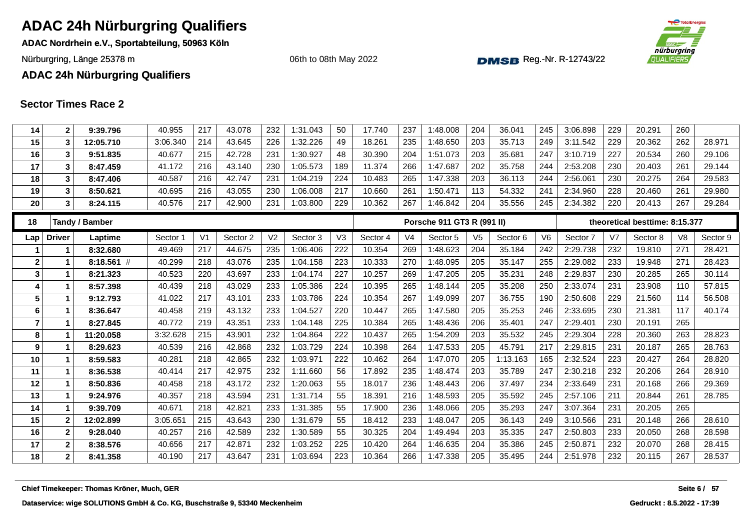# ADAC 24h Nürburgring Qualifiers

**ADAC Nordrhein e.V., Sportabteilung, 50963 Köln**

Nürburgring, Länge 25378 m

06th to 08th May 2022

Reg.-Nr. R-12743/22

**ADAC 24h Nürburgring Qualifiers**

## Sector Times Race 2

| Lap | Driver | Laptime | Sector 1 | V1 | Sector 2 | V2 | Sector 3 | V3 | Sector 4 | V4 | Sector 5 | V5 | Sector 6 | V6 | Sector 7 | V7 | Sector 8 | V8 | Sector 9 |
|---|---|---|---|---|---|---|---|---|---|---|---|---|---|---|---|---|---|---|---|
| 14 | 2 | 9:39.796 | 40.955 | 217 | 43.078 | 232 | 1:31.043 | 50 | 17.740 | 237 | 1:48.008 | 204 | 36.041 | 245 | 3:06.898 | 229 | 20.291 | 260 | |
| 15 | 3 | 12:05.710 | 3:06.340 | 214 | 43.645 | 226 | 1:32.226 | 49 | 18.261 | 235 | 1:48.650 | 203 | 35.713 | 249 | 3:11.542 | 229 | 20.362 | 262 | 28.971 |
| 16 | 3 | 9:51.835 | 40.677 | 215 | 42.728 | 231 | 1:30.927 | 48 | 30.390 | 204 | 1:51.073 | 203 | 35.681 | 247 | 3:10.719 | 227 | 20.534 | 260 | 29.106 |
| 17 | 3 | 8:47.459 | 41.172 | 216 | 43.140 | 230 | 1:05.573 | 189 | 11.374 | 266 | 1:47.687 | 202 | 35.758 | 244 | 2:53.208 | 230 | 20.403 | 261 | 29.144 |
| 18 | 3 | 8:47.406 | 40.587 | 216 | 42.747 | 231 | 1:04.219 | 224 | 10.483 | 265 | 1:47.338 | 203 | 36.113 | 244 | 2:56.061 | 230 | 20.275 | 264 | 29.583 |
| 19 | 3 | 8:50.621 | 40.695 | 216 | 43.055 | 230 | 1:06.008 | 217 | 10.660 | 261 | 1:50.471 | 113 | 54.332 | 241 | 2:34.960 | 228 | 20.460 | 261 | 29.980 |
| 20 | 3 | 8:24.115 | 40.576 | 217 | 42.900 | 231 | 1:03.800 | 229 | 10.362 | 267 | 1:46.842 | 204 | 35.556 | 245 | 2:34.382 | 220 | 20.413 | 267 | 29.284 |

| 18 | Tandy / Bamber | | | | | | | | Porsche 911 GT3 R (991 II) | | | | | | theoretical besttime: 8:15.377 | | | | |
|---|---|---|---|---|---|---|---|---|---|---|---|---|---|---|---|---|---|---|---|
| Lap | Driver | Laptime | Sector 1 | V1 | Sector 2 | V2 | Sector 3 | V3 | Sector 4 | V4 | Sector 5 | V5 | Sector 6 | V6 | Sector 7 | V7 | Sector 8 | V8 | Sector 9 |
| 1 | 1 | 8:32.680 | 49.469 | 217 | 44.675 | 235 | 1:06.406 | 222 | 10.354 | 269 | 1:48.623 | 204 | 35.184 | 242 | 2:29.738 | 232 | 19.810 | 271 | 28.421 |
| 2 | 1 | 8:18.561 # | 40.299 | 218 | 43.076 | 235 | 1:04.158 | 223 | 10.333 | 270 | 1:48.095 | 205 | 35.147 | 255 | 2:29.082 | 233 | 19.948 | 271 | 28.423 |
| 3 | 1 | 8:21.323 | 40.523 | 220 | 43.697 | 233 | 1:04.174 | 227 | 10.257 | 269 | 1:47.205 | 205 | 35.231 | 248 | 2:29.837 | 230 | 20.285 | 265 | 30.114 |
| 4 | 1 | 8:57.398 | 40.439 | 218 | 43.029 | 233 | 1:05.386 | 224 | 10.395 | 265 | 1:48.144 | 205 | 35.208 | 250 | 2:33.074 | 231 | 23.908 | 110 | 57.815 |
| 5 | 1 | 9:12.793 | 41.022 | 217 | 43.101 | 233 | 1:03.786 | 224 | 10.354 | 267 | 1:49.099 | 207 | 36.755 | 190 | 2:50.608 | 229 | 21.560 | 114 | 56.508 |
| 6 | 1 | 8:36.647 | 40.458 | 219 | 43.132 | 233 | 1:04.527 | 220 | 10.447 | 265 | 1:47.580 | 205 | 35.253 | 246 | 2:33.695 | 230 | 21.381 | 117 | 40.174 |
| 7 | 1 | 8:27.845 | 40.772 | 219 | 43.351 | 233 | 1:04.148 | 225 | 10.384 | 265 | 1:48.436 | 206 | 35.401 | 247 | 2:29.401 | 230 | 20.191 | 265 | |
| 8 | 1 | 11:20.058 | 3:32.628 | 215 | 43.901 | 232 | 1:04.864 | 222 | 10.437 | 265 | 1:54.209 | 203 | 35.532 | 245 | 2:29.304 | 228 | 20.360 | 263 | 28.823 |
| 9 | 1 | 8:29.623 | 40.539 | 216 | 42.868 | 232 | 1:03.729 | 224 | 10.398 | 264 | 1:47.533 | 205 | 45.791 | 217 | 2:29.815 | 231 | 20.187 | 265 | 28.763 |
| 10 | 1 | 8:59.583 | 40.281 | 218 | 42.865 | 232 | 1:03.971 | 222 | 10.462 | 264 | 1:47.070 | 205 | 1:13.163 | 165 | 2:32.524 | 223 | 20.427 | 264 | 28.820 |
| 11 | 1 | 8:36.538 | 40.414 | 217 | 42.975 | 232 | 1:11.660 | 56 | 17.892 | 235 | 1:48.474 | 203 | 35.789 | 247 | 2:30.218 | 232 | 20.206 | 264 | 28.910 |
| 12 | 1 | 8:50.836 | 40.458 | 218 | 43.172 | 232 | 1:20.063 | 55 | 18.017 | 236 | 1:48.443 | 206 | 37.497 | 234 | 2:33.649 | 231 | 20.168 | 266 | 29.369 |
| 13 | 1 | 9:24.976 | 40.357 | 218 | 43.594 | 231 | 1:31.714 | 55 | 18.391 | 216 | 1:48.593 | 205 | 35.592 | 245 | 2:57.106 | 211 | 20.844 | 261 | 28.785 |
| 14 | 1 | 9:39.709 | 40.671 | 218 | 42.821 | 233 | 1:31.385 | 55 | 17.900 | 236 | 1:48.066 | 205 | 35.293 | 247 | 3:07.364 | 231 | 20.205 | 265 | |
| 15 | 2 | 12:02.899 | 3:05.651 | 215 | 43.643 | 230 | 1:31.679 | 55 | 18.412 | 233 | 1:48.047 | 205 | 36.143 | 249 | 3:10.566 | 231 | 20.148 | 266 | 28.610 |
| 16 | 2 | 9:28.040 | 40.257 | 216 | 42.589 | 232 | 1:30.589 | 55 | 30.325 | 204 | 1:49.494 | 203 | 35.335 | 247 | 2:50.803 | 233 | 20.050 | 268 | 28.598 |
| 17 | 2 | 8:38.576 | 40.656 | 217 | 42.871 | 232 | 1:03.252 | 225 | 10.420 | 264 | 1:46.635 | 204 | 35.386 | 245 | 2:50.871 | 232 | 20.070 | 268 | 28.415 |
| 18 | 2 | 8:41.358 | 40.190 | 217 | 43.647 | 231 | 1:03.694 | 223 | 10.364 | 266 | 1:47.338 | 205 | 35.495 | 244 | 2:51.978 | 232 | 20.115 | 267 | 28.537 |

Chief Timekeeper: Thomas Kröner, Much, GER

Dataservice: wige SOLUTIONS GmbH & Co. KG, Buschstraße 9, 53340 Meckenheim

Gedruckt : 8.5.2022 - 17:39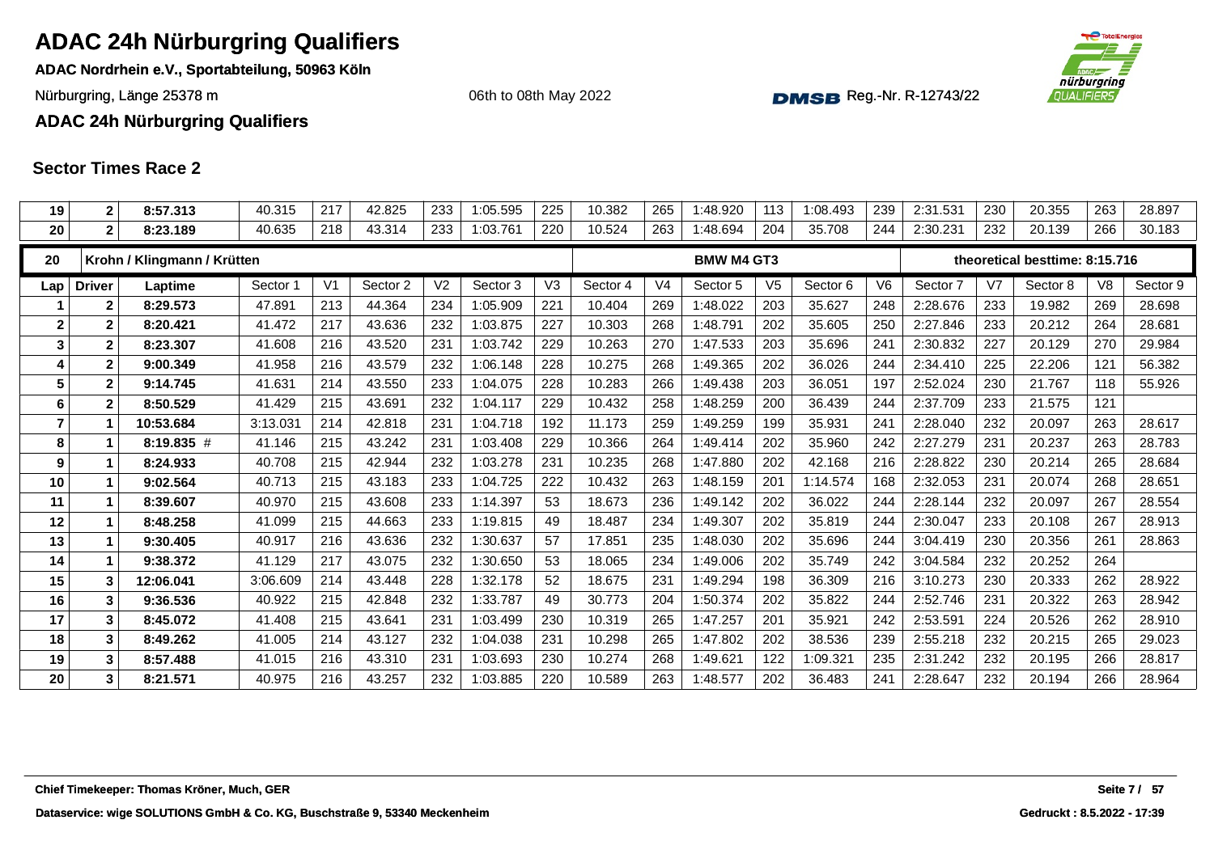# ADAC 24h Nürburgring Qualifiers

**ADAC Nordrhein e.V., Sportabteilung, 50963 Köln**

Nürburgring, Länge 25378 m

06th to 08th May 2022

DMSB Reg.-Nr. R-12743/22

**ADAC 24h Nürburgring Qualifiers**

## Sector Times Race 2

| Lap | Driver | Laptime | Sector 1 | V1 | Sector 2 | V2 | Sector 3 | V3 | Sector 4 | V4 | Sector 5 | V5 | Sector 6 | V6 | Sector 7 | V7 | Sector 8 | V8 | Sector 9 |
|---|---|---|---|---|---|---|---|---|---|---|---|---|---|---|---|---|---|---|---|
| 19 | 2 | 8:57.313 | 40.315 | 217 | 42.825 | 233 | 1:05.595 | 225 | 10.382 | 265 | 1:48.920 | 113 | 1:08.493 | 239 | 2:31.531 | 230 | 20.355 | 263 | 28.897 |
| 20 | 2 | 8:23.189 | 40.635 | 218 | 43.314 | 233 | 1:03.761 | 220 | 10.524 | 263 | 1:48.694 | 204 | 35.708 | 244 | 2:30.231 | 232 | 20.139 | 266 | 30.183 |

| 20 | Krohn / Klingmann / Krütten | | | | | | | | | | BMW M4 GT3 | | | | theoretical besttime: 8:15.716 | | | | |
|---|---|---|---|---|---|---|---|---|---|---|---|---|---|---|---|---|---|---|---|
| **Lap** | **Driver** | **Laptime** | **Sector 1** | **V1** | **Sector 2** | **V2** | **Sector 3** | **V3** | **Sector 4** | **V4** | **Sector 5** | **V5** | **Sector 6** | **V6** | **Sector 7** | **V7** | **Sector 8** | **V8** | **Sector 9** |
| 1 | 2 | 8:29.573 | 47.891 | 213 | 44.364 | 234 | 1:05.909 | 221 | 10.404 | 269 | 1:48.022 | 203 | 35.627 | 248 | 2:28.676 | 233 | 19.982 | 269 | 28.698 |
| 2 | 2 | 8:20.421 | 41.472 | 217 | 43.636 | 232 | 1:03.875 | 227 | 10.303 | 268 | 1:48.791 | 202 | 35.605 | 250 | 2:27.846 | 233 | 20.212 | 264 | 28.681 |
| 3 | 2 | 8:23.307 | 41.608 | 216 | 43.520 | 231 | 1:03.742 | 229 | 10.263 | 270 | 1:47.533 | 203 | 35.696 | 241 | 2:30.832 | 227 | 20.129 | 270 | 29.984 |
| 4 | 2 | 9:00.349 | 41.958 | 216 | 43.579 | 232 | 1:06.148 | 228 | 10.275 | 268 | 1:49.365 | 202 | 36.026 | 244 | 2:34.410 | 225 | 22.206 | 121 | 56.382 |
| 5 | 2 | 9:14.745 | 41.631 | 214 | 43.550 | 233 | 1:04.075 | 228 | 10.283 | 266 | 1:49.438 | 203 | 36.051 | 197 | 2:52.024 | 230 | 21.767 | 118 | 55.926 |
| 6 | 2 | 8:50.529 | 41.429 | 215 | 43.691 | 232 | 1:04.117 | 229 | 10.432 | 258 | 1:48.259 | 200 | 36.439 | 244 | 2:37.709 | 233 | 21.575 | 121 | |
| 7 | 1 | 10:53.684 | 3:13.031 | 214 | 42.818 | 231 | 1:04.718 | 192 | 11.173 | 259 | 1:49.259 | 199 | 35.931 | 241 | 2:28.040 | 232 | 20.097 | 263 | 28.617 |
| 8 | 1 | 8:19.835 # | 41.146 | 215 | 43.242 | 231 | 1:03.408 | 229 | 10.366 | 264 | 1:49.414 | 202 | 35.960 | 242 | 2:27.279 | 231 | 20.237 | 263 | 28.783 |
| 9 | 1 | 8:24.933 | 40.708 | 215 | 42.944 | 232 | 1:03.278 | 231 | 10.235 | 268 | 1:47.880 | 202 | 42.168 | 216 | 2:28.822 | 230 | 20.214 | 265 | 28.684 |
| 10 | 1 | 9:02.564 | 40.713 | 215 | 43.183 | 233 | 1:04.725 | 222 | 10.432 | 263 | 1:48.159 | 201 | 1:14.574 | 168 | 2:32.053 | 231 | 20.074 | 268 | 28.651 |
| 11 | 1 | 8:39.607 | 40.970 | 215 | 43.608 | 233 | 1:14.397 | 53 | 18.673 | 236 | 1:49.142 | 202 | 36.022 | 244 | 2:28.144 | 232 | 20.097 | 267 | 28.554 |
| 12 | 1 | 8:48.258 | 41.099 | 215 | 44.663 | 233 | 1:19.815 | 49 | 18.487 | 234 | 1:49.307 | 202 | 35.819 | 244 | 2:30.047 | 233 | 20.108 | 267 | 28.913 |
| 13 | 1 | 9:30.405 | 40.917 | 216 | 43.636 | 232 | 1:30.637 | 57 | 17.851 | 235 | 1:48.030 | 202 | 35.696 | 244 | 3:04.419 | 230 | 20.356 | 261 | 28.863 |
| 14 | 1 | 9:38.372 | 41.129 | 217 | 43.075 | 232 | 1:30.650 | 53 | 18.065 | 234 | 1:49.006 | 202 | 35.749 | 242 | 3:04.584 | 232 | 20.252 | 264 | |
| 15 | 3 | 12:06.041 | 3:06.609 | 214 | 43.448 | 228 | 1:32.178 | 52 | 18.675 | 231 | 1:49.294 | 198 | 36.309 | 216 | 3:10.273 | 230 | 20.333 | 262 | 28.922 |
| 16 | 3 | 9:36.536 | 40.922 | 215 | 42.848 | 232 | 1:33.787 | 49 | 30.773 | 204 | 1:50.374 | 202 | 35.822 | 244 | 2:52.746 | 231 | 20.322 | 263 | 28.942 |
| 17 | 3 | 8:45.072 | 41.408 | 215 | 43.641 | 231 | 1:03.499 | 230 | 10.319 | 265 | 1:47.257 | 201 | 35.921 | 242 | 2:53.591 | 224 | 20.526 | 262 | 28.910 |
| 18 | 3 | 8:49.262 | 41.005 | 214 | 43.127 | 232 | 1:04.038 | 231 | 10.298 | 265 | 1:47.802 | 202 | 38.536 | 239 | 2:55.218 | 232 | 20.215 | 265 | 29.023 |
| 19 | 3 | 8:57.488 | 41.015 | 216 | 43.310 | 231 | 1:03.693 | 230 | 10.274 | 268 | 1:49.621 | 122 | 1:09.321 | 235 | 2:31.242 | 232 | 20.195 | 266 | 28.817 |
| 20 | 3 | 8:21.571 | 40.975 | 216 | 43.257 | 232 | 1:03.885 | 220 | 10.589 | 263 | 1:48.577 | 202 | 36.483 | 241 | 2:28.647 | 232 | 20.194 | 266 | 28.964 |

Chief Timekeeper: Thomas Kröner, Much, GER

Dataservice: wige SOLUTIONS GmbH & Co. KG, Buschstraße 9, 53340 Meckenheim

Gedruckt : 8.5.2022 - 17:39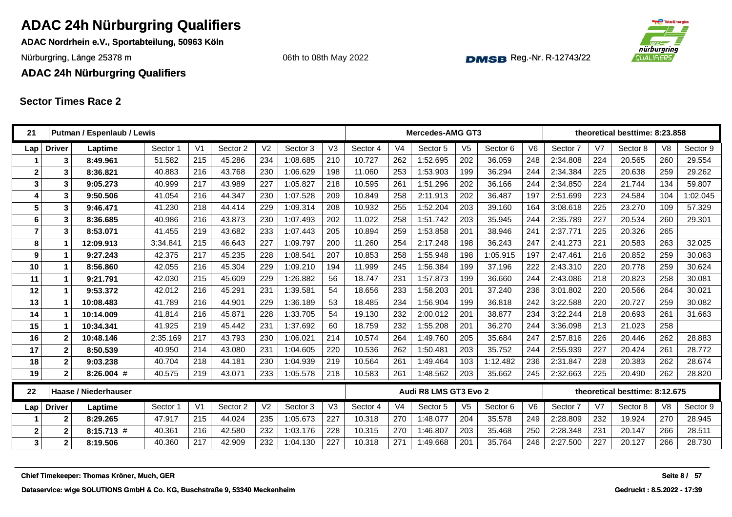# ADAC 24h Nürburgring Qualifiers

**ADAC Nordrhein e.V., Sportabteilung, 50963 Köln**

Nürburgring, Länge 25378 m

06th to 08th May 2022

DMSB Reg.-Nr. R-12743/22

**ADAC 24h Nürburgring Qualifiers**

## Sector Times Race 2

| 21 | | Putman / Espenlaub / Lewis | | | | | | | Mercedes-AMG GT3 | | | | | | theoretical besttime: 8:23.858 | | | | |
|---|---|---|---|---|---|---|---|---|---|---|---|---|---|---|---|---|---|---|---|
| Lap | Driver | Laptime | Sector 1 | V1 | Sector 2 | V2 | Sector 3 | V3 | Sector 4 | V4 | Sector 5 | V5 | Sector 6 | V6 | Sector 7 | V7 | Sector 8 | V8 | Sector 9 |
| 1 | 3 | 8:49.961 | 51.582 | 215 | 45.286 | 234 | 1:08.685 | 210 | 10.727 | 262 | 1:52.695 | 202 | 36.059 | 248 | 2:34.808 | 224 | 20.565 | 260 | 29.554 |
| 2 | 3 | 8:36.821 | 40.883 | 216 | 43.768 | 230 | 1:06.629 | 198 | 11.060 | 253 | 1:53.903 | 199 | 36.294 | 244 | 2:34.384 | 225 | 20.638 | 259 | 29.262 |
| 3 | 3 | 9:05.273 | 40.999 | 217 | 43.989 | 227 | 1:05.827 | 218 | 10.595 | 261 | 1:51.296 | 202 | 36.166 | 244 | 2:34.850 | 224 | 21.744 | 134 | 59.807 |
| 4 | 3 | 9:50.506 | 41.054 | 216 | 44.347 | 230 | 1:07.528 | 209 | 10.849 | 258 | 2:11.913 | 202 | 36.487 | 197 | 2:51.699 | 223 | 24.584 | 104 | 1:02.045 |
| 5 | 3 | 9:46.471 | 41.230 | 218 | 44.414 | 229 | 1:09.314 | 208 | 10.932 | 255 | 1:52.204 | 203 | 39.160 | 164 | 3:08.618 | 225 | 23.270 | 109 | 57.329 |
| 6 | 3 | 8:36.685 | 40.986 | 216 | 43.873 | 230 | 1:07.493 | 202 | 11.022 | 258 | 1:51.742 | 203 | 35.945 | 244 | 2:35.789 | 227 | 20.534 | 260 | 29.301 |
| 7 | 3 | 8:53.071 | 41.455 | 219 | 43.682 | 233 | 1:07.443 | 205 | 10.894 | 259 | 1:53.858 | 201 | 38.946 | 241 | 2:37.771 | 225 | 20.326 | 265 | |
| 8 | 1 | 12:09.913 | 3:34.841 | 215 | 46.643 | 227 | 1:09.797 | 200 | 11.260 | 254 | 2:17.248 | 198 | 36.243 | 247 | 2:41.273 | 221 | 20.583 | 263 | 32.025 |
| 9 | 1 | 9:27.243 | 42.375 | 217 | 45.235 | 228 | 1:08.541 | 207 | 10.853 | 258 | 1:55.948 | 198 | 1:05.915 | 197 | 2:47.461 | 216 | 20.852 | 259 | 30.063 |
| 10 | 1 | 8:56.860 | 42.055 | 216 | 45.304 | 229 | 1:09.210 | 194 | 11.999 | 245 | 1:56.384 | 199 | 37.196 | 222 | 2:43.310 | 220 | 20.778 | 259 | 30.624 |
| 11 | 1 | 9:21.791 | 42.030 | 215 | 45.609 | 229 | 1:26.882 | 56 | 18.747 | 231 | 1:57.873 | 199 | 36.660 | 244 | 2:43.086 | 218 | 20.823 | 258 | 30.081 |
| 12 | 1 | 9:53.372 | 42.012 | 216 | 45.291 | 231 | 1:39.581 | 54 | 18.656 | 233 | 1:58.203 | 201 | 37.240 | 236 | 3:01.802 | 220 | 20.566 | 264 | 30.021 |
| 13 | 1 | 10:08.483 | 41.789 | 216 | 44.901 | 229 | 1:36.189 | 53 | 18.485 | 234 | 1:56.904 | 199 | 36.818 | 242 | 3:22.588 | 220 | 20.727 | 259 | 30.082 |
| 14 | 1 | 10:14.009 | 41.814 | 216 | 45.871 | 228 | 1:33.705 | 54 | 19.130 | 232 | 2:00.012 | 201 | 38.877 | 234 | 3:22.244 | 218 | 20.693 | 261 | 31.663 |
| 15 | 1 | 10:34.341 | 41.925 | 219 | 45.442 | 231 | 1:37.692 | 60 | 18.759 | 232 | 1:55.208 | 201 | 36.270 | 244 | 3:36.098 | 213 | 21.023 | 258 | |
| 16 | 2 | 10:48.146 | 2:35.169 | 217 | 43.793 | 230 | 1:06.021 | 214 | 10.574 | 264 | 1:49.760 | 205 | 35.684 | 247 | 2:57.816 | 226 | 20.446 | 262 | 28.883 |
| 17 | 2 | 8:50.539 | 40.950 | 214 | 43.080 | 231 | 1:04.605 | 220 | 10.536 | 262 | 1:50.481 | 203 | 35.752 | 244 | 2:55.939 | 227 | 20.424 | 261 | 28.772 |
| 18 | 2 | 9:03.238 | 40.704 | 218 | 44.181 | 230 | 1:04.939 | 219 | 10.564 | 261 | 1:49.464 | 103 | 1:12.482 | 236 | 2:31.847 | 228 | 20.383 | 262 | 28.674 |
| 19 | 2 | 8:26.004 # | 40.575 | 219 | 43.071 | 233 | 1:05.578 | 218 | 10.583 | 261 | 1:48.562 | 203 | 35.662 | 245 | 2:32.663 | 225 | 20.490 | 262 | 28.820 |

| 22 | | Haase / Niederhauser | | | | | | | Audi R8 LMS GT3 Evo 2 | | | | | | theoretical besttime: 8:12.675 | | | | |
|---|---|---|---|---|---|---|---|---|---|---|---|---|---|---|---|---|---|---|---|
| Lap | Driver | Laptime | Sector 1 | V1 | Sector 2 | V2 | Sector 3 | V3 | Sector 4 | V4 | Sector 5 | V5 | Sector 6 | V6 | Sector 7 | V7 | Sector 8 | V8 | Sector 9 |
| 1 | 2 | 8:29.265 | 47.917 | 215 | 44.024 | 235 | 1:05.673 | 227 | 10.318 | 270 | 1:48.077 | 204 | 35.578 | 249 | 2:28.809 | 232 | 19.924 | 270 | 28.945 |
| 2 | 2 | 8:15.713 # | 40.361 | 216 | 42.580 | 232 | 1:03.176 | 228 | 10.315 | 270 | 1:46.807 | 203 | 35.468 | 250 | 2:28.348 | 231 | 20.147 | 266 | 28.511 |
| 3 | 2 | 8:19.506 | 40.360 | 217 | 42.909 | 232 | 1:04.130 | 227 | 10.318 | 271 | 1:49.668 | 201 | 35.764 | 246 | 2:27.500 | 227 | 20.127 | 266 | 28.730 |

**Chief Timekeeper: Thomas Kröner, Much, GER**

**Dataservice: wige SOLUTIONS GmbH & Co. KG, Buschstraße 9, 53340 Meckenheim**

**Gedruckt : 8.5.2022 - 17:39**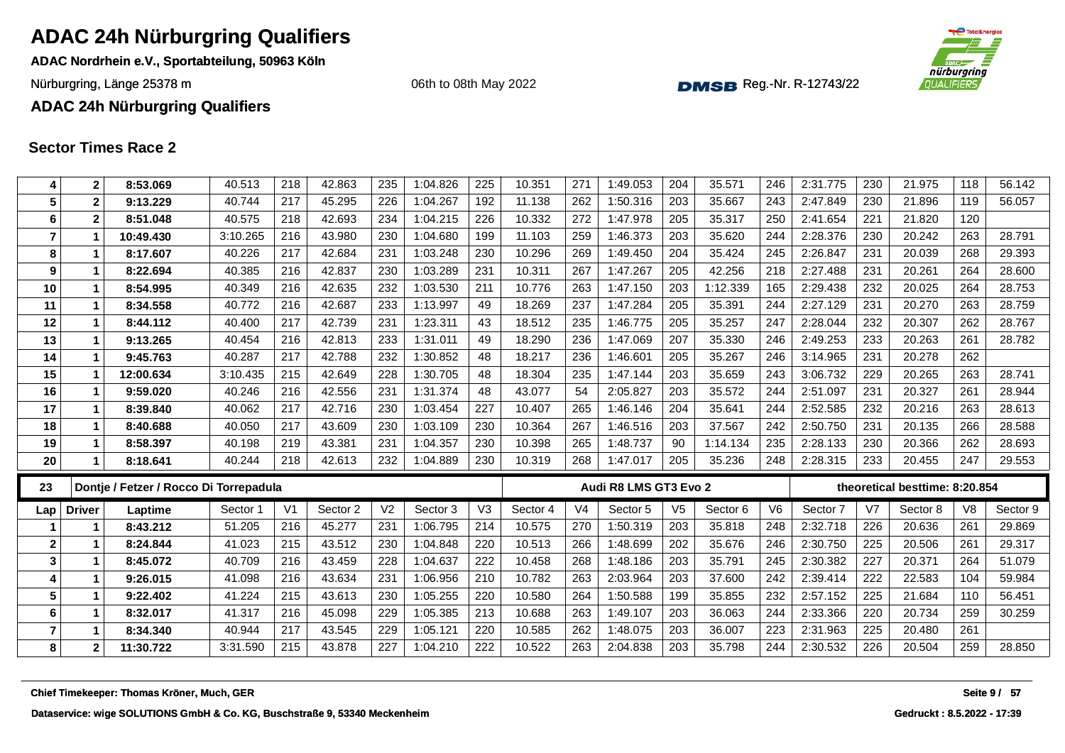# ADAC 24h Nürburgring Qualifiers

**ADAC Nordrhein e.V., Sportabteilung, 50963 Köln**

Nürburgring, Länge 25378 m

06th to 08th May 2022

Reg.-Nr. R-12743/22

**ADAC 24h Nürburgring Qualifiers**

## Sector Times Race 2

| Lap | Driver | Laptime | Sector 1 | V1 | Sector 2 | V2 | Sector 3 | V3 | Sector 4 | V4 | Sector 5 | V5 | Sector 6 | V6 | Sector 7 | V7 | Sector 8 | V8 | Sector 9 |
|---|---|---|---|---|---|---|---|---|---|---|---|---|---|---|---|---|---|---|---|
| 4 | 2 | **8:53.069** | 40.513 | 218 | 42.863 | 235 | 1:04.826 | 225 | 10.351 | 271 | 1:49.053 | 204 | 35.571 | 246 | 2:31.775 | 230 | 21.975 | 118 | 56.142 |
| 5 | 2 | **9:13.229** | 40.744 | 217 | 45.295 | 226 | 1:04.267 | 192 | 11.138 | 262 | 1:50.316 | 203 | 35.667 | 243 | 2:47.849 | 230 | 21.896 | 119 | 56.057 |
| 6 | 2 | **8:51.048** | 40.575 | 218 | 42.693 | 234 | 1:04.215 | 226 | 10.332 | 272 | 1:47.978 | 205 | 35.317 | 250 | 2:41.654 | 221 | 21.820 | 120 | |
| 7 | 1 | **10:49.430** | 3:10.265 | 216 | 43.980 | 230 | 1:04.680 | 199 | 11.103 | 259 | 1:46.373 | 203 | 35.620 | 244 | 2:28.376 | 230 | 20.242 | 263 | 28.791 |
| 8 | 1 | **8:17.607** | 40.226 | 217 | 42.684 | 231 | 1:03.248 | 230 | 10.296 | 269 | 1:49.450 | 204 | 35.424 | 245 | 2:26.847 | 231 | 20.039 | 268 | 29.393 |
| 9 | 1 | **8:22.694** | 40.385 | 216 | 42.837 | 230 | 1:03.289 | 231 | 10.311 | 267 | 1:47.267 | 205 | 42.256 | 218 | 2:27.488 | 231 | 20.261 | 264 | 28.600 |
| 10 | 1 | **8:54.995** | 40.349 | 216 | 42.635 | 232 | 1:03.530 | 211 | 10.776 | 263 | 1:47.150 | 203 | 1:12.339 | 165 | 2:29.438 | 232 | 20.025 | 264 | 28.753 |
| 11 | 1 | **8:34.558** | 40.772 | 216 | 42.687 | 233 | 1:13.997 | 49 | 18.269 | 237 | 1:47.284 | 205 | 35.391 | 244 | 2:27.129 | 231 | 20.270 | 263 | 28.759 |
| 12 | 1 | **8:44.112** | 40.400 | 217 | 42.739 | 231 | 1:23.311 | 43 | 18.512 | 235 | 1:46.775 | 205 | 35.257 | 247 | 2:28.044 | 232 | 20.307 | 262 | 28.767 |
| 13 | 1 | **9:13.265** | 40.454 | 216 | 42.813 | 233 | 1:31.011 | 49 | 18.290 | 236 | 1:47.069 | 207 | 35.330 | 246 | 2:49.253 | 233 | 20.263 | 261 | 28.782 |
| 14 | 1 | **9:45.763** | 40.287 | 217 | 42.788 | 232 | 1:30.852 | 48 | 18.217 | 236 | 1:46.601 | 205 | 35.267 | 246 | 3:14.965 | 231 | 20.278 | 262 | |
| 15 | 1 | **12:00.634** | 3:10.435 | 215 | 42.649 | 228 | 1:30.705 | 48 | 18.304 | 235 | 1:47.144 | 203 | 35.659 | 243 | 3:06.732 | 229 | 20.265 | 263 | 28.741 |
| 16 | 1 | **9:59.020** | 40.246 | 216 | 42.556 | 231 | 1:31.374 | 48 | 43.077 | 54 | 2:05.827 | 203 | 35.572 | 244 | 2:51.097 | 231 | 20.327 | 261 | 28.944 |
| 17 | 1 | **8:39.840** | 40.062 | 217 | 42.716 | 230 | 1:03.454 | 227 | 10.407 | 265 | 1:46.146 | 204 | 35.641 | 244 | 2:52.585 | 232 | 20.216 | 263 | 28.613 |
| 18 | 1 | **8:40.688** | 40.050 | 217 | 43.609 | 230 | 1:03.109 | 230 | 10.364 | 267 | 1:46.516 | 203 | 37.567 | 242 | 2:50.750 | 231 | 20.135 | 266 | 28.588 |
| 19 | 1 | **8:58.397** | 40.198 | 219 | 43.381 | 231 | 1:04.357 | 230 | 10.398 | 265 | 1:48.737 | 90 | 1:14.134 | 235 | 2:28.133 | 230 | 20.366 | 262 | 28.693 |
| 20 | 1 | **8:18.641** | 40.244 | 218 | 42.613 | 232 | 1:04.889 | 230 | 10.319 | 268 | 1:47.017 | 205 | 35.236 | 248 | 2:28.315 | 233 | 20.455 | 247 | 29.553 |

| 23 | Dontje / Fetzer / Rocco Di Torrepadula | | | | | | | | | | Audi R8 LMS GT3 Evo 2 | | | | theoretical besttime: 8:20.854 | | | | |
|---|---|---|---|---|---|---|---|---|---|---|---|---|---|---|---|---|---|---|---|
| **Lap** | **Driver** | **Laptime** | **Sector 1** | **V1** | **Sector 2** | **V2** | **Sector 3** | **V3** | **Sector 4** | **V4** | **Sector 5** | **V5** | **Sector 6** | **V6** | **Sector 7** | **V7** | **Sector 8** | **V8** | **Sector 9** |
| 1 | 1 | **8:43.212** | 51.205 | 216 | 45.277 | 231 | 1:06.795 | 214 | 10.575 | 270 | 1:50.319 | 203 | 35.818 | 248 | 2:32.718 | 226 | 20.636 | 261 | 29.869 |
| 2 | 1 | **8:24.844** | 41.023 | 215 | 43.512 | 230 | 1:04.848 | 220 | 10.513 | 266 | 1:48.699 | 202 | 35.676 | 246 | 2:30.750 | 225 | 20.506 | 261 | 29.317 |
| 3 | 1 | **8:45.072** | 40.709 | 216 | 43.459 | 228 | 1:04.637 | 222 | 10.458 | 268 | 1:48.186 | 203 | 35.791 | 245 | 2:30.382 | 227 | 20.371 | 264 | 51.079 |
| 4 | 1 | **9:26.015** | 41.098 | 216 | 43.634 | 231 | 1:06.956 | 210 | 10.782 | 263 | 2:03.964 | 203 | 37.600 | 242 | 2:39.414 | 222 | 22.583 | 104 | 59.984 |
| 5 | 1 | **9:22.402** | 41.224 | 215 | 43.613 | 230 | 1:05.255 | 220 | 10.580 | 264 | 1:50.588 | 199 | 35.855 | 232 | 2:57.152 | 225 | 21.684 | 110 | 56.451 |
| 6 | 1 | **8:32.017** | 41.317 | 216 | 45.098 | 229 | 1:05.385 | 213 | 10.688 | 263 | 1:49.107 | 203 | 36.063 | 244 | 2:33.366 | 220 | 20.734 | 259 | 30.259 |
| 7 | 1 | **8:34.340** | 40.944 | 217 | 43.545 | 229 | 1:05.121 | 220 | 10.585 | 262 | 1:48.075 | 203 | 36.007 | 223 | 2:31.963 | 225 | 20.480 | 261 | |
| 8 | 2 | **11:30.722** | 3:31.590 | 215 | 43.878 | 227 | 1:04.210 | 222 | 10.522 | 263 | 2:04.838 | 203 | 35.798 | 244 | 2:30.532 | 226 | 20.504 | 259 | 28.850 |

**Chief Timekeeper: Thomas Kröner, Much, GER**

**Dataservice: wige SOLUTIONS GmbH & Co. KG, Buschstraße 9, 53340 Meckenheim**

**Gedruckt : 8.5.2022 - 17:39**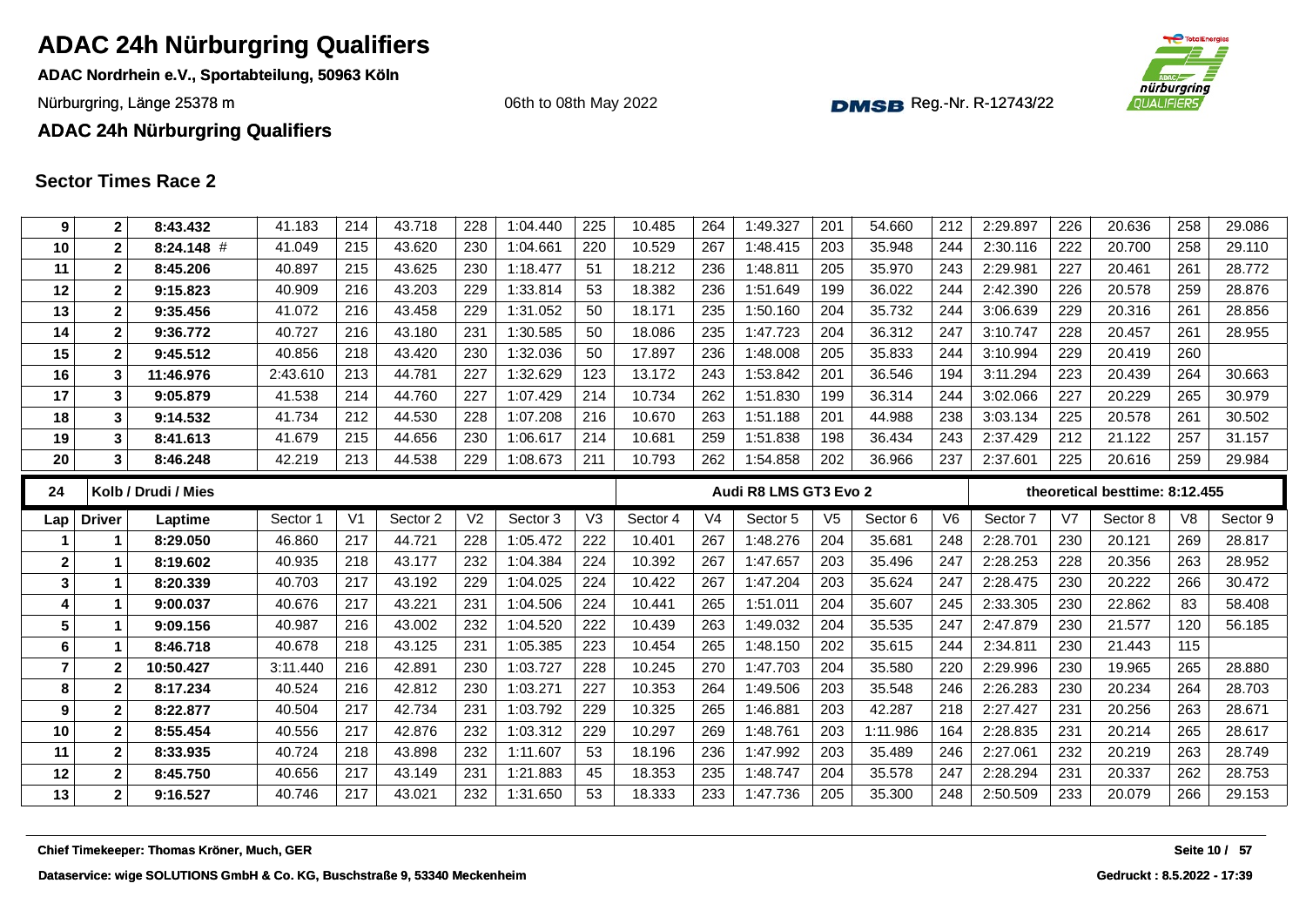# ADAC 24h Nürburgring Qualifiers

**ADAC Nordrhein e.V., Sportabteilung, 50963 Köln**

Nürburgring, Länge 25378 m

06th to 08th May 2022

Reg.-Nr. R-12743/22

**ADAC 24h Nürburgring Qualifiers**

## Sector Times Race 2

| Lap | Driver | Laptime | Sector 1 | V1 | Sector 2 | V2 | Sector 3 | V3 | Sector 4 | V4 | Sector 5 | V5 | Sector 6 | V6 | Sector 7 | V7 | Sector 8 | V8 | Sector 9 |
|---|---|---|---|---|---|---|---|---|---|---|---|---|---|---|---|---|---|---|---|
| 9 | 2 | 8:43.432 | 41.183 | 214 | 43.718 | 228 | 1:04.440 | 225 | 10.485 | 264 | 1:49.327 | 201 | 54.660 | 212 | 2:29.897 | 226 | 20.636 | 258 | 29.086 |
| 10 | 2 | 8:24.148 # | 41.049 | 215 | 43.620 | 230 | 1:04.661 | 220 | 10.529 | 267 | 1:48.415 | 203 | 35.948 | 244 | 2:30.116 | 222 | 20.700 | 258 | 29.110 |
| 11 | 2 | 8:45.206 | 40.897 | 215 | 43.625 | 230 | 1:18.477 | 51 | 18.212 | 236 | 1:48.811 | 205 | 35.970 | 243 | 2:29.981 | 227 | 20.461 | 261 | 28.772 |
| 12 | 2 | 9:15.823 | 40.909 | 216 | 43.203 | 229 | 1:33.814 | 53 | 18.382 | 236 | 1:51.649 | 199 | 36.022 | 244 | 2:42.390 | 226 | 20.578 | 259 | 28.876 |
| 13 | 2 | 9:35.456 | 41.072 | 216 | 43.458 | 229 | 1:31.052 | 50 | 18.171 | 235 | 1:50.160 | 204 | 35.732 | 244 | 3:06.639 | 229 | 20.316 | 261 | 28.856 |
| 14 | 2 | 9:36.772 | 40.727 | 216 | 43.180 | 231 | 1:30.585 | 50 | 18.086 | 235 | 1:47.723 | 204 | 36.312 | 247 | 3:10.747 | 228 | 20.457 | 261 | 28.955 |
| 15 | 2 | 9:45.512 | 40.856 | 218 | 43.420 | 230 | 1:32.036 | 50 | 17.897 | 236 | 1:48.008 | 205 | 35.833 | 244 | 3:10.994 | 229 | 20.419 | 260 | |
| 16 | 3 | 11:46.976 | 2:43.610 | 213 | 44.781 | 227 | 1:32.629 | 123 | 13.172 | 243 | 1:53.842 | 201 | 36.546 | 194 | 3:11.294 | 223 | 20.439 | 264 | 30.663 |
| 17 | 3 | 9:05.879 | 41.538 | 214 | 44.760 | 227 | 1:07.429 | 214 | 10.734 | 262 | 1:51.830 | 199 | 36.314 | 244 | 3:02.066 | 227 | 20.229 | 265 | 30.979 |
| 18 | 3 | 9:14.532 | 41.734 | 212 | 44.530 | 228 | 1:07.208 | 216 | 10.670 | 263 | 1:51.188 | 201 | 44.988 | 238 | 3:03.134 | 225 | 20.578 | 261 | 30.502 |
| 19 | 3 | 8:41.613 | 41.679 | 215 | 44.656 | 230 | 1:06.617 | 214 | 10.681 | 259 | 1:51.838 | 198 | 36.434 | 243 | 2:37.429 | 212 | 21.122 | 257 | 31.157 |
| 20 | 3 | 8:46.248 | 42.219 | 213 | 44.538 | 229 | 1:08.673 | 211 | 10.793 | 262 | 1:54.858 | 202 | 36.966 | 237 | 2:37.601 | 225 | 20.616 | 259 | 29.984 |

**24 — Kolb / Drudi / Mies — Audi R8 LMS GT3 Evo 2 — theoretical besttime: 8:12.455**

| Lap | Driver | Laptime | Sector 1 | V1 | Sector 2 | V2 | Sector 3 | V3 | Sector 4 | V4 | Sector 5 | V5 | Sector 6 | V6 | Sector 7 | V7 | Sector 8 | V8 | Sector 9 |
|---|---|---|---|---|---|---|---|---|---|---|---|---|---|---|---|---|---|---|---|
| 1 | 1 | 8:29.050 | 46.860 | 217 | 44.721 | 228 | 1:05.472 | 222 | 10.401 | 267 | 1:48.276 | 204 | 35.681 | 248 | 2:28.701 | 230 | 20.121 | 269 | 28.817 |
| 2 | 1 | 8:19.602 | 40.935 | 218 | 43.177 | 232 | 1:04.384 | 224 | 10.392 | 267 | 1:47.657 | 203 | 35.496 | 247 | 2:28.253 | 228 | 20.356 | 263 | 28.952 |
| 3 | 1 | 8:20.339 | 40.703 | 217 | 43.192 | 229 | 1:04.025 | 224 | 10.422 | 267 | 1:47.204 | 203 | 35.624 | 247 | 2:28.475 | 230 | 20.222 | 266 | 30.472 |
| 4 | 1 | 9:00.037 | 40.676 | 217 | 43.221 | 231 | 1:04.506 | 224 | 10.441 | 265 | 1:51.011 | 204 | 35.607 | 245 | 2:33.305 | 230 | 22.862 | 83 | 58.408 |
| 5 | 1 | 9:09.156 | 40.987 | 216 | 43.002 | 232 | 1:04.520 | 222 | 10.439 | 263 | 1:49.032 | 204 | 35.535 | 247 | 2:47.879 | 230 | 21.577 | 120 | 56.185 |
| 6 | 1 | 8:46.718 | 40.678 | 218 | 43.125 | 231 | 1:05.385 | 223 | 10.454 | 265 | 1:48.150 | 202 | 35.615 | 244 | 2:34.811 | 230 | 21.443 | 115 | |
| 7 | 2 | 10:50.427 | 3:11.440 | 216 | 42.891 | 230 | 1:03.727 | 228 | 10.245 | 270 | 1:47.703 | 204 | 35.580 | 220 | 2:29.996 | 230 | 19.965 | 265 | 28.880 |
| 8 | 2 | 8:17.234 | 40.524 | 216 | 42.812 | 230 | 1:03.271 | 227 | 10.353 | 264 | 1:49.506 | 203 | 35.548 | 246 | 2:26.283 | 230 | 20.234 | 264 | 28.703 |
| 9 | 2 | 8:22.877 | 40.504 | 217 | 42.734 | 231 | 1:03.792 | 229 | 10.325 | 265 | 1:46.881 | 203 | 42.287 | 218 | 2:27.427 | 231 | 20.256 | 263 | 28.671 |
| 10 | 2 | 8:55.454 | 40.556 | 217 | 42.876 | 232 | 1:03.312 | 229 | 10.297 | 269 | 1:48.761 | 203 | 1:11.986 | 164 | 2:28.835 | 231 | 20.214 | 265 | 28.617 |
| 11 | 2 | 8:33.935 | 40.724 | 218 | 43.898 | 232 | 1:11.607 | 53 | 18.196 | 236 | 1:47.992 | 203 | 35.489 | 246 | 2:27.061 | 232 | 20.219 | 263 | 28.749 |
| 12 | 2 | 8:45.750 | 40.656 | 217 | 43.149 | 231 | 1:21.883 | 45 | 18.353 | 235 | 1:48.747 | 204 | 35.578 | 247 | 2:28.294 | 231 | 20.337 | 262 | 28.753 |
| 13 | 2 | 9:16.527 | 40.746 | 217 | 43.021 | 232 | 1:31.650 | 53 | 18.333 | 233 | 1:47.736 | 205 | 35.300 | 248 | 2:50.509 | 233 | 20.079 | 266 | 29.153 |

**Chief Timekeeper: Thomas Kröner, Much, GER**

**Dataservice: wige SOLUTIONS GmbH & Co. KG, Buschstraße 9, 53340 Meckenheim**

**Gedruckt : 8.5.2022 - 17:39**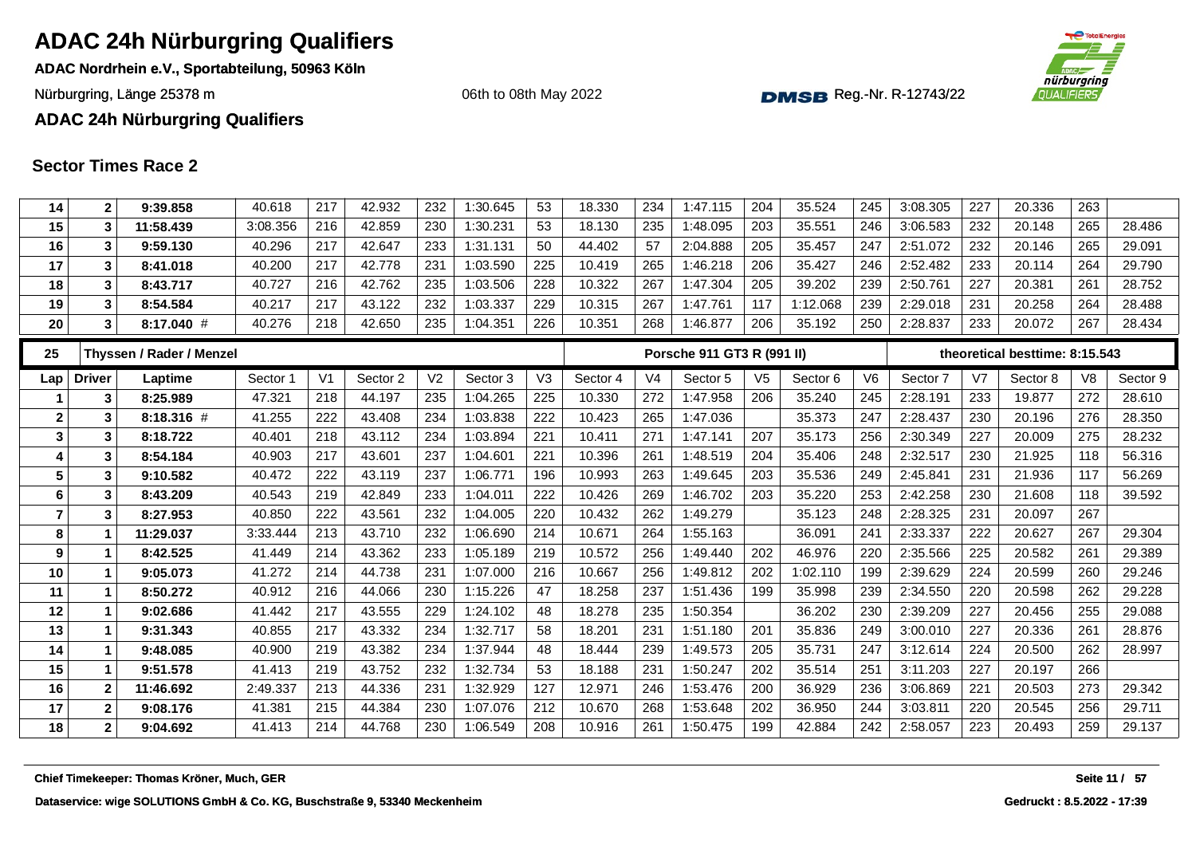# ADAC 24h Nürburgring Qualifiers

**ADAC Nordrhein e.V., Sportabteilung, 50963 Köln**

Nürburgring, Länge 25378 m

06th to 08th May 2022

Reg.-Nr. R-12743/22

**ADAC 24h Nürburgring Qualifiers**

## Sector Times Race 2

| Lap | Driver | Laptime | Sector 1 | V1 | Sector 2 | V2 | Sector 3 | V3 | Sector 4 | V4 | Sector 5 | V5 | Sector 6 | V6 | Sector 7 | V7 | Sector 8 | V8 | Sector 9 |
|---|---|---|---|---|---|---|---|---|---|---|---|---|---|---|---|---|---|---|---|
| 14 | 2 | 9:39.858 | 40.618 | 217 | 42.932 | 232 | 1:30.645 | 53 | 18.330 | 234 | 1:47.115 | 204 | 35.524 | 245 | 3:08.305 | 227 | 20.336 | 263 | |
| 15 | 3 | 11:58.439 | 3:08.356 | 216 | 42.859 | 230 | 1:30.231 | 53 | 18.130 | 235 | 1:48.095 | 203 | 35.551 | 246 | 3:06.583 | 232 | 20.148 | 265 | 28.486 |
| 16 | 3 | 9:59.130 | 40.296 | 217 | 42.647 | 233 | 1:31.131 | 50 | 44.402 | 57 | 2:04.888 | 205 | 35.457 | 247 | 2:51.072 | 232 | 20.146 | 265 | 29.091 |
| 17 | 3 | 8:41.018 | 40.200 | 217 | 42.778 | 231 | 1:03.590 | 225 | 10.419 | 265 | 1:46.218 | 206 | 35.427 | 246 | 2:52.482 | 233 | 20.114 | 264 | 29.790 |
| 18 | 3 | 8:43.717 | 40.727 | 216 | 42.762 | 235 | 1:03.506 | 228 | 10.322 | 267 | 1:47.304 | 205 | 39.202 | 239 | 2:50.761 | 227 | 20.381 | 261 | 28.752 |
| 19 | 3 | 8:54.584 | 40.217 | 217 | 43.122 | 232 | 1:03.337 | 229 | 10.315 | 267 | 1:47.761 | 117 | 1:12.068 | 239 | 2:29.018 | 231 | 20.258 | 264 | 28.488 |
| 20 | 3 | 8:17.040 # | 40.276 | 218 | 42.650 | 235 | 1:04.351 | 226 | 10.351 | 268 | 1:46.877 | 206 | 35.192 | 250 | 2:28.837 | 233 | 20.072 | 267 | 28.434 |

| 25 | Thyssen / Rader / Menzel | | | | | | | | | | Porsche 911 GT3 R (991 II) | | | | | | theoretical besttime: 8:15.543 | | |
|---|---|---|---|---|---|---|---|---|---|---|---|---|---|---|---|---|---|---|---|
| Lap | Driver | Laptime | Sector 1 | V1 | Sector 2 | V2 | Sector 3 | V3 | Sector 4 | V4 | Sector 5 | V5 | Sector 6 | V6 | Sector 7 | V7 | Sector 8 | V8 | Sector 9 |
| 1 | 3 | 8:25.989 | 47.321 | 218 | 44.197 | 235 | 1:04.265 | 225 | 10.330 | 272 | 1:47.958 | 206 | 35.240 | 245 | 2:28.191 | 233 | 19.877 | 272 | 28.610 |
| 2 | 3 | 8:18.316 # | 41.255 | 222 | 43.408 | 234 | 1:03.838 | 222 | 10.423 | 265 | 1:47.036 | | 35.373 | 247 | 2:28.437 | 230 | 20.196 | 276 | 28.350 |
| 3 | 3 | 8:18.722 | 40.401 | 218 | 43.112 | 234 | 1:03.894 | 221 | 10.411 | 271 | 1:47.141 | 207 | 35.173 | 256 | 2:30.349 | 227 | 20.009 | 275 | 28.232 |
| 4 | 3 | 8:54.184 | 40.903 | 217 | 43.601 | 237 | 1:04.601 | 221 | 10.396 | 261 | 1:48.519 | 204 | 35.406 | 248 | 2:32.517 | 230 | 21.925 | 118 | 56.316 |
| 5 | 3 | 9:10.582 | 40.472 | 222 | 43.119 | 237 | 1:06.771 | 196 | 10.993 | 263 | 1:49.645 | 203 | 35.536 | 249 | 2:45.841 | 231 | 21.936 | 117 | 56.269 |
| 6 | 3 | 8:43.209 | 40.543 | 219 | 42.849 | 233 | 1:04.011 | 222 | 10.426 | 269 | 1:46.702 | 203 | 35.220 | 253 | 2:42.258 | 230 | 21.608 | 118 | 39.592 |
| 7 | 3 | 8:27.953 | 40.850 | 222 | 43.561 | 232 | 1:04.005 | 220 | 10.432 | 262 | 1:49.279 | | 35.123 | 248 | 2:28.325 | 231 | 20.097 | 267 | |
| 8 | 1 | 11:29.037 | 3:33.444 | 213 | 43.710 | 232 | 1:06.690 | 214 | 10.671 | 264 | 1:55.163 | | 36.091 | 241 | 2:33.337 | 222 | 20.627 | 267 | 29.304 |
| 9 | 1 | 8:42.525 | 41.449 | 214 | 43.362 | 233 | 1:05.189 | 219 | 10.572 | 256 | 1:49.440 | 202 | 46.976 | 220 | 2:35.566 | 225 | 20.582 | 261 | 29.389 |
| 10 | 1 | 9:05.073 | 41.272 | 214 | 44.738 | 231 | 1:07.000 | 216 | 10.667 | 256 | 1:49.812 | 202 | 1:02.110 | 199 | 2:39.629 | 224 | 20.599 | 260 | 29.246 |
| 11 | 1 | 8:50.272 | 40.912 | 216 | 44.066 | 230 | 1:15.226 | 47 | 18.258 | 237 | 1:51.436 | 199 | 35.998 | 239 | 2:34.550 | 220 | 20.598 | 262 | 29.228 |
| 12 | 1 | 9:02.686 | 41.442 | 217 | 43.555 | 229 | 1:24.102 | 48 | 18.278 | 235 | 1:50.354 | | 36.202 | 230 | 2:39.209 | 227 | 20.456 | 255 | 29.088 |
| 13 | 1 | 9:31.343 | 40.855 | 217 | 43.332 | 234 | 1:32.717 | 58 | 18.201 | 231 | 1:51.180 | 201 | 35.836 | 249 | 3:00.010 | 227 | 20.336 | 261 | 28.876 |
| 14 | 1 | 9:48.085 | 40.900 | 219 | 43.382 | 234 | 1:37.944 | 48 | 18.444 | 239 | 1:49.573 | 205 | 35.731 | 247 | 3:12.614 | 224 | 20.500 | 262 | 28.997 |
| 15 | 1 | 9:51.578 | 41.413 | 219 | 43.752 | 232 | 1:32.734 | 53 | 18.188 | 231 | 1:50.247 | 202 | 35.514 | 251 | 3:11.203 | 227 | 20.197 | 266 | |
| 16 | 2 | 11:46.692 | 2:49.337 | 213 | 44.336 | 231 | 1:32.929 | 127 | 12.971 | 246 | 1:53.476 | 200 | 36.929 | 236 | 3:06.869 | 221 | 20.503 | 273 | 29.342 |
| 17 | 2 | 9:08.176 | 41.381 | 215 | 44.384 | 230 | 1:07.076 | 212 | 10.670 | 268 | 1:53.648 | 202 | 36.950 | 244 | 3:03.811 | 220 | 20.545 | 256 | 29.711 |
| 18 | 2 | 9:04.692 | 41.413 | 214 | 44.768 | 230 | 1:06.549 | 208 | 10.916 | 261 | 1:50.475 | 199 | 42.884 | 242 | 2:58.057 | 223 | 20.493 | 259 | 29.137 |

**Chief Timekeeper: Thomas Kröner, Much, GER**

**Dataservice: wige SOLUTIONS GmbH & Co. KG, Buschstraße 9, 53340 Meckenheim**

**Gedruckt : 8.5.2022 - 17:39**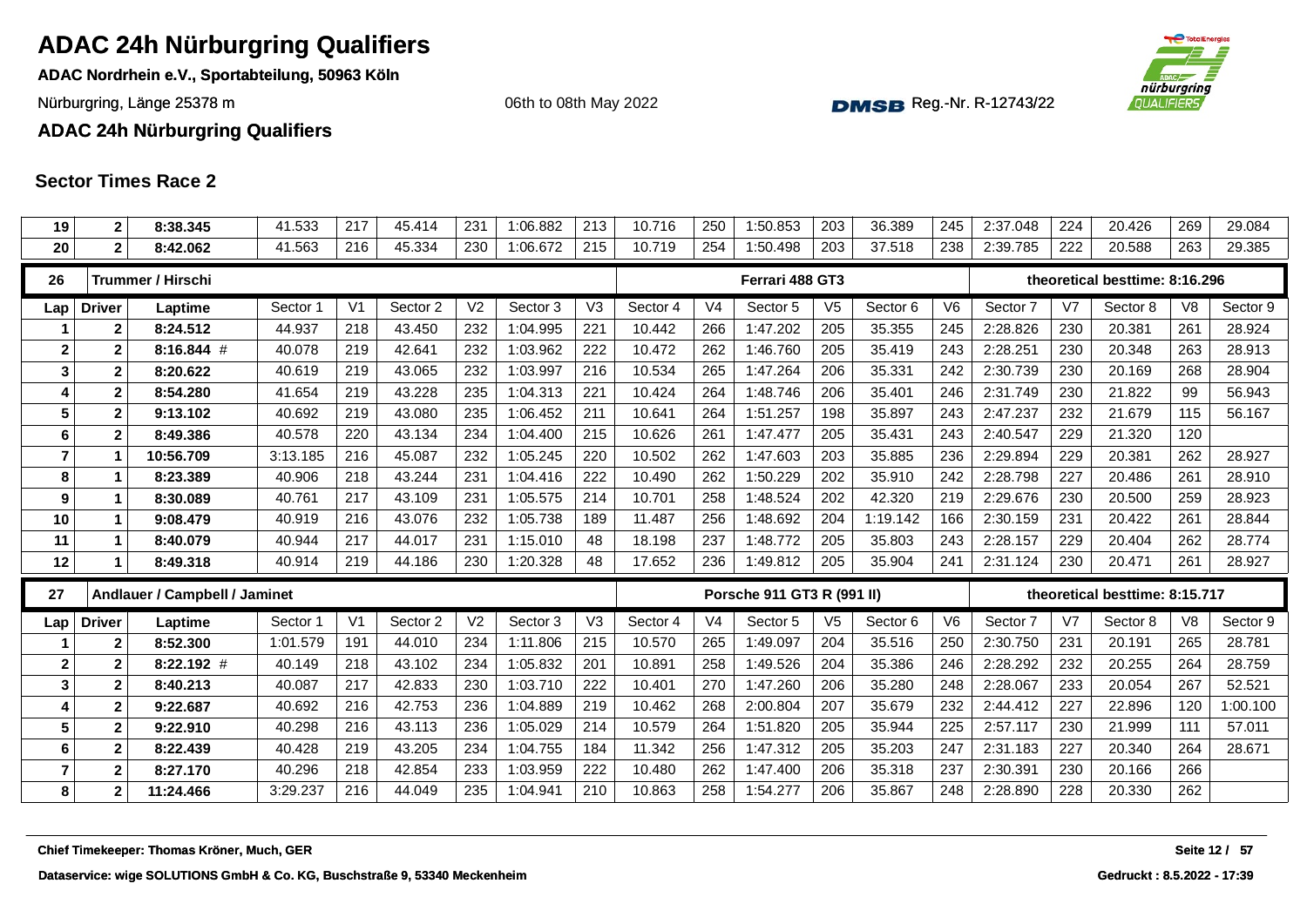# ADAC 24h Nürburgring Qualifiers

**ADAC Nordrhein e.V., Sportabteilung, 50963 Köln**

Nürburgring, Länge 25378 m

06th to 08th May 2022

Reg.-Nr. R-12743/22

**ADAC 24h Nürburgring Qualifiers**

## Sector Times Race 2

| Lap | Driver | Laptime | Sector 1 | V1 | Sector 2 | V2 | Sector 3 | V3 | Sector 4 | V4 | Sector 5 | V5 | Sector 6 | V6 | Sector 7 | V7 | Sector 8 | V8 | Sector 9 |
|---|---|---|---|---|---|---|---|---|---|---|---|---|---|---|---|---|---|---|---|
| 19 | 2 | 8:38.345 | 41.533 | 217 | 45.414 | 231 | 1:06.882 | 213 | 10.716 | 250 | 1:50.853 | 203 | 36.389 | 245 | 2:37.048 | 224 | 20.426 | 269 | 29.084 |
| 20 | 2 | 8:42.062 | 41.563 | 216 | 45.334 | 230 | 1:06.672 | 215 | 10.719 | 254 | 1:50.498 | 203 | 37.518 | 238 | 2:39.785 | 222 | 20.588 | 263 | 29.385 |

**26 — Trummer / Hirschi — Ferrari 488 GT3 — theoretical besttime: 8:16.296**

| Lap | Driver | Laptime | Sector 1 | V1 | Sector 2 | V2 | Sector 3 | V3 | Sector 4 | V4 | Sector 5 | V5 | Sector 6 | V6 | Sector 7 | V7 | Sector 8 | V8 | Sector 9 |
|---|---|---|---|---|---|---|---|---|---|---|---|---|---|---|---|---|---|---|---|
| 1 | 2 | 8:24.512 | 44.937 | 218 | 43.450 | 232 | 1:04.995 | 221 | 10.442 | 266 | 1:47.202 | 205 | 35.355 | 245 | 2:28.826 | 230 | 20.381 | 261 | 28.924 |
| 2 | 2 | 8:16.844 # | 40.078 | 219 | 42.641 | 232 | 1:03.962 | 222 | 10.472 | 262 | 1:46.760 | 205 | 35.419 | 243 | 2:28.251 | 230 | 20.348 | 263 | 28.913 |
| 3 | 2 | 8:20.622 | 40.619 | 219 | 43.065 | 232 | 1:03.997 | 216 | 10.534 | 265 | 1:47.264 | 206 | 35.331 | 242 | 2:30.739 | 230 | 20.169 | 268 | 28.904 |
| 4 | 2 | 8:54.280 | 41.654 | 219 | 43.228 | 235 | 1:04.313 | 221 | 10.424 | 264 | 1:48.746 | 206 | 35.401 | 246 | 2:31.749 | 230 | 21.822 | 99 | 56.943 |
| 5 | 2 | 9:13.102 | 40.692 | 219 | 43.080 | 235 | 1:06.452 | 211 | 10.641 | 264 | 1:51.257 | 198 | 35.897 | 243 | 2:47.237 | 232 | 21.679 | 115 | 56.167 |
| 6 | 2 | 8:49.386 | 40.578 | 220 | 43.134 | 234 | 1:04.400 | 215 | 10.626 | 261 | 1:47.477 | 205 | 35.431 | 243 | 2:40.547 | 229 | 21.320 | 120 | |
| 7 | 1 | 10:56.709 | 3:13.185 | 216 | 45.087 | 232 | 1:05.245 | 220 | 10.502 | 262 | 1:47.603 | 203 | 35.885 | 236 | 2:29.894 | 229 | 20.381 | 262 | 28.927 |
| 8 | 1 | 8:23.389 | 40.906 | 218 | 43.244 | 231 | 1:04.416 | 222 | 10.490 | 262 | 1:50.229 | 202 | 35.910 | 242 | 2:28.798 | 227 | 20.486 | 261 | 28.910 |
| 9 | 1 | 8:30.089 | 40.761 | 217 | 43.109 | 231 | 1:05.575 | 214 | 10.701 | 258 | 1:48.524 | 202 | 42.320 | 219 | 2:29.676 | 230 | 20.500 | 259 | 28.923 |
| 10 | 1 | 9:08.479 | 40.919 | 216 | 43.076 | 232 | 1:05.738 | 189 | 11.487 | 256 | 1:48.692 | 204 | 1:19.142 | 166 | 2:30.159 | 231 | 20.422 | 261 | 28.844 |
| 11 | 1 | 8:40.079 | 40.944 | 217 | 44.017 | 231 | 1:15.010 | 48 | 18.198 | 237 | 1:48.772 | 205 | 35.803 | 243 | 2:28.157 | 229 | 20.404 | 262 | 28.774 |
| 12 | 1 | 8:49.318 | 40.914 | 219 | 44.186 | 230 | 1:20.328 | 48 | 17.652 | 236 | 1:49.812 | 205 | 35.904 | 241 | 2:31.124 | 230 | 20.471 | 261 | 28.927 |

**27 — Andlauer / Campbell / Jaminet — Porsche 911 GT3 R (991 II) — theoretical besttime: 8:15.717**

| Lap | Driver | Laptime | Sector 1 | V1 | Sector 2 | V2 | Sector 3 | V3 | Sector 4 | V4 | Sector 5 | V5 | Sector 6 | V6 | Sector 7 | V7 | Sector 8 | V8 | Sector 9 |
|---|---|---|---|---|---|---|---|---|---|---|---|---|---|---|---|---|---|---|---|
| 1 | 2 | 8:52.300 | 1:01.579 | 191 | 44.010 | 234 | 1:11.806 | 215 | 10.570 | 265 | 1:49.097 | 204 | 35.516 | 250 | 2:30.750 | 231 | 20.191 | 265 | 28.781 |
| 2 | 2 | 8:22.192 # | 40.149 | 218 | 43.102 | 234 | 1:05.832 | 201 | 10.891 | 258 | 1:49.526 | 204 | 35.386 | 246 | 2:28.292 | 232 | 20.255 | 264 | 28.759 |
| 3 | 2 | 8:40.213 | 40.087 | 217 | 42.833 | 230 | 1:03.710 | 222 | 10.401 | 270 | 1:47.260 | 206 | 35.280 | 248 | 2:28.067 | 233 | 20.054 | 267 | 52.521 |
| 4 | 2 | 9:22.687 | 40.692 | 216 | 42.753 | 236 | 1:04.889 | 219 | 10.462 | 268 | 2:00.804 | 207 | 35.679 | 232 | 2:44.412 | 227 | 22.896 | 120 | 1:00.100 |
| 5 | 2 | 9:22.910 | 40.298 | 216 | 43.113 | 236 | 1:05.029 | 214 | 10.579 | 264 | 1:51.820 | 205 | 35.944 | 225 | 2:57.117 | 230 | 21.999 | 111 | 57.011 |
| 6 | 2 | 8:22.439 | 40.428 | 219 | 43.205 | 234 | 1:04.755 | 184 | 11.342 | 256 | 1:47.312 | 205 | 35.203 | 247 | 2:31.183 | 227 | 20.340 | 264 | 28.671 |
| 7 | 2 | 8:27.170 | 40.296 | 218 | 42.854 | 233 | 1:03.959 | 222 | 10.480 | 262 | 1:47.400 | 206 | 35.318 | 237 | 2:30.391 | 230 | 20.166 | 266 | |
| 8 | 2 | 11:24.466 | 3:29.237 | 216 | 44.049 | 235 | 1:04.941 | 210 | 10.863 | 258 | 1:54.277 | 206 | 35.867 | 248 | 2:28.890 | 228 | 20.330 | 262 | |

**Chief Timekeeper: Thomas Kröner, Much, GER**

**Dataservice: wige SOLUTIONS GmbH & Co. KG, Buschstraße 9, 53340 Meckenheim**

**Gedruckt : 8.5.2022 - 17:39**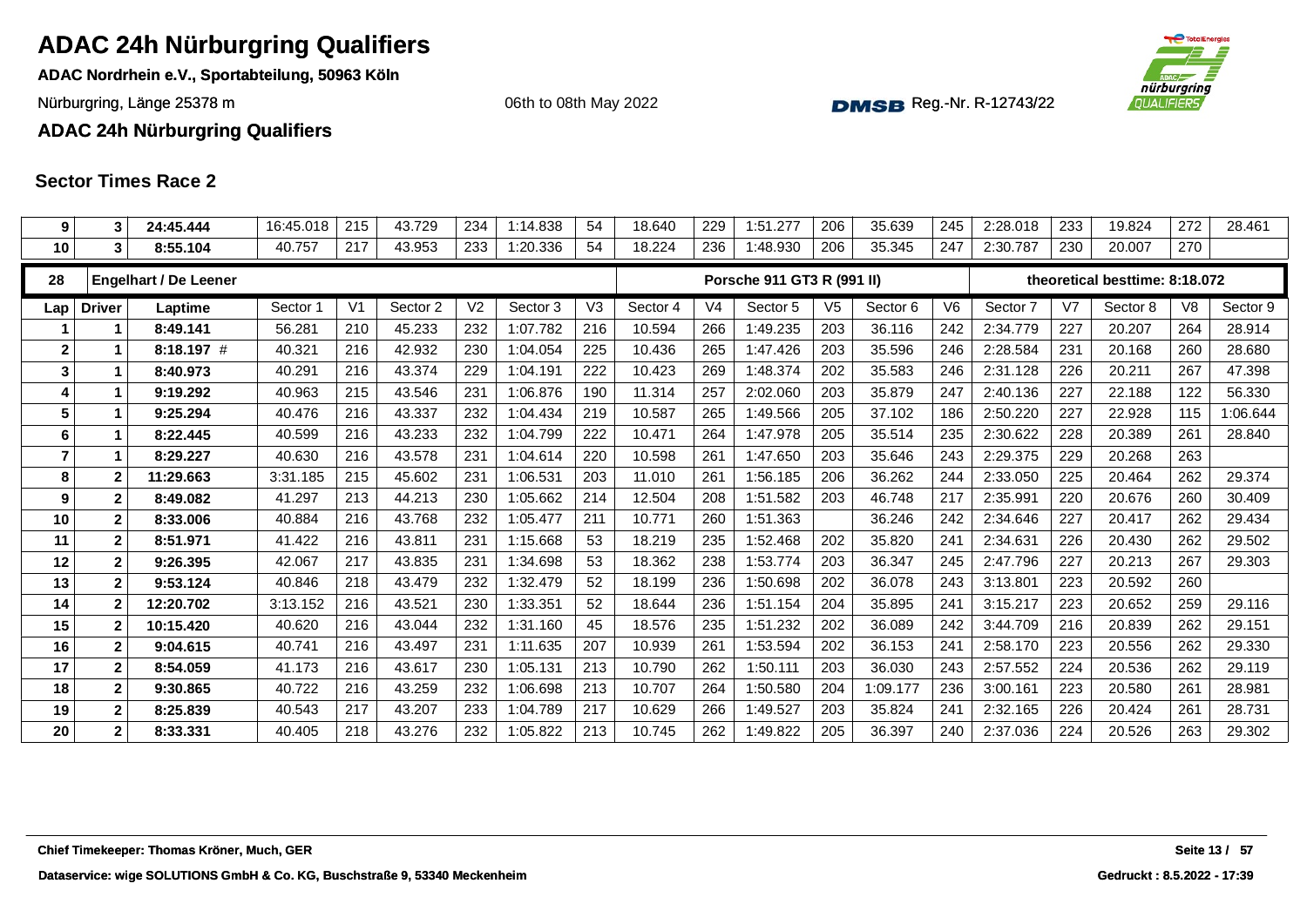# ADAC 24h Nürburgring Qualifiers

**ADAC Nordrhein e.V., Sportabteilung, 50963 Köln**

Nürburgring, Länge 25378 m

06th to 08th May 2022

Reg.-Nr. R-12743/22

## ADAC 24h Nürburgring Qualifiers

### Sector Times Race 2

| Lap | Driver | Laptime | Sector 1 | V1 | Sector 2 | V2 | Sector 3 | V3 | Sector 4 | V4 | Sector 5 | V5 | Sector 6 | V6 | Sector 7 | V7 | Sector 8 | V8 | Sector 9 |
|---|---|---|---|---|---|---|---|---|---|---|---|---|---|---|---|---|---|---|---|
| 9 | 3 | 24:45.444 | 16:45.018 | 215 | 43.729 | 234 | 1:14.838 | 54 | 18.640 | 229 | 1:51.277 | 206 | 35.639 | 245 | 2:28.018 | 233 | 19.824 | 272 | 28.461 |
| 10 | 3 | 8:55.104 | 40.757 | 217 | 43.953 | 233 | 1:20.336 | 54 | 18.224 | 236 | 1:48.930 | 206 | 35.345 | 247 | 2:30.787 | 230 | 20.007 | 270 | |

| 28 | Engelhart / De Leener | | | | | | | | Porsche 911 GT3 R (991 II) | | | | | | theoretical besttime: 8:18.072 | | | | |
|---|---|---|---|---|---|---|---|---|---|---|---|---|---|---|---|---|---|---|---|
| **Lap** | **Driver** | **Laptime** | **Sector 1** | **V1** | **Sector 2** | **V2** | **Sector 3** | **V3** | **Sector 4** | **V4** | **Sector 5** | **V5** | **Sector 6** | **V6** | **Sector 7** | **V7** | **Sector 8** | **V8** | **Sector 9** |
| 1 | 1 | 8:49.141 | 56.281 | 210 | 45.233 | 232 | 1:07.782 | 216 | 10.594 | 266 | 1:49.235 | 203 | 36.116 | 242 | 2:34.779 | 227 | 20.207 | 264 | 28.914 |
| 2 | 1 | 8:18.197 # | 40.321 | 216 | 42.932 | 230 | 1:04.054 | 225 | 10.436 | 265 | 1:47.426 | 203 | 35.596 | 246 | 2:28.584 | 231 | 20.168 | 260 | 28.680 |
| 3 | 1 | 8:40.973 | 40.291 | 216 | 43.374 | 229 | 1:04.191 | 222 | 10.423 | 269 | 1:48.374 | 202 | 35.583 | 246 | 2:31.128 | 226 | 20.211 | 267 | 47.398 |
| 4 | 1 | 9:19.292 | 40.963 | 215 | 43.546 | 231 | 1:06.876 | 190 | 11.314 | 257 | 2:02.060 | 203 | 35.879 | 247 | 2:40.136 | 227 | 22.188 | 122 | 56.330 |
| 5 | 1 | 9:25.294 | 40.476 | 216 | 43.337 | 232 | 1:04.434 | 219 | 10.587 | 265 | 1:49.566 | 205 | 37.102 | 186 | 2:50.220 | 227 | 22.928 | 115 | 1:06.644 |
| 6 | 1 | 8:22.445 | 40.599 | 216 | 43.233 | 232 | 1:04.799 | 222 | 10.471 | 264 | 1:47.978 | 205 | 35.514 | 235 | 2:30.622 | 228 | 20.389 | 261 | 28.840 |
| 7 | 1 | 8:29.227 | 40.630 | 216 | 43.578 | 231 | 1:04.614 | 220 | 10.598 | 261 | 1:47.650 | 203 | 35.646 | 243 | 2:29.375 | 229 | 20.268 | 263 | |
| 8 | 2 | 11:29.663 | 3:31.185 | 215 | 45.602 | 231 | 1:06.531 | 203 | 11.010 | 261 | 1:56.185 | 206 | 36.262 | 244 | 2:33.050 | 225 | 20.464 | 262 | 29.374 |
| 9 | 2 | 8:49.082 | 41.297 | 213 | 44.213 | 230 | 1:05.662 | 214 | 12.504 | 208 | 1:51.582 | 203 | 46.748 | 217 | 2:35.991 | 220 | 20.676 | 260 | 30.409 |
| 10 | 2 | 8:33.006 | 40.884 | 216 | 43.768 | 232 | 1:05.477 | 211 | 10.771 | 260 | 1:51.363 | | 36.246 | 242 | 2:34.646 | 227 | 20.417 | 262 | 29.434 |
| 11 | 2 | 8:51.971 | 41.422 | 216 | 43.811 | 231 | 1:15.668 | 53 | 18.219 | 235 | 1:52.468 | 202 | 35.820 | 241 | 2:34.631 | 226 | 20.430 | 262 | 29.502 |
| 12 | 2 | 9:26.395 | 42.067 | 217 | 43.835 | 231 | 1:34.698 | 53 | 18.362 | 238 | 1:53.774 | 203 | 36.347 | 245 | 2:47.796 | 227 | 20.213 | 267 | 29.303 |
| 13 | 2 | 9:53.124 | 40.846 | 218 | 43.479 | 232 | 1:32.479 | 52 | 18.199 | 236 | 1:50.698 | 202 | 36.078 | 243 | 3:13.801 | 223 | 20.592 | 260 | |
| 14 | 2 | 12:20.702 | 3:13.152 | 216 | 43.521 | 230 | 1:33.351 | 52 | 18.644 | 236 | 1:51.154 | 204 | 35.895 | 241 | 3:15.217 | 223 | 20.652 | 259 | 29.116 |
| 15 | 2 | 10:15.420 | 40.620 | 216 | 43.044 | 232 | 1:31.160 | 45 | 18.576 | 235 | 1:51.232 | 202 | 36.089 | 242 | 3:44.709 | 216 | 20.839 | 262 | 29.151 |
| 16 | 2 | 9:04.615 | 40.741 | 216 | 43.497 | 231 | 1:11.635 | 207 | 10.939 | 261 | 1:53.594 | 202 | 36.153 | 241 | 2:58.170 | 223 | 20.556 | 262 | 29.330 |
| 17 | 2 | 8:54.059 | 41.173 | 216 | 43.617 | 230 | 1:05.131 | 213 | 10.790 | 262 | 1:50.111 | 203 | 36.030 | 243 | 2:57.552 | 224 | 20.536 | 262 | 29.119 |
| 18 | 2 | 9:30.865 | 40.722 | 216 | 43.259 | 232 | 1:06.698 | 213 | 10.707 | 264 | 1:50.580 | 204 | 1:09.177 | 236 | 3:00.161 | 223 | 20.580 | 261 | 28.981 |
| 19 | 2 | 8:25.839 | 40.543 | 217 | 43.207 | 233 | 1:04.789 | 217 | 10.629 | 266 | 1:49.527 | 203 | 35.824 | 241 | 2:32.165 | 226 | 20.424 | 261 | 28.731 |
| 20 | 2 | 8:33.331 | 40.405 | 218 | 43.276 | 232 | 1:05.822 | 213 | 10.745 | 262 | 1:49.822 | 205 | 36.397 | 240 | 2:37.036 | 224 | 20.526 | 263 | 29.302 |

**Chief Timekeeper: Thomas Kröner, Much, GER**

**Dataservice: wige SOLUTIONS GmbH & Co. KG, Buschstraße 9, 53340 Meckenheim**

**Gedruckt : 8.5.2022 - 17:39**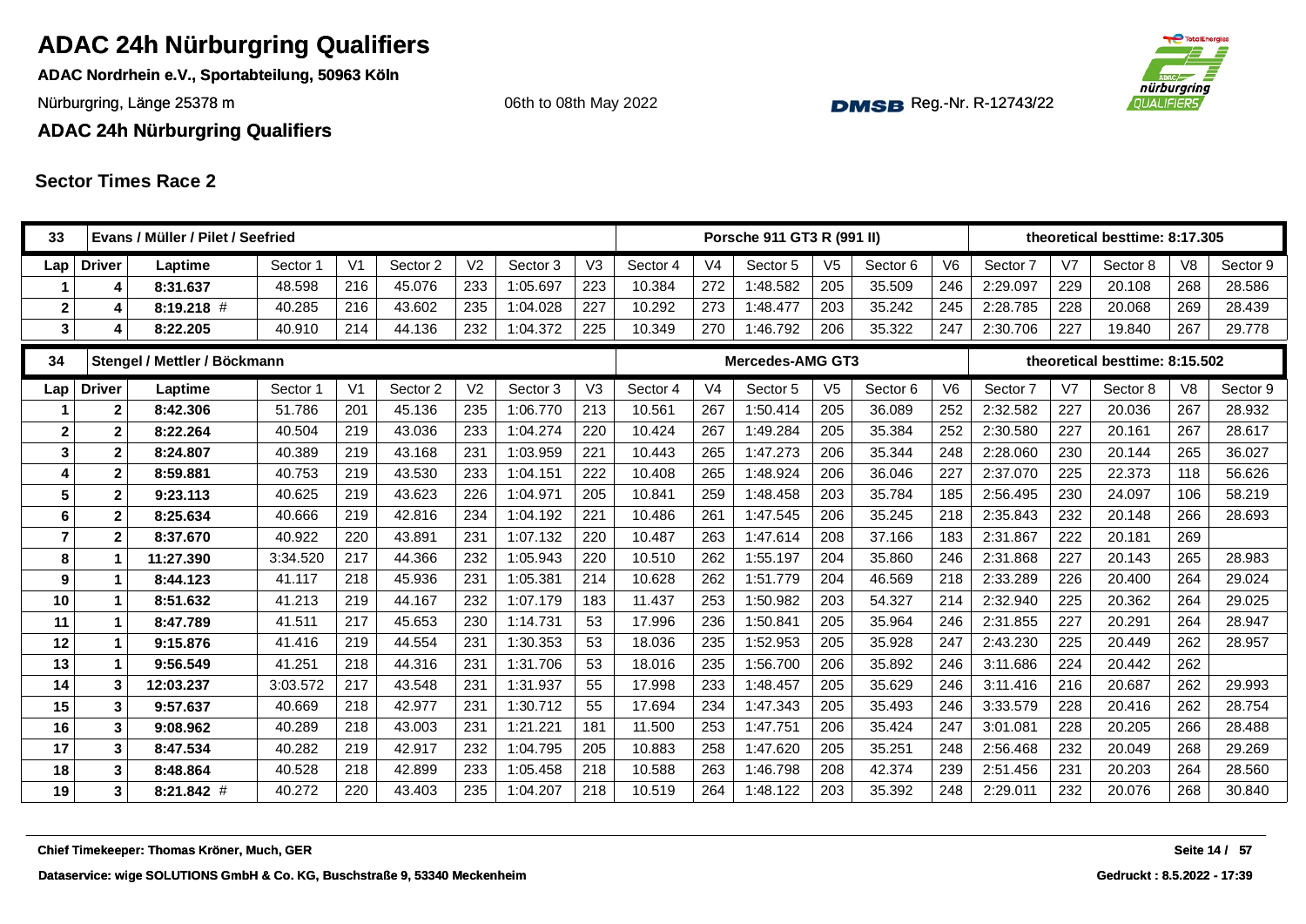# ADAC 24h Nürburgring Qualifiers

**ADAC Nordrhein e.V., Sportabteilung, 50963 Köln**

Nürburgring, Länge 25378 m

06th to 08th May 2022

DMSB Reg.-Nr. R-12743/22

**ADAC 24h Nürburgring Qualifiers**

## Sector Times Race 2

| 33 | Evans / Müller / Pilet / Seefried | | | | | | | | Porsche 911 GT3 R (991 II) | | | | | | theoretical besttime: 8:17.305 | | | | |
|---|---|---|---|---|---|---|---|---|---|---|---|---|---|---|---|---|---|---|---|
| Lap | Driver | Laptime | Sector 1 | V1 | Sector 2 | V2 | Sector 3 | V3 | Sector 4 | V4 | Sector 5 | V5 | Sector 6 | V6 | Sector 7 | V7 | Sector 8 | V8 | Sector 9 |
| 1 | 4 | 8:31.637 | 48.598 | 216 | 45.076 | 233 | 1:05.697 | 223 | 10.384 | 272 | 1:48.582 | 205 | 35.509 | 246 | 2:29.097 | 229 | 20.108 | 268 | 28.586 |
| 2 | 4 | 8:19.218 # | 40.285 | 216 | 43.602 | 235 | 1:04.028 | 227 | 10.292 | 273 | 1:48.477 | 203 | 35.242 | 245 | 2:28.785 | 228 | 20.068 | 269 | 28.439 |
| 3 | 4 | 8:22.205 | 40.910 | 214 | 44.136 | 232 | 1:04.372 | 225 | 10.349 | 270 | 1:46.792 | 206 | 35.322 | 247 | 2:30.706 | 227 | 19.840 | 267 | 29.778 |

| 34 | Stengel / Mettler / Böckmann | | | | | | | | Mercedes-AMG GT3 | | | | | | theoretical besttime: 8:15.502 | | | | |
|---|---|---|---|---|---|---|---|---|---|---|---|---|---|---|---|---|---|---|---|
| Lap | Driver | Laptime | Sector 1 | V1 | Sector 2 | V2 | Sector 3 | V3 | Sector 4 | V4 | Sector 5 | V5 | Sector 6 | V6 | Sector 7 | V7 | Sector 8 | V8 | Sector 9 |
| 1 | 2 | 8:42.306 | 51.786 | 201 | 45.136 | 235 | 1:06.770 | 213 | 10.561 | 267 | 1:50.414 | 205 | 36.089 | 252 | 2:32.582 | 227 | 20.036 | 267 | 28.932 |
| 2 | 2 | 8:22.264 | 40.504 | 219 | 43.036 | 233 | 1:04.274 | 220 | 10.424 | 267 | 1:49.284 | 205 | 35.384 | 252 | 2:30.580 | 227 | 20.161 | 267 | 28.617 |
| 3 | 2 | 8:24.807 | 40.389 | 219 | 43.168 | 231 | 1:03.959 | 221 | 10.443 | 265 | 1:47.273 | 206 | 35.344 | 248 | 2:28.060 | 230 | 20.144 | 265 | 36.027 |
| 4 | 2 | 8:59.881 | 40.753 | 219 | 43.530 | 233 | 1:04.151 | 222 | 10.408 | 265 | 1:48.924 | 206 | 36.046 | 227 | 2:37.070 | 225 | 22.373 | 118 | 56.626 |
| 5 | 2 | 9:23.113 | 40.625 | 219 | 43.623 | 226 | 1:04.971 | 205 | 10.841 | 259 | 1:48.458 | 203 | 35.784 | 185 | 2:56.495 | 230 | 24.097 | 106 | 58.219 |
| 6 | 2 | 8:25.634 | 40.666 | 219 | 42.816 | 234 | 1:04.192 | 221 | 10.486 | 261 | 1:47.545 | 206 | 35.245 | 218 | 2:35.843 | 232 | 20.148 | 266 | 28.693 |
| 7 | 2 | 8:37.670 | 40.922 | 220 | 43.891 | 231 | 1:07.132 | 220 | 10.487 | 263 | 1:47.614 | 208 | 37.166 | 183 | 2:31.867 | 222 | 20.181 | 269 | |
| 8 | 1 | 11:27.390 | 3:34.520 | 217 | 44.366 | 232 | 1:05.943 | 220 | 10.510 | 262 | 1:55.197 | 204 | 35.860 | 246 | 2:31.868 | 227 | 20.143 | 265 | 28.983 |
| 9 | 1 | 8:44.123 | 41.117 | 218 | 45.936 | 231 | 1:05.381 | 214 | 10.628 | 262 | 1:51.779 | 204 | 46.569 | 218 | 2:33.289 | 226 | 20.400 | 264 | 29.024 |
| 10 | 1 | 8:51.632 | 41.213 | 219 | 44.167 | 232 | 1:07.179 | 183 | 11.437 | 253 | 1:50.982 | 203 | 54.327 | 214 | 2:32.940 | 225 | 20.362 | 264 | 29.025 |
| 11 | 1 | 8:47.789 | 41.511 | 217 | 45.653 | 230 | 1:14.731 | 53 | 17.996 | 236 | 1:50.841 | 205 | 35.964 | 246 | 2:31.855 | 227 | 20.291 | 264 | 28.947 |
| 12 | 1 | 9:15.876 | 41.416 | 219 | 44.554 | 231 | 1:30.353 | 53 | 18.036 | 235 | 1:52.953 | 205 | 35.928 | 247 | 2:43.230 | 225 | 20.449 | 262 | 28.957 |
| 13 | 1 | 9:56.549 | 41.251 | 218 | 44.316 | 231 | 1:31.706 | 53 | 18.016 | 235 | 1:56.700 | 206 | 35.892 | 246 | 3:11.686 | 224 | 20.442 | 262 | |
| 14 | 3 | 12:03.237 | 3:03.572 | 217 | 43.548 | 231 | 1:31.937 | 55 | 17.998 | 233 | 1:48.457 | 205 | 35.629 | 246 | 3:11.416 | 216 | 20.687 | 262 | 29.993 |
| 15 | 3 | 9:57.637 | 40.669 | 218 | 42.977 | 231 | 1:30.712 | 55 | 17.694 | 234 | 1:47.343 | 205 | 35.493 | 246 | 3:33.579 | 228 | 20.416 | 262 | 28.754 |
| 16 | 3 | 9:08.962 | 40.289 | 218 | 43.003 | 231 | 1:21.221 | 181 | 11.500 | 253 | 1:47.751 | 206 | 35.424 | 247 | 3:01.081 | 228 | 20.205 | 266 | 28.488 |
| 17 | 3 | 8:47.534 | 40.282 | 219 | 42.917 | 232 | 1:04.795 | 205 | 10.883 | 258 | 1:47.620 | 205 | 35.251 | 248 | 2:56.468 | 232 | 20.049 | 268 | 29.269 |
| 18 | 3 | 8:48.864 | 40.528 | 218 | 42.899 | 233 | 1:05.458 | 218 | 10.588 | 263 | 1:46.798 | 208 | 42.374 | 239 | 2:51.456 | 231 | 20.203 | 264 | 28.560 |
| 19 | 3 | 8:21.842 # | 40.272 | 220 | 43.403 | 235 | 1:04.207 | 218 | 10.519 | 264 | 1:48.122 | 203 | 35.392 | 248 | 2:29.011 | 232 | 20.076 | 268 | 30.840 |

**Chief Timekeeper: Thomas Kröner, Much, GER**

**Dataservice: wige SOLUTIONS GmbH & Co. KG, Buschstraße 9, 53340 Meckenheim**

**Gedruckt : 8.5.2022 - 17:39**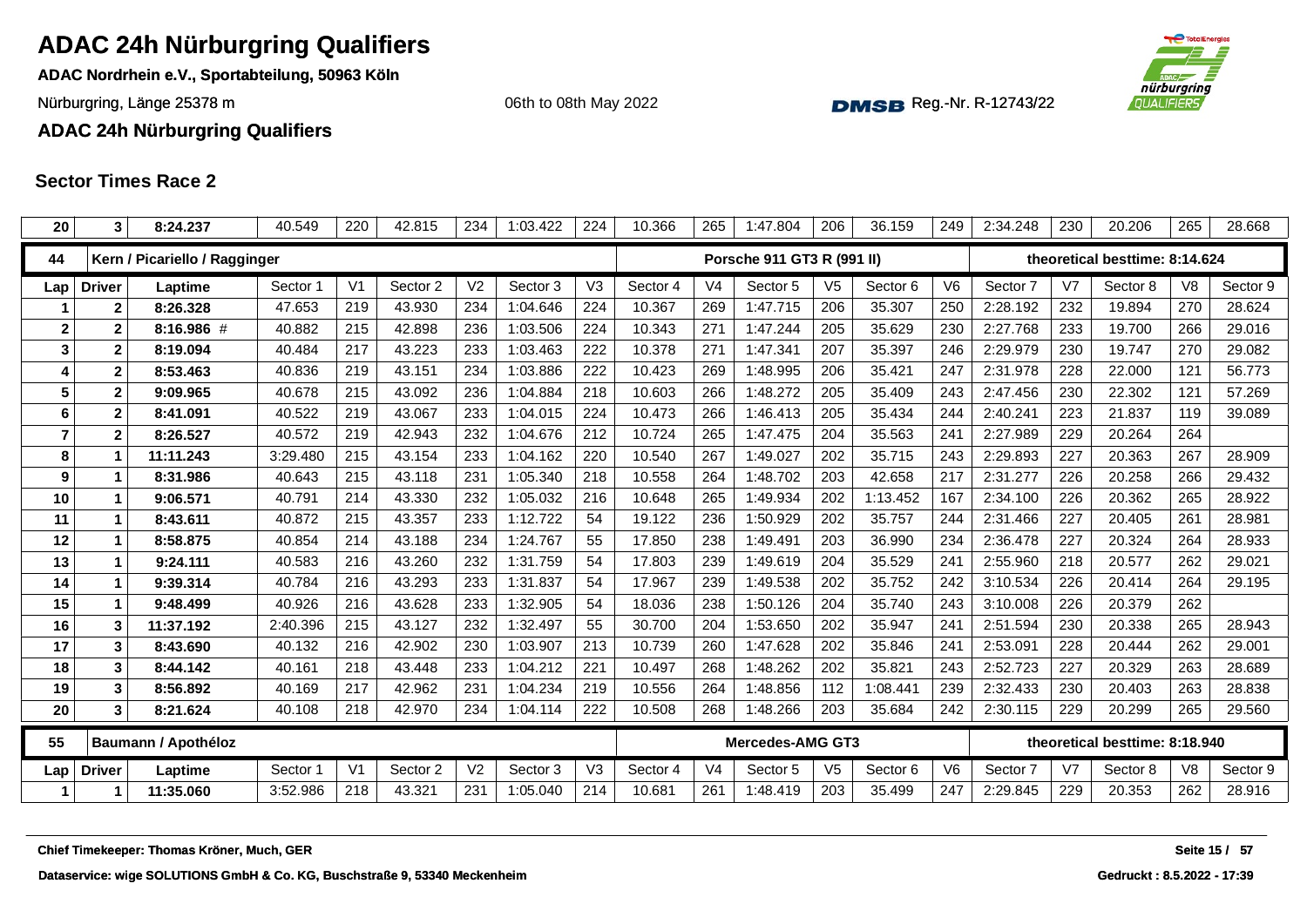# ADAC 24h Nürburgring Qualifiers

**ADAC Nordrhein e.V., Sportabteilung, 50963 Köln**

Nürburgring, Länge 25378 m

06th to 08th May 2022

Reg.-Nr. R-12743/22

**ADAC 24h Nürburgring Qualifiers**

## Sector Times Race 2

| Lap | Driver | Laptime | Sector 1 | V1 | Sector 2 | V2 | Sector 3 | V3 | Sector 4 | V4 | Sector 5 | V5 | Sector 6 | V6 | Sector 7 | V7 | Sector 8 | V8 | Sector 9 |
|---|---|---|---|---|---|---|---|---|---|---|---|---|---|---|---|---|---|---|---|
| 20 | 3 | **8:24.237** | 40.549 | 220 | 42.815 | 234 | 1:03.422 | 224 | 10.366 | 265 | 1:47.804 | 206 | 36.159 | 249 | 2:34.248 | 230 | 20.206 | 265 | 28.668 |

| **44** | **Kern / Picariello / Ragginger** | | | | | | | | **Porsche 911 GT3 R (991 II)** | | | | | | **theoretical besttime: 8:14.624** | | | | |
|---|---|---|---|---|---|---|---|---|---|---|---|---|---|---|---|---|---|---|---|
| Lap | Driver | Laptime | Sector 1 | V1 | Sector 2 | V2 | Sector 3 | V3 | Sector 4 | V4 | Sector 5 | V5 | Sector 6 | V6 | Sector 7 | V7 | Sector 8 | V8 | Sector 9 |
| 1 | 2 | **8:26.328** | 47.653 | 219 | 43.930 | 234 | 1:04.646 | 224 | 10.367 | 269 | 1:47.715 | 206 | 35.307 | 250 | 2:28.192 | 232 | 19.894 | 270 | 28.624 |
| 2 | 2 | **8:16.986** # | 40.882 | 215 | 42.898 | 236 | 1:03.506 | 224 | 10.343 | 271 | 1:47.244 | 205 | 35.629 | 230 | 2:27.768 | 233 | 19.700 | 266 | 29.016 |
| 3 | 2 | **8:19.094** | 40.484 | 217 | 43.223 | 233 | 1:03.463 | 222 | 10.378 | 271 | 1:47.341 | 207 | 35.397 | 246 | 2:29.979 | 230 | 19.747 | 270 | 29.082 |
| 4 | 2 | **8:53.463** | 40.836 | 219 | 43.151 | 234 | 1:03.886 | 222 | 10.423 | 269 | 1:48.995 | 206 | 35.421 | 247 | 2:31.978 | 228 | 22.000 | 121 | 56.773 |
| 5 | 2 | **9:09.965** | 40.678 | 215 | 43.092 | 236 | 1:04.884 | 218 | 10.603 | 266 | 1:48.272 | 205 | 35.409 | 243 | 2:47.456 | 230 | 22.302 | 121 | 57.269 |
| 6 | 2 | **8:41.091** | 40.522 | 219 | 43.067 | 233 | 1:04.015 | 224 | 10.473 | 266 | 1:46.413 | 205 | 35.434 | 244 | 2:40.241 | 223 | 21.837 | 119 | 39.089 |
| 7 | 2 | **8:26.527** | 40.572 | 219 | 42.943 | 232 | 1:04.676 | 212 | 10.724 | 265 | 1:47.475 | 204 | 35.563 | 241 | 2:27.989 | 229 | 20.264 | 264 | |
| 8 | 1 | **11:11.243** | 3:29.480 | 215 | 43.154 | 233 | 1:04.162 | 220 | 10.540 | 267 | 1:49.027 | 202 | 35.715 | 243 | 2:29.893 | 227 | 20.363 | 267 | 28.909 |
| 9 | 1 | **8:31.986** | 40.643 | 215 | 43.118 | 231 | 1:05.340 | 218 | 10.558 | 264 | 1:48.702 | 203 | 42.658 | 217 | 2:31.277 | 226 | 20.258 | 266 | 29.432 |
| 10 | 1 | **9:06.571** | 40.791 | 214 | 43.330 | 232 | 1:05.032 | 216 | 10.648 | 265 | 1:49.934 | 202 | 1:13.452 | 167 | 2:34.100 | 226 | 20.362 | 265 | 28.922 |
| 11 | 1 | **8:43.611** | 40.872 | 215 | 43.357 | 233 | 1:12.722 | 54 | 19.122 | 236 | 1:50.929 | 202 | 35.757 | 244 | 2:31.466 | 227 | 20.405 | 261 | 28.981 |
| 12 | 1 | **8:58.875** | 40.854 | 214 | 43.188 | 234 | 1:24.767 | 55 | 17.850 | 238 | 1:49.491 | 203 | 36.990 | 234 | 2:36.478 | 227 | 20.324 | 264 | 28.933 |
| 13 | 1 | **9:24.111** | 40.583 | 216 | 43.260 | 232 | 1:31.759 | 54 | 17.803 | 239 | 1:49.619 | 204 | 35.529 | 241 | 2:55.960 | 218 | 20.577 | 262 | 29.021 |
| 14 | 1 | **9:39.314** | 40.784 | 216 | 43.293 | 233 | 1:31.837 | 54 | 17.967 | 239 | 1:49.538 | 202 | 35.752 | 242 | 3:10.534 | 226 | 20.414 | 264 | 29.195 |
| 15 | 1 | **9:48.499** | 40.926 | 216 | 43.628 | 233 | 1:32.905 | 54 | 18.036 | 238 | 1:50.126 | 204 | 35.740 | 243 | 3:10.008 | 226 | 20.379 | 262 | |
| 16 | 3 | **11:37.192** | 2:40.396 | 215 | 43.127 | 232 | 1:32.497 | 55 | 30.700 | 204 | 1:53.650 | 202 | 35.947 | 241 | 2:51.594 | 230 | 20.338 | 265 | 28.943 |
| 17 | 3 | **8:43.690** | 40.132 | 216 | 42.902 | 230 | 1:03.907 | 213 | 10.739 | 260 | 1:47.628 | 202 | 35.846 | 241 | 2:53.091 | 228 | 20.444 | 262 | 29.001 |
| 18 | 3 | **8:44.142** | 40.161 | 218 | 43.448 | 233 | 1:04.212 | 221 | 10.497 | 268 | 1:48.262 | 202 | 35.821 | 243 | 2:52.723 | 227 | 20.329 | 263 | 28.689 |
| 19 | 3 | **8:56.892** | 40.169 | 217 | 42.962 | 231 | 1:04.234 | 219 | 10.556 | 264 | 1:48.856 | 112 | 1:08.441 | 239 | 2:32.433 | 230 | 20.403 | 263 | 28.838 |
| 20 | 3 | **8:21.624** | 40.108 | 218 | 42.970 | 234 | 1:04.114 | 222 | 10.508 | 268 | 1:48.266 | 203 | 35.684 | 242 | 2:30.115 | 229 | 20.299 | 265 | 29.560 |

| **55** | **Baumann / Apothéloz** | | | | | | | | **Mercedes-AMG GT3** | | | | | | **theoretical besttime: 8:18.940** | | | | |
|---|---|---|---|---|---|---|---|---|---|---|---|---|---|---|---|---|---|---|---|
| Lap | Driver | Laptime | Sector 1 | V1 | Sector 2 | V2 | Sector 3 | V3 | Sector 4 | V4 | Sector 5 | V5 | Sector 6 | V6 | Sector 7 | V7 | Sector 8 | V8 | Sector 9 |
| 1 | 1 | **11:35.060** | 3:52.986 | 218 | 43.321 | 231 | 1:05.040 | 214 | 10.681 | 261 | 1:48.419 | 203 | 35.499 | 247 | 2:29.845 | 229 | 20.353 | 262 | 28.916 |

**Chief Timekeeper: Thomas Kröner, Much, GER**

**Dataservice: wige SOLUTIONS GmbH & Co. KG, Buschstraße 9, 53340 Meckenheim**

**Gedruckt : 8.5.2022 - 17:39**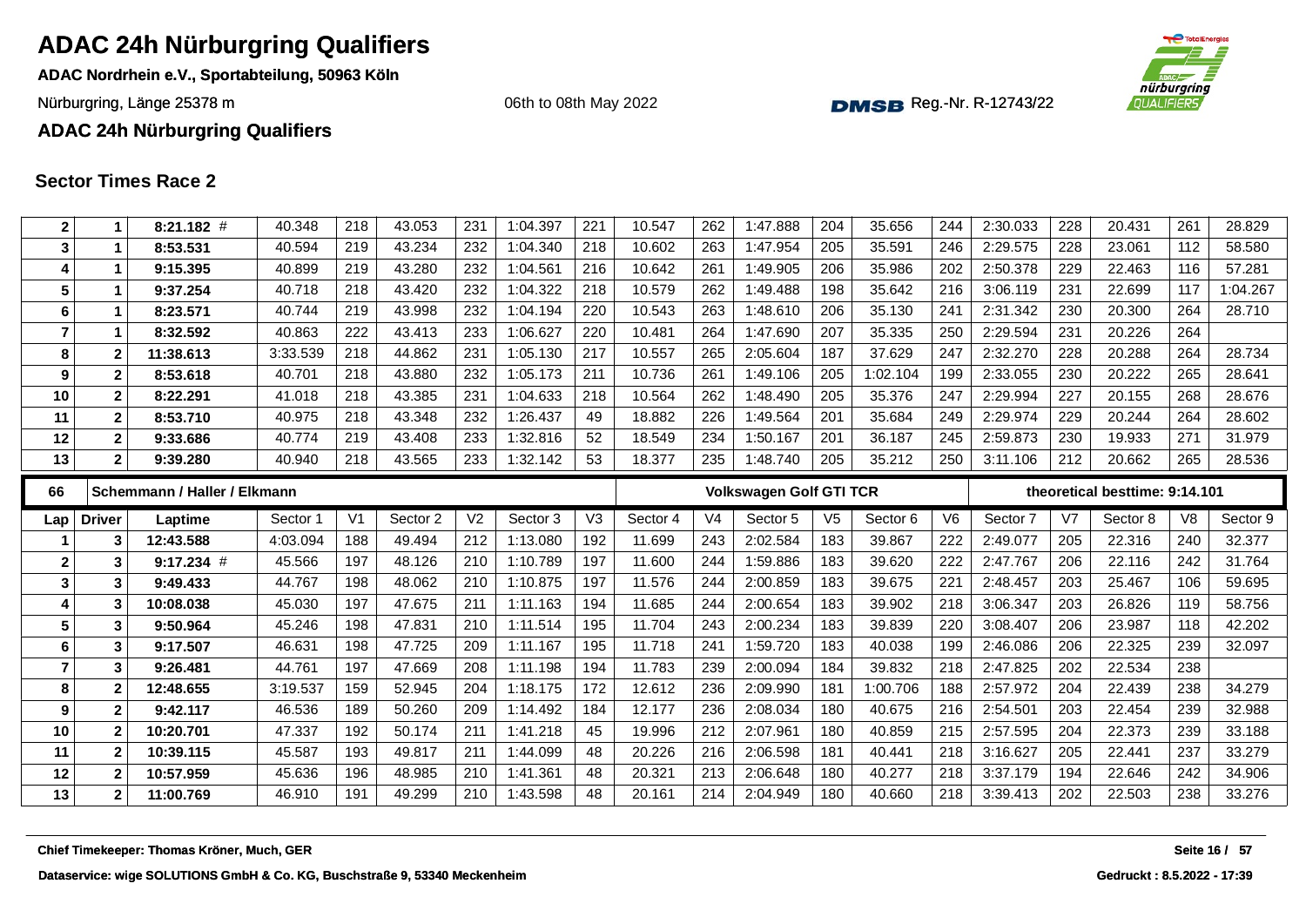# ADAC 24h Nürburgring Qualifiers

**ADAC Nordrhein e.V., Sportabteilung, 50963 Köln**

Nürburgring, Länge 25378 m

06th to 08th May 2022

Reg.-Nr. R-12743/22

**ADAC 24h Nürburgring Qualifiers**

## Sector Times Race 2

| Lap | Driver | Laptime | Sector 1 | V1 | Sector 2 | V2 | Sector 3 | V3 | Sector 4 | V4 | Sector 5 | V5 | Sector 6 | V6 | Sector 7 | V7 | Sector 8 | V8 | Sector 9 |
|---|---|---|---|---|---|---|---|---|---|---|---|---|---|---|---|---|---|---|---|
| 2 | 1 | 8:21.182 # | 40.348 | 218 | 43.053 | 231 | 1:04.397 | 221 | 10.547 | 262 | 1:47.888 | 204 | 35.656 | 244 | 2:30.033 | 228 | 20.431 | 261 | 28.829 |
| 3 | 1 | 8:53.531 | 40.594 | 219 | 43.234 | 232 | 1:04.340 | 218 | 10.602 | 263 | 1:47.954 | 205 | 35.591 | 246 | 2:29.575 | 228 | 23.061 | 112 | 58.580 |
| 4 | 1 | 9:15.395 | 40.899 | 219 | 43.280 | 232 | 1:04.561 | 216 | 10.642 | 261 | 1:49.905 | 206 | 35.986 | 202 | 2:50.378 | 229 | 22.463 | 116 | 57.281 |
| 5 | 1 | 9:37.254 | 40.718 | 218 | 43.420 | 232 | 1:04.322 | 218 | 10.579 | 262 | 1:49.488 | 198 | 35.642 | 216 | 3:06.119 | 231 | 22.699 | 117 | 1:04.267 |
| 6 | 1 | 8:23.571 | 40.744 | 219 | 43.998 | 232 | 1:04.194 | 220 | 10.543 | 263 | 1:48.610 | 206 | 35.130 | 241 | 2:31.342 | 230 | 20.300 | 264 | 28.710 |
| 7 | 1 | 8:32.592 | 40.863 | 222 | 43.413 | 233 | 1:06.627 | 220 | 10.481 | 264 | 1:47.690 | 207 | 35.335 | 250 | 2:29.594 | 231 | 20.226 | 264 | |
| 8 | 2 | 11:38.613 | 3:33.539 | 218 | 44.862 | 231 | 1:05.130 | 217 | 10.557 | 265 | 2:05.604 | 187 | 37.629 | 247 | 2:32.270 | 228 | 20.288 | 264 | 28.734 |
| 9 | 2 | 8:53.618 | 40.701 | 218 | 43.880 | 232 | 1:05.173 | 211 | 10.736 | 261 | 1:49.106 | 205 | 1:02.104 | 199 | 2:33.055 | 230 | 20.222 | 265 | 28.641 |
| 10 | 2 | 8:22.291 | 41.018 | 218 | 43.385 | 231 | 1:04.633 | 218 | 10.564 | 262 | 1:48.490 | 205 | 35.376 | 247 | 2:29.994 | 227 | 20.155 | 268 | 28.676 |
| 11 | 2 | 8:53.710 | 40.975 | 218 | 43.348 | 232 | 1:26.437 | 49 | 18.882 | 226 | 1:49.564 | 201 | 35.684 | 249 | 2:29.974 | 229 | 20.244 | 264 | 28.602 |
| 12 | 2 | 9:33.686 | 40.774 | 219 | 43.408 | 233 | 1:32.816 | 52 | 18.549 | 234 | 1:50.167 | 201 | 36.187 | 245 | 2:59.873 | 230 | 19.933 | 271 | 31.979 |
| 13 | 2 | 9:39.280 | 40.940 | 218 | 43.565 | 233 | 1:32.142 | 53 | 18.377 | 235 | 1:48.740 | 205 | 35.212 | 250 | 3:11.106 | 212 | 20.662 | 265 | 28.536 |

**66 — Schemmann / Haller / Elkmann — Volkswagen Golf GTI TCR — theoretical besttime: 9:14.101**

| Lap | Driver | Laptime | Sector 1 | V1 | Sector 2 | V2 | Sector 3 | V3 | Sector 4 | V4 | Sector 5 | V5 | Sector 6 | V6 | Sector 7 | V7 | Sector 8 | V8 | Sector 9 |
|---|---|---|---|---|---|---|---|---|---|---|---|---|---|---|---|---|---|---|---|
| 1 | 3 | 12:43.588 | 4:03.094 | 188 | 49.494 | 212 | 1:13.080 | 192 | 11.699 | 243 | 2:02.584 | 183 | 39.867 | 222 | 2:49.077 | 205 | 22.316 | 240 | 32.377 |
| 2 | 3 | 9:17.234 # | 45.566 | 197 | 48.126 | 210 | 1:10.789 | 197 | 11.600 | 244 | 1:59.886 | 183 | 39.620 | 222 | 2:47.767 | 206 | 22.116 | 242 | 31.764 |
| 3 | 3 | 9:49.433 | 44.767 | 198 | 48.062 | 210 | 1:10.875 | 197 | 11.576 | 244 | 2:00.859 | 183 | 39.675 | 221 | 2:48.457 | 203 | 25.467 | 106 | 59.695 |
| 4 | 3 | 10:08.038 | 45.030 | 197 | 47.675 | 211 | 1:11.163 | 194 | 11.685 | 244 | 2:00.654 | 183 | 39.902 | 218 | 3:06.347 | 203 | 26.826 | 119 | 58.756 |
| 5 | 3 | 9:50.964 | 45.246 | 198 | 47.831 | 210 | 1:11.514 | 195 | 11.704 | 243 | 2:00.234 | 183 | 39.839 | 220 | 3:08.407 | 206 | 23.987 | 118 | 42.202 |
| 6 | 3 | 9:17.507 | 46.631 | 198 | 47.725 | 209 | 1:11.167 | 195 | 11.718 | 241 | 1:59.720 | 183 | 40.038 | 199 | 2:46.086 | 206 | 22.325 | 239 | 32.097 |
| 7 | 3 | 9:26.481 | 44.761 | 197 | 47.669 | 208 | 1:11.198 | 194 | 11.783 | 239 | 2:00.094 | 184 | 39.832 | 218 | 2:47.825 | 202 | 22.534 | 238 | |
| 8 | 2 | 12:48.655 | 3:19.537 | 159 | 52.945 | 204 | 1:18.175 | 172 | 12.612 | 236 | 2:09.990 | 181 | 1:00.706 | 188 | 2:57.972 | 204 | 22.439 | 238 | 34.279 |
| 9 | 2 | 9:42.117 | 46.536 | 189 | 50.260 | 209 | 1:14.492 | 184 | 12.177 | 236 | 2:08.034 | 180 | 40.675 | 216 | 2:54.501 | 203 | 22.454 | 239 | 32.988 |
| 10 | 2 | 10:20.701 | 47.337 | 192 | 50.174 | 211 | 1:41.218 | 45 | 19.996 | 212 | 2:07.961 | 180 | 40.859 | 215 | 2:57.595 | 204 | 22.373 | 239 | 33.188 |
| 11 | 2 | 10:39.115 | 45.587 | 193 | 49.817 | 211 | 1:44.099 | 48 | 20.226 | 216 | 2:06.598 | 181 | 40.441 | 218 | 3:16.627 | 205 | 22.441 | 237 | 33.279 |
| 12 | 2 | 10:57.959 | 45.636 | 196 | 48.985 | 210 | 1:41.361 | 48 | 20.321 | 213 | 2:06.648 | 180 | 40.277 | 218 | 3:37.179 | 194 | 22.646 | 242 | 34.906 |
| 13 | 2 | 11:00.769 | 46.910 | 191 | 49.299 | 210 | 1:43.598 | 48 | 20.161 | 214 | 2:04.949 | 180 | 40.660 | 218 | 3:39.413 | 202 | 22.503 | 238 | 33.276 |

**Chief Timekeeper: Thomas Kröner, Much, GER**

**Dataservice: wige SOLUTIONS GmbH & Co. KG, Buschstraße 9, 53340 Meckenheim**

**Gedruckt : 8.5.2022 - 17:39**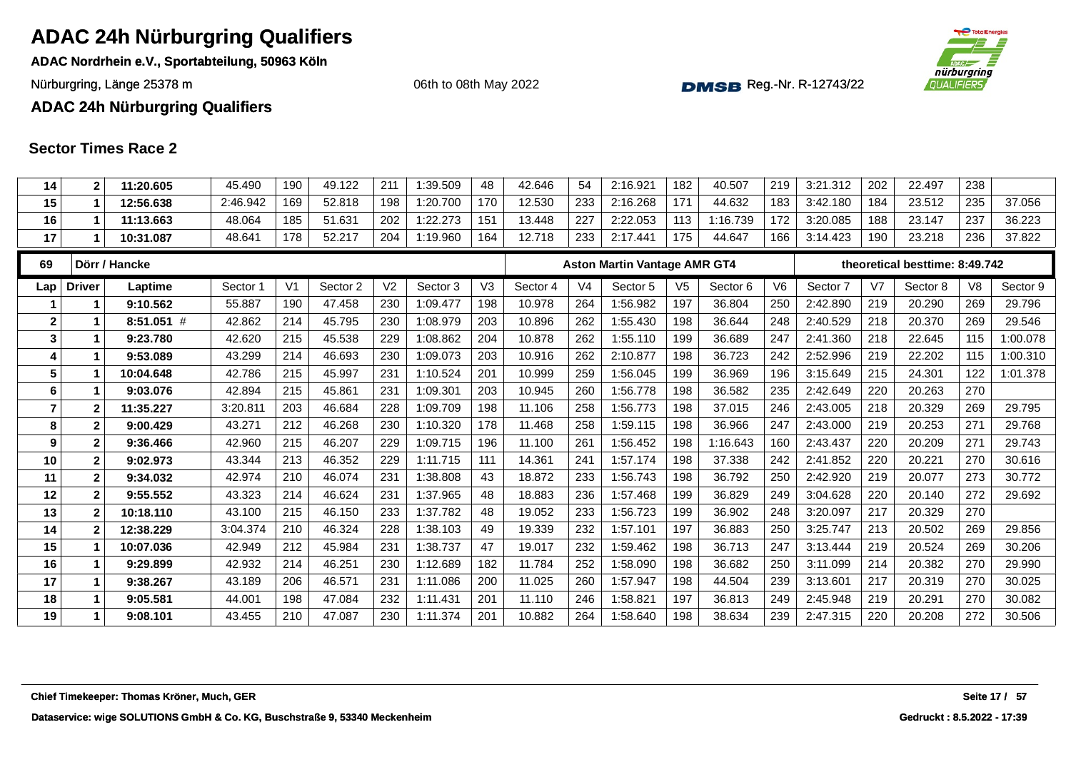## Sector Times Race 2

| Lap | Driver | Laptime | Sector 1 | V1 | Sector 2 | V2 | Sector 3 | V3 | Sector 4 | V4 | Sector 5 | V5 | Sector 6 | V6 | Sector 7 | V7 | Sector 8 | V8 | Sector 9 |
|---|---|---|---|---|---|---|---|---|---|---|---|---|---|---|---|---|---|---|---|
| 14 | 2 | 11:20.605 | 45.490 | 190 | 49.122 | 211 | 1:39.509 | 48 | 42.646 | 54 | 2:16.921 | 182 | 40.507 | 219 | 3:21.312 | 202 | 22.497 | 238 | |
| 15 | 1 | 12:56.638 | 2:46.942 | 169 | 52.818 | 198 | 1:20.700 | 170 | 12.530 | 233 | 2:16.268 | 171 | 44.632 | 183 | 3:42.180 | 184 | 23.512 | 235 | 37.056 |
| 16 | 1 | 11:13.663 | 48.064 | 185 | 51.631 | 202 | 1:22.273 | 151 | 13.448 | 227 | 2:22.053 | 113 | 1:16.739 | 172 | 3:20.085 | 188 | 23.147 | 237 | 36.223 |
| 17 | 1 | 10:31.087 | 48.641 | 178 | 52.217 | 204 | 1:19.960 | 164 | 12.718 | 233 | 2:17.441 | 175 | 44.647 | 166 | 3:14.423 | 190 | 23.218 | 236 | 37.822 |

**69 — Dörr / Hancke — Aston Martin Vantage AMR GT4 — theoretical besttime: 8:49.742**

| Lap | Driver | Laptime | Sector 1 | V1 | Sector 2 | V2 | Sector 3 | V3 | Sector 4 | V4 | Sector 5 | V5 | Sector 6 | V6 | Sector 7 | V7 | Sector 8 | V8 | Sector 9 |
|---|---|---|---|---|---|---|---|---|---|---|---|---|---|---|---|---|---|---|---|
| 1 | 1 | 9:10.562 | 55.887 | 190 | 47.458 | 230 | 1:09.477 | 198 | 10.978 | 264 | 1:56.982 | 197 | 36.804 | 250 | 2:42.890 | 219 | 20.290 | 269 | 29.796 |
| 2 | 1 | 8:51.051 # | 42.862 | 214 | 45.795 | 230 | 1:08.979 | 203 | 10.896 | 262 | 1:55.430 | 198 | 36.644 | 248 | 2:40.529 | 218 | 20.370 | 269 | 29.546 |
| 3 | 1 | 9:23.780 | 42.620 | 215 | 45.538 | 229 | 1:08.862 | 204 | 10.878 | 262 | 1:55.110 | 199 | 36.689 | 247 | 2:41.360 | 218 | 22.645 | 115 | 1:00.078 |
| 4 | 1 | 9:53.089 | 43.299 | 214 | 46.693 | 230 | 1:09.073 | 203 | 10.916 | 262 | 2:10.877 | 198 | 36.723 | 242 | 2:52.996 | 219 | 22.202 | 115 | 1:00.310 |
| 5 | 1 | 10:04.648 | 42.786 | 215 | 45.997 | 231 | 1:10.524 | 201 | 10.999 | 259 | 1:56.045 | 199 | 36.969 | 196 | 3:15.649 | 215 | 24.301 | 122 | 1:01.378 |
| 6 | 1 | 9:03.076 | 42.894 | 215 | 45.861 | 231 | 1:09.301 | 203 | 10.945 | 260 | 1:56.778 | 198 | 36.582 | 235 | 2:42.649 | 220 | 20.263 | 270 | |
| 7 | 2 | 11:35.227 | 3:20.811 | 203 | 46.684 | 228 | 1:09.709 | 198 | 11.106 | 258 | 1:56.773 | 198 | 37.015 | 246 | 2:43.005 | 218 | 20.329 | 269 | 29.795 |
| 8 | 2 | 9:00.429 | 43.271 | 212 | 46.268 | 230 | 1:10.320 | 178 | 11.468 | 258 | 1:59.115 | 198 | 36.966 | 247 | 2:43.000 | 219 | 20.253 | 271 | 29.768 |
| 9 | 2 | 9:36.466 | 42.960 | 215 | 46.207 | 229 | 1:09.715 | 196 | 11.100 | 261 | 1:56.452 | 198 | 1:16.643 | 160 | 2:43.437 | 220 | 20.209 | 271 | 29.743 |
| 10 | 2 | 9:02.973 | 43.344 | 213 | 46.352 | 229 | 1:11.715 | 111 | 14.361 | 241 | 1:57.174 | 198 | 37.338 | 242 | 2:41.852 | 220 | 20.221 | 270 | 30.616 |
| 11 | 2 | 9:34.032 | 42.974 | 210 | 46.074 | 231 | 1:38.808 | 43 | 18.872 | 233 | 1:56.743 | 198 | 36.792 | 250 | 2:42.920 | 219 | 20.077 | 273 | 30.772 |
| 12 | 2 | 9:55.552 | 43.323 | 214 | 46.624 | 231 | 1:37.965 | 48 | 18.883 | 236 | 1:57.468 | 199 | 36.829 | 249 | 3:04.628 | 220 | 20.140 | 272 | 29.692 |
| 13 | 2 | 10:18.110 | 43.100 | 215 | 46.150 | 233 | 1:37.782 | 48 | 19.052 | 233 | 1:56.723 | 199 | 36.902 | 248 | 3:20.097 | 217 | 20.329 | 270 | |
| 14 | 2 | 12:38.229 | 3:04.374 | 210 | 46.324 | 228 | 1:38.103 | 49 | 19.339 | 232 | 1:57.101 | 197 | 36.883 | 250 | 3:25.747 | 213 | 20.502 | 269 | 29.856 |
| 15 | 1 | 10:07.036 | 42.949 | 212 | 45.984 | 231 | 1:38.737 | 47 | 19.017 | 232 | 1:59.462 | 198 | 36.713 | 247 | 3:13.444 | 219 | 20.524 | 269 | 30.206 |
| 16 | 1 | 9:29.899 | 42.932 | 214 | 46.251 | 230 | 1:12.689 | 182 | 11.784 | 252 | 1:58.090 | 198 | 36.682 | 250 | 3:11.099 | 214 | 20.382 | 270 | 29.990 |
| 17 | 1 | 9:38.267 | 43.189 | 206 | 46.571 | 231 | 1:11.086 | 200 | 11.025 | 260 | 1:57.947 | 198 | 44.504 | 239 | 3:13.601 | 217 | 20.319 | 270 | 30.025 |
| 18 | 1 | 9:05.581 | 44.001 | 198 | 47.084 | 232 | 1:11.431 | 201 | 11.110 | 246 | 1:58.821 | 197 | 36.813 | 249 | 2:45.948 | 219 | 20.291 | 270 | 30.082 |
| 19 | 1 | 9:08.101 | 43.455 | 210 | 47.087 | 230 | 1:11.374 | 201 | 10.882 | 264 | 1:58.640 | 198 | 38.634 | 239 | 2:47.315 | 220 | 20.208 | 272 | 30.506 |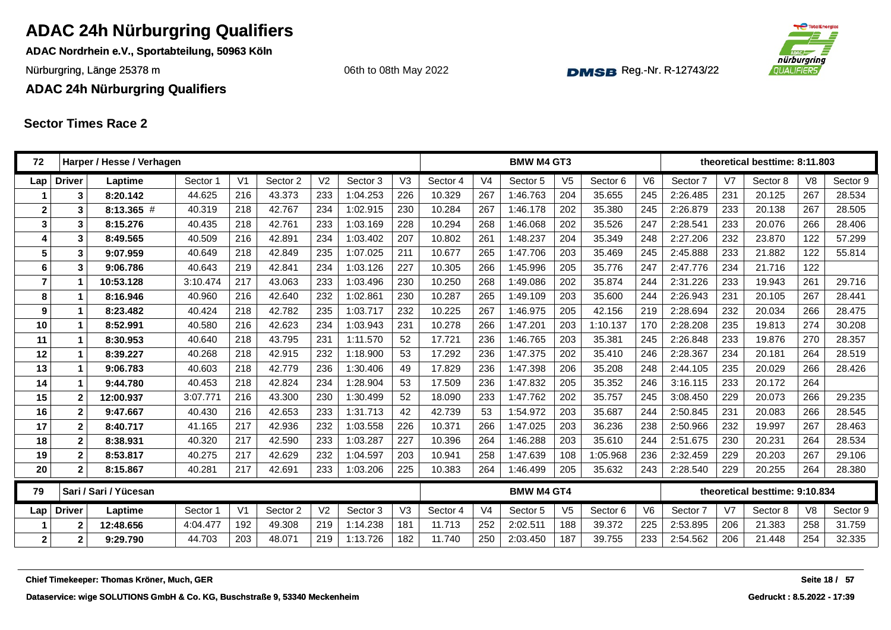# ADAC 24h Nürburgring Qualifiers

**ADAC Nordrhein e.V., Sportabteilung, 50963 Köln**

Nürburgring, Länge 25378 m

06th to 08th May 2022

Reg.-Nr. R-12743/22

**ADAC 24h Nürburgring Qualifiers**

## Sector Times Race 2

| 72 | Harper / Hesse / Verhagen | | | | | | | | | | BMW M4 GT3 | | | | | | theoretical besttime: 8:11.803 | | |
|---|---|---|---|---|---|---|---|---|---|---|---|---|---|---|---|---|---|---|---|
| Lap | Driver | Laptime | Sector 1 | V1 | Sector 2 | V2 | Sector 3 | V3 | Sector 4 | V4 | Sector 5 | V5 | Sector 6 | V6 | Sector 7 | V7 | Sector 8 | V8 | Sector 9 |
| 1 | 3 | 8:20.142 | 44.625 | 216 | 43.373 | 233 | 1:04.253 | 226 | 10.329 | 267 | 1:46.763 | 204 | 35.655 | 245 | 2:26.485 | 231 | 20.125 | 267 | 28.534 |
| 2 | 3 | 8:13.365 # | 40.319 | 218 | 42.767 | 234 | 1:02.915 | 230 | 10.284 | 267 | 1:46.178 | 202 | 35.380 | 245 | 2:26.879 | 233 | 20.138 | 267 | 28.505 |
| 3 | 3 | 8:15.276 | 40.435 | 218 | 42.761 | 233 | 1:03.169 | 228 | 10.294 | 268 | 1:46.068 | 202 | 35.526 | 247 | 2:28.541 | 233 | 20.076 | 266 | 28.406 |
| 4 | 3 | 8:49.565 | 40.509 | 216 | 42.891 | 234 | 1:03.402 | 207 | 10.802 | 261 | 1:48.237 | 204 | 35.349 | 248 | 2:27.206 | 232 | 23.870 | 122 | 57.299 |
| 5 | 3 | 9:07.959 | 40.649 | 218 | 42.849 | 235 | 1:07.025 | 211 | 10.677 | 265 | 1:47.706 | 203 | 35.469 | 245 | 2:45.888 | 233 | 21.882 | 122 | 55.814 |
| 6 | 3 | 9:06.786 | 40.643 | 219 | 42.841 | 234 | 1:03.126 | 227 | 10.305 | 266 | 1:45.996 | 205 | 35.776 | 247 | 2:47.776 | 234 | 21.716 | 122 | |
| 7 | 1 | 10:53.128 | 3:10.474 | 217 | 43.063 | 233 | 1:03.496 | 230 | 10.250 | 268 | 1:49.086 | 202 | 35.874 | 244 | 2:31.226 | 233 | 19.943 | 261 | 29.716 |
| 8 | 1 | 8:16.946 | 40.960 | 216 | 42.640 | 232 | 1:02.861 | 230 | 10.287 | 265 | 1:49.109 | 203 | 35.600 | 244 | 2:26.943 | 231 | 20.105 | 267 | 28.441 |
| 9 | 1 | 8:23.482 | 40.424 | 218 | 42.782 | 235 | 1:03.717 | 232 | 10.225 | 267 | 1:46.975 | 205 | 42.156 | 219 | 2:28.694 | 232 | 20.034 | 266 | 28.475 |
| 10 | 1 | 8:52.991 | 40.580 | 216 | 42.623 | 234 | 1:03.943 | 231 | 10.278 | 266 | 1:47.201 | 203 | 1:10.137 | 170 | 2:28.208 | 235 | 19.813 | 274 | 30.208 |
| 11 | 1 | 8:30.953 | 40.640 | 218 | 43.795 | 231 | 1:11.570 | 52 | 17.721 | 236 | 1:46.765 | 203 | 35.381 | 245 | 2:26.848 | 233 | 19.876 | 270 | 28.357 |
| 12 | 1 | 8:39.227 | 40.268 | 218 | 42.915 | 232 | 1:18.900 | 53 | 17.292 | 236 | 1:47.375 | 202 | 35.410 | 246 | 2:28.367 | 234 | 20.181 | 264 | 28.519 |
| 13 | 1 | 9:06.783 | 40.603 | 218 | 42.779 | 236 | 1:30.406 | 49 | 17.829 | 236 | 1:47.398 | 206 | 35.208 | 248 | 2:44.105 | 235 | 20.029 | 266 | 28.426 |
| 14 | 1 | 9:44.780 | 40.453 | 218 | 42.824 | 234 | 1:28.904 | 53 | 17.509 | 236 | 1:47.832 | 205 | 35.352 | 246 | 3:16.115 | 233 | 20.172 | 264 | |
| 15 | 2 | 12:00.937 | 3:07.771 | 216 | 43.300 | 230 | 1:30.499 | 52 | 18.090 | 233 | 1:47.762 | 202 | 35.757 | 245 | 3:08.450 | 229 | 20.073 | 266 | 29.235 |
| 16 | 2 | 9:47.667 | 40.430 | 216 | 42.653 | 233 | 1:31.713 | 42 | 42.739 | 53 | 1:54.972 | 203 | 35.687 | 244 | 2:50.845 | 231 | 20.083 | 266 | 28.545 |
| 17 | 2 | 8:40.717 | 41.165 | 217 | 42.936 | 232 | 1:03.558 | 226 | 10.371 | 266 | 1:47.025 | 203 | 36.236 | 238 | 2:50.966 | 232 | 19.997 | 267 | 28.463 |
| 18 | 2 | 8:38.931 | 40.320 | 217 | 42.590 | 233 | 1:03.287 | 227 | 10.396 | 264 | 1:46.288 | 203 | 35.610 | 244 | 2:51.675 | 230 | 20.231 | 264 | 28.534 |
| 19 | 2 | 8:53.817 | 40.275 | 217 | 42.629 | 232 | 1:04.597 | 203 | 10.941 | 258 | 1:47.639 | 108 | 1:05.968 | 236 | 2:32.459 | 229 | 20.203 | 267 | 29.106 |
| 20 | 2 | 8:15.867 | 40.281 | 217 | 42.691 | 233 | 1:03.206 | 225 | 10.383 | 264 | 1:46.499 | 205 | 35.632 | 243 | 2:28.540 | 229 | 20.255 | 264 | 28.380 |

| 79 | Sari / Sari / Yücesan | | | | | | | | | | BMW M4 GT4 | | | | | | theoretical besttime: 9:10.834 | | |
|---|---|---|---|---|---|---|---|---|---|---|---|---|---|---|---|---|---|---|---|
| Lap | Driver | Laptime | Sector 1 | V1 | Sector 2 | V2 | Sector 3 | V3 | Sector 4 | V4 | Sector 5 | V5 | Sector 6 | V6 | Sector 7 | V7 | Sector 8 | V8 | Sector 9 |
| 1 | 2 | 12:48.656 | 4:04.477 | 192 | 49.308 | 219 | 1:14.238 | 181 | 11.713 | 252 | 2:02.511 | 188 | 39.372 | 225 | 2:53.895 | 206 | 21.383 | 258 | 31.759 |
| 2 | 2 | 9:29.790 | 44.703 | 203 | 48.071 | 219 | 1:13.726 | 182 | 11.740 | 250 | 2:03.450 | 187 | 39.755 | 233 | 2:54.562 | 206 | 21.448 | 254 | 32.335 |

**Chief Timekeeper: Thomas Kröner, Much, GER**

**Dataservice: wige SOLUTIONS GmbH & Co. KG, Buschstraße 9, 53340 Meckenheim**

**Gedruckt : 8.5.2022 - 17:39**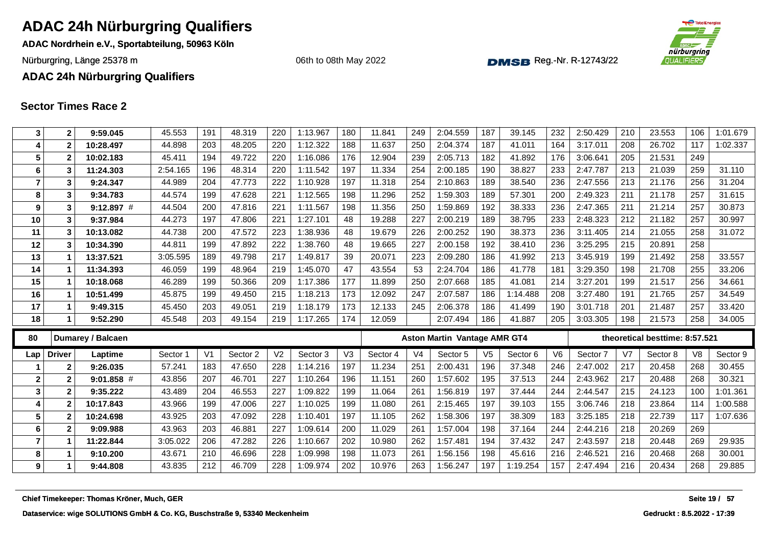# ADAC 24h Nürburgring Qualifiers

**ADAC Nordrhein e.V., Sportabteilung, 50963 Köln**

Nürburgring, Länge 25378 m

06th to 08th May 2022

Reg.-Nr. R-12743/22

**ADAC 24h Nürburgring Qualifiers**

## Sector Times Race 2

| Lap | Driver | Laptime | Sector 1 | V1 | Sector 2 | V2 | Sector 3 | V3 | Sector 4 | V4 | Sector 5 | V5 | Sector 6 | V6 | Sector 7 | V7 | Sector 8 | V8 | Sector 9 |
|---|---|---|---|---|---|---|---|---|---|---|---|---|---|---|---|---|---|---|---|
| 3 | 2 | **9:59.045** | 45.553 | 191 | 48.319 | 220 | 1:13.967 | 180 | 11.841 | 249 | 2:04.559 | 187 | 39.145 | 232 | 2:50.429 | 210 | 23.553 | 106 | 1:01.679 |
| 4 | 2 | **10:28.497** | 44.898 | 203 | 48.205 | 220 | 1:12.322 | 188 | 11.637 | 250 | 2:04.374 | 187 | 41.011 | 164 | 3:17.011 | 208 | 26.702 | 117 | 1:02.337 |
| 5 | 2 | **10:02.183** | 45.411 | 194 | 49.722 | 220 | 1:16.086 | 176 | 12.904 | 239 | 2:05.713 | 182 | 41.892 | 176 | 3:06.641 | 205 | 21.531 | 249 | |
| 6 | 3 | **11:24.303** | 2:54.165 | 196 | 48.314 | 220 | 1:11.542 | 197 | 11.334 | 254 | 2:00.185 | 190 | 38.827 | 233 | 2:47.787 | 213 | 21.039 | 259 | 31.110 |
| 7 | 3 | **9:24.347** | 44.989 | 204 | 47.773 | 222 | 1:10.928 | 197 | 11.318 | 254 | 2:10.863 | 189 | 38.540 | 236 | 2:47.556 | 213 | 21.176 | 256 | 31.204 |
| 8 | 3 | **9:34.783** | 44.574 | 199 | 47.628 | 221 | 1:12.565 | 198 | 11.296 | 252 | 1:59.303 | 189 | 57.301 | 200 | 2:49.323 | 211 | 21.178 | 257 | 31.615 |
| 9 | 3 | **9:12.897** # | 44.504 | 200 | 47.816 | 221 | 1:11.567 | 198 | 11.356 | 250 | 1:59.869 | 192 | 38.333 | 236 | 2:47.365 | 211 | 21.214 | 257 | 30.873 |
| 10 | 3 | **9:37.984** | 44.273 | 197 | 47.806 | 221 | 1:27.101 | 48 | 19.288 | 227 | 2:00.219 | 189 | 38.795 | 233 | 2:48.323 | 212 | 21.182 | 257 | 30.997 |
| 11 | 3 | **10:13.082** | 44.738 | 200 | 47.572 | 223 | 1:38.936 | 48 | 19.679 | 226 | 2:00.252 | 190 | 38.373 | 236 | 3:11.405 | 214 | 21.055 | 258 | 31.072 |
| 12 | 3 | **10:34.390** | 44.811 | 199 | 47.892 | 222 | 1:38.760 | 48 | 19.665 | 227 | 2:00.158 | 192 | 38.410 | 236 | 3:25.295 | 215 | 20.891 | 258 | |
| 13 | 1 | **13:37.521** | 3:05.595 | 189 | 49.798 | 217 | 1:49.817 | 39 | 20.071 | 223 | 2:09.280 | 186 | 41.992 | 213 | 3:45.919 | 199 | 21.492 | 258 | 33.557 |
| 14 | 1 | **11:34.393** | 46.059 | 199 | 48.964 | 219 | 1:45.070 | 47 | 43.554 | 53 | 2:24.704 | 186 | 41.778 | 181 | 3:29.350 | 198 | 21.708 | 255 | 33.206 |
| 15 | 1 | **10:18.068** | 46.289 | 199 | 50.366 | 209 | 1:17.386 | 177 | 11.899 | 250 | 2:07.668 | 185 | 41.081 | 214 | 3:27.201 | 199 | 21.517 | 256 | 34.661 |
| 16 | 1 | **10:51.499** | 45.875 | 199 | 49.450 | 215 | 1:18.213 | 173 | 12.092 | 247 | 2:07.587 | 186 | 1:14.488 | 208 | 3:27.480 | 191 | 21.765 | 257 | 34.549 |
| 17 | 1 | **9:49.315** | 45.450 | 203 | 49.051 | 219 | 1:18.179 | 173 | 12.133 | 245 | 2:06.378 | 186 | 41.499 | 190 | 3:01.718 | 201 | 21.487 | 257 | 33.420 |
| 18 | 1 | **9:52.290** | 45.548 | 203 | 49.154 | 219 | 1:17.265 | 174 | 12.059 | | 2:07.494 | 186 | 41.887 | 205 | 3:03.305 | 198 | 21.573 | 258 | 34.005 |

| **80** | **Dumarey / Balcaen** | | | | | | | | **Aston Martin Vantage AMR GT4** | | | | | | **theoretical besttime: 8:57.521** | | | | |
|---|---|---|---|---|---|---|---|---|---|---|---|---|---|---|---|---|---|---|---|
| Lap | Driver | Laptime | Sector 1 | V1 | Sector 2 | V2 | Sector 3 | V3 | Sector 4 | V4 | Sector 5 | V5 | Sector 6 | V6 | Sector 7 | V7 | Sector 8 | V8 | Sector 9 |
| 1 | 2 | **9:26.035** | 57.241 | 183 | 47.650 | 228 | 1:14.216 | 197 | 11.234 | 251 | 2:00.431 | 196 | 37.348 | 246 | 2:47.002 | 217 | 20.458 | 268 | 30.455 |
| 2 | 2 | **9:01.858** # | 43.856 | 207 | 46.701 | 227 | 1:10.264 | 196 | 11.151 | 260 | 1:57.602 | 195 | 37.513 | 244 | 2:43.962 | 217 | 20.488 | 268 | 30.321 |
| 3 | 2 | **9:35.222** | 43.489 | 204 | 46.553 | 227 | 1:09.822 | 199 | 11.064 | 261 | 1:56.819 | 197 | 37.444 | 244 | 2:44.547 | 215 | 24.123 | 100 | 1:01.361 |
| 4 | 2 | **10:17.843** | 43.966 | 199 | 47.006 | 227 | 1:10.025 | 199 | 11.080 | 261 | 2:15.465 | 197 | 39.103 | 155 | 3:06.746 | 218 | 23.864 | 114 | 1:00.588 |
| 5 | 2 | **10:24.698** | 43.925 | 203 | 47.092 | 228 | 1:10.401 | 197 | 11.105 | 262 | 1:58.306 | 197 | 38.309 | 183 | 3:25.185 | 218 | 22.739 | 117 | 1:07.636 |
| 6 | 2 | **9:09.988** | 43.963 | 203 | 46.881 | 227 | 1:09.614 | 200 | 11.029 | 261 | 1:57.004 | 198 | 37.164 | 244 | 2:44.216 | 218 | 20.269 | 269 | |
| 7 | 1 | **11:22.844** | 3:05.022 | 206 | 47.282 | 226 | 1:10.667 | 202 | 10.980 | 262 | 1:57.481 | 194 | 37.432 | 247 | 2:43.597 | 218 | 20.448 | 269 | 29.935 |
| 8 | 1 | **9:10.200** | 43.671 | 210 | 46.696 | 228 | 1:09.998 | 198 | 11.073 | 261 | 1:56.156 | 198 | 45.616 | 216 | 2:46.521 | 216 | 20.468 | 268 | 30.001 |
| 9 | 1 | **9:44.808** | 43.835 | 212 | 46.709 | 228 | 1:09.974 | 202 | 10.976 | 263 | 1:56.247 | 197 | 1:19.254 | 157 | 2:47.494 | 216 | 20.434 | 268 | 29.885 |

**Chief Timekeeper: Thomas Kröner, Much, GER**

**Dataservice: wige SOLUTIONS GmbH & Co. KG, Buschstraße 9, 53340 Meckenheim**

**Gedruckt : 8.5.2022 - 17:39**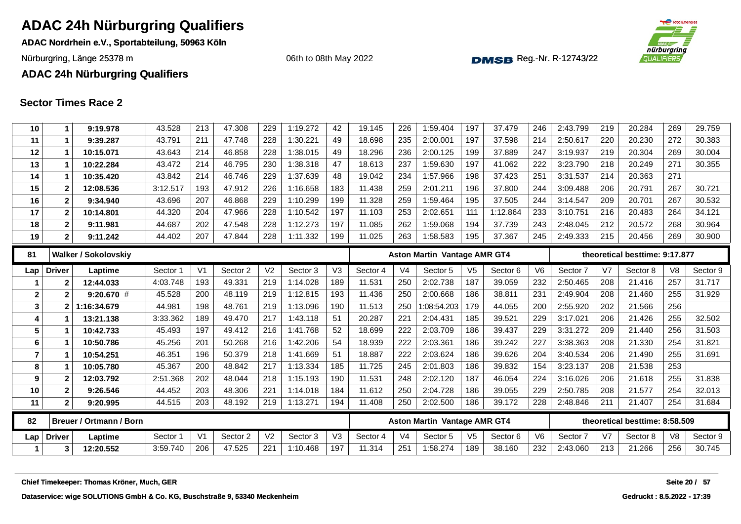# ADAC 24h Nürburgring Qualifiers

**ADAC Nordrhein e.V., Sportabteilung, 50963 Köln**

Nürburgring, Länge 25378 m

06th to 08th May 2022

Reg.-Nr. R-12743/22

**ADAC 24h Nürburgring Qualifiers**

## Sector Times Race 2

| Lap | Driver | Laptime | Sector 1 | V1 | Sector 2 | V2 | Sector 3 | V3 | Sector 4 | V4 | Sector 5 | V5 | Sector 6 | V6 | Sector 7 | V7 | Sector 8 | V8 | Sector 9 |
|---|---|---|---|---|---|---|---|---|---|---|---|---|---|---|---|---|---|---|---|
| 10 | 1 | 9:19.978 | 43.528 | 213 | 47.308 | 229 | 1:19.272 | 42 | 19.145 | 226 | 1:59.404 | 197 | 37.479 | 246 | 2:43.799 | 219 | 20.284 | 269 | 29.759 |
| 11 | 1 | 9:39.287 | 43.791 | 211 | 47.748 | 228 | 1:30.221 | 49 | 18.698 | 235 | 2:00.001 | 197 | 37.598 | 214 | 2:50.617 | 220 | 20.230 | 272 | 30.383 |
| 12 | 1 | 10:15.071 | 43.643 | 214 | 46.858 | 228 | 1:38.015 | 49 | 18.296 | 236 | 2:00.125 | 199 | 37.889 | 247 | 3:19.937 | 219 | 20.304 | 269 | 30.004 |
| 13 | 1 | 10:22.284 | 43.472 | 214 | 46.795 | 230 | 1:38.318 | 47 | 18.613 | 237 | 1:59.630 | 197 | 41.062 | 222 | 3:23.790 | 218 | 20.249 | 271 | 30.355 |
| 14 | 1 | 10:35.420 | 43.842 | 214 | 46.746 | 229 | 1:37.639 | 48 | 19.042 | 234 | 1:57.966 | 198 | 37.423 | 251 | 3:31.537 | 214 | 20.363 | 271 | |
| 15 | 2 | 12:08.536 | 3:12.517 | 193 | 47.912 | 226 | 1:16.658 | 183 | 11.438 | 259 | 2:01.211 | 196 | 37.800 | 244 | 3:09.488 | 206 | 20.791 | 267 | 30.721 |
| 16 | 2 | 9:34.940 | 43.696 | 207 | 46.868 | 229 | 1:10.299 | 199 | 11.328 | 259 | 1:59.464 | 195 | 37.505 | 244 | 3:14.547 | 209 | 20.701 | 267 | 30.532 |
| 17 | 2 | 10:14.801 | 44.320 | 204 | 47.966 | 228 | 1:10.542 | 197 | 11.103 | 253 | 2:02.651 | 111 | 1:12.864 | 233 | 3:10.751 | 216 | 20.483 | 264 | 34.121 |
| 18 | 2 | 9:11.981 | 44.687 | 202 | 47.548 | 228 | 1:12.273 | 197 | 11.085 | 262 | 1:59.068 | 194 | 37.739 | 243 | 2:48.045 | 212 | 20.572 | 268 | 30.964 |
| 19 | 2 | 9:11.242 | 44.402 | 207 | 47.844 | 228 | 1:11.332 | 199 | 11.025 | 263 | 1:58.583 | 195 | 37.367 | 245 | 2:49.333 | 215 | 20.456 | 269 | 30.900 |

| 81 | Walker / Sokolovskiy | | | | | | | | Aston Martin Vantage AMR GT4 | | | | | | theoretical besttime: 9:17.877 | | | | |
|---|---|---|---|---|---|---|---|---|---|---|---|---|---|---|---|---|---|---|---|
| **Lap** | **Driver** | **Laptime** | **Sector 1** | **V1** | **Sector 2** | **V2** | **Sector 3** | **V3** | **Sector 4** | **V4** | **Sector 5** | **V5** | **Sector 6** | **V6** | **Sector 7** | **V7** | **Sector 8** | **V8** | **Sector 9** |
| 1 | 2 | 12:44.033 | 4:03.748 | 193 | 49.331 | 219 | 1:14.028 | 189 | 11.531 | 250 | 2:02.738 | 187 | 39.059 | 232 | 2:50.465 | 208 | 21.416 | 257 | 31.717 |
| 2 | 2 | 9:20.670 # | 45.528 | 200 | 48.119 | 219 | 1:12.815 | 193 | 11.436 | 250 | 2:00.668 | 186 | 38.811 | 231 | 2:49.904 | 208 | 21.460 | 255 | 31.929 |
| 3 | 2 | 1:16:34.679 | 44.981 | 198 | 48.761 | 219 | 1:13.096 | 190 | 11.513 | 250 | 1:08:54.203 | 179 | 44.055 | 200 | 2:55.920 | 202 | 21.566 | 256 | |
| 4 | 1 | 13:21.138 | 3:33.362 | 189 | 49.470 | 217 | 1:43.118 | 51 | 20.287 | 221 | 2:04.431 | 185 | 39.521 | 229 | 3:17.021 | 206 | 21.426 | 255 | 32.502 |
| 5 | 1 | 10:42.733 | 45.493 | 197 | 49.412 | 216 | 1:41.768 | 52 | 18.699 | 222 | 2:03.709 | 186 | 39.437 | 229 | 3:31.272 | 209 | 21.440 | 256 | 31.503 |
| 6 | 1 | 10:50.786 | 45.256 | 201 | 50.268 | 216 | 1:42.206 | 54 | 18.939 | 222 | 2:03.361 | 186 | 39.242 | 227 | 3:38.363 | 208 | 21.330 | 254 | 31.821 |
| 7 | 1 | 10:54.251 | 46.351 | 196 | 50.379 | 218 | 1:41.669 | 51 | 18.887 | 222 | 2:03.624 | 186 | 39.626 | 204 | 3:40.534 | 206 | 21.490 | 255 | 31.691 |
| 8 | 1 | 10:05.780 | 45.367 | 200 | 48.842 | 217 | 1:13.334 | 185 | 11.725 | 245 | 2:01.803 | 186 | 39.832 | 154 | 3:23.137 | 208 | 21.538 | 253 | |
| 9 | 2 | 12:03.792 | 2:51.368 | 202 | 48.044 | 218 | 1:15.193 | 190 | 11.531 | 248 | 2:02.120 | 187 | 46.054 | 224 | 3:16.026 | 206 | 21.618 | 255 | 31.838 |
| 10 | 2 | 9:26.546 | 44.452 | 203 | 48.306 | 221 | 1:14.018 | 184 | 11.612 | 250 | 2:04.728 | 186 | 39.055 | 229 | 2:50.785 | 208 | 21.577 | 254 | 32.013 |
| 11 | 2 | 9:20.995 | 44.515 | 203 | 48.192 | 219 | 1:13.271 | 194 | 11.408 | 250 | 2:02.500 | 186 | 39.172 | 228 | 2:48.846 | 211 | 21.407 | 254 | 31.684 |

| 82 | Breuer / Ortmann / Born | | | | | | | | Aston Martin Vantage AMR GT4 | | | | | | theoretical besttime: 8:58.509 | | | | |
|---|---|---|---|---|---|---|---|---|---|---|---|---|---|---|---|---|---|---|---|
| **Lap** | **Driver** | **Laptime** | **Sector 1** | **V1** | **Sector 2** | **V2** | **Sector 3** | **V3** | **Sector 4** | **V4** | **Sector 5** | **V5** | **Sector 6** | **V6** | **Sector 7** | **V7** | **Sector 8** | **V8** | **Sector 9** |
| 1 | 3 | 12:20.552 | 3:59.740 | 206 | 47.525 | 221 | 1:10.468 | 197 | 11.314 | 251 | 1:58.274 | 189 | 38.160 | 232 | 2:43.060 | 213 | 21.266 | 256 | 30.745 |

**Chief Timekeeper: Thomas Kröner, Much, GER**

**Dataservice: wige SOLUTIONS GmbH & Co. KG, Buschstraße 9, 53340 Meckenheim**

**Gedruckt : 8.5.2022 - 17:39**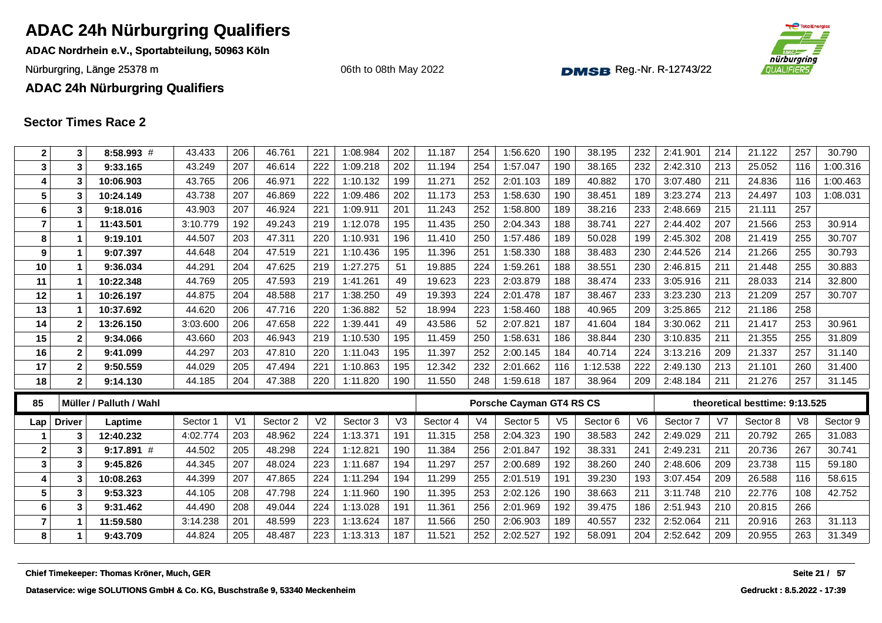# ADAC 24h Nürburgring Qualifiers

**ADAC Nordrhein e.V., Sportabteilung, 50963 Köln**

Nürburgring, Länge 25378 m

06th to 08th May 2022

Reg.-Nr. R-12743/22

**ADAC 24h Nürburgring Qualifiers**

## Sector Times Race 2

| Lap | Driver | Laptime | Sector 1 | V1 | Sector 2 | V2 | Sector 3 | V3 | Sector 4 | V4 | Sector 5 | V5 | Sector 6 | V6 | Sector 7 | V7 | Sector 8 | V8 | Sector 9 |
|---|---|---|---|---|---|---|---|---|---|---|---|---|---|---|---|---|---|---|---|
| 2 | 3 | 8:58.993 # | 43.433 | 206 | 46.761 | 221 | 1:08.984 | 202 | 11.187 | 254 | 1:56.620 | 190 | 38.195 | 232 | 2:41.901 | 214 | 21.122 | 257 | 30.790 |
| 3 | 3 | 9:33.165 | 43.249 | 207 | 46.614 | 222 | 1:09.218 | 202 | 11.194 | 254 | 1:57.047 | 190 | 38.165 | 232 | 2:42.310 | 213 | 25.052 | 116 | 1:00.316 |
| 4 | 3 | 10:06.903 | 43.765 | 206 | 46.971 | 222 | 1:10.132 | 199 | 11.271 | 252 | 2:01.103 | 189 | 40.882 | 170 | 3:07.480 | 211 | 24.836 | 116 | 1:00.463 |
| 5 | 3 | 10:24.149 | 43.738 | 207 | 46.869 | 222 | 1:09.486 | 202 | 11.173 | 253 | 1:58.630 | 190 | 38.451 | 189 | 3:23.274 | 213 | 24.497 | 103 | 1:08.031 |
| 6 | 3 | 9:18.016 | 43.903 | 207 | 46.924 | 221 | 1:09.911 | 201 | 11.243 | 252 | 1:58.800 | 189 | 38.216 | 233 | 2:48.669 | 215 | 21.111 | 257 | |
| 7 | 1 | 11:43.501 | 3:10.779 | 192 | 49.243 | 219 | 1:12.078 | 195 | 11.435 | 250 | 2:04.343 | 188 | 38.741 | 227 | 2:44.402 | 207 | 21.566 | 253 | 30.914 |
| 8 | 1 | 9:19.101 | 44.507 | 203 | 47.311 | 220 | 1:10.931 | 196 | 11.410 | 250 | 1:57.486 | 189 | 50.028 | 199 | 2:45.302 | 208 | 21.419 | 255 | 30.707 |
| 9 | 1 | 9:07.397 | 44.648 | 204 | 47.519 | 221 | 1:10.436 | 195 | 11.396 | 251 | 1:58.330 | 188 | 38.483 | 230 | 2:44.526 | 214 | 21.266 | 255 | 30.793 |
| 10 | 1 | 9:36.034 | 44.291 | 204 | 47.625 | 219 | 1:27.275 | 51 | 19.885 | 224 | 1:59.261 | 188 | 38.551 | 230 | 2:46.815 | 211 | 21.448 | 255 | 30.883 |
| 11 | 1 | 10:22.348 | 44.769 | 205 | 47.593 | 219 | 1:41.261 | 49 | 19.623 | 223 | 2:03.879 | 188 | 38.474 | 233 | 3:05.916 | 211 | 28.033 | 214 | 32.800 |
| 12 | 1 | 10:26.197 | 44.875 | 204 | 48.588 | 217 | 1:38.250 | 49 | 19.393 | 224 | 2:01.478 | 187 | 38.467 | 233 | 3:23.230 | 213 | 21.209 | 257 | 30.707 |
| 13 | 1 | 10:37.692 | 44.620 | 206 | 47.716 | 220 | 1:36.882 | 52 | 18.994 | 223 | 1:58.460 | 188 | 40.965 | 209 | 3:25.865 | 212 | 21.186 | 258 | |
| 14 | 2 | 13:26.150 | 3:03.600 | 206 | 47.658 | 222 | 1:39.441 | 49 | 43.586 | 52 | 2:07.821 | 187 | 41.604 | 184 | 3:30.062 | 211 | 21.417 | 253 | 30.961 |
| 15 | 2 | 9:34.066 | 43.660 | 203 | 46.943 | 219 | 1:10.530 | 195 | 11.459 | 250 | 1:58.631 | 186 | 38.844 | 230 | 3:10.835 | 211 | 21.355 | 255 | 31.809 |
| 16 | 2 | 9:41.099 | 44.297 | 203 | 47.810 | 220 | 1:11.043 | 195 | 11.397 | 252 | 2:00.145 | 184 | 40.714 | 224 | 3:13.216 | 209 | 21.337 | 257 | 31.140 |
| 17 | 2 | 9:50.559 | 44.029 | 205 | 47.494 | 221 | 1:10.863 | 195 | 12.342 | 232 | 2:01.662 | 116 | 1:12.538 | 222 | 2:49.130 | 213 | 21.101 | 260 | 31.400 |
| 18 | 2 | 9:14.130 | 44.185 | 204 | 47.388 | 220 | 1:11.820 | 190 | 11.550 | 248 | 1:59.618 | 187 | 38.964 | 209 | 2:48.184 | 211 | 21.276 | 257 | 31.145 |

| 85 | Müller / Palluth / Wahl | | | | | | | | Porsche Cayman GT4 RS CS | | | | | | theoretical besttime: 9:13.525 | | | | |
|---|---|---|---|---|---|---|---|---|---|---|---|---|---|---|---|---|---|---|---|
| **Lap** | **Driver** | **Laptime** | **Sector 1** | **V1** | **Sector 2** | **V2** | **Sector 3** | **V3** | **Sector 4** | **V4** | **Sector 5** | **V5** | **Sector 6** | **V6** | **Sector 7** | **V7** | **Sector 8** | **V8** | **Sector 9** |
| 1 | 3 | 12:40.232 | 4:02.774 | 203 | 48.962 | 224 | 1:13.371 | 191 | 11.315 | 258 | 2:04.323 | 190 | 38.583 | 242 | 2:49.029 | 211 | 20.792 | 265 | 31.083 |
| 2 | 3 | 9:17.891 # | 44.502 | 205 | 48.298 | 224 | 1:12.821 | 190 | 11.384 | 256 | 2:01.847 | 192 | 38.331 | 241 | 2:49.231 | 211 | 20.736 | 267 | 30.741 |
| 3 | 3 | 9:45.826 | 44.345 | 207 | 48.024 | 223 | 1:11.687 | 194 | 11.297 | 257 | 2:00.689 | 192 | 38.260 | 240 | 2:48.606 | 209 | 23.738 | 115 | 59.180 |
| 4 | 3 | 10:08.263 | 44.399 | 207 | 47.865 | 224 | 1:11.294 | 194 | 11.299 | 255 | 2:01.519 | 191 | 39.230 | 193 | 3:07.454 | 209 | 26.588 | 116 | 58.615 |
| 5 | 3 | 9:53.323 | 44.105 | 208 | 47.798 | 224 | 1:11.960 | 190 | 11.395 | 253 | 2:02.126 | 190 | 38.663 | 211 | 3:11.748 | 210 | 22.776 | 108 | 42.752 |
| 6 | 3 | 9:31.462 | 44.490 | 208 | 49.044 | 224 | 1:13.028 | 191 | 11.361 | 256 | 2:01.969 | 192 | 39.475 | 186 | 2:51.943 | 210 | 20.815 | 266 | |
| 7 | 1 | 11:59.580 | 3:14.238 | 201 | 48.599 | 223 | 1:13.624 | 187 | 11.566 | 250 | 2:06.903 | 189 | 40.557 | 232 | 2:52.064 | 211 | 20.916 | 263 | 31.113 |
| 8 | 1 | 9:43.709 | 44.824 | 205 | 48.487 | 223 | 1:13.313 | 187 | 11.521 | 252 | 2:02.527 | 192 | 58.091 | 204 | 2:52.642 | 209 | 20.955 | 263 | 31.349 |

**Chief Timekeeper: Thomas Kröner, Much, GER**

**Dataservice: wige SOLUTIONS GmbH & Co. KG, Buschstraße 9, 53340 Meckenheim**

**Gedruckt : 8.5.2022 - 17:39**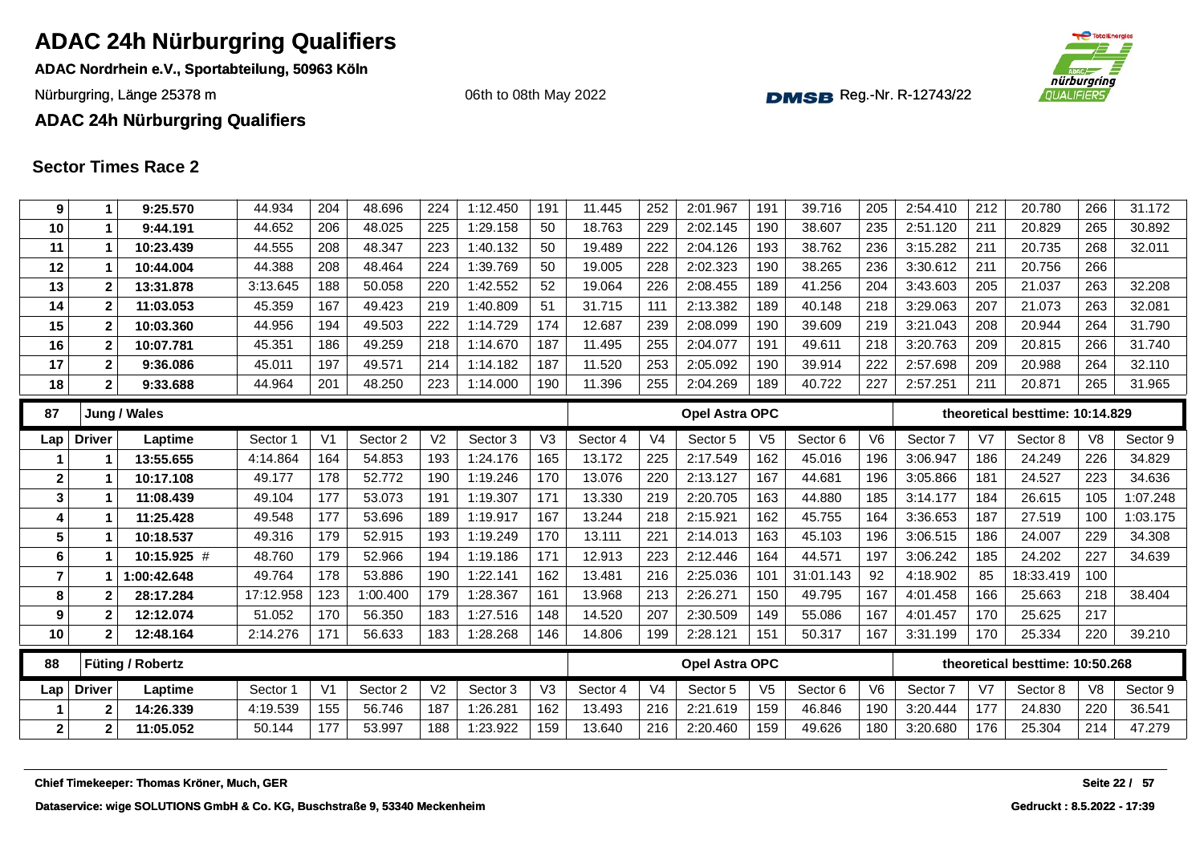# ADAC 24h Nürburgring Qualifiers

**ADAC Nordrhein e.V., Sportabteilung, 50963 Köln**

Nürburgring, Länge 25378 m

06th to 08th May 2022

Reg.-Nr. R-12743/22

**ADAC 24h Nürburgring Qualifiers**

## Sector Times Race 2

| Lap | Driver | Laptime | Sector 1 | V1 | Sector 2 | V2 | Sector 3 | V3 | Sector 4 | V4 | Sector 5 | V5 | Sector 6 | V6 | Sector 7 | V7 | Sector 8 | V8 | Sector 9 |
|---|---|---|---|---|---|---|---|---|---|---|---|---|---|---|---|---|---|---|---|
| 9 | 1 | 9:25.570 | 44.934 | 204 | 48.696 | 224 | 1:12.450 | 191 | 11.445 | 252 | 2:01.967 | 191 | 39.716 | 205 | 2:54.410 | 212 | 20.780 | 266 | 31.172 |
| 10 | 1 | 9:44.191 | 44.652 | 206 | 48.025 | 225 | 1:29.158 | 50 | 18.763 | 229 | 2:02.145 | 190 | 38.607 | 235 | 2:51.120 | 211 | 20.829 | 265 | 30.892 |
| 11 | 1 | 10:23.439 | 44.555 | 208 | 48.347 | 223 | 1:40.132 | 50 | 19.489 | 222 | 2:04.126 | 193 | 38.762 | 236 | 3:15.282 | 211 | 20.735 | 268 | 32.011 |
| 12 | 1 | 10:44.004 | 44.388 | 208 | 48.464 | 224 | 1:39.769 | 50 | 19.005 | 228 | 2:02.323 | 190 | 38.265 | 236 | 3:30.612 | 211 | 20.756 | 266 | |
| 13 | 2 | 13:31.878 | 3:13.645 | 188 | 50.058 | 220 | 1:42.552 | 52 | 19.064 | 226 | 2:08.455 | 189 | 41.256 | 204 | 3:43.603 | 205 | 21.037 | 263 | 32.208 |
| 14 | 2 | 11:03.053 | 45.359 | 167 | 49.423 | 219 | 1:40.809 | 51 | 31.715 | 111 | 2:13.382 | 189 | 40.148 | 218 | 3:29.063 | 207 | 21.073 | 263 | 32.081 |
| 15 | 2 | 10:03.360 | 44.956 | 194 | 49.503 | 222 | 1:14.729 | 174 | 12.687 | 239 | 2:08.099 | 190 | 39.609 | 219 | 3:21.043 | 208 | 20.944 | 264 | 31.790 |
| 16 | 2 | 10:07.781 | 45.351 | 186 | 49.259 | 218 | 1:14.670 | 187 | 11.495 | 255 | 2:04.077 | 191 | 49.611 | 218 | 3:20.763 | 209 | 20.815 | 266 | 31.740 |
| 17 | 2 | 9:36.086 | 45.011 | 197 | 49.571 | 214 | 1:14.182 | 187 | 11.520 | 253 | 2:05.092 | 190 | 39.914 | 222 | 2:57.698 | 209 | 20.988 | 264 | 32.110 |
| 18 | 2 | 9:33.688 | 44.964 | 201 | 48.250 | 223 | 1:14.000 | 190 | 11.396 | 255 | 2:04.269 | 189 | 40.722 | 227 | 2:57.251 | 211 | 20.871 | 265 | 31.965 |

| 87 | Jung / Wales | | | | | | | | | | Opel Astra OPC | | | | theoretical besttime: 10:14.829 | | | | |
|---|---|---|---|---|---|---|---|---|---|---|---|---|---|---|---|---|---|---|---|
| Lap | Driver | Laptime | Sector 1 | V1 | Sector 2 | V2 | Sector 3 | V3 | Sector 4 | V4 | Sector 5 | V5 | Sector 6 | V6 | Sector 7 | V7 | Sector 8 | V8 | Sector 9 |
| 1 | 1 | 13:55.655 | 4:14.864 | 164 | 54.853 | 193 | 1:24.176 | 165 | 13.172 | 225 | 2:17.549 | 162 | 45.016 | 196 | 3:06.947 | 186 | 24.249 | 226 | 34.829 |
| 2 | 1 | 10:17.108 | 49.177 | 178 | 52.772 | 190 | 1:19.246 | 170 | 13.076 | 220 | 2:13.127 | 167 | 44.681 | 196 | 3:05.866 | 181 | 24.527 | 223 | 34.636 |
| 3 | 1 | 11:08.439 | 49.104 | 177 | 53.073 | 191 | 1:19.307 | 171 | 13.330 | 219 | 2:20.705 | 163 | 44.880 | 185 | 3:14.177 | 184 | 26.615 | 105 | 1:07.248 |
| 4 | 1 | 11:25.428 | 49.548 | 177 | 53.696 | 189 | 1:19.917 | 167 | 13.244 | 218 | 2:15.921 | 162 | 45.755 | 164 | 3:36.653 | 187 | 27.519 | 100 | 1:03.175 |
| 5 | 1 | 10:18.537 | 49.316 | 179 | 52.915 | 193 | 1:19.249 | 170 | 13.111 | 221 | 2:14.013 | 163 | 45.103 | 196 | 3:06.515 | 186 | 24.007 | 229 | 34.308 |
| 6 | 1 | 10:15.925 # | 48.760 | 179 | 52.966 | 194 | 1:19.186 | 171 | 12.913 | 223 | 2:12.446 | 164 | 44.571 | 197 | 3:06.242 | 185 | 24.202 | 227 | 34.639 |
| 7 | 1 | 1:00:42.648 | 49.764 | 178 | 53.886 | 190 | 1:22.141 | 162 | 13.481 | 216 | 2:25.036 | 101 | 31:01.143 | 92 | 4:18.902 | 85 | 18:33.419 | 100 | |
| 8 | 2 | 28:17.284 | 17:12.958 | 123 | 1:00.400 | 179 | 1:28.367 | 161 | 13.968 | 213 | 2:26.271 | 150 | 49.795 | 167 | 4:01.458 | 166 | 25.663 | 218 | 38.404 |
| 9 | 2 | 12:12.074 | 51.052 | 170 | 56.350 | 183 | 1:27.516 | 148 | 14.520 | 207 | 2:30.509 | 149 | 55.086 | 167 | 4:01.457 | 170 | 25.625 | 217 | |
| 10 | 2 | 12:48.164 | 2:14.276 | 171 | 56.633 | 183 | 1:28.268 | 146 | 14.806 | 199 | 2:28.121 | 151 | 50.317 | 167 | 3:31.199 | 170 | 25.334 | 220 | 39.210 |

| 88 | Füting / Robertz | | | | | | | | | | Opel Astra OPC | | | | theoretical besttime: 10:50.268 | | | | |
|---|---|---|---|---|---|---|---|---|---|---|---|---|---|---|---|---|---|---|---|
| Lap | Driver | Laptime | Sector 1 | V1 | Sector 2 | V2 | Sector 3 | V3 | Sector 4 | V4 | Sector 5 | V5 | Sector 6 | V6 | Sector 7 | V7 | Sector 8 | V8 | Sector 9 |
| 1 | 2 | 14:26.339 | 4:19.539 | 155 | 56.746 | 187 | 1:26.281 | 162 | 13.493 | 216 | 2:21.619 | 159 | 46.846 | 190 | 3:20.444 | 177 | 24.830 | 220 | 36.541 |
| 2 | 2 | 11:05.052 | 50.144 | 177 | 53.997 | 188 | 1:23.922 | 159 | 13.640 | 216 | 2:20.460 | 159 | 49.626 | 180 | 3:20.680 | 176 | 25.304 | 214 | 47.279 |

**Chief Timekeeper: Thomas Kröner, Much, GER**

**Dataservice: wige SOLUTIONS GmbH & Co. KG, Buschstraße 9, 53340 Meckenheim**

**Gedruckt : 8.5.2022 - 17:39**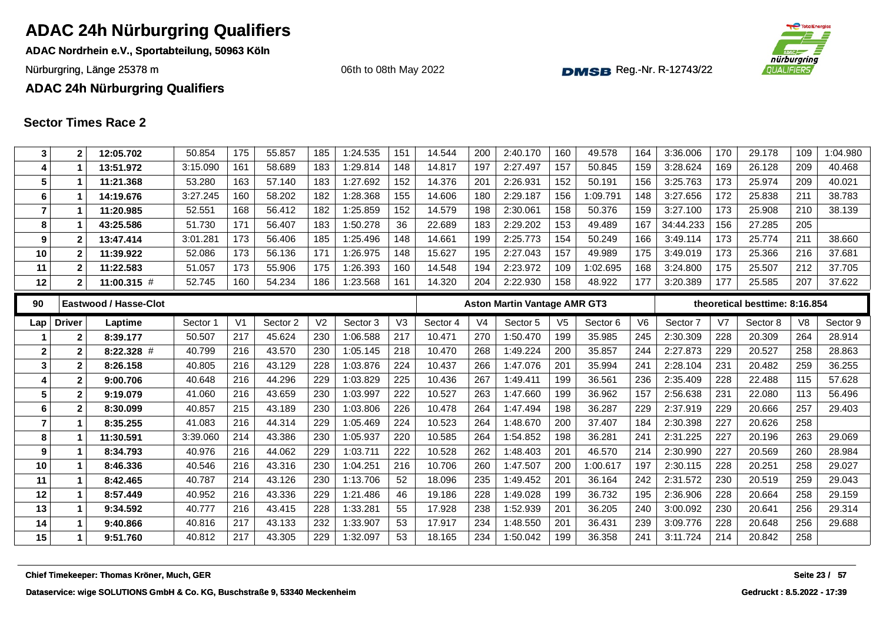# ADAC 24h Nürburgring Qualifiers

**ADAC Nordrhein e.V., Sportabteilung, 50963 Köln**

Nürburgring, Länge 25378 m

06th to 08th May 2022

Reg.-Nr. R-12743/22

**ADAC 24h Nürburgring Qualifiers**

## Sector Times Race 2

| Lap | Driver | Laptime | Sector 1 | V1 | Sector 2 | V2 | Sector 3 | V3 | Sector 4 | V4 | Sector 5 | V5 | Sector 6 | V6 | Sector 7 | V7 | Sector 8 | V8 | Sector 9 |
|---|---|---|---|---|---|---|---|---|---|---|---|---|---|---|---|---|---|---|---|
| 3 | 2 | 12:05.702 | 50.854 | 175 | 55.857 | 185 | 1:24.535 | 151 | 14.544 | 200 | 2:40.170 | 160 | 49.578 | 164 | 3:36.006 | 170 | 29.178 | 109 | 1:04.980 |
| 4 | 1 | 13:51.972 | 3:15.090 | 161 | 58.689 | 183 | 1:29.814 | 148 | 14.817 | 197 | 2:27.497 | 157 | 50.845 | 159 | 3:28.624 | 169 | 26.128 | 209 | 40.468 |
| 5 | 1 | 11:21.368 | 53.280 | 163 | 57.140 | 183 | 1:27.692 | 152 | 14.376 | 201 | 2:26.931 | 152 | 50.191 | 156 | 3:25.763 | 173 | 25.974 | 209 | 40.021 |
| 6 | 1 | 14:19.676 | 3:27.245 | 160 | 58.202 | 182 | 1:28.368 | 155 | 14.606 | 180 | 2:29.187 | 156 | 1:09.791 | 148 | 3:27.656 | 172 | 25.838 | 211 | 38.783 |
| 7 | 1 | 11:20.985 | 52.551 | 168 | 56.412 | 182 | 1:25.859 | 152 | 14.579 | 198 | 2:30.061 | 158 | 50.376 | 159 | 3:27.100 | 173 | 25.908 | 210 | 38.139 |
| 8 | 1 | 43:25.586 | 51.730 | 171 | 56.407 | 183 | 1:50.278 | 36 | 22.689 | 183 | 2:29.202 | 153 | 49.489 | 167 | 34:44.233 | 156 | 27.285 | 205 | |
| 9 | 2 | 13:47.414 | 3:01.281 | 173 | 56.406 | 185 | 1:25.496 | 148 | 14.661 | 199 | 2:25.773 | 154 | 50.249 | 166 | 3:49.114 | 173 | 25.774 | 211 | 38.660 |
| 10 | 2 | 11:39.922 | 52.086 | 173 | 56.136 | 171 | 1:26.975 | 148 | 15.627 | 195 | 2:27.043 | 157 | 49.989 | 175 | 3:49.019 | 173 | 25.366 | 216 | 37.681 |
| 11 | 2 | 11:22.583 | 51.057 | 173 | 55.906 | 175 | 1:26.393 | 160 | 14.548 | 194 | 2:23.972 | 109 | 1:02.695 | 168 | 3:24.800 | 175 | 25.507 | 212 | 37.705 |
| 12 | 2 | 11:00.315 # | 52.745 | 160 | 54.234 | 186 | 1:23.568 | 161 | 14.320 | 204 | 2:22.930 | 158 | 48.922 | 177 | 3:20.389 | 177 | 25.585 | 207 | 37.622 |

| 90 | Eastwood / Hasse-Clot | | | | | | | | Aston Martin Vantage AMR GT3 | | | | | | theoretical besttime: 8:16.854 | | | | |
|---|---|---|---|---|---|---|---|---|---|---|---|---|---|---|---|---|---|---|---|
| Lap | Driver | Laptime | Sector 1 | V1 | Sector 2 | V2 | Sector 3 | V3 | Sector 4 | V4 | Sector 5 | V5 | Sector 6 | V6 | Sector 7 | V7 | Sector 8 | V8 | Sector 9 |
| 1 | 2 | 8:39.177 | 50.507 | 217 | 45.624 | 230 | 1:06.588 | 217 | 10.471 | 270 | 1:50.470 | 199 | 35.985 | 245 | 2:30.309 | 228 | 20.309 | 264 | 28.914 |
| 2 | 2 | 8:22.328 # | 40.799 | 216 | 43.570 | 230 | 1:05.145 | 218 | 10.470 | 268 | 1:49.224 | 200 | 35.857 | 244 | 2:27.873 | 229 | 20.527 | 258 | 28.863 |
| 3 | 2 | 8:26.158 | 40.805 | 216 | 43.129 | 228 | 1:03.876 | 224 | 10.437 | 266 | 1:47.076 | 201 | 35.994 | 241 | 2:28.104 | 231 | 20.482 | 259 | 36.255 |
| 4 | 2 | 9:00.706 | 40.648 | 216 | 44.296 | 229 | 1:03.829 | 225 | 10.436 | 267 | 1:49.411 | 199 | 36.561 | 236 | 2:35.409 | 228 | 22.488 | 115 | 57.628 |
| 5 | 2 | 9:19.079 | 41.060 | 216 | 43.659 | 230 | 1:03.997 | 222 | 10.527 | 263 | 1:47.660 | 199 | 36.962 | 157 | 2:56.638 | 231 | 22.080 | 113 | 56.496 |
| 6 | 2 | 8:30.099 | 40.857 | 215 | 43.189 | 230 | 1:03.806 | 226 | 10.478 | 264 | 1:47.494 | 198 | 36.287 | 229 | 2:37.919 | 229 | 20.666 | 257 | 29.403 |
| 7 | 1 | 8:35.255 | 41.083 | 216 | 44.314 | 229 | 1:05.469 | 224 | 10.523 | 264 | 1:48.670 | 200 | 37.407 | 184 | 2:30.398 | 227 | 20.626 | 258 | |
| 8 | 1 | 11:30.591 | 3:39.060 | 214 | 43.386 | 230 | 1:05.937 | 220 | 10.585 | 264 | 1:54.852 | 198 | 36.281 | 241 | 2:31.225 | 227 | 20.196 | 263 | 29.069 |
| 9 | 1 | 8:34.793 | 40.976 | 216 | 44.062 | 229 | 1:03.711 | 222 | 10.528 | 262 | 1:48.403 | 201 | 46.570 | 214 | 2:30.990 | 227 | 20.569 | 260 | 28.984 |
| 10 | 1 | 8:46.336 | 40.546 | 216 | 43.316 | 230 | 1:04.251 | 216 | 10.706 | 260 | 1:47.507 | 200 | 1:00.617 | 197 | 2:30.115 | 228 | 20.251 | 258 | 29.027 |
| 11 | 1 | 8:42.465 | 40.787 | 214 | 43.126 | 230 | 1:13.706 | 52 | 18.096 | 235 | 1:49.452 | 201 | 36.164 | 242 | 2:31.572 | 230 | 20.519 | 259 | 29.043 |
| 12 | 1 | 8:57.449 | 40.952 | 216 | 43.336 | 229 | 1:21.486 | 46 | 19.186 | 228 | 1:49.028 | 199 | 36.732 | 195 | 2:36.906 | 228 | 20.664 | 258 | 29.159 |
| 13 | 1 | 9:34.592 | 40.777 | 216 | 43.415 | 228 | 1:33.281 | 55 | 17.928 | 238 | 1:52.939 | 201 | 36.205 | 240 | 3:00.092 | 230 | 20.641 | 256 | 29.314 |
| 14 | 1 | 9:40.866 | 40.816 | 217 | 43.133 | 232 | 1:33.907 | 53 | 17.917 | 234 | 1:48.550 | 201 | 36.431 | 239 | 3:09.776 | 228 | 20.648 | 256 | 29.688 |
| 15 | 1 | 9:51.760 | 40.812 | 217 | 43.305 | 229 | 1:32.097 | 53 | 18.165 | 234 | 1:50.042 | 199 | 36.358 | 241 | 3:11.724 | 214 | 20.842 | 258 | |

**Chief Timekeeper: Thomas Kröner, Much, GER**

**Dataservice: wige SOLUTIONS GmbH & Co. KG, Buschstraße 9, 53340 Meckenheim**

**Gedruckt : 8.5.2022 - 17:39**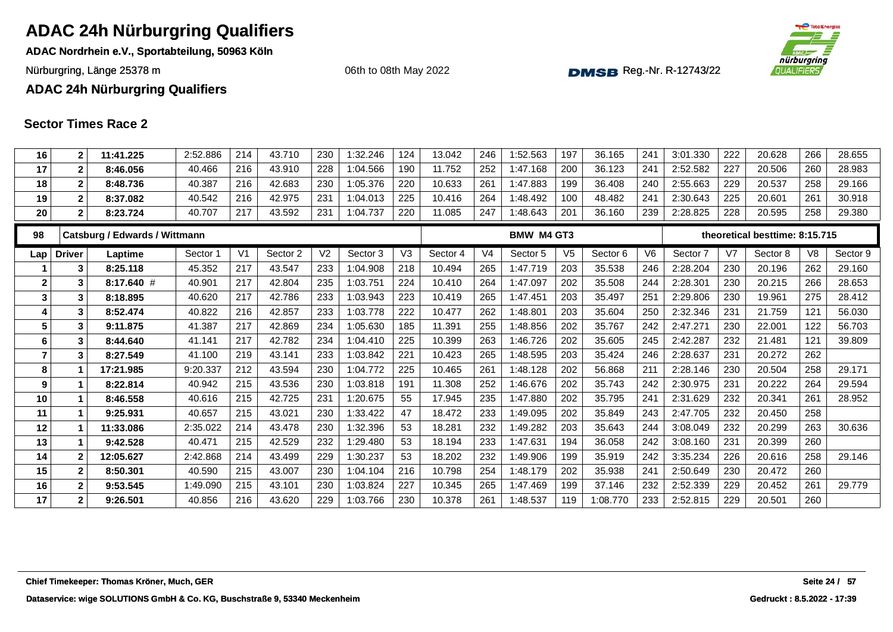# ADAC 24h Nürburgring Qualifiers

**ADAC Nordrhein e.V., Sportabteilung, 50963 Köln**

Nürburgring, Länge 25378 m

06th to 08th May 2022

Reg.-Nr. R-12743/22

**ADAC 24h Nürburgring Qualifiers**

## Sector Times Race 2

| Lap | Driver | Laptime | Sector 1 | V1 | Sector 2 | V2 | Sector 3 | V3 | Sector 4 | V4 | Sector 5 | V5 | Sector 6 | V6 | Sector 7 | V7 | Sector 8 | V8 | Sector 9 |
|---|---|---|---|---|---|---|---|---|---|---|---|---|---|---|---|---|---|---|---|
| 16 | 2 | 11:41.225 | 2:52.886 | 214 | 43.710 | 230 | 1:32.246 | 124 | 13.042 | 246 | 1:52.563 | 197 | 36.165 | 241 | 3:01.330 | 222 | 20.628 | 266 | 28.655 |
| 17 | 2 | 8:46.056 | 40.466 | 216 | 43.910 | 228 | 1:04.566 | 190 | 11.752 | 252 | 1:47.168 | 200 | 36.123 | 241 | 2:52.582 | 227 | 20.506 | 260 | 28.983 |
| 18 | 2 | 8:48.736 | 40.387 | 216 | 42.683 | 230 | 1:05.376 | 220 | 10.633 | 261 | 1:47.883 | 199 | 36.408 | 240 | 2:55.663 | 229 | 20.537 | 258 | 29.166 |
| 19 | 2 | 8:37.082 | 40.542 | 216 | 42.975 | 231 | 1:04.013 | 225 | 10.416 | 264 | 1:48.492 | 100 | 48.482 | 241 | 2:30.643 | 225 | 20.601 | 261 | 30.918 |
| 20 | 2 | 8:23.724 | 40.707 | 217 | 43.592 | 231 | 1:04.737 | 220 | 11.085 | 247 | 1:48.643 | 201 | 36.160 | 239 | 2:28.825 | 228 | 20.595 | 258 | 29.380 |

| 98 | Catsburg / Edwards / Wittmann | | | | | | | | | | BMW M4 GT3 | | | | theoretical besttime: 8:15.715 | | | | |
|---|---|---|---|---|---|---|---|---|---|---|---|---|---|---|---|---|---|---|---|
| **Lap** | **Driver** | **Laptime** | **Sector 1** | **V1** | **Sector 2** | **V2** | **Sector 3** | **V3** | **Sector 4** | **V4** | **Sector 5** | **V5** | **Sector 6** | **V6** | **Sector 7** | **V7** | **Sector 8** | **V8** | **Sector 9** |
| 1 | 3 | 8:25.118 | 45.352 | 217 | 43.547 | 233 | 1:04.908 | 218 | 10.494 | 265 | 1:47.719 | 203 | 35.538 | 246 | 2:28.204 | 230 | 20.196 | 262 | 29.160 |
| 2 | 3 | 8:17.640 # | 40.901 | 217 | 42.804 | 235 | 1:03.751 | 224 | 10.410 | 264 | 1:47.097 | 202 | 35.508 | 244 | 2:28.301 | 230 | 20.215 | 266 | 28.653 |
| 3 | 3 | 8:18.895 | 40.620 | 217 | 42.786 | 233 | 1:03.943 | 223 | 10.419 | 265 | 1:47.451 | 203 | 35.497 | 251 | 2:29.806 | 230 | 19.961 | 275 | 28.412 |
| 4 | 3 | 8:52.474 | 40.822 | 216 | 42.857 | 233 | 1:03.778 | 222 | 10.477 | 262 | 1:48.801 | 203 | 35.604 | 250 | 2:32.346 | 231 | 21.759 | 121 | 56.030 |
| 5 | 3 | 9:11.875 | 41.387 | 217 | 42.869 | 234 | 1:05.630 | 185 | 11.391 | 255 | 1:48.856 | 202 | 35.767 | 242 | 2:47.271 | 230 | 22.001 | 122 | 56.703 |
| 6 | 3 | 8:44.640 | 41.141 | 217 | 42.782 | 234 | 1:04.410 | 225 | 10.399 | 263 | 1:46.726 | 202 | 35.605 | 245 | 2:42.287 | 232 | 21.481 | 121 | 39.809 |
| 7 | 3 | 8:27.549 | 41.100 | 219 | 43.141 | 233 | 1:03.842 | 221 | 10.423 | 265 | 1:48.595 | 203 | 35.424 | 246 | 2:28.637 | 231 | 20.272 | 262 | |
| 8 | 1 | 17:21.985 | 9:20.337 | 212 | 43.594 | 230 | 1:04.772 | 225 | 10.465 | 261 | 1:48.128 | 202 | 56.868 | 211 | 2:28.146 | 230 | 20.504 | 258 | 29.171 |
| 9 | 1 | 8:22.814 | 40.942 | 215 | 43.536 | 230 | 1:03.818 | 191 | 11.308 | 252 | 1:46.676 | 202 | 35.743 | 242 | 2:30.975 | 231 | 20.222 | 264 | 29.594 |
| 10 | 1 | 8:46.558 | 40.616 | 215 | 42.725 | 231 | 1:20.675 | 55 | 17.945 | 235 | 1:47.880 | 202 | 35.795 | 241 | 2:31.629 | 232 | 20.341 | 261 | 28.952 |
| 11 | 1 | 9:25.931 | 40.657 | 215 | 43.021 | 230 | 1:33.422 | 47 | 18.472 | 233 | 1:49.095 | 202 | 35.849 | 243 | 2:47.705 | 232 | 20.450 | 258 | |
| 12 | 1 | 11:33.086 | 2:35.022 | 214 | 43.478 | 230 | 1:32.396 | 53 | 18.281 | 232 | 1:49.282 | 203 | 35.643 | 244 | 3:08.049 | 232 | 20.299 | 263 | 30.636 |
| 13 | 1 | 9:42.528 | 40.471 | 215 | 42.529 | 232 | 1:29.480 | 53 | 18.194 | 233 | 1:47.631 | 194 | 36.058 | 242 | 3:08.160 | 231 | 20.399 | 260 | |
| 14 | 2 | 12:05.627 | 2:42.868 | 214 | 43.499 | 229 | 1:30.237 | 53 | 18.202 | 232 | 1:49.906 | 199 | 35.919 | 242 | 3:35.234 | 226 | 20.616 | 258 | 29.146 |
| 15 | 2 | 8:50.301 | 40.590 | 215 | 43.007 | 230 | 1:04.104 | 216 | 10.798 | 254 | 1:48.179 | 202 | 35.938 | 241 | 2:50.649 | 230 | 20.472 | 260 | |
| 16 | 2 | 9:53.545 | 1:49.090 | 215 | 43.101 | 230 | 1:03.824 | 227 | 10.345 | 265 | 1:47.469 | 199 | 37.146 | 232 | 2:52.339 | 229 | 20.452 | 261 | 29.779 |
| 17 | 2 | 9:26.501 | 40.856 | 216 | 43.620 | 229 | 1:03.766 | 230 | 10.378 | 261 | 1:48.537 | 119 | 1:08.770 | 233 | 2:52.815 | 229 | 20.501 | 260 | |

Chief Timekeeper: Thomas Kröner, Much, GER

Dataservice: wige SOLUTIONS GmbH & Co. KG, Buschstraße 9, 53340 Meckenheim

Gedruckt : 8.5.2022 - 17:39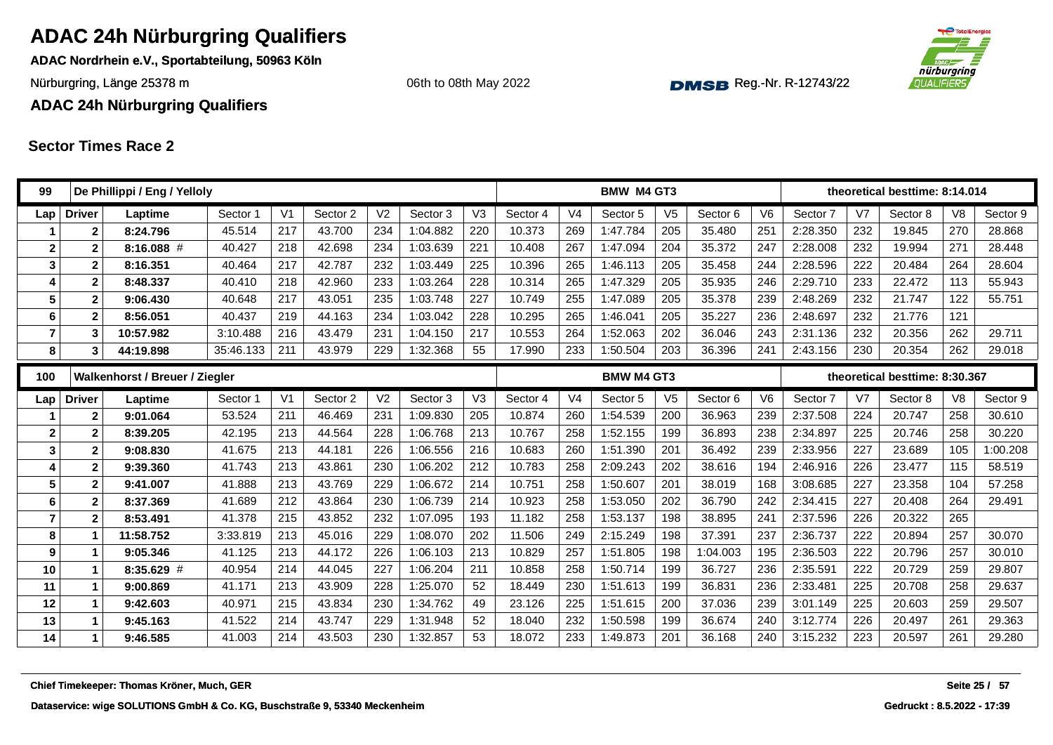# ADAC 24h Nürburgring Qualifiers

**ADAC Nordrhein e.V., Sportabteilung, 50963 Köln**

Nürburgring, Länge 25378 m

06th to 08th May 2022

Reg.-Nr. R-12743/22

**ADAC 24h Nürburgring Qualifiers**

## Sector Times Race 2

| 99 | De Phillippi / Eng / Yelloly | | | | | | | | | | BMW M4 GT3 | | | | | | theoretical besttime: 8:14.014 | | | |
|---|---|---|---|---|---|---|---|---|---|---|---|---|---|---|---|---|---|---|---|---|
| Lap | Driver | Laptime | Sector 1 | V1 | Sector 2 | V2 | Sector 3 | V3 | Sector 4 | V4 | Sector 5 | V5 | Sector 6 | V6 | Sector 7 | V7 | Sector 8 | V8 | Sector 9 |
| 1 | 2 | 8:24.796 | 45.514 | 217 | 43.700 | 234 | 1:04.882 | 220 | 10.373 | 269 | 1:47.784 | 205 | 35.480 | 251 | 2:28.350 | 232 | 19.845 | 270 | 28.868 |
| 2 | 2 | 8:16.088 # | 40.427 | 218 | 42.698 | 234 | 1:03.639 | 221 | 10.408 | 267 | 1:47.094 | 204 | 35.372 | 247 | 2:28.008 | 232 | 19.994 | 271 | 28.448 |
| 3 | 2 | 8:16.351 | 40.464 | 217 | 42.787 | 232 | 1:03.449 | 225 | 10.396 | 265 | 1:46.113 | 205 | 35.458 | 244 | 2:28.596 | 222 | 20.484 | 264 | 28.604 |
| 4 | 2 | 8:48.337 | 40.410 | 218 | 42.960 | 233 | 1:03.264 | 228 | 10.314 | 265 | 1:47.329 | 205 | 35.935 | 246 | 2:29.710 | 233 | 22.472 | 113 | 55.943 |
| 5 | 2 | 9:06.430 | 40.648 | 217 | 43.051 | 235 | 1:03.748 | 227 | 10.749 | 255 | 1:47.089 | 205 | 35.378 | 239 | 2:48.269 | 232 | 21.747 | 122 | 55.751 |
| 6 | 2 | 8:56.051 | 40.437 | 219 | 44.163 | 234 | 1:03.042 | 228 | 10.295 | 265 | 1:46.041 | 205 | 35.227 | 236 | 2:48.697 | 232 | 21.776 | 121 | |
| 7 | 3 | 10:57.982 | 3:10.488 | 216 | 43.479 | 231 | 1:04.150 | 217 | 10.553 | 264 | 1:52.063 | 202 | 36.046 | 243 | 2:31.136 | 232 | 20.356 | 262 | 29.711 |
| 8 | 3 | 44:19.898 | 35:46.133 | 211 | 43.979 | 229 | 1:32.368 | 55 | 17.990 | 233 | 1:50.504 | 203 | 36.396 | 241 | 2:43.156 | 230 | 20.354 | 262 | 29.018 |

| 100 | Walkenhorst / Breuer / Ziegler | | | | | | | | | | BMW M4 GT3 | | | | | | theoretical besttime: 8:30.367 | | | |
|---|---|---|---|---|---|---|---|---|---|---|---|---|---|---|---|---|---|---|---|---|
| Lap | Driver | Laptime | Sector 1 | V1 | Sector 2 | V2 | Sector 3 | V3 | Sector 4 | V4 | Sector 5 | V5 | Sector 6 | V6 | Sector 7 | V7 | Sector 8 | V8 | Sector 9 |
| 1 | 2 | 9:01.064 | 53.524 | 211 | 46.469 | 231 | 1:09.830 | 205 | 10.874 | 260 | 1:54.539 | 200 | 36.963 | 239 | 2:37.508 | 224 | 20.747 | 258 | 30.610 |
| 2 | 2 | 8:39.205 | 42.195 | 213 | 44.564 | 228 | 1:06.768 | 213 | 10.767 | 258 | 1:52.155 | 199 | 36.893 | 238 | 2:34.897 | 225 | 20.746 | 258 | 30.220 |
| 3 | 2 | 9:08.830 | 41.675 | 213 | 44.181 | 226 | 1:06.556 | 216 | 10.683 | 260 | 1:51.390 | 201 | 36.492 | 239 | 2:33.956 | 227 | 23.689 | 105 | 1:00.208 |
| 4 | 2 | 9:39.360 | 41.743 | 213 | 43.861 | 230 | 1:06.202 | 212 | 10.783 | 258 | 2:09.243 | 202 | 38.616 | 194 | 2:46.916 | 226 | 23.477 | 115 | 58.519 |
| 5 | 2 | 9:41.007 | 41.888 | 213 | 43.769 | 229 | 1:06.672 | 214 | 10.751 | 258 | 1:50.607 | 201 | 38.019 | 168 | 3:08.685 | 227 | 23.358 | 104 | 57.258 |
| 6 | 2 | 8:37.369 | 41.689 | 212 | 43.864 | 230 | 1:06.739 | 214 | 10.923 | 258 | 1:53.050 | 202 | 36.790 | 242 | 2:34.415 | 227 | 20.408 | 264 | 29.491 |
| 7 | 2 | 8:53.491 | 41.378 | 215 | 43.852 | 232 | 1:07.095 | 193 | 11.182 | 258 | 1:53.137 | 198 | 38.895 | 241 | 2:37.596 | 226 | 20.322 | 265 | |
| 8 | 1 | 11:58.752 | 3:33.819 | 213 | 45.016 | 229 | 1:08.070 | 202 | 11.506 | 249 | 2:15.249 | 198 | 37.391 | 237 | 2:36.737 | 222 | 20.894 | 257 | 30.070 |
| 9 | 1 | 9:05.346 | 41.125 | 213 | 44.172 | 226 | 1:06.103 | 213 | 10.829 | 257 | 1:51.805 | 198 | 1:04.003 | 195 | 2:36.503 | 222 | 20.796 | 257 | 30.010 |
| 10 | 1 | 8:35.629 # | 40.954 | 214 | 44.045 | 227 | 1:06.204 | 211 | 10.858 | 258 | 1:50.714 | 199 | 36.727 | 236 | 2:35.591 | 222 | 20.729 | 259 | 29.807 |
| 11 | 1 | 9:00.869 | 41.171 | 213 | 43.909 | 228 | 1:25.070 | 52 | 18.449 | 230 | 1:51.613 | 199 | 36.831 | 236 | 2:33.481 | 225 | 20.708 | 258 | 29.637 |
| 12 | 1 | 9:42.603 | 40.971 | 215 | 43.834 | 230 | 1:34.762 | 49 | 23.126 | 225 | 1:51.615 | 200 | 37.036 | 239 | 3:01.149 | 225 | 20.603 | 259 | 29.507 |
| 13 | 1 | 9:45.163 | 41.522 | 214 | 43.747 | 229 | 1:31.948 | 52 | 18.040 | 232 | 1:50.598 | 199 | 36.674 | 240 | 3:12.774 | 226 | 20.497 | 261 | 29.363 |
| 14 | 1 | 9:46.585 | 41.003 | 214 | 43.503 | 230 | 1:32.857 | 53 | 18.072 | 233 | 1:49.873 | 201 | 36.168 | 240 | 3:15.232 | 223 | 20.597 | 261 | 29.280 |

Chief Timekeeper: Thomas Kröner, Much, GER

Dataservice: wige SOLUTIONS GmbH & Co. KG, Buschstraße 9, 53340 Meckenheim

Gedruckt : 8.5.2022 - 17:39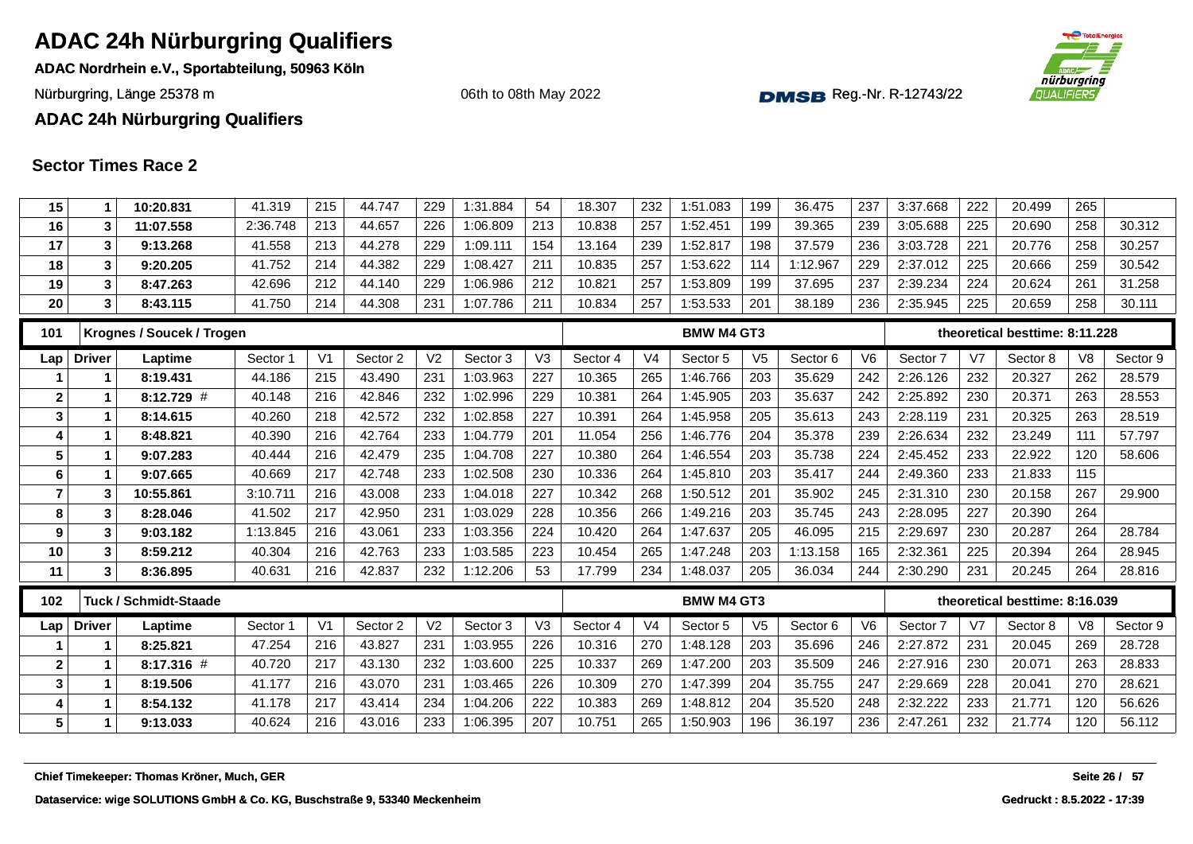# ADAC 24h Nürburgring Qualifiers

**ADAC Nordrhein e.V., Sportabteilung, 50963 Köln**

Nürburgring, Länge 25378 m

06th to 08th May 2022

Reg.-Nr. R-12743/22

**ADAC 24h Nürburgring Qualifiers**

## Sector Times Race 2

| Lap | Driver | Laptime | Sector 1 | V1 | Sector 2 | V2 | Sector 3 | V3 | Sector 4 | V4 | Sector 5 | V5 | Sector 6 | V6 | Sector 7 | V7 | Sector 8 | V8 | Sector 9 |
|---|---|---|---|---|---|---|---|---|---|---|---|---|---|---|---|---|---|---|---|
| 15 | 1 | 10:20.831 | 41.319 | 215 | 44.747 | 229 | 1:31.884 | 54 | 18.307 | 232 | 1:51.083 | 199 | 36.475 | 237 | 3:37.668 | 222 | 20.499 | 265 | |
| 16 | 3 | 11:07.558 | 2:36.748 | 213 | 44.657 | 226 | 1:06.809 | 213 | 10.838 | 257 | 1:52.451 | 199 | 39.365 | 239 | 3:05.688 | 225 | 20.690 | 258 | 30.312 |
| 17 | 3 | 9:13.268 | 41.558 | 213 | 44.278 | 229 | 1:09.111 | 154 | 13.164 | 239 | 1:52.817 | 198 | 37.579 | 236 | 3:03.728 | 221 | 20.776 | 258 | 30.257 |
| 18 | 3 | 9:20.205 | 41.752 | 214 | 44.382 | 229 | 1:08.427 | 211 | 10.835 | 257 | 1:53.622 | 114 | 1:12.967 | 229 | 2:37.012 | 225 | 20.666 | 259 | 30.542 |
| 19 | 3 | 8:47.263 | 42.696 | 212 | 44.140 | 229 | 1:06.986 | 212 | 10.821 | 257 | 1:53.809 | 199 | 37.695 | 237 | 2:39.234 | 224 | 20.624 | 261 | 31.258 |
| 20 | 3 | 8:43.115 | 41.750 | 214 | 44.308 | 231 | 1:07.786 | 211 | 10.834 | 257 | 1:53.533 | 201 | 38.189 | 236 | 2:35.945 | 225 | 20.659 | 258 | 30.111 |

| 101 | Krognes / Soucek / Trogen | | | | | | | | | | BMW M4 GT3 | | | | theoretical besttime: 8:11.228 | | | | |
|---|---|---|---|---|---|---|---|---|---|---|---|---|---|---|---|---|---|---|---|
| Lap | Driver | Laptime | Sector 1 | V1 | Sector 2 | V2 | Sector 3 | V3 | Sector 4 | V4 | Sector 5 | V5 | Sector 6 | V6 | Sector 7 | V7 | Sector 8 | V8 | Sector 9 |
| 1 | 1 | 8:19.431 | 44.186 | 215 | 43.490 | 231 | 1:03.963 | 227 | 10.365 | 265 | 1:46.766 | 203 | 35.629 | 242 | 2:26.126 | 232 | 20.327 | 262 | 28.579 |
| 2 | 1 | 8:12.729 # | 40.148 | 216 | 42.846 | 232 | 1:02.996 | 229 | 10.381 | 264 | 1:45.905 | 203 | 35.637 | 242 | 2:25.892 | 230 | 20.371 | 263 | 28.553 |
| 3 | 1 | 8:14.615 | 40.260 | 218 | 42.572 | 232 | 1:02.858 | 227 | 10.391 | 264 | 1:45.958 | 205 | 35.613 | 243 | 2:28.119 | 231 | 20.325 | 263 | 28.519 |
| 4 | 1 | 8:48.821 | 40.390 | 216 | 42.764 | 233 | 1:04.779 | 201 | 11.054 | 256 | 1:46.776 | 204 | 35.378 | 239 | 2:26.634 | 232 | 23.249 | 111 | 57.797 |
| 5 | 1 | 9:07.283 | 40.444 | 216 | 42.479 | 235 | 1:04.708 | 227 | 10.380 | 264 | 1:46.554 | 203 | 35.738 | 224 | 2:45.452 | 233 | 22.922 | 120 | 58.606 |
| 6 | 1 | 9:07.665 | 40.669 | 217 | 42.748 | 233 | 1:02.508 | 230 | 10.336 | 264 | 1:45.810 | 203 | 35.417 | 244 | 2:49.360 | 233 | 21.833 | 115 | |
| 7 | 3 | 10:55.861 | 3:10.711 | 216 | 43.008 | 233 | 1:04.018 | 227 | 10.342 | 268 | 1:50.512 | 201 | 35.902 | 245 | 2:31.310 | 230 | 20.158 | 267 | 29.900 |
| 8 | 3 | 8:28.046 | 41.502 | 217 | 42.950 | 231 | 1:03.029 | 228 | 10.356 | 266 | 1:49.216 | 203 | 35.745 | 243 | 2:28.095 | 227 | 20.390 | 264 | |
| 9 | 3 | 9:03.182 | 1:13.845 | 216 | 43.061 | 233 | 1:03.356 | 224 | 10.420 | 264 | 1:47.637 | 205 | 46.095 | 215 | 2:29.697 | 230 | 20.287 | 264 | 28.784 |
| 10 | 3 | 8:59.212 | 40.304 | 216 | 42.763 | 233 | 1:03.585 | 223 | 10.454 | 265 | 1:47.248 | 203 | 1:13.158 | 165 | 2:32.361 | 225 | 20.394 | 264 | 28.945 |
| 11 | 3 | 8:36.895 | 40.631 | 216 | 42.837 | 232 | 1:12.206 | 53 | 17.799 | 234 | 1:48.037 | 205 | 36.034 | 244 | 2:30.290 | 231 | 20.245 | 264 | 28.816 |

| 102 | Tuck / Schmidt-Staade | | | | | | | | | | BMW M4 GT3 | | | | theoretical besttime: 8:16.039 | | | | |
|---|---|---|---|---|---|---|---|---|---|---|---|---|---|---|---|---|---|---|---|
| Lap | Driver | Laptime | Sector 1 | V1 | Sector 2 | V2 | Sector 3 | V3 | Sector 4 | V4 | Sector 5 | V5 | Sector 6 | V6 | Sector 7 | V7 | Sector 8 | V8 | Sector 9 |
| 1 | 1 | 8:25.821 | 47.254 | 216 | 43.827 | 231 | 1:03.955 | 226 | 10.316 | 270 | 1:48.128 | 203 | 35.696 | 246 | 2:27.872 | 231 | 20.045 | 269 | 28.728 |
| 2 | 1 | 8:17.316 # | 40.720 | 217 | 43.130 | 232 | 1:03.600 | 225 | 10.337 | 269 | 1:47.200 | 203 | 35.509 | 246 | 2:27.916 | 230 | 20.071 | 263 | 28.833 |
| 3 | 1 | 8:19.506 | 41.177 | 216 | 43.070 | 231 | 1:03.465 | 226 | 10.309 | 270 | 1:47.399 | 204 | 35.755 | 247 | 2:29.669 | 228 | 20.041 | 270 | 28.621 |
| 4 | 1 | 8:54.132 | 41.178 | 217 | 43.414 | 234 | 1:04.206 | 222 | 10.383 | 269 | 1:48.812 | 204 | 35.520 | 248 | 2:32.222 | 233 | 21.771 | 120 | 56.626 |
| 5 | 1 | 9:13.033 | 40.624 | 216 | 43.016 | 233 | 1:06.395 | 207 | 10.751 | 265 | 1:50.903 | 196 | 36.197 | 236 | 2:47.261 | 232 | 21.774 | 120 | 56.112 |

Chief Timekeeper: Thomas Kröner, Much, GER

Dataservice: wige SOLUTIONS GmbH & Co. KG, Buschstraße 9, 53340 Meckenheim

Gedruckt : 8.5.2022 - 17:39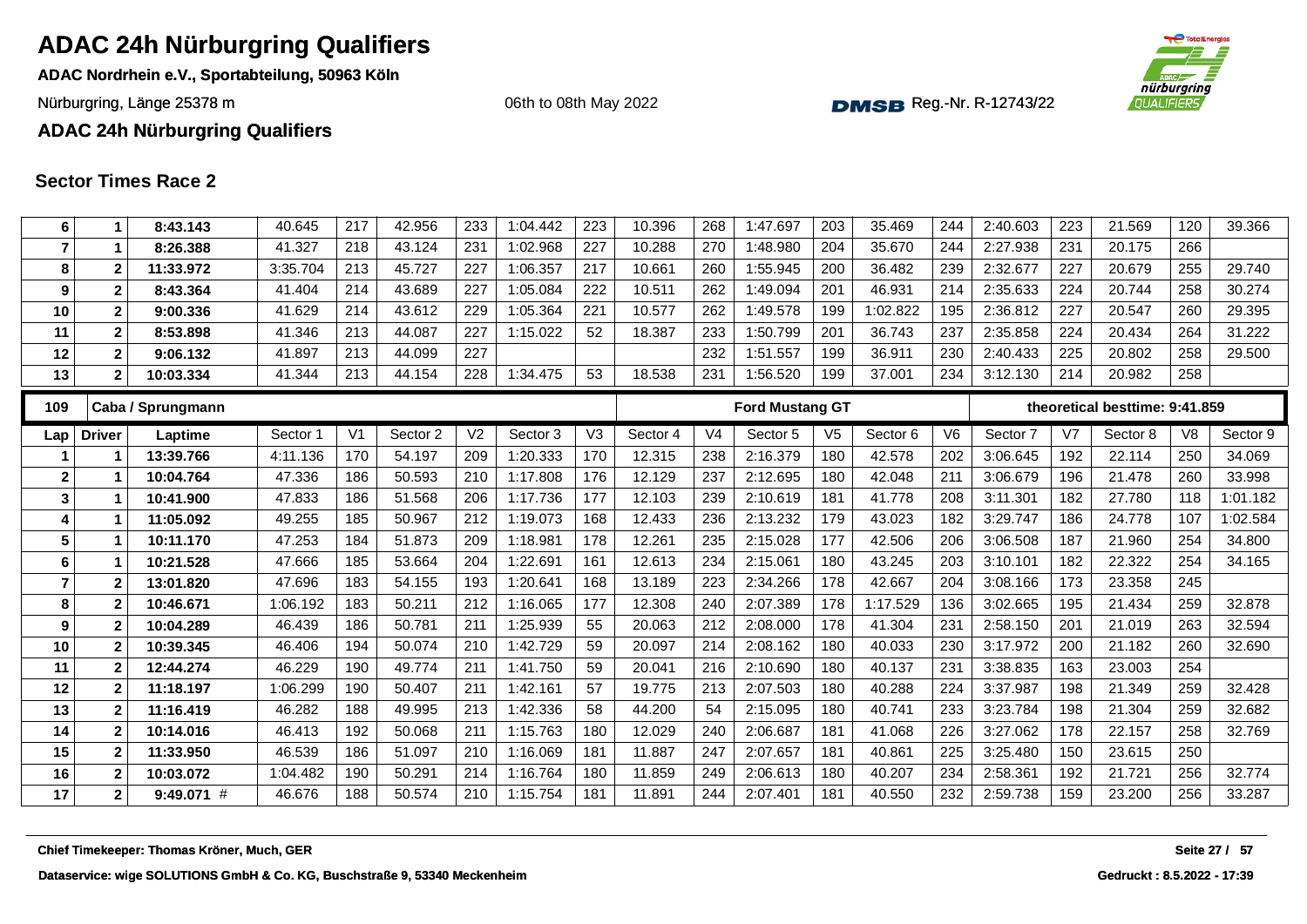# ADAC 24h Nürburgring Qualifiers

**ADAC Nordrhein e.V., Sportabteilung, 50963 Köln**

Nürburgring, Länge 25378 m

06th to 08th May 2022

Reg.-Nr. R-12743/22

**ADAC 24h Nürburgring Qualifiers**

## Sector Times Race 2

| Lap | Driver | Laptime | Sector 1 | V1 | Sector 2 | V2 | Sector 3 | V3 | Sector 4 | V4 | Sector 5 | V5 | Sector 6 | V6 | Sector 7 | V7 | Sector 8 | V8 | Sector 9 |
|---|---|---|---|---|---|---|---|---|---|---|---|---|---|---|---|---|---|---|---|
| 6 | 1 | 8:43.143 | 40.645 | 217 | 42.956 | 233 | 1:04.442 | 223 | 10.396 | 268 | 1:47.697 | 203 | 35.469 | 244 | 2:40.603 | 223 | 21.569 | 120 | 39.366 |
| 7 | 1 | 8:26.388 | 41.327 | 218 | 43.124 | 231 | 1:02.968 | 227 | 10.288 | 270 | 1:48.980 | 204 | 35.670 | 244 | 2:27.938 | 231 | 20.175 | 266 | |
| 8 | 2 | 11:33.972 | 3:35.704 | 213 | 45.727 | 227 | 1:06.357 | 217 | 10.661 | 260 | 1:55.945 | 200 | 36.482 | 239 | 2:32.677 | 227 | 20.679 | 255 | 29.740 |
| 9 | 2 | 8:43.364 | 41.404 | 214 | 43.689 | 227 | 1:05.084 | 222 | 10.511 | 262 | 1:49.094 | 201 | 46.931 | 214 | 2:35.633 | 224 | 20.744 | 258 | 30.274 |
| 10 | 2 | 9:00.336 | 41.629 | 214 | 43.612 | 229 | 1:05.364 | 221 | 10.577 | 262 | 1:49.578 | 199 | 1:02.822 | 195 | 2:36.812 | 227 | 20.547 | 260 | 29.395 |
| 11 | 2 | 8:53.898 | 41.346 | 213 | 44.087 | 227 | 1:15.022 | 52 | 18.387 | 233 | 1:50.799 | 201 | 36.743 | 237 | 2:35.858 | 224 | 20.434 | 264 | 31.222 |
| 12 | 2 | 9:06.132 | 41.897 | 213 | 44.099 | 227 | | | | 232 | 1:51.557 | 199 | 36.911 | 230 | 2:40.433 | 225 | 20.802 | 258 | 29.500 |
| 13 | 2 | 10:03.334 | 41.344 | 213 | 44.154 | 228 | 1:34.475 | 53 | 18.538 | 231 | 1:56.520 | 199 | 37.001 | 234 | 3:12.130 | 214 | 20.982 | 258 | |

| 109 | Caba / Sprungmann | | | | | | | | Ford Mustang GT | | | | | | theoretical besttime: 9:41.859 | | | | |
|---|---|---|---|---|---|---|---|---|---|---|---|---|---|---|---|---|---|---|---|
| Lap | Driver | Laptime | Sector 1 | V1 | Sector 2 | V2 | Sector 3 | V3 | Sector 4 | V4 | Sector 5 | V5 | Sector 6 | V6 | Sector 7 | V7 | Sector 8 | V8 | Sector 9 |
| 1 | 1 | 13:39.766 | 4:11.136 | 170 | 54.197 | 209 | 1:20.333 | 170 | 12.315 | 238 | 2:16.379 | 180 | 42.578 | 202 | 3:06.645 | 192 | 22.114 | 250 | 34.069 |
| 2 | 1 | 10:04.764 | 47.336 | 186 | 50.593 | 210 | 1:17.808 | 176 | 12.129 | 237 | 2:12.695 | 180 | 42.048 | 211 | 3:06.679 | 196 | 21.478 | 260 | 33.998 |
| 3 | 1 | 10:41.900 | 47.833 | 186 | 51.568 | 206 | 1:17.736 | 177 | 12.103 | 239 | 2:10.619 | 181 | 41.778 | 208 | 3:11.301 | 182 | 27.780 | 118 | 1:01.182 |
| 4 | 1 | 11:05.092 | 49.255 | 185 | 50.967 | 212 | 1:19.073 | 168 | 12.433 | 236 | 2:13.232 | 179 | 43.023 | 182 | 3:29.747 | 186 | 24.778 | 107 | 1:02.584 |
| 5 | 1 | 10:11.170 | 47.253 | 184 | 51.873 | 209 | 1:18.981 | 178 | 12.261 | 235 | 2:15.028 | 177 | 42.506 | 206 | 3:06.508 | 187 | 21.960 | 254 | 34.800 |
| 6 | 1 | 10:21.528 | 47.666 | 185 | 53.664 | 204 | 1:22.691 | 161 | 12.613 | 234 | 2:15.061 | 180 | 43.245 | 203 | 3:10.101 | 182 | 22.322 | 254 | 34.165 |
| 7 | 2 | 13:01.820 | 47.696 | 183 | 54.155 | 193 | 1:20.641 | 168 | 13.189 | 223 | 2:34.266 | 178 | 42.667 | 204 | 3:08.166 | 173 | 23.358 | 245 | |
| 8 | 2 | 10:46.671 | 1:06.192 | 183 | 50.211 | 212 | 1:16.065 | 177 | 12.308 | 240 | 2:07.389 | 178 | 1:17.529 | 136 | 3:02.665 | 195 | 21.434 | 259 | 32.878 |
| 9 | 2 | 10:04.289 | 46.439 | 186 | 50.781 | 211 | 1:25.939 | 55 | 20.063 | 212 | 2:08.000 | 178 | 41.304 | 231 | 2:58.150 | 201 | 21.019 | 263 | 32.594 |
| 10 | 2 | 10:39.345 | 46.406 | 194 | 50.074 | 210 | 1:42.729 | 59 | 20.097 | 214 | 2:08.162 | 180 | 40.033 | 230 | 3:17.972 | 200 | 21.182 | 260 | 32.690 |
| 11 | 2 | 12:44.274 | 46.229 | 190 | 49.774 | 211 | 1:41.750 | 59 | 20.041 | 216 | 2:10.690 | 180 | 40.137 | 231 | 3:38.835 | 163 | 23.003 | 254 | |
| 12 | 2 | 11:18.197 | 1:06.299 | 190 | 50.407 | 211 | 1:42.161 | 57 | 19.775 | 213 | 2:07.503 | 180 | 40.288 | 224 | 3:37.987 | 198 | 21.349 | 259 | 32.428 |
| 13 | 2 | 11:16.419 | 46.282 | 188 | 49.995 | 213 | 1:42.336 | 58 | 44.200 | 54 | 2:15.095 | 180 | 40.741 | 233 | 3:23.784 | 198 | 21.304 | 259 | 32.682 |
| 14 | 2 | 10:14.016 | 46.413 | 192 | 50.068 | 211 | 1:15.763 | 180 | 12.029 | 240 | 2:06.687 | 181 | 41.068 | 226 | 3:27.062 | 178 | 22.157 | 258 | 32.769 |
| 15 | 2 | 11:33.950 | 46.539 | 186 | 51.097 | 210 | 1:16.069 | 181 | 11.887 | 247 | 2:07.657 | 181 | 40.861 | 225 | 3:25.480 | 150 | 23.615 | 250 | |
| 16 | 2 | 10:03.072 | 1:04.482 | 190 | 50.291 | 214 | 1:16.764 | 180 | 11.859 | 249 | 2:06.613 | 180 | 40.207 | 234 | 2:58.361 | 192 | 21.721 | 256 | 32.774 |
| 17 | 2 | 9:49.071 # | 46.676 | 188 | 50.574 | 210 | 1:15.754 | 181 | 11.891 | 244 | 2:07.401 | 181 | 40.550 | 232 | 2:59.738 | 159 | 23.200 | 256 | 33.287 |

Chief Timekeeper: Thomas Kröner, Much, GER

Dataservice: wige SOLUTIONS GmbH & Co. KG, Buschstraße 9, 53340 Meckenheim

Gedruckt : 8.5.2022 - 17:39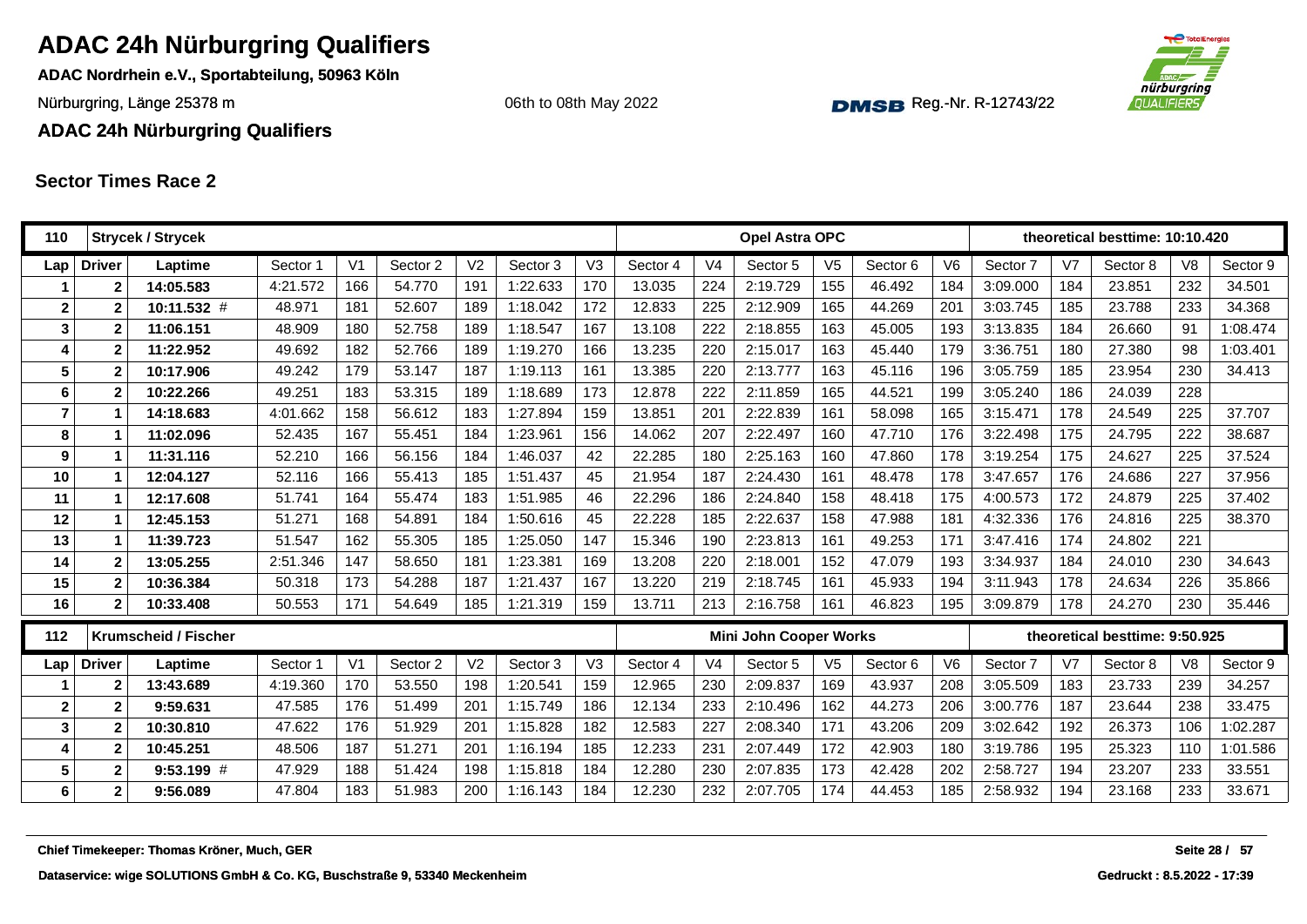# ADAC 24h Nürburgring Qualifiers

**ADAC Nordrhein e.V., Sportabteilung, 50963 Köln**

Nürburgring, Länge 25378 m

06th to 08th May 2022

Reg.-Nr. R-12743/22

**ADAC 24h Nürburgring Qualifiers**

## Sector Times Race 2

| 110 | Strycek / Strycek | | | | | | | | Opel Astra OPC | | | | | | theoretical besttime: 10:10.420 | | | | | |
|---|---|---|---|---|---|---|---|---|---|---|---|---|---|---|---|---|---|---|---|
| Lap | Driver | Laptime | Sector 1 | V1 | Sector 2 | V2 | Sector 3 | V3 | Sector 4 | V4 | Sector 5 | V5 | Sector 6 | V6 | Sector 7 | V7 | Sector 8 | V8 | Sector 9 |
| 1 | 2 | 14:05.583 | 4:21.572 | 166 | 54.770 | 191 | 1:22.633 | 170 | 13.035 | 224 | 2:19.729 | 155 | 46.492 | 184 | 3:09.000 | 184 | 23.851 | 232 | 34.501 |
| 2 | 2 | 10:11.532 # | 48.971 | 181 | 52.607 | 189 | 1:18.042 | 172 | 12.833 | 225 | 2:12.909 | 165 | 44.269 | 201 | 3:03.745 | 185 | 23.788 | 233 | 34.368 |
| 3 | 2 | 11:06.151 | 48.909 | 180 | 52.758 | 189 | 1:18.547 | 167 | 13.108 | 222 | 2:18.855 | 163 | 45.005 | 193 | 3:13.835 | 184 | 26.660 | 91 | 1:08.474 |
| 4 | 2 | 11:22.952 | 49.692 | 182 | 52.766 | 189 | 1:19.270 | 166 | 13.235 | 220 | 2:15.017 | 163 | 45.440 | 179 | 3:36.751 | 180 | 27.380 | 98 | 1:03.401 |
| 5 | 2 | 10:17.906 | 49.242 | 179 | 53.147 | 187 | 1:19.113 | 161 | 13.385 | 220 | 2:13.777 | 163 | 45.116 | 196 | 3:05.759 | 185 | 23.954 | 230 | 34.413 |
| 6 | 2 | 10:22.266 | 49.251 | 183 | 53.315 | 189 | 1:18.689 | 173 | 12.878 | 222 | 2:11.859 | 165 | 44.521 | 199 | 3:05.240 | 186 | 24.039 | 228 | |
| 7 | 1 | 14:18.683 | 4:01.662 | 158 | 56.612 | 183 | 1:27.894 | 159 | 13.851 | 201 | 2:22.839 | 161 | 58.098 | 165 | 3:15.471 | 178 | 24.549 | 225 | 37.707 |
| 8 | 1 | 11:02.096 | 52.435 | 167 | 55.451 | 184 | 1:23.961 | 156 | 14.062 | 207 | 2:22.497 | 160 | 47.710 | 176 | 3:22.498 | 175 | 24.795 | 222 | 38.687 |
| 9 | 1 | 11:31.116 | 52.210 | 166 | 56.156 | 184 | 1:46.037 | 42 | 22.285 | 180 | 2:25.163 | 160 | 47.860 | 178 | 3:19.254 | 175 | 24.627 | 225 | 37.524 |
| 10 | 1 | 12:04.127 | 52.116 | 166 | 55.413 | 185 | 1:51.437 | 45 | 21.954 | 187 | 2:24.430 | 161 | 48.478 | 178 | 3:47.657 | 176 | 24.686 | 227 | 37.956 |
| 11 | 1 | 12:17.608 | 51.741 | 164 | 55.474 | 183 | 1:51.985 | 46 | 22.296 | 186 | 2:24.840 | 158 | 48.418 | 175 | 4:00.573 | 172 | 24.879 | 225 | 37.402 |
| 12 | 1 | 12:45.153 | 51.271 | 168 | 54.891 | 184 | 1:50.616 | 45 | 22.228 | 185 | 2:22.637 | 158 | 47.988 | 181 | 4:32.336 | 176 | 24.816 | 225 | 38.370 |
| 13 | 1 | 11:39.723 | 51.547 | 162 | 55.305 | 185 | 1:25.050 | 147 | 15.346 | 190 | 2:23.813 | 161 | 49.253 | 171 | 3:47.416 | 174 | 24.802 | 221 | |
| 14 | 2 | 13:05.255 | 2:51.346 | 147 | 58.650 | 181 | 1:23.381 | 169 | 13.208 | 220 | 2:18.001 | 152 | 47.079 | 193 | 3:34.937 | 184 | 24.010 | 230 | 34.643 |
| 15 | 2 | 10:36.384 | 50.318 | 173 | 54.288 | 187 | 1:21.437 | 167 | 13.220 | 219 | 2:18.745 | 161 | 45.933 | 194 | 3:11.943 | 178 | 24.634 | 226 | 35.866 |
| 16 | 2 | 10:33.408 | 50.553 | 171 | 54.649 | 185 | 1:21.319 | 159 | 13.711 | 213 | 2:16.758 | 161 | 46.823 | 195 | 3:09.879 | 178 | 24.270 | 230 | 35.446 |

| 112 | Krumscheid / Fischer | | | | | | | | Mini John Cooper Works | | | | | | theoretical besttime: 9:50.925 | | | | |
|---|---|---|---|---|---|---|---|---|---|---|---|---|---|---|---|---|---|---|---|
| Lap | Driver | Laptime | Sector 1 | V1 | Sector 2 | V2 | Sector 3 | V3 | Sector 4 | V4 | Sector 5 | V5 | Sector 6 | V6 | Sector 7 | V7 | Sector 8 | V8 | Sector 9 |
| 1 | 2 | 13:43.689 | 4:19.360 | 170 | 53.550 | 198 | 1:20.541 | 159 | 12.965 | 230 | 2:09.837 | 169 | 43.937 | 208 | 3:05.509 | 183 | 23.733 | 239 | 34.257 |
| 2 | 2 | 9:59.631 | 47.585 | 176 | 51.499 | 201 | 1:15.749 | 186 | 12.134 | 233 | 2:10.496 | 162 | 44.273 | 206 | 3:00.776 | 187 | 23.644 | 238 | 33.475 |
| 3 | 2 | 10:30.810 | 47.622 | 176 | 51.929 | 201 | 1:15.828 | 182 | 12.583 | 227 | 2:08.340 | 171 | 43.206 | 209 | 3:02.642 | 192 | 26.373 | 106 | 1:02.287 |
| 4 | 2 | 10:45.251 | 48.506 | 187 | 51.271 | 201 | 1:16.194 | 185 | 12.233 | 231 | 2:07.449 | 172 | 42.903 | 180 | 3:19.786 | 195 | 25.323 | 110 | 1:01.586 |
| 5 | 2 | 9:53.199 # | 47.929 | 188 | 51.424 | 198 | 1:15.818 | 184 | 12.280 | 230 | 2:07.835 | 173 | 42.428 | 202 | 2:58.727 | 194 | 23.207 | 233 | 33.551 |
| 6 | 2 | 9:56.089 | 47.804 | 183 | 51.983 | 200 | 1:16.143 | 184 | 12.230 | 232 | 2:07.705 | 174 | 44.453 | 185 | 2:58.932 | 194 | 23.168 | 233 | 33.671 |

Chief Timekeeper: Thomas Kröner, Much, GER

Dataservice: wige SOLUTIONS GmbH & Co. KG, Buschstraße 9, 53340 Meckenheim

Gedruckt : 8.5.2022 - 17:39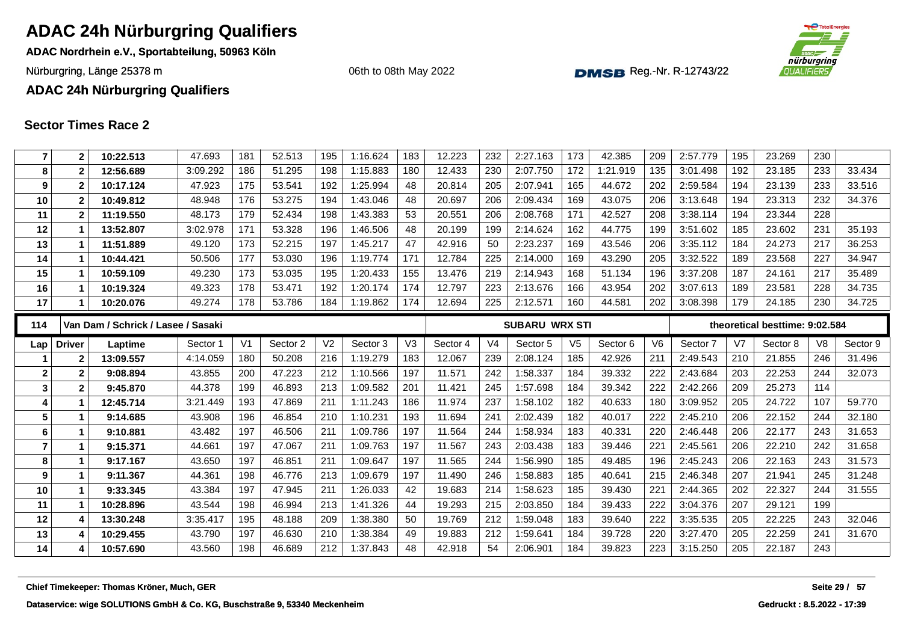# ADAC 24h Nürburgring Qualifiers

**ADAC Nordrhein e.V., Sportabteilung, 50963 Köln**

Nürburgring, Länge 25378 m

06th to 08th May 2022

Reg.-Nr. R-12743/22

**ADAC 24h Nürburgring Qualifiers**

## Sector Times Race 2

| Lap | Driver | Laptime | Sector 1 | V1 | Sector 2 | V2 | Sector 3 | V3 | Sector 4 | V4 | Sector 5 | V5 | Sector 6 | V6 | Sector 7 | V7 | Sector 8 | V8 | Sector 9 |
|---|---|---|---|---|---|---|---|---|---|---|---|---|---|---|---|---|---|---|---|
| 7 | 2 | 10:22.513 | 47.693 | 181 | 52.513 | 195 | 1:16.624 | 183 | 12.223 | 232 | 2:27.163 | 173 | 42.385 | 209 | 2:57.779 | 195 | 23.269 | 230 | |
| 8 | 2 | 12:56.689 | 3:09.292 | 186 | 51.295 | 198 | 1:15.883 | 180 | 12.433 | 230 | 2:07.750 | 172 | 1:21.919 | 135 | 3:01.498 | 192 | 23.185 | 233 | 33.434 |
| 9 | 2 | 10:17.124 | 47.923 | 175 | 53.541 | 192 | 1:25.994 | 48 | 20.814 | 205 | 2:07.941 | 165 | 44.672 | 202 | 2:59.584 | 194 | 23.139 | 233 | 33.516 |
| 10 | 2 | 10:49.812 | 48.948 | 176 | 53.275 | 194 | 1:43.046 | 48 | 20.697 | 206 | 2:09.434 | 169 | 43.075 | 206 | 3:13.648 | 194 | 23.313 | 232 | 34.376 |
| 11 | 2 | 11:19.550 | 48.173 | 179 | 52.434 | 198 | 1:43.383 | 53 | 20.551 | 206 | 2:08.768 | 171 | 42.527 | 208 | 3:38.114 | 194 | 23.344 | 228 | |
| 12 | 1 | 13:52.807 | 3:02.978 | 171 | 53.328 | 196 | 1:46.506 | 48 | 20.199 | 199 | 2:14.624 | 162 | 44.775 | 199 | 3:51.602 | 185 | 23.602 | 231 | 35.193 |
| 13 | 1 | 11:51.889 | 49.120 | 173 | 52.215 | 197 | 1:45.217 | 47 | 42.916 | 50 | 2:23.237 | 169 | 43.546 | 206 | 3:35.112 | 184 | 24.273 | 217 | 36.253 |
| 14 | 1 | 10:44.421 | 50.506 | 177 | 53.030 | 196 | 1:19.774 | 171 | 12.784 | 225 | 2:14.000 | 169 | 43.290 | 205 | 3:32.522 | 189 | 23.568 | 227 | 34.947 |
| 15 | 1 | 10:59.109 | 49.230 | 173 | 53.035 | 195 | 1:20.433 | 155 | 13.476 | 219 | 2:14.943 | 168 | 51.134 | 196 | 3:37.208 | 187 | 24.161 | 217 | 35.489 |
| 16 | 1 | 10:19.324 | 49.323 | 178 | 53.471 | 192 | 1:20.174 | 174 | 12.797 | 223 | 2:13.676 | 166 | 43.954 | 202 | 3:07.613 | 189 | 23.581 | 228 | 34.735 |
| 17 | 1 | 10:20.076 | 49.274 | 178 | 53.786 | 184 | 1:19.862 | 174 | 12.694 | 225 | 2:12.571 | 160 | 44.581 | 202 | 3:08.398 | 179 | 24.185 | 230 | 34.725 |

| 114 | Van Dam / Schrick / Lasee / Sasaki | | | | | | | | | | SUBARU WRX STI | | | | theoretical besttime: 9:02.584 | | | | |
|---|---|---|---|---|---|---|---|---|---|---|---|---|---|---|---|---|---|---|---|
| Lap | Driver | Laptime | Sector 1 | V1 | Sector 2 | V2 | Sector 3 | V3 | Sector 4 | V4 | Sector 5 | V5 | Sector 6 | V6 | Sector 7 | V7 | Sector 8 | V8 | Sector 9 |
| 1 | 2 | 13:09.557 | 4:14.059 | 180 | 50.208 | 216 | 1:19.279 | 183 | 12.067 | 239 | 2:08.124 | 185 | 42.926 | 211 | 2:49.543 | 210 | 21.855 | 246 | 31.496 |
| 2 | 2 | 9:08.894 | 43.855 | 200 | 47.223 | 212 | 1:10.566 | 197 | 11.571 | 242 | 1:58.337 | 184 | 39.332 | 222 | 2:43.684 | 203 | 22.253 | 244 | 32.073 |
| 3 | 2 | 9:45.870 | 44.378 | 199 | 46.893 | 213 | 1:09.582 | 201 | 11.421 | 245 | 1:57.698 | 184 | 39.342 | 222 | 2:42.266 | 209 | 25.273 | 114 | |
| 4 | 1 | 12:45.714 | 3:21.449 | 193 | 47.869 | 211 | 1:11.243 | 186 | 11.974 | 237 | 1:58.102 | 182 | 40.633 | 180 | 3:09.952 | 205 | 24.722 | 107 | 59.770 |
| 5 | 1 | 9:14.685 | 43.908 | 196 | 46.854 | 210 | 1:10.231 | 193 | 11.694 | 241 | 2:02.439 | 182 | 40.017 | 222 | 2:45.210 | 206 | 22.152 | 244 | 32.180 |
| 6 | 1 | 9:10.881 | 43.482 | 197 | 46.506 | 211 | 1:09.786 | 197 | 11.564 | 244 | 1:58.934 | 183 | 40.331 | 220 | 2:46.448 | 206 | 22.177 | 243 | 31.653 |
| 7 | 1 | 9:15.371 | 44.661 | 197 | 47.067 | 211 | 1:09.763 | 197 | 11.567 | 243 | 2:03.438 | 183 | 39.446 | 221 | 2:45.561 | 206 | 22.210 | 242 | 31.658 |
| 8 | 1 | 9:17.167 | 43.650 | 197 | 46.851 | 211 | 1:09.647 | 197 | 11.565 | 244 | 1:56.990 | 185 | 49.485 | 196 | 2:45.243 | 206 | 22.163 | 243 | 31.573 |
| 9 | 1 | 9:11.367 | 44.361 | 198 | 46.776 | 213 | 1:09.679 | 197 | 11.490 | 246 | 1:58.883 | 185 | 40.641 | 215 | 2:46.348 | 207 | 21.941 | 245 | 31.248 |
| 10 | 1 | 9:33.345 | 43.384 | 197 | 47.945 | 211 | 1:26.033 | 42 | 19.683 | 214 | 1:58.623 | 185 | 39.430 | 221 | 2:44.365 | 202 | 22.327 | 244 | 31.555 |
| 11 | 1 | 10:28.896 | 43.544 | 198 | 46.994 | 213 | 1:41.326 | 44 | 19.293 | 215 | 2:03.850 | 184 | 39.433 | 222 | 3:04.376 | 207 | 29.121 | 199 | |
| 12 | 4 | 13:30.248 | 3:35.417 | 195 | 48.188 | 209 | 1:38.380 | 50 | 19.769 | 212 | 1:59.048 | 183 | 39.640 | 222 | 3:35.535 | 205 | 22.225 | 243 | 32.046 |
| 13 | 4 | 10:29.455 | 43.790 | 197 | 46.630 | 210 | 1:38.384 | 49 | 19.883 | 212 | 1:59.641 | 184 | 39.728 | 220 | 3:27.470 | 205 | 22.259 | 241 | 31.670 |
| 14 | 4 | 10:57.690 | 43.560 | 198 | 46.689 | 212 | 1:37.843 | 48 | 42.918 | 54 | 2:06.901 | 184 | 39.823 | 223 | 3:15.250 | 205 | 22.187 | 243 | |

**Chief Timekeeper: Thomas Kröner, Much, GER**

**Dataservice: wige SOLUTIONS GmbH & Co. KG, Buschstraße 9, 53340 Meckenheim**

**Gedruckt : 8.5.2022 - 17:39**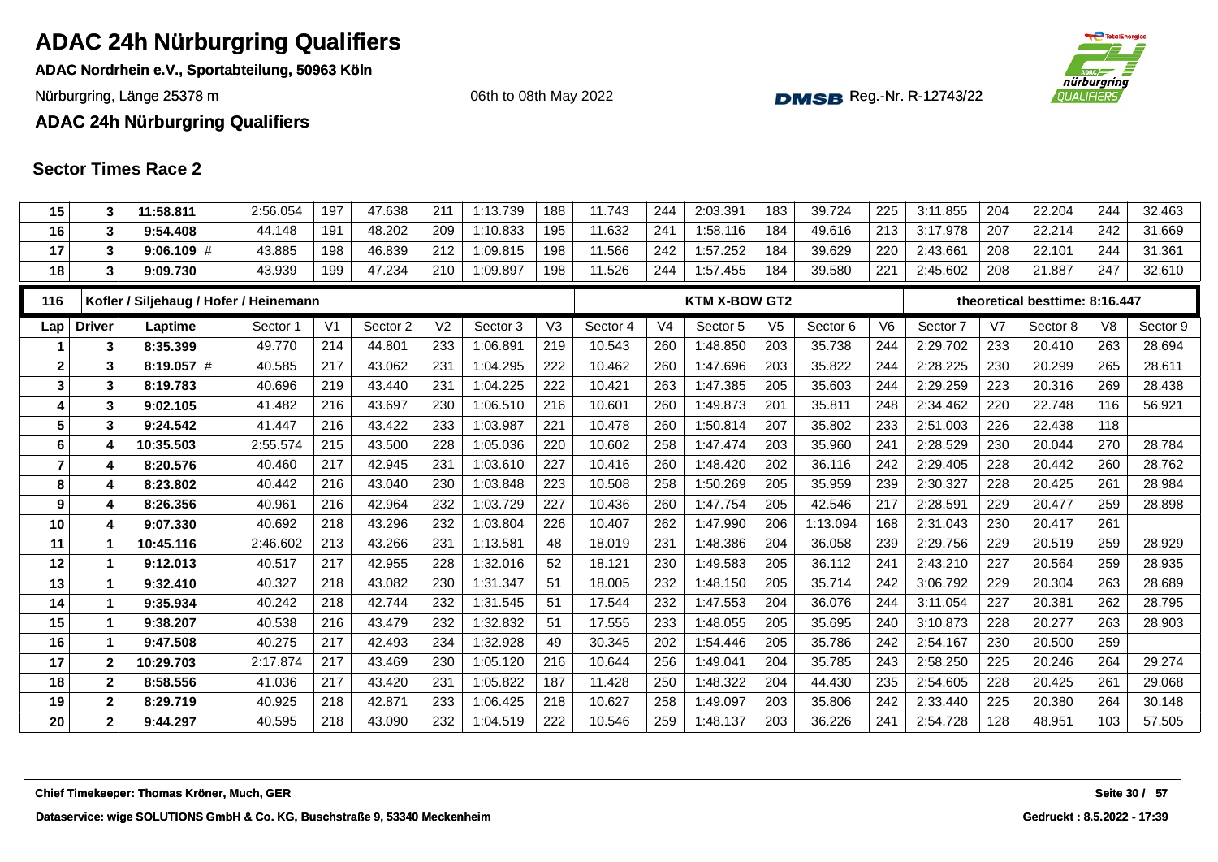# ADAC 24h Nürburgring Qualifiers

**ADAC Nordrhein e.V., Sportabteilung, 50963 Köln**

Nürburgring, Länge 25378 m

06th to 08th May 2022

Reg.-Nr. R-12743/22

**ADAC 24h Nürburgring Qualifiers**

## Sector Times Race 2

| Lap | Driver | Laptime | Sector 1 | V1 | Sector 2 | V2 | Sector 3 | V3 | Sector 4 | V4 | Sector 5 | V5 | Sector 6 | V6 | Sector 7 | V7 | Sector 8 | V8 | Sector 9 |
|---|---|---|---|---|---|---|---|---|---|---|---|---|---|---|---|---|---|---|---|
| 15 | 3 | **11:58.811** | 2:56.054 | 197 | 47.638 | 211 | 1:13.739 | 188 | 11.743 | 244 | 2:03.391 | 183 | 39.724 | 225 | 3:11.855 | 204 | 22.204 | 244 | 32.463 |
| 16 | 3 | **9:54.408** | 44.148 | 191 | 48.202 | 209 | 1:10.833 | 195 | 11.632 | 241 | 1:58.116 | 184 | 49.616 | 213 | 3:17.978 | 207 | 22.214 | 242 | 31.669 |
| 17 | 3 | **9:06.109** # | 43.885 | 198 | 46.839 | 212 | 1:09.815 | 198 | 11.566 | 242 | 1:57.252 | 184 | 39.629 | 220 | 2:43.661 | 208 | 22.101 | 244 | 31.361 |
| 18 | 3 | **9:09.730** | 43.939 | 199 | 47.234 | 210 | 1:09.897 | 198 | 11.526 | 244 | 1:57.455 | 184 | 39.580 | 221 | 2:45.602 | 208 | 21.887 | 247 | 32.610 |

| 116 | Kofler / Siljehaug / Hofer / Heinemann | | | | | | | | | | KTM X-BOW GT2 | | | | theoretical besttime: 8:16.447 | | | | |
|---|---|---|---|---|---|---|---|---|---|---|---|---|---|---|---|---|---|---|---|
| **Lap** | **Driver** | **Laptime** | **Sector 1** | **V1** | **Sector 2** | **V2** | **Sector 3** | **V3** | **Sector 4** | **V4** | **Sector 5** | **V5** | **Sector 6** | **V6** | **Sector 7** | **V7** | **Sector 8** | **V8** | **Sector 9** |
| 1 | 3 | **8:35.399** | 49.770 | 214 | 44.801 | 233 | 1:06.891 | 219 | 10.543 | 260 | 1:48.850 | 203 | 35.738 | 244 | 2:29.702 | 233 | 20.410 | 263 | 28.694 |
| 2 | 3 | **8:19.057** # | 40.585 | 217 | 43.062 | 231 | 1:04.295 | 222 | 10.462 | 260 | 1:47.696 | 203 | 35.822 | 244 | 2:28.225 | 230 | 20.299 | 265 | 28.611 |
| 3 | 3 | **8:19.783** | 40.696 | 219 | 43.440 | 231 | 1:04.225 | 222 | 10.421 | 263 | 1:47.385 | 205 | 35.603 | 244 | 2:29.259 | 223 | 20.316 | 269 | 28.438 |
| 4 | 3 | **9:02.105** | 41.482 | 216 | 43.697 | 230 | 1:06.510 | 216 | 10.601 | 260 | 1:49.873 | 201 | 35.811 | 248 | 2:34.462 | 220 | 22.748 | 116 | 56.921 |
| 5 | 3 | **9:24.542** | 41.447 | 216 | 43.422 | 233 | 1:03.987 | 221 | 10.478 | 260 | 1:50.814 | 207 | 35.802 | 233 | 2:51.003 | 226 | 22.438 | 118 | |
| 6 | 4 | **10:35.503** | 2:55.574 | 215 | 43.500 | 228 | 1:05.036 | 220 | 10.602 | 258 | 1:47.474 | 203 | 35.960 | 241 | 2:28.529 | 230 | 20.044 | 270 | 28.784 |
| 7 | 4 | **8:20.576** | 40.460 | 217 | 42.945 | 231 | 1:03.610 | 227 | 10.416 | 260 | 1:48.420 | 202 | 36.116 | 242 | 2:29.405 | 228 | 20.442 | 260 | 28.762 |
| 8 | 4 | **8:23.802** | 40.442 | 216 | 43.040 | 230 | 1:03.848 | 223 | 10.508 | 258 | 1:50.269 | 205 | 35.959 | 239 | 2:30.327 | 228 | 20.425 | 261 | 28.984 |
| 9 | 4 | **8:26.356** | 40.961 | 216 | 42.964 | 232 | 1:03.729 | 227 | 10.436 | 260 | 1:47.754 | 205 | 42.546 | 217 | 2:28.591 | 229 | 20.477 | 259 | 28.898 |
| 10 | 4 | **9:07.330** | 40.692 | 218 | 43.296 | 232 | 1:03.804 | 226 | 10.407 | 262 | 1:47.990 | 206 | 1:13.094 | 168 | 2:31.043 | 230 | 20.417 | 261 | |
| 11 | 1 | **10:45.116** | 2:46.602 | 213 | 43.266 | 231 | 1:13.581 | 48 | 18.019 | 231 | 1:48.386 | 204 | 36.058 | 239 | 2:29.756 | 229 | 20.519 | 259 | 28.929 |
| 12 | 1 | **9:12.013** | 40.517 | 217 | 42.955 | 228 | 1:32.016 | 52 | 18.121 | 230 | 1:49.583 | 205 | 36.112 | 241 | 2:43.210 | 227 | 20.564 | 259 | 28.935 |
| 13 | 1 | **9:32.410** | 40.327 | 218 | 43.082 | 230 | 1:31.347 | 51 | 18.005 | 232 | 1:48.150 | 205 | 35.714 | 242 | 3:06.792 | 229 | 20.304 | 263 | 28.689 |
| 14 | 1 | **9:35.934** | 40.242 | 218 | 42.744 | 232 | 1:31.545 | 51 | 17.544 | 232 | 1:47.553 | 204 | 36.076 | 244 | 3:11.054 | 227 | 20.381 | 262 | 28.795 |
| 15 | 1 | **9:38.207** | 40.538 | 216 | 43.479 | 232 | 1:32.832 | 51 | 17.555 | 233 | 1:48.055 | 205 | 35.695 | 240 | 3:10.873 | 228 | 20.277 | 263 | 28.903 |
| 16 | 1 | **9:47.508** | 40.275 | 217 | 42.493 | 234 | 1:32.928 | 49 | 30.345 | 202 | 1:54.446 | 205 | 35.786 | 242 | 2:54.167 | 230 | 20.500 | 259 | |
| 17 | 2 | **10:29.703** | 2:17.874 | 217 | 43.469 | 230 | 1:05.120 | 216 | 10.644 | 256 | 1:49.041 | 204 | 35.785 | 243 | 2:58.250 | 225 | 20.246 | 264 | 29.274 |
| 18 | 2 | **8:58.556** | 41.036 | 217 | 43.420 | 231 | 1:05.822 | 187 | 11.428 | 250 | 1:48.322 | 204 | 44.430 | 235 | 2:54.605 | 228 | 20.425 | 261 | 29.068 |
| 19 | 2 | **8:29.719** | 40.925 | 218 | 42.871 | 233 | 1:06.425 | 218 | 10.627 | 258 | 1:49.097 | 203 | 35.806 | 242 | 2:33.440 | 225 | 20.380 | 264 | 30.148 |
| 20 | 2 | **9:44.297** | 40.595 | 218 | 43.090 | 232 | 1:04.519 | 222 | 10.546 | 259 | 1:48.137 | 203 | 36.226 | 241 | 2:54.728 | 128 | 48.951 | 103 | 57.505 |

**Chief Timekeeper: Thomas Kröner, Much, GER**

**Dataservice: wige SOLUTIONS GmbH & Co. KG, Buschstraße 9, 53340 Meckenheim**

**Gedruckt : 8.5.2022 - 17:39**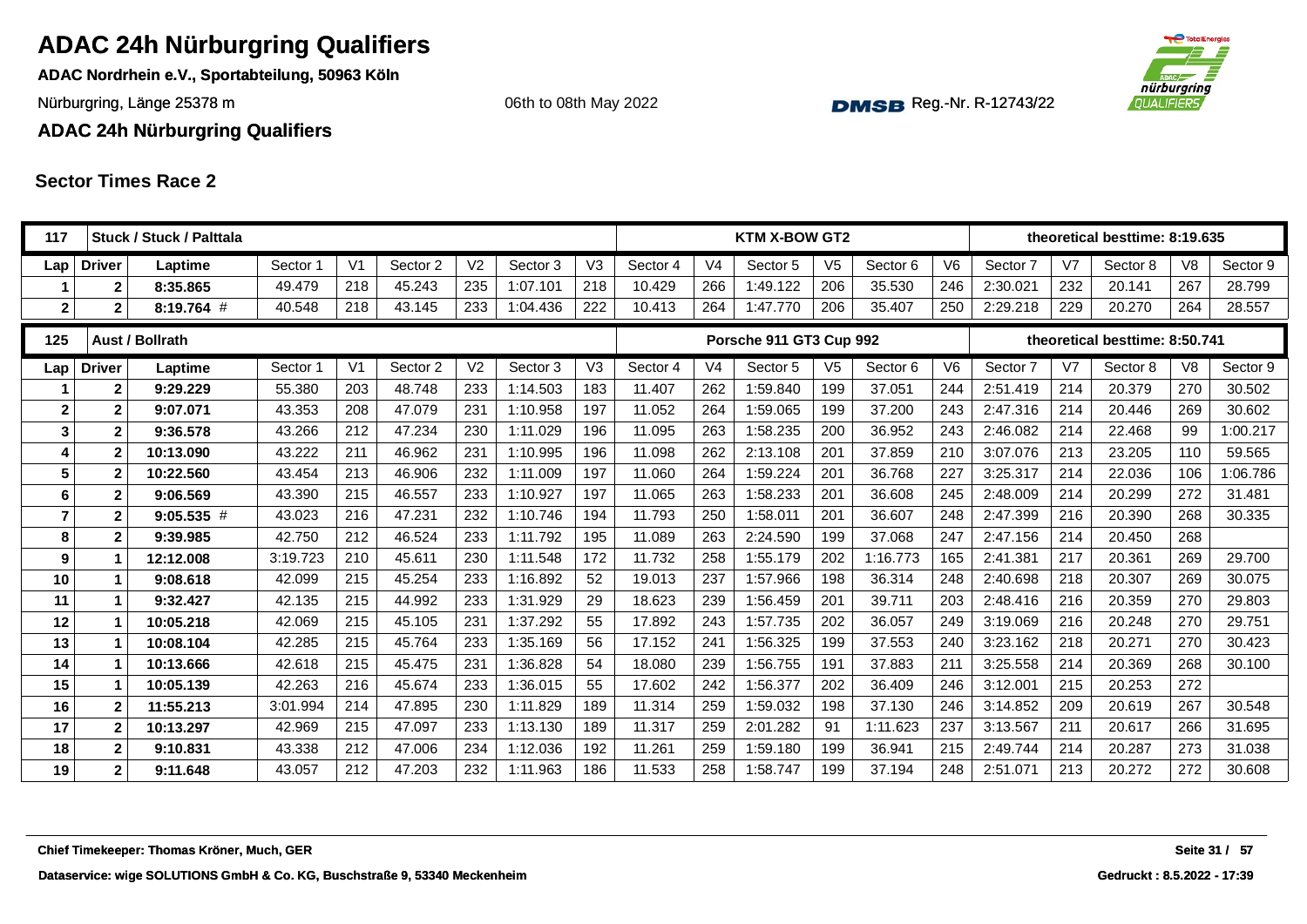# ADAC 24h Nürburgring Qualifiers

**ADAC Nordrhein e.V., Sportabteilung, 50963 Köln**

Nürburgring, Länge 25378 m

06th to 08th May 2022

Reg.-Nr. R-12743/22

**ADAC 24h Nürburgring Qualifiers**

## Sector Times Race 2

| 117 | Stuck / Stuck / Palttala | | | | | | | | KTM X-BOW GT2 | | | | | | theoretical besttime: 8:19.635 | | | | | |
|---|---|---|---|---|---|---|---|---|---|---|---|---|---|---|---|---|---|---|---|---|
| Lap | Driver | Laptime | Sector 1 | V1 | Sector 2 | V2 | Sector 3 | V3 | Sector 4 | V4 | Sector 5 | V5 | Sector 6 | V6 | Sector 7 | V7 | Sector 8 | V8 | Sector 9 |
| 1 | 2 | 8:35.865 | 49.479 | 218 | 45.243 | 235 | 1:07.101 | 218 | 10.429 | 266 | 1:49.122 | 206 | 35.530 | 246 | 2:30.021 | 232 | 20.141 | 267 | 28.799 |
| 2 | 2 | 8:19.764 # | 40.548 | 218 | 43.145 | 233 | 1:04.436 | 222 | 10.413 | 264 | 1:47.770 | 206 | 35.407 | 250 | 2:29.218 | 229 | 20.270 | 264 | 28.557 |

| 125 | Aust / Bollrath | | | | | | | | Porsche 911 GT3 Cup 992 | | | | | | theoretical besttime: 8:50.741 | | | | | |
|---|---|---|---|---|---|---|---|---|---|---|---|---|---|---|---|---|---|---|---|---|
| Lap | Driver | Laptime | Sector 1 | V1 | Sector 2 | V2 | Sector 3 | V3 | Sector 4 | V4 | Sector 5 | V5 | Sector 6 | V6 | Sector 7 | V7 | Sector 8 | V8 | Sector 9 |
| 1 | 2 | 9:29.229 | 55.380 | 203 | 48.748 | 233 | 1:14.503 | 183 | 11.407 | 262 | 1:59.840 | 199 | 37.051 | 244 | 2:51.419 | 214 | 20.379 | 270 | 30.502 |
| 2 | 2 | 9:07.071 | 43.353 | 208 | 47.079 | 231 | 1:10.958 | 197 | 11.052 | 264 | 1:59.065 | 199 | 37.200 | 243 | 2:47.316 | 214 | 20.446 | 269 | 30.602 |
| 3 | 2 | 9:36.578 | 43.266 | 212 | 47.234 | 230 | 1:11.029 | 196 | 11.095 | 263 | 1:58.235 | 200 | 36.952 | 243 | 2:46.082 | 214 | 22.468 | 99 | 1:00.217 |
| 4 | 2 | 10:13.090 | 43.222 | 211 | 46.962 | 231 | 1:10.995 | 196 | 11.098 | 262 | 2:13.108 | 201 | 37.859 | 210 | 3:07.076 | 213 | 23.205 | 110 | 59.565 |
| 5 | 2 | 10:22.560 | 43.454 | 213 | 46.906 | 232 | 1:11.009 | 197 | 11.060 | 264 | 1:59.224 | 201 | 36.768 | 227 | 3:25.317 | 214 | 22.036 | 106 | 1:06.786 |
| 6 | 2 | 9:06.569 | 43.390 | 215 | 46.557 | 233 | 1:10.927 | 197 | 11.065 | 263 | 1:58.233 | 201 | 36.608 | 245 | 2:48.009 | 214 | 20.299 | 272 | 31.481 |
| 7 | 2 | 9:05.535 # | 43.023 | 216 | 47.231 | 232 | 1:10.746 | 194 | 11.793 | 250 | 1:58.011 | 201 | 36.607 | 248 | 2:47.399 | 216 | 20.390 | 268 | 30.335 |
| 8 | 2 | 9:39.985 | 42.750 | 212 | 46.524 | 233 | 1:11.792 | 195 | 11.089 | 263 | 2:24.590 | 199 | 37.068 | 247 | 2:47.156 | 214 | 20.450 | 268 | |
| 9 | 1 | 12:12.008 | 3:19.723 | 210 | 45.611 | 230 | 1:11.548 | 172 | 11.732 | 258 | 1:55.179 | 202 | 1:16.773 | 165 | 2:41.381 | 217 | 20.361 | 269 | 29.700 |
| 10 | 1 | 9:08.618 | 42.099 | 215 | 45.254 | 233 | 1:16.892 | 52 | 19.013 | 237 | 1:57.966 | 198 | 36.314 | 248 | 2:40.698 | 218 | 20.307 | 269 | 30.075 |
| 11 | 1 | 9:32.427 | 42.135 | 215 | 44.992 | 233 | 1:31.929 | 29 | 18.623 | 239 | 1:56.459 | 201 | 39.711 | 203 | 2:48.416 | 216 | 20.359 | 270 | 29.803 |
| 12 | 1 | 10:05.218 | 42.069 | 215 | 45.105 | 231 | 1:37.292 | 55 | 17.892 | 243 | 1:57.735 | 202 | 36.057 | 249 | 3:19.069 | 216 | 20.248 | 270 | 29.751 |
| 13 | 1 | 10:08.104 | 42.285 | 215 | 45.764 | 233 | 1:35.169 | 56 | 17.152 | 241 | 1:56.325 | 199 | 37.553 | 240 | 3:23.162 | 218 | 20.271 | 270 | 30.423 |
| 14 | 1 | 10:13.666 | 42.618 | 215 | 45.475 | 231 | 1:36.828 | 54 | 18.080 | 239 | 1:56.755 | 191 | 37.883 | 211 | 3:25.558 | 214 | 20.369 | 268 | 30.100 |
| 15 | 1 | 10:05.139 | 42.263 | 216 | 45.674 | 233 | 1:36.015 | 55 | 17.602 | 242 | 1:56.377 | 202 | 36.409 | 246 | 3:12.001 | 215 | 20.253 | 272 | |
| 16 | 2 | 11:55.213 | 3:01.994 | 214 | 47.895 | 230 | 1:11.829 | 189 | 11.314 | 259 | 1:59.032 | 198 | 37.130 | 246 | 3:14.852 | 209 | 20.619 | 267 | 30.548 |
| 17 | 2 | 10:13.297 | 42.969 | 215 | 47.097 | 233 | 1:13.130 | 189 | 11.317 | 259 | 2:01.282 | 91 | 1:11.623 | 237 | 3:13.567 | 211 | 20.617 | 266 | 31.695 |
| 18 | 2 | 9:10.831 | 43.338 | 212 | 47.006 | 234 | 1:12.036 | 192 | 11.261 | 259 | 1:59.180 | 199 | 36.941 | 215 | 2:49.744 | 214 | 20.287 | 273 | 31.038 |
| 19 | 2 | 9:11.648 | 43.057 | 212 | 47.203 | 232 | 1:11.963 | 186 | 11.533 | 258 | 1:58.747 | 199 | 37.194 | 248 | 2:51.071 | 213 | 20.272 | 272 | 30.608 |

Chief Timekeeper: Thomas Kröner, Much, GER

Dataservice: wige SOLUTIONS GmbH & Co. KG, Buschstraße 9, 53340 Meckenheim

Gedruckt : 8.5.2022 - 17:39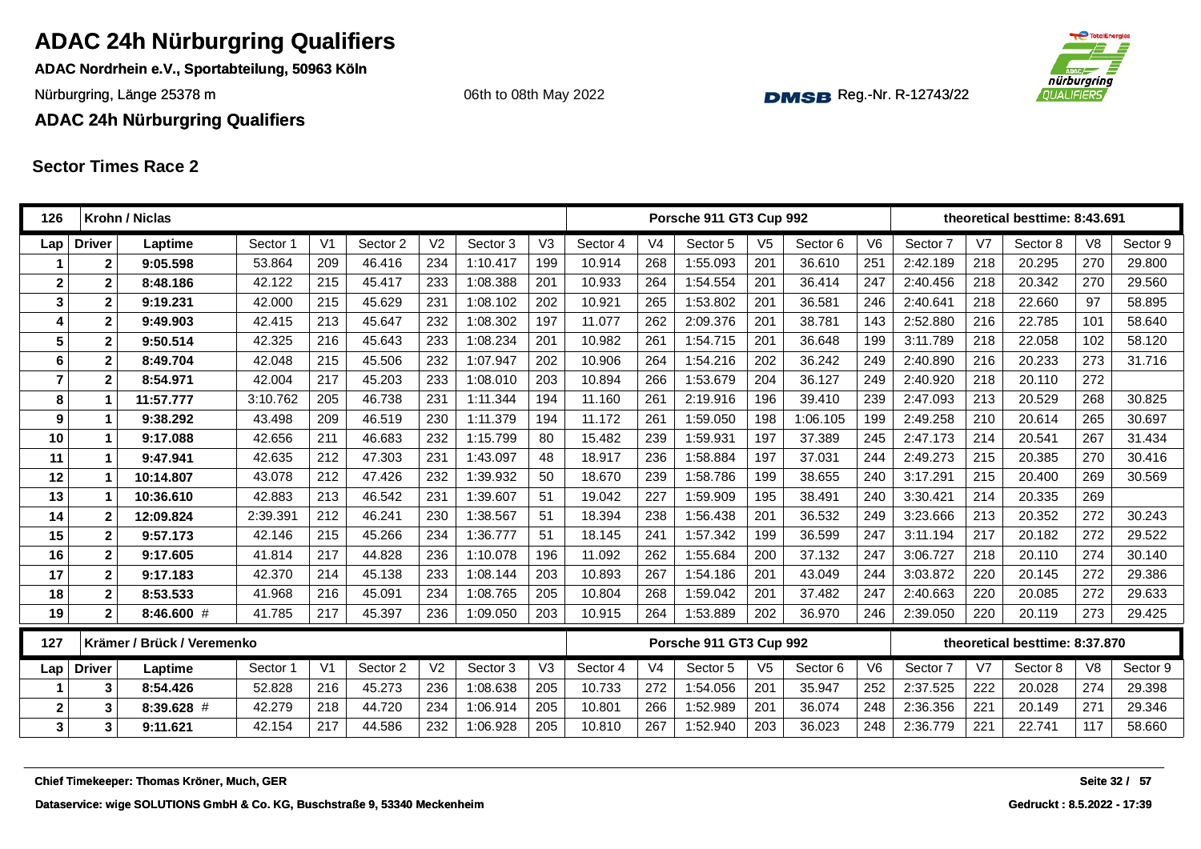# ADAC 24h Nürburgring Qualifiers

**ADAC Nordrhein e.V., Sportabteilung, 50963 Köln**

Nürburgring, Länge 25378 m

06th to 08th May 2022

Reg.-Nr. R-12743/22

**ADAC 24h Nürburgring Qualifiers**

## Sector Times Race 2

| 126 | Krohn / Niclas | | | | | | | | Porsche 911 GT3 Cup 992 | | | | | | | theoretical besttime: 8:43.691 | | | |
|---|---|---|---|---|---|---|---|---|---|---|---|---|---|---|---|---|---|---|---|
| Lap | Driver | Laptime | Sector 1 | V1 | Sector 2 | V2 | Sector 3 | V3 | Sector 4 | V4 | Sector 5 | V5 | Sector 6 | V6 | Sector 7 | V7 | Sector 8 | V8 | Sector 9 |
| 1 | 2 | 9:05.598 | 53.864 | 209 | 46.416 | 234 | 1:10.417 | 199 | 10.914 | 268 | 1:55.093 | 201 | 36.610 | 251 | 2:42.189 | 218 | 20.295 | 270 | 29.800 |
| 2 | 2 | 8:48.186 | 42.122 | 215 | 45.417 | 233 | 1:08.388 | 201 | 10.933 | 264 | 1:54.554 | 201 | 36.414 | 247 | 2:40.456 | 218 | 20.342 | 270 | 29.560 |
| 3 | 2 | 9:19.231 | 42.000 | 215 | 45.629 | 231 | 1:08.102 | 202 | 10.921 | 265 | 1:53.802 | 201 | 36.581 | 246 | 2:40.641 | 218 | 22.660 | 97 | 58.895 |
| 4 | 2 | 9:49.903 | 42.415 | 213 | 45.647 | 232 | 1:08.302 | 197 | 11.077 | 262 | 2:09.376 | 201 | 38.781 | 143 | 2:52.880 | 216 | 22.785 | 101 | 58.640 |
| 5 | 2 | 9:50.514 | 42.325 | 216 | 45.643 | 233 | 1:08.234 | 201 | 10.982 | 261 | 1:54.715 | 201 | 36.648 | 199 | 3:11.789 | 218 | 22.058 | 102 | 58.120 |
| 6 | 2 | 8:49.704 | 42.048 | 215 | 45.506 | 232 | 1:07.947 | 202 | 10.906 | 264 | 1:54.216 | 202 | 36.242 | 249 | 2:40.890 | 216 | 20.233 | 273 | 31.716 |
| 7 | 2 | 8:54.971 | 42.004 | 217 | 45.203 | 233 | 1:08.010 | 203 | 10.894 | 266 | 1:53.679 | 204 | 36.127 | 249 | 2:40.920 | 218 | 20.110 | 272 | |
| 8 | 1 | 11:57.777 | 3:10.762 | 205 | 46.738 | 231 | 1:11.344 | 194 | 11.160 | 261 | 2:19.916 | 196 | 39.410 | 239 | 2:47.093 | 213 | 20.529 | 268 | 30.825 |
| 9 | 1 | 9:38.292 | 43.498 | 209 | 46.519 | 230 | 1:11.379 | 194 | 11.172 | 261 | 1:59.050 | 198 | 1:06.105 | 199 | 2:49.258 | 210 | 20.614 | 265 | 30.697 |
| 10 | 1 | 9:17.088 | 42.656 | 211 | 46.683 | 232 | 1:15.799 | 80 | 15.482 | 239 | 1:59.931 | 197 | 37.389 | 245 | 2:47.173 | 214 | 20.541 | 267 | 31.434 |
| 11 | 1 | 9:47.941 | 42.635 | 212 | 47.303 | 231 | 1:43.097 | 48 | 18.917 | 236 | 1:58.884 | 197 | 37.031 | 244 | 2:49.273 | 215 | 20.385 | 270 | 30.416 |
| 12 | 1 | 10:14.807 | 43.078 | 212 | 47.426 | 232 | 1:39.932 | 50 | 18.670 | 239 | 1:58.786 | 199 | 38.655 | 240 | 3:17.291 | 215 | 20.400 | 269 | 30.569 |
| 13 | 1 | 10:36.610 | 42.883 | 213 | 46.542 | 231 | 1:39.607 | 51 | 19.042 | 227 | 1:59.909 | 195 | 38.491 | 240 | 3:30.421 | 214 | 20.335 | 269 | |
| 14 | 2 | 12:09.824 | 2:39.391 | 212 | 46.241 | 230 | 1:38.567 | 51 | 18.394 | 238 | 1:56.438 | 201 | 36.532 | 249 | 3:23.666 | 213 | 20.352 | 272 | 30.243 |
| 15 | 2 | 9:57.173 | 42.146 | 215 | 45.266 | 234 | 1:36.777 | 51 | 18.145 | 241 | 1:57.342 | 199 | 36.599 | 247 | 3:11.194 | 217 | 20.182 | 272 | 29.522 |
| 16 | 2 | 9:17.605 | 41.814 | 217 | 44.828 | 236 | 1:10.078 | 196 | 11.092 | 262 | 1:55.684 | 200 | 37.132 | 247 | 3:06.727 | 218 | 20.110 | 274 | 30.140 |
| 17 | 2 | 9:17.183 | 42.370 | 214 | 45.138 | 233 | 1:08.144 | 203 | 10.893 | 267 | 1:54.186 | 201 | 43.049 | 244 | 3:03.872 | 220 | 20.145 | 272 | 29.386 |
| 18 | 2 | 8:53.533 | 41.968 | 216 | 45.091 | 234 | 1:08.765 | 205 | 10.804 | 268 | 1:59.042 | 201 | 37.482 | 247 | 2:40.663 | 220 | 20.085 | 272 | 29.633 |
| 19 | 2 | 8:46.600 # | 41.785 | 217 | 45.397 | 236 | 1:09.050 | 203 | 10.915 | 264 | 1:53.889 | 202 | 36.970 | 246 | 2:39.050 | 220 | 20.119 | 273 | 29.425 |

| 127 | Krämer / Brück / Veremenko | | | | | | | | Porsche 911 GT3 Cup 992 | | | | | | | theoretical besttime: 8:37.870 | | | |
|---|---|---|---|---|---|---|---|---|---|---|---|---|---|---|---|---|---|---|---|
| Lap | Driver | Laptime | Sector 1 | V1 | Sector 2 | V2 | Sector 3 | V3 | Sector 4 | V4 | Sector 5 | V5 | Sector 6 | V6 | Sector 7 | V7 | Sector 8 | V8 | Sector 9 |
| 1 | 3 | 8:54.426 | 52.828 | 216 | 45.273 | 236 | 1:08.638 | 205 | 10.733 | 272 | 1:54.056 | 201 | 35.947 | 252 | 2:37.525 | 222 | 20.028 | 274 | 29.398 |
| 2 | 3 | 8:39.628 # | 42.279 | 218 | 44.720 | 234 | 1:06.914 | 205 | 10.801 | 266 | 1:52.989 | 201 | 36.074 | 248 | 2:36.356 | 221 | 20.149 | 271 | 29.346 |
| 3 | 3 | 9:11.621 | 42.154 | 217 | 44.586 | 232 | 1:06.928 | 205 | 10.810 | 267 | 1:52.940 | 203 | 36.023 | 248 | 2:36.779 | 221 | 22.741 | 117 | 58.660 |

**Chief Timekeeper: Thomas Kröner, Much, GER**

**Dataservice: wige SOLUTIONS GmbH & Co. KG, Buschstraße 9, 53340 Meckenheim**

**Gedruckt : 8.5.2022 - 17:39**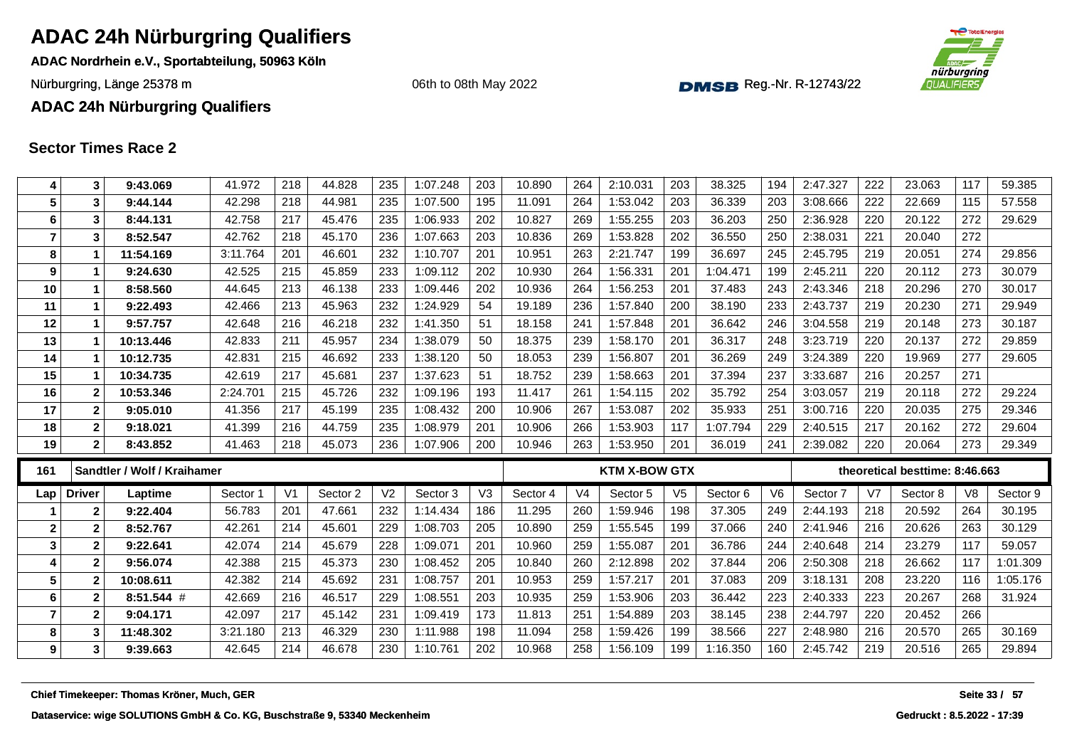# ADAC 24h Nürburgring Qualifiers

**ADAC Nordrhein e.V., Sportabteilung, 50963 Köln**

Nürburgring, Länge 25378 m

06th to 08th May 2022

Reg.-Nr. R-12743/22

**ADAC 24h Nürburgring Qualifiers**

## Sector Times Race 2

| Lap | Driver | Laptime | Sector 1 | V1 | Sector 2 | V2 | Sector 3 | V3 | Sector 4 | V4 | Sector 5 | V5 | Sector 6 | V6 | Sector 7 | V7 | Sector 8 | V8 | Sector 9 |
|---|---|---|---|---|---|---|---|---|---|---|---|---|---|---|---|---|---|---|---|
| 4 | 3 | **9:43.069** | 41.972 | 218 | 44.828 | 235 | 1:07.248 | 203 | 10.890 | 264 | 2:10.031 | 203 | 38.325 | 194 | 2:47.327 | 222 | 23.063 | 117 | 59.385 |
| 5 | 3 | **9:44.144** | 42.298 | 218 | 44.981 | 235 | 1:07.500 | 195 | 11.091 | 264 | 1:53.042 | 203 | 36.339 | 203 | 3:08.666 | 222 | 22.669 | 115 | 57.558 |
| 6 | 3 | **8:44.131** | 42.758 | 217 | 45.476 | 235 | 1:06.933 | 202 | 10.827 | 269 | 1:55.255 | 203 | 36.203 | 250 | 2:36.928 | 220 | 20.122 | 272 | 29.629 |
| 7 | 3 | **8:52.547** | 42.762 | 218 | 45.170 | 236 | 1:07.663 | 203 | 10.836 | 269 | 1:53.828 | 202 | 36.550 | 250 | 2:38.031 | 221 | 20.040 | 272 | |
| 8 | 1 | **11:54.169** | 3:11.764 | 201 | 46.601 | 232 | 1:10.707 | 201 | 10.951 | 263 | 2:21.747 | 199 | 36.697 | 245 | 2:45.795 | 219 | 20.051 | 274 | 29.856 |
| 9 | 1 | **9:24.630** | 42.525 | 215 | 45.859 | 233 | 1:09.112 | 202 | 10.930 | 264 | 1:56.331 | 201 | 1:04.471 | 199 | 2:45.211 | 220 | 20.112 | 273 | 30.079 |
| 10 | 1 | **8:58.560** | 44.645 | 213 | 46.138 | 233 | 1:09.446 | 202 | 10.936 | 264 | 1:56.253 | 201 | 37.483 | 243 | 2:43.346 | 218 | 20.296 | 270 | 30.017 |
| 11 | 1 | **9:22.493** | 42.466 | 213 | 45.963 | 232 | 1:24.929 | 54 | 19.189 | 236 | 1:57.840 | 200 | 38.190 | 233 | 2:43.737 | 219 | 20.230 | 271 | 29.949 |
| 12 | 1 | **9:57.757** | 42.648 | 216 | 46.218 | 232 | 1:41.350 | 51 | 18.158 | 241 | 1:57.848 | 201 | 36.642 | 246 | 3:04.558 | 219 | 20.148 | 273 | 30.187 |
| 13 | 1 | **10:13.446** | 42.833 | 211 | 45.957 | 234 | 1:38.079 | 50 | 18.375 | 239 | 1:58.170 | 201 | 36.317 | 248 | 3:23.719 | 220 | 20.137 | 272 | 29.859 |
| 14 | 1 | **10:12.735** | 42.831 | 215 | 46.692 | 233 | 1:38.120 | 50 | 18.053 | 239 | 1:56.807 | 201 | 36.269 | 249 | 3:24.389 | 220 | 19.969 | 277 | 29.605 |
| 15 | 1 | **10:34.735** | 42.619 | 217 | 45.681 | 237 | 1:37.623 | 51 | 18.752 | 239 | 1:58.663 | 201 | 37.394 | 237 | 3:33.687 | 216 | 20.257 | 271 | |
| 16 | 2 | **10:53.346** | 2:24.701 | 215 | 45.726 | 232 | 1:09.196 | 193 | 11.417 | 261 | 1:54.115 | 202 | 35.792 | 254 | 3:03.057 | 219 | 20.118 | 272 | 29.224 |
| 17 | 2 | **9:05.010** | 41.356 | 217 | 45.199 | 235 | 1:08.432 | 200 | 10.906 | 267 | 1:53.087 | 202 | 35.933 | 251 | 3:00.716 | 220 | 20.035 | 275 | 29.346 |
| 18 | 2 | **9:18.021** | 41.399 | 216 | 44.759 | 235 | 1:08.979 | 201 | 10.906 | 266 | 1:53.903 | 117 | 1:07.794 | 229 | 2:40.515 | 217 | 20.162 | 272 | 29.604 |
| 19 | 2 | **8:43.852** | 41.463 | 218 | 45.073 | 236 | 1:07.906 | 200 | 10.946 | 263 | 1:53.950 | 201 | 36.019 | 241 | 2:39.082 | 220 | 20.064 | 273 | 29.349 |

| **161** | **Sandtler / Wolf / Kraihamer** | | | | | | | | | | **KTM X-BOW GTX** | | | | **theoretical besttime: 8:46.663** | | | | |
|---|---|---|---|---|---|---|---|---|---|---|---|---|---|---|---|---|---|---|---|
| Lap | Driver | Laptime | Sector 1 | V1 | Sector 2 | V2 | Sector 3 | V3 | Sector 4 | V4 | Sector 5 | V5 | Sector 6 | V6 | Sector 7 | V7 | Sector 8 | V8 | Sector 9 |
| 1 | 2 | **9:22.404** | 56.783 | 201 | 47.661 | 232 | 1:14.434 | 186 | 11.295 | 260 | 1:59.946 | 198 | 37.305 | 249 | 2:44.193 | 218 | 20.592 | 264 | 30.195 |
| 2 | 2 | **8:52.767** | 42.261 | 214 | 45.601 | 229 | 1:08.703 | 205 | 10.890 | 259 | 1:55.545 | 199 | 37.066 | 240 | 2:41.946 | 216 | 20.626 | 263 | 30.129 |
| 3 | 2 | **9:22.641** | 42.074 | 214 | 45.679 | 228 | 1:09.071 | 201 | 10.960 | 259 | 1:55.087 | 201 | 36.786 | 244 | 2:40.648 | 214 | 23.279 | 117 | 59.057 |
| 4 | 2 | **9:56.074** | 42.388 | 215 | 45.373 | 230 | 1:08.452 | 205 | 10.840 | 260 | 2:12.898 | 202 | 37.844 | 206 | 2:50.308 | 218 | 26.662 | 117 | 1:01.309 |
| 5 | 2 | **10:08.611** | 42.382 | 214 | 45.692 | 231 | 1:08.757 | 201 | 10.953 | 259 | 1:57.217 | 201 | 37.083 | 209 | 3:18.131 | 208 | 23.220 | 116 | 1:05.176 |
| 6 | 2 | **8:51.544** # | 42.669 | 216 | 46.517 | 229 | 1:08.551 | 203 | 10.935 | 259 | 1:53.906 | 203 | 36.442 | 223 | 2:40.333 | 223 | 20.267 | 268 | 31.924 |
| 7 | 2 | **9:04.171** | 42.097 | 217 | 45.142 | 231 | 1:09.419 | 173 | 11.813 | 251 | 1:54.889 | 203 | 38.145 | 238 | 2:44.797 | 220 | 20.452 | 266 | |
| 8 | 3 | **11:48.302** | 3:21.180 | 213 | 46.329 | 230 | 1:11.988 | 198 | 11.094 | 258 | 1:59.426 | 199 | 38.566 | 227 | 2:48.980 | 216 | 20.570 | 265 | 30.169 |
| 9 | 3 | **9:39.663** | 42.645 | 214 | 46.678 | 230 | 1:10.761 | 202 | 10.968 | 258 | 1:56.109 | 199 | 1:16.350 | 160 | 2:45.742 | 219 | 20.516 | 265 | 29.894 |

**Chief Timekeeper: Thomas Kröner, Much, GER**

**Dataservice: wige SOLUTIONS GmbH & Co. KG, Buschstraße 9, 53340 Meckenheim**

**Gedruckt : 8.5.2022 - 17:39**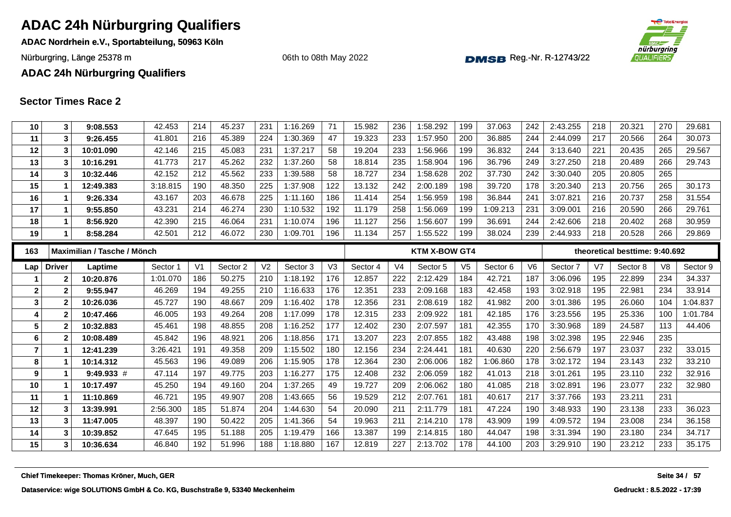# ADAC 24h Nürburgring Qualifiers

**ADAC Nordrhein e.V., Sportabteilung, 50963 Köln**

Nürburgring, Länge 25378 m

06th to 08th May 2022

Reg.-Nr. R-12743/22

**ADAC 24h Nürburgring Qualifiers**

## Sector Times Race 2

| Lap | Driver | Laptime | Sector 1 | V1 | Sector 2 | V2 | Sector 3 | V3 | Sector 4 | V4 | Sector 5 | V5 | Sector 6 | V6 | Sector 7 | V7 | Sector 8 | V8 | Sector 9 |
|---|---|---|---|---|---|---|---|---|---|---|---|---|---|---|---|---|---|---|---|
| 10 | 3 | 9:08.553 | 42.453 | 214 | 45.237 | 231 | 1:16.269 | 71 | 15.982 | 236 | 1:58.292 | 199 | 37.063 | 242 | 2:43.255 | 218 | 20.321 | 270 | 29.681 |
| 11 | 3 | 9:26.455 | 41.801 | 216 | 45.389 | 224 | 1:30.369 | 47 | 19.323 | 233 | 1:57.950 | 200 | 36.885 | 244 | 2:44.099 | 217 | 20.566 | 264 | 30.073 |
| 12 | 3 | 10:01.090 | 42.146 | 215 | 45.083 | 231 | 1:37.217 | 58 | 19.204 | 233 | 1:56.966 | 199 | 36.832 | 244 | 3:13.640 | 221 | 20.435 | 265 | 29.567 |
| 13 | 3 | 10:16.291 | 41.773 | 217 | 45.262 | 232 | 1:37.260 | 58 | 18.814 | 235 | 1:58.904 | 196 | 36.796 | 249 | 3:27.250 | 218 | 20.489 | 266 | 29.743 |
| 14 | 3 | 10:32.446 | 42.152 | 212 | 45.562 | 233 | 1:39.588 | 58 | 18.727 | 234 | 1:58.628 | 202 | 37.730 | 242 | 3:30.040 | 205 | 20.805 | 265 | |
| 15 | 1 | 12:49.383 | 3:18.815 | 190 | 48.350 | 225 | 1:37.908 | 122 | 13.132 | 242 | 2:00.189 | 198 | 39.720 | 178 | 3:20.340 | 213 | 20.756 | 265 | 30.173 |
| 16 | 1 | 9:26.334 | 43.167 | 203 | 46.678 | 225 | 1:11.160 | 186 | 11.414 | 254 | 1:56.959 | 198 | 36.844 | 241 | 3:07.821 | 216 | 20.737 | 258 | 31.554 |
| 17 | 1 | 9:55.850 | 43.231 | 214 | 46.274 | 230 | 1:10.532 | 192 | 11.179 | 258 | 1:56.069 | 199 | 1:09.213 | 231 | 3:09.001 | 216 | 20.590 | 266 | 29.761 |
| 18 | 1 | 8:56.920 | 42.390 | 215 | 46.064 | 231 | 1:10.074 | 196 | 11.127 | 256 | 1:56.607 | 199 | 36.691 | 244 | 2:42.606 | 218 | 20.402 | 268 | 30.959 |
| 19 | 1 | 8:58.284 | 42.501 | 212 | 46.072 | 230 | 1:09.701 | 196 | 11.134 | 257 | 1:55.522 | 199 | 38.024 | 239 | 2:44.933 | 218 | 20.528 | 266 | 29.869 |

| 163 | Maximilian / Tasche / Mönch | | | | | | | | | | KTM X-BOW GT4 | | | | | | theoretical besttime: 9:40.692 | | |
|---|---|---|---|---|---|---|---|---|---|---|---|---|---|---|---|---|---|---|---|
| Lap | Driver | Laptime | Sector 1 | V1 | Sector 2 | V2 | Sector 3 | V3 | Sector 4 | V4 | Sector 5 | V5 | Sector 6 | V6 | Sector 7 | V7 | Sector 8 | V8 | Sector 9 |
| 1 | 2 | 10:20.876 | 1:01.070 | 186 | 50.275 | 210 | 1:18.192 | 176 | 12.857 | 222 | 2:12.429 | 184 | 42.721 | 187 | 3:06.096 | 195 | 22.899 | 234 | 34.337 |
| 2 | 2 | 9:55.947 | 46.269 | 194 | 49.255 | 210 | 1:16.633 | 176 | 12.351 | 233 | 2:09.168 | 183 | 42.458 | 193 | 3:02.918 | 195 | 22.981 | 234 | 33.914 |
| 3 | 2 | 10:26.036 | 45.727 | 190 | 48.667 | 209 | 1:16.402 | 178 | 12.356 | 231 | 2:08.619 | 182 | 41.982 | 200 | 3:01.386 | 195 | 26.060 | 104 | 1:04.837 |
| 4 | 2 | 10:47.466 | 46.005 | 193 | 49.264 | 208 | 1:17.099 | 178 | 12.315 | 233 | 2:09.922 | 181 | 42.185 | 176 | 3:23.556 | 195 | 25.336 | 100 | 1:01.784 |
| 5 | 2 | 10:32.883 | 45.461 | 198 | 48.855 | 208 | 1:16.252 | 177 | 12.402 | 230 | 2:07.597 | 181 | 42.355 | 170 | 3:30.968 | 189 | 24.587 | 113 | 44.406 |
| 6 | 2 | 10:08.489 | 45.842 | 196 | 48.921 | 206 | 1:18.856 | 171 | 13.207 | 223 | 2:07.855 | 182 | 43.488 | 198 | 3:02.398 | 195 | 22.946 | 235 | |
| 7 | 1 | 12:41.239 | 3:26.421 | 191 | 49.358 | 209 | 1:15.502 | 180 | 12.156 | 234 | 2:24.441 | 181 | 40.630 | 220 | 2:56.679 | 197 | 23.037 | 232 | 33.015 |
| 8 | 1 | 10:14.312 | 45.563 | 196 | 49.089 | 206 | 1:15.905 | 178 | 12.364 | 230 | 2:06.006 | 182 | 1:06.860 | 178 | 3:02.172 | 194 | 23.143 | 232 | 33.210 |
| 9 | 1 | 9:49.933 # | 47.114 | 197 | 49.775 | 203 | 1:16.277 | 175 | 12.408 | 232 | 2:06.059 | 182 | 41.013 | 218 | 3:01.261 | 195 | 23.110 | 232 | 32.916 |
| 10 | 1 | 10:17.497 | 45.250 | 194 | 49.160 | 204 | 1:37.265 | 49 | 19.727 | 209 | 2:06.062 | 180 | 41.085 | 218 | 3:02.891 | 196 | 23.077 | 232 | 32.980 |
| 11 | 1 | 11:10.869 | 46.721 | 195 | 49.907 | 208 | 1:43.665 | 56 | 19.529 | 212 | 2:07.761 | 181 | 40.617 | 217 | 3:37.766 | 193 | 23.211 | 231 | |
| 12 | 3 | 13:39.991 | 2:56.300 | 185 | 51.874 | 204 | 1:44.630 | 54 | 20.090 | 211 | 2:11.779 | 181 | 47.224 | 190 | 3:48.933 | 190 | 23.138 | 233 | 36.023 |
| 13 | 3 | 11:47.005 | 48.397 | 190 | 50.422 | 205 | 1:41.366 | 54 | 19.963 | 211 | 2:14.210 | 178 | 43.909 | 199 | 4:09.572 | 194 | 23.008 | 234 | 36.158 |
| 14 | 3 | 10:39.852 | 47.645 | 195 | 51.188 | 205 | 1:19.479 | 166 | 13.387 | 199 | 2:14.815 | 180 | 44.047 | 198 | 3:31.394 | 190 | 23.180 | 234 | 34.717 |
| 15 | 3 | 10:36.634 | 46.840 | 192 | 51.996 | 188 | 1:18.880 | 167 | 12.819 | 227 | 2:13.702 | 178 | 44.100 | 203 | 3:29.910 | 190 | 23.212 | 233 | 35.175 |

**Chief Timekeeper: Thomas Kröner, Much, GER**

**Dataservice: wige SOLUTIONS GmbH & Co. KG, Buschstraße 9, 53340 Meckenheim**

**Gedruckt : 8.5.2022 - 17:39**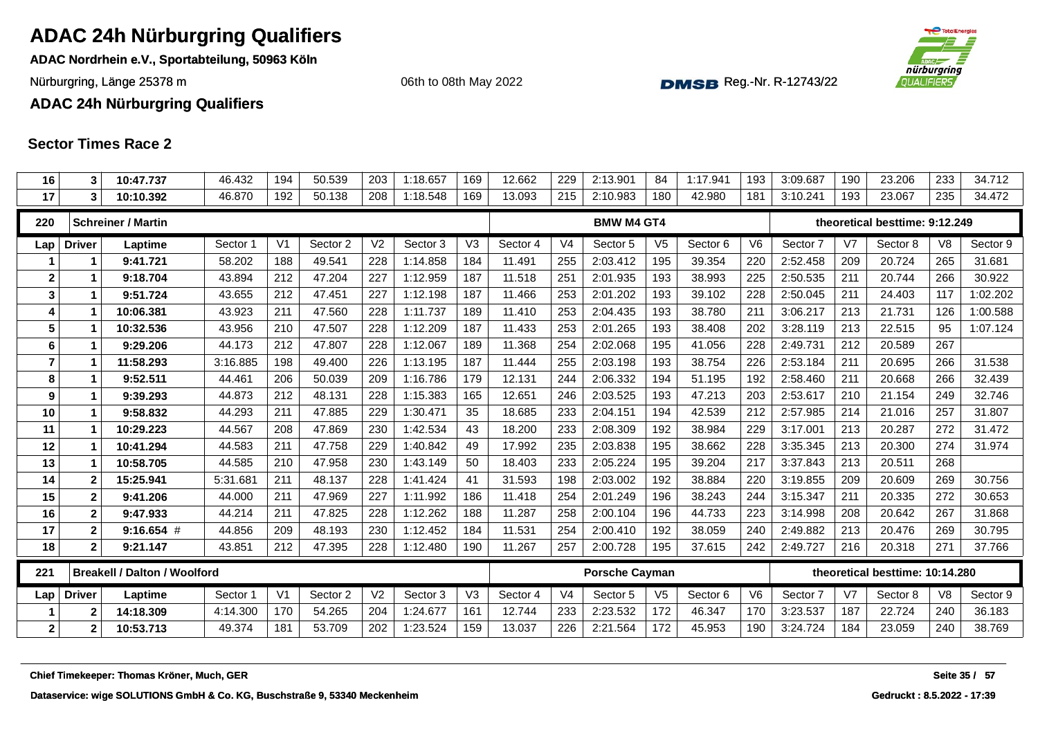# ADAC 24h Nürburgring Qualifiers

**ADAC Nordrhein e.V., Sportabteilung, 50963 Köln**

Nürburgring, Länge 25378 m

06th to 08th May 2022

Reg.-Nr. R-12743/22

**ADAC 24h Nürburgring Qualifiers**

## Sector Times Race 2

| Lap | Driver | Laptime | Sector 1 | V1 | Sector 2 | V2 | Sector 3 | V3 | Sector 4 | V4 | Sector 5 | V5 | Sector 6 | V6 | Sector 7 | V7 | Sector 8 | V8 | Sector 9 |
|---|---|---|---|---|---|---|---|---|---|---|---|---|---|---|---|---|---|---|---|
| 16 | 3 | 10:47.737 | 46.432 | 194 | 50.539 | 203 | 1:18.657 | 169 | 12.662 | 229 | 2:13.901 | 84 | 1:17.941 | 193 | 3:09.687 | 190 | 23.206 | 233 | 34.712 |
| 17 | 3 | 10:10.392 | 46.870 | 192 | 50.138 | 208 | 1:18.548 | 169 | 13.093 | 215 | 2:10.983 | 180 | 42.980 | 181 | 3:10.241 | 193 | 23.067 | 235 | 34.472 |

| 220 | Schreiner / Martin | | | | | | | | | | BMW M4 GT4 | | | | | | theoretical besttime: 9:12.249 | | |
|---|---|---|---|---|---|---|---|---|---|---|---|---|---|---|---|---|---|---|---|
| **Lap** | **Driver** | **Laptime** | **Sector 1** | **V1** | **Sector 2** | **V2** | **Sector 3** | **V3** | **Sector 4** | **V4** | **Sector 5** | **V5** | **Sector 6** | **V6** | **Sector 7** | **V7** | **Sector 8** | **V8** | **Sector 9** |
| 1 | 1 | 9:41.721 | 58.202 | 188 | 49.541 | 228 | 1:14.858 | 184 | 11.491 | 255 | 2:03.412 | 195 | 39.354 | 220 | 2:52.458 | 209 | 20.724 | 265 | 31.681 |
| 2 | 1 | 9:18.704 | 43.894 | 212 | 47.204 | 227 | 1:12.959 | 187 | 11.518 | 251 | 2:01.935 | 193 | 38.993 | 225 | 2:50.535 | 211 | 20.744 | 266 | 30.922 |
| 3 | 1 | 9:51.724 | 43.655 | 212 | 47.451 | 227 | 1:12.198 | 187 | 11.466 | 253 | 2:01.202 | 193 | 39.102 | 228 | 2:50.045 | 211 | 24.403 | 117 | 1:02.202 |
| 4 | 1 | 10:06.381 | 43.923 | 211 | 47.560 | 228 | 1:11.737 | 189 | 11.410 | 253 | 2:04.435 | 193 | 38.780 | 211 | 3:06.217 | 213 | 21.731 | 126 | 1:00.588 |
| 5 | 1 | 10:32.536 | 43.956 | 210 | 47.507 | 228 | 1:12.209 | 187 | 11.433 | 253 | 2:01.265 | 193 | 38.408 | 202 | 3:28.119 | 213 | 22.515 | 95 | 1:07.124 |
| 6 | 1 | 9:29.206 | 44.173 | 212 | 47.807 | 228 | 1:12.067 | 189 | 11.368 | 254 | 2:02.068 | 195 | 41.056 | 228 | 2:49.731 | 212 | 20.589 | 267 | |
| 7 | 1 | 11:58.293 | 3:16.885 | 198 | 49.400 | 226 | 1:13.195 | 187 | 11.444 | 255 | 2:03.198 | 193 | 38.754 | 226 | 2:53.184 | 211 | 20.695 | 266 | 31.538 |
| 8 | 1 | 9:52.511 | 44.461 | 206 | 50.039 | 209 | 1:16.786 | 179 | 12.131 | 244 | 2:06.332 | 194 | 51.195 | 192 | 2:58.460 | 211 | 20.668 | 266 | 32.439 |
| 9 | 1 | 9:39.293 | 44.873 | 212 | 48.131 | 228 | 1:15.383 | 165 | 12.651 | 246 | 2:03.525 | 193 | 47.213 | 203 | 2:53.617 | 210 | 21.154 | 249 | 32.746 |
| 10 | 1 | 9:58.832 | 44.293 | 211 | 47.885 | 229 | 1:30.471 | 35 | 18.685 | 233 | 2:04.151 | 194 | 42.539 | 212 | 2:57.985 | 214 | 21.016 | 257 | 31.807 |
| 11 | 1 | 10:29.223 | 44.567 | 208 | 47.869 | 230 | 1:42.534 | 43 | 18.200 | 233 | 2:08.309 | 192 | 38.984 | 229 | 3:17.001 | 213 | 20.287 | 272 | 31.472 |
| 12 | 1 | 10:41.294 | 44.583 | 211 | 47.758 | 229 | 1:40.842 | 49 | 17.992 | 235 | 2:03.838 | 195 | 38.662 | 228 | 3:35.345 | 213 | 20.300 | 274 | 31.974 |
| 13 | 1 | 10:58.705 | 44.585 | 210 | 47.958 | 230 | 1:43.149 | 50 | 18.403 | 233 | 2:05.224 | 195 | 39.204 | 217 | 3:37.843 | 213 | 20.511 | 268 | |
| 14 | 2 | 15:25.941 | 5:31.681 | 211 | 48.137 | 228 | 1:41.424 | 41 | 31.593 | 198 | 2:03.002 | 192 | 38.884 | 220 | 3:19.855 | 209 | 20.609 | 269 | 30.756 |
| 15 | 2 | 9:41.206 | 44.000 | 211 | 47.969 | 227 | 1:11.992 | 186 | 11.418 | 254 | 2:01.249 | 196 | 38.243 | 244 | 3:15.347 | 211 | 20.335 | 272 | 30.653 |
| 16 | 2 | 9:47.933 | 44.214 | 211 | 47.825 | 228 | 1:12.262 | 188 | 11.287 | 258 | 2:00.104 | 196 | 44.733 | 223 | 3:14.998 | 208 | 20.642 | 267 | 31.868 |
| 17 | 2 | 9:16.654 # | 44.856 | 209 | 48.193 | 230 | 1:12.452 | 184 | 11.531 | 254 | 2:00.410 | 192 | 38.059 | 240 | 2:49.882 | 213 | 20.476 | 269 | 30.795 |
| 18 | 2 | 9:21.147 | 43.851 | 212 | 47.395 | 228 | 1:12.480 | 190 | 11.267 | 257 | 2:00.728 | 195 | 37.615 | 242 | 2:49.727 | 216 | 20.318 | 271 | 37.766 |

| 221 | Breakell / Dalton / Woolford | | | | | | | | | | Porsche Cayman | | | | | | theoretical besttime: 10:14.280 | | |
|---|---|---|---|---|---|---|---|---|---|---|---|---|---|---|---|---|---|---|---|
| **Lap** | **Driver** | **Laptime** | **Sector 1** | **V1** | **Sector 2** | **V2** | **Sector 3** | **V3** | **Sector 4** | **V4** | **Sector 5** | **V5** | **Sector 6** | **V6** | **Sector 7** | **V7** | **Sector 8** | **V8** | **Sector 9** |
| 1 | 2 | 14:18.309 | 4:14.300 | 170 | 54.265 | 204 | 1:24.677 | 161 | 12.744 | 233 | 2:23.532 | 172 | 46.347 | 170 | 3:23.537 | 187 | 22.724 | 240 | 36.183 |
| 2 | 2 | 10:53.713 | 49.374 | 181 | 53.709 | 202 | 1:23.524 | 159 | 13.037 | 226 | 2:21.564 | 172 | 45.953 | 190 | 3:24.724 | 184 | 23.059 | 240 | 38.769 |

Chief Timekeeper: Thomas Kröner, Much, GER

Dataservice: wige SOLUTIONS GmbH & Co. KG, Buschstraße 9, 53340 Meckenheim

Gedruckt : 8.5.2022 - 17:39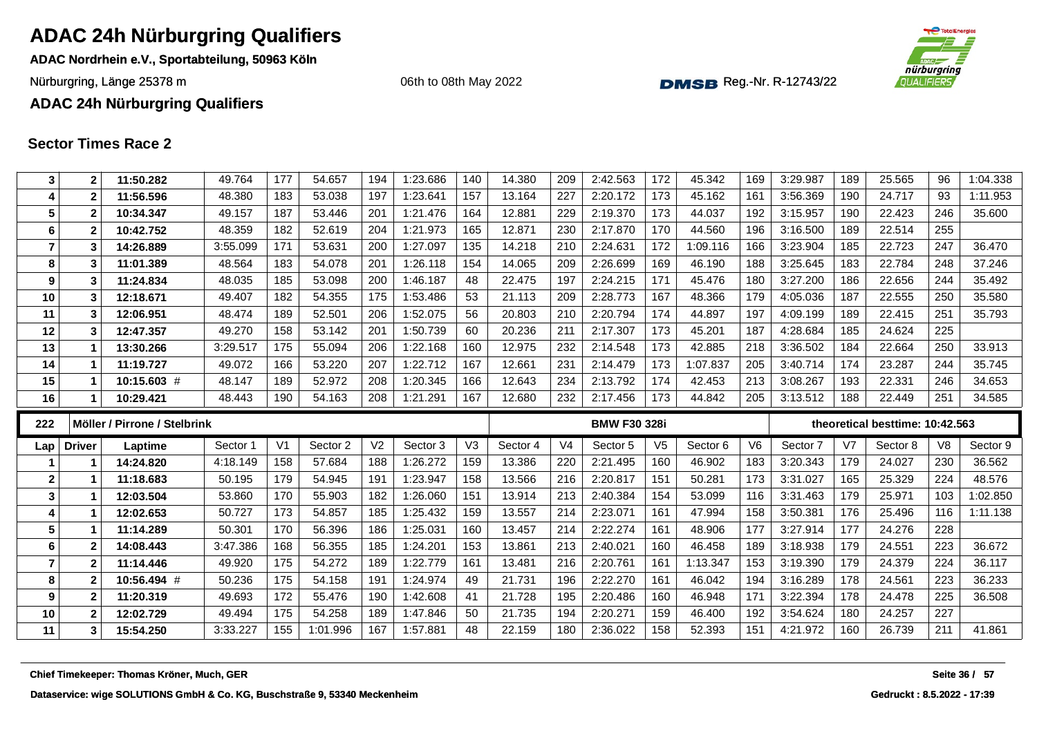# ADAC 24h Nürburgring Qualifiers

**ADAC Nordrhein e.V., Sportabteilung, 50963 Köln**

Nürburgring, Länge 25378 m

06th to 08th May 2022

Reg.-Nr. R-12743/22

**ADAC 24h Nürburgring Qualifiers**

## Sector Times Race 2

| Lap | Driver | Laptime | Sector 1 | V1 | Sector 2 | V2 | Sector 3 | V3 | Sector 4 | V4 | Sector 5 | V5 | Sector 6 | V6 | Sector 7 | V7 | Sector 8 | V8 | Sector 9 |
|---|---|---|---|---|---|---|---|---|---|---|---|---|---|---|---|---|---|---|---|
| 3 | 2 | **11:50.282** | 49.764 | 177 | 54.657 | 194 | 1:23.686 | 140 | 14.380 | 209 | 2:42.563 | 172 | 45.342 | 169 | 3:29.987 | 189 | 25.565 | 96 | 1:04.338 |
| 4 | 2 | **11:56.596** | 48.380 | 183 | 53.038 | 197 | 1:23.641 | 157 | 13.164 | 227 | 2:20.172 | 173 | 45.162 | 161 | 3:56.369 | 190 | 24.717 | 93 | 1:11.953 |
| 5 | 2 | **10:34.347** | 49.157 | 187 | 53.446 | 201 | 1:21.476 | 164 | 12.881 | 229 | 2:19.370 | 173 | 44.037 | 192 | 3:15.957 | 190 | 22.423 | 246 | 35.600 |
| 6 | 2 | **10:42.752** | 48.359 | 182 | 52.619 | 204 | 1:21.973 | 165 | 12.871 | 230 | 2:17.870 | 170 | 44.560 | 196 | 3:16.500 | 189 | 22.514 | 255 | |
| 7 | 3 | **14:26.889** | 3:55.099 | 171 | 53.631 | 200 | 1:27.097 | 135 | 14.218 | 210 | 2:24.631 | 172 | 1:09.116 | 166 | 3:23.904 | 185 | 22.723 | 247 | 36.470 |
| 8 | 3 | **11:01.389** | 48.564 | 183 | 54.078 | 201 | 1:26.118 | 154 | 14.065 | 209 | 2:26.699 | 169 | 46.190 | 188 | 3:25.645 | 183 | 22.784 | 248 | 37.246 |
| 9 | 3 | **11:24.834** | 48.035 | 185 | 53.098 | 200 | 1:46.187 | 48 | 22.475 | 197 | 2:24.215 | 171 | 45.476 | 180 | 3:27.200 | 186 | 22.656 | 244 | 35.492 |
| 10 | 3 | **12:18.671** | 49.407 | 182 | 54.355 | 175 | 1:53.486 | 53 | 21.113 | 209 | 2:28.773 | 167 | 48.366 | 179 | 4:05.036 | 187 | 22.555 | 250 | 35.580 |
| 11 | 3 | **12:06.951** | 48.474 | 189 | 52.501 | 206 | 1:52.075 | 56 | 20.803 | 210 | 2:20.794 | 174 | 44.897 | 197 | 4:09.199 | 189 | 22.415 | 251 | 35.793 |
| 12 | 3 | **12:47.357** | 49.270 | 158 | 53.142 | 201 | 1:50.739 | 60 | 20.236 | 211 | 2:17.307 | 173 | 45.201 | 187 | 4:28.684 | 185 | 24.624 | 225 | |
| 13 | 1 | **13:30.266** | 3:29.517 | 175 | 55.094 | 206 | 1:22.168 | 160 | 12.975 | 232 | 2:14.548 | 173 | 42.885 | 218 | 3:36.502 | 184 | 22.664 | 250 | 33.913 |
| 14 | 1 | **11:19.727** | 49.072 | 166 | 53.220 | 207 | 1:22.712 | 167 | 12.661 | 231 | 2:14.479 | 173 | 1:07.837 | 205 | 3:40.714 | 174 | 23.287 | 244 | 35.745 |
| 15 | 1 | **10:15.603** # | 48.147 | 189 | 52.972 | 208 | 1:20.345 | 166 | 12.643 | 234 | 2:13.792 | 174 | 42.453 | 213 | 3:08.267 | 193 | 22.331 | 246 | 34.653 |
| 16 | 1 | **10:29.421** | 48.443 | 190 | 54.163 | 208 | 1:21.291 | 167 | 12.680 | 232 | 2:17.456 | 173 | 44.842 | 205 | 3:13.512 | 188 | 22.449 | 251 | 34.585 |

| **222** | **Möller / Pirrone / Stelbrink** | | | | | | | | | | **BMW F30 328i** | | | | **theoretical besttime: 10:42.563** | | | | |
|---|---|---|---|---|---|---|---|---|---|---|---|---|---|---|---|---|---|---|---|
| **Lap** | **Driver** | **Laptime** | Sector 1 | V1 | Sector 2 | V2 | Sector 3 | V3 | Sector 4 | V4 | Sector 5 | V5 | Sector 6 | V6 | Sector 7 | V7 | Sector 8 | V8 | Sector 9 |
| 1 | 1 | **14:24.820** | 4:18.149 | 158 | 57.684 | 188 | 1:26.272 | 159 | 13.386 | 220 | 2:21.495 | 160 | 46.902 | 183 | 3:20.343 | 179 | 24.027 | 230 | 36.562 |
| 2 | 1 | **11:18.683** | 50.195 | 179 | 54.945 | 191 | 1:23.947 | 158 | 13.566 | 216 | 2:20.817 | 151 | 50.281 | 173 | 3:31.027 | 165 | 25.329 | 224 | 48.576 |
| 3 | 1 | **12:03.504** | 53.860 | 170 | 55.903 | 182 | 1:26.060 | 151 | 13.914 | 213 | 2:40.384 | 154 | 53.099 | 116 | 3:31.463 | 179 | 25.971 | 103 | 1:02.850 |
| 4 | 1 | **12:02.653** | 50.727 | 173 | 54.857 | 185 | 1:25.432 | 159 | 13.557 | 214 | 2:23.071 | 161 | 47.994 | 158 | 3:50.381 | 176 | 25.496 | 116 | 1:11.138 |
| 5 | 1 | **11:14.289** | 50.301 | 170 | 56.396 | 186 | 1:25.031 | 160 | 13.457 | 214 | 2:22.274 | 161 | 48.906 | 177 | 3:27.914 | 177 | 24.276 | 228 | |
| 6 | 2 | **14:08.443** | 3:47.386 | 168 | 56.355 | 185 | 1:24.201 | 153 | 13.861 | 213 | 2:40.021 | 160 | 46.458 | 189 | 3:18.938 | 179 | 24.551 | 223 | 36.672 |
| 7 | 2 | **11:14.446** | 49.920 | 175 | 54.272 | 189 | 1:22.779 | 161 | 13.481 | 216 | 2:20.761 | 161 | 1:13.347 | 153 | 3:19.390 | 179 | 24.379 | 224 | 36.117 |
| 8 | 2 | **10:56.494** # | 50.236 | 175 | 54.158 | 191 | 1:24.974 | 49 | 21.731 | 196 | 2:22.270 | 161 | 46.042 | 194 | 3:16.289 | 178 | 24.561 | 223 | 36.233 |
| 9 | 2 | **11:20.319** | 49.693 | 172 | 55.476 | 190 | 1:42.608 | 41 | 21.728 | 195 | 2:20.486 | 160 | 46.948 | 171 | 3:22.394 | 178 | 24.478 | 225 | 36.508 |
| 10 | 2 | **12:02.729** | 49.494 | 175 | 54.258 | 189 | 1:47.846 | 50 | 21.735 | 194 | 2:20.271 | 159 | 46.400 | 192 | 3:54.624 | 180 | 24.257 | 227 | |
| 11 | 3 | **15:54.250** | 3:33.227 | 155 | 1:01.996 | 167 | 1:57.881 | 48 | 22.159 | 180 | 2:36.022 | 158 | 52.393 | 151 | 4:21.972 | 160 | 26.739 | 211 | 41.861 |

**Chief Timekeeper: Thomas Kröner, Much, GER**

**Dataservice: wige SOLUTIONS GmbH & Co. KG, Buschstraße 9, 53340 Meckenheim**

**Gedruckt : 8.5.2022 - 17:39**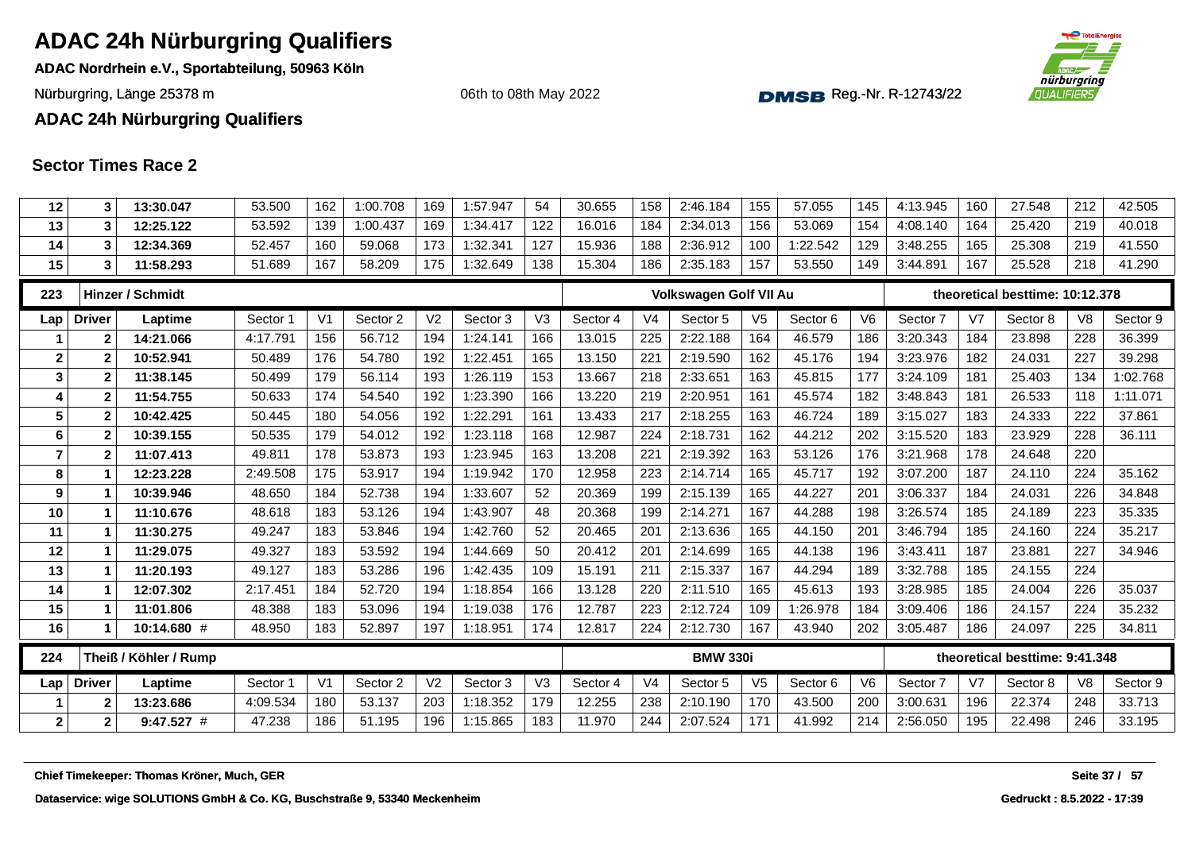# ADAC 24h Nürburgring Qualifiers

**ADAC Nordrhein e.V., Sportabteilung, 50963 Köln**

Nürburgring, Länge 25378 m

06th to 08th May 2022

Reg.-Nr. R-12743/22

**ADAC 24h Nürburgring Qualifiers**

## Sector Times Race 2

| Lap | Driver | Laptime | Sector 1 | V1 | Sector 2 | V2 | Sector 3 | V3 | Sector 4 | V4 | Sector 5 | V5 | Sector 6 | V6 | Sector 7 | V7 | Sector 8 | V8 | Sector 9 |
|---|---|---|---|---|---|---|---|---|---|---|---|---|---|---|---|---|---|---|---|
| 12 | 3 | 13:30.047 | 53.500 | 162 | 1:00.708 | 169 | 1:57.947 | 54 | 30.655 | 158 | 2:46.184 | 155 | 57.055 | 145 | 4:13.945 | 160 | 27.548 | 212 | 42.505 |
| 13 | 3 | 12:25.122 | 53.592 | 139 | 1:00.437 | 169 | 1:34.417 | 122 | 16.016 | 184 | 2:34.013 | 156 | 53.069 | 154 | 4:08.140 | 164 | 25.420 | 219 | 40.018 |
| 14 | 3 | 12:34.369 | 52.457 | 160 | 59.068 | 173 | 1:32.341 | 127 | 15.936 | 188 | 2:36.912 | 100 | 1:22.542 | 129 | 3:48.255 | 165 | 25.308 | 219 | 41.550 |
| 15 | 3 | 11:58.293 | 51.689 | 167 | 58.209 | 175 | 1:32.649 | 138 | 15.304 | 186 | 2:35.183 | 157 | 53.550 | 149 | 3:44.891 | 167 | 25.528 | 218 | 41.290 |

| 223 | Hinzer / Schmidt | | | | | | | | | | Volkswagen Golf VII Au | | | | theoretical besttime: 10:12.378 | | | | |
|---|---|---|---|---|---|---|---|---|---|---|---|---|---|---|---|---|---|---|---|
| Lap | Driver | Laptime | Sector 1 | V1 | Sector 2 | V2 | Sector 3 | V3 | Sector 4 | V4 | Sector 5 | V5 | Sector 6 | V6 | Sector 7 | V7 | Sector 8 | V8 | Sector 9 |
| 1 | 2 | 14:21.066 | 4:17.791 | 156 | 56.712 | 194 | 1:24.141 | 166 | 13.015 | 225 | 2:22.188 | 164 | 46.579 | 186 | 3:20.343 | 184 | 23.898 | 228 | 36.399 |
| 2 | 2 | 10:52.941 | 50.489 | 176 | 54.780 | 192 | 1:22.451 | 165 | 13.150 | 221 | 2:19.590 | 162 | 45.176 | 194 | 3:23.976 | 182 | 24.031 | 227 | 39.298 |
| 3 | 2 | 11:38.145 | 50.499 | 179 | 56.114 | 193 | 1:26.119 | 153 | 13.667 | 218 | 2:33.651 | 163 | 45.815 | 177 | 3:24.109 | 181 | 25.403 | 134 | 1:02.768 |
| 4 | 2 | 11:54.755 | 50.633 | 174 | 54.540 | 192 | 1:23.390 | 166 | 13.220 | 219 | 2:20.951 | 161 | 45.574 | 182 | 3:48.843 | 181 | 26.533 | 118 | 1:11.071 |
| 5 | 2 | 10:42.425 | 50.445 | 180 | 54.056 | 192 | 1:22.291 | 161 | 13.433 | 217 | 2:18.255 | 163 | 46.724 | 189 | 3:15.027 | 183 | 24.333 | 222 | 37.861 |
| 6 | 2 | 10:39.155 | 50.535 | 179 | 54.012 | 192 | 1:23.118 | 168 | 12.987 | 224 | 2:18.731 | 162 | 44.212 | 202 | 3:15.520 | 183 | 23.929 | 228 | 36.111 |
| 7 | 2 | 11:07.413 | 49.811 | 178 | 53.873 | 193 | 1:23.945 | 163 | 13.208 | 221 | 2:19.392 | 163 | 53.126 | 176 | 3:21.968 | 178 | 24.648 | 220 | |
| 8 | 1 | 12:23.228 | 2:49.508 | 175 | 53.917 | 194 | 1:19.942 | 170 | 12.958 | 223 | 2:14.714 | 165 | 45.717 | 192 | 3:07.200 | 187 | 24.110 | 224 | 35.162 |
| 9 | 1 | 10:39.946 | 48.650 | 184 | 52.738 | 194 | 1:33.607 | 52 | 20.369 | 199 | 2:15.139 | 165 | 44.227 | 201 | 3:06.337 | 184 | 24.031 | 226 | 34.848 |
| 10 | 1 | 11:10.676 | 48.618 | 183 | 53.126 | 194 | 1:43.907 | 48 | 20.368 | 199 | 2:14.271 | 167 | 44.288 | 198 | 3:26.574 | 185 | 24.189 | 223 | 35.335 |
| 11 | 1 | 11:30.275 | 49.247 | 183 | 53.846 | 194 | 1:42.760 | 52 | 20.465 | 201 | 2:13.636 | 165 | 44.150 | 201 | 3:46.794 | 185 | 24.160 | 224 | 35.217 |
| 12 | 1 | 11:29.075 | 49.327 | 183 | 53.592 | 194 | 1:44.669 | 50 | 20.412 | 201 | 2:14.699 | 165 | 44.138 | 196 | 3:43.411 | 187 | 23.881 | 227 | 34.946 |
| 13 | 1 | 11:20.193 | 49.127 | 183 | 53.286 | 196 | 1:42.435 | 109 | 15.191 | 211 | 2:15.337 | 167 | 44.294 | 189 | 3:32.788 | 185 | 24.155 | 224 | |
| 14 | 1 | 12:07.302 | 2:17.451 | 184 | 52.720 | 194 | 1:18.854 | 166 | 13.128 | 220 | 2:11.510 | 165 | 45.613 | 193 | 3:28.985 | 185 | 24.004 | 226 | 35.037 |
| 15 | 1 | 11:01.806 | 48.388 | 183 | 53.096 | 194 | 1:19.038 | 176 | 12.787 | 223 | 2:12.724 | 109 | 1:26.978 | 184 | 3:09.406 | 186 | 24.157 | 224 | 35.232 |
| 16 | 1 | 10:14.680 # | 48.950 | 183 | 52.897 | 197 | 1:18.951 | 174 | 12.817 | 224 | 2:12.730 | 167 | 43.940 | 202 | 3:05.487 | 186 | 24.097 | 225 | 34.811 |

| 224 | Theiß / Köhler / Rump | | | | | | | | | | BMW 330i | | | | theoretical besttime: 9:41.348 | | | | |
|---|---|---|---|---|---|---|---|---|---|---|---|---|---|---|---|---|---|---|---|
| Lap | Driver | Laptime | Sector 1 | V1 | Sector 2 | V2 | Sector 3 | V3 | Sector 4 | V4 | Sector 5 | V5 | Sector 6 | V6 | Sector 7 | V7 | Sector 8 | V8 | Sector 9 |
| 1 | 2 | 13:23.686 | 4:09.534 | 180 | 53.137 | 203 | 1:18.352 | 179 | 12.255 | 238 | 2:10.190 | 170 | 43.500 | 200 | 3:00.631 | 196 | 22.374 | 248 | 33.713 |
| 2 | 2 | 9:47.527 # | 47.238 | 186 | 51.195 | 196 | 1:15.865 | 183 | 11.970 | 244 | 2:07.524 | 171 | 41.992 | 214 | 2:56.050 | 195 | 22.498 | 246 | 33.195 |

**Chief Timekeeper: Thomas Kröner, Much, GER**

**Dataservice: wige SOLUTIONS GmbH & Co. KG, Buschstraße 9, 53340 Meckenheim**

**Gedruckt : 8.5.2022 - 17:39**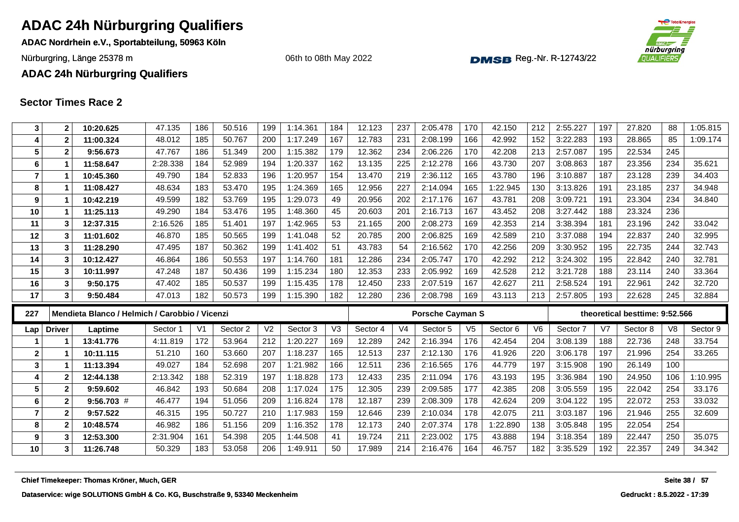# ADAC 24h Nürburgring Qualifiers

**ADAC Nordrhein e.V., Sportabteilung, 50963 Köln**

Nürburgring, Länge 25378 m

06th to 08th May 2022

Reg.-Nr. R-12743/22

**ADAC 24h Nürburgring Qualifiers**

## Sector Times Race 2

| Lap | Driver | Laptime | Sector 1 | V1 | Sector 2 | V2 | Sector 3 | V3 | Sector 4 | V4 | Sector 5 | V5 | Sector 6 | V6 | Sector 7 | V7 | Sector 8 | V8 | Sector 9 |
|---|---|---|---|---|---|---|---|---|---|---|---|---|---|---|---|---|---|---|---|
| 3 | 2 | 10:20.625 | 47.135 | 186 | 50.516 | 199 | 1:14.361 | 184 | 12.123 | 237 | 2:05.478 | 170 | 42.150 | 212 | 2:55.227 | 197 | 27.820 | 88 | 1:05.815 |
| 4 | 2 | 11:00.324 | 48.012 | 185 | 50.767 | 200 | 1:17.249 | 167 | 12.783 | 231 | 2:08.199 | 166 | 42.992 | 152 | 3:22.283 | 193 | 28.865 | 85 | 1:09.174 |
| 5 | 2 | 9:56.673 | 47.767 | 186 | 51.349 | 200 | 1:15.382 | 179 | 12.362 | 234 | 2:06.226 | 170 | 42.208 | 213 | 2:57.087 | 195 | 22.534 | 245 | |
| 6 | 1 | 11:58.647 | 2:28.338 | 184 | 52.989 | 194 | 1:20.337 | 162 | 13.135 | 225 | 2:12.278 | 166 | 43.730 | 207 | 3:08.863 | 187 | 23.356 | 234 | 35.621 |
| 7 | 1 | 10:45.360 | 49.790 | 184 | 52.833 | 196 | 1:20.957 | 154 | 13.470 | 219 | 2:36.112 | 165 | 43.780 | 196 | 3:10.887 | 187 | 23.128 | 239 | 34.403 |
| 8 | 1 | 11:08.427 | 48.634 | 183 | 53.470 | 195 | 1:24.369 | 165 | 12.956 | 227 | 2:14.094 | 165 | 1:22.945 | 130 | 3:13.826 | 191 | 23.185 | 237 | 34.948 |
| 9 | 1 | 10:42.219 | 49.599 | 182 | 53.769 | 195 | 1:29.073 | 49 | 20.956 | 202 | 2:17.176 | 167 | 43.781 | 208 | 3:09.721 | 191 | 23.304 | 234 | 34.840 |
| 10 | 1 | 11:25.113 | 49.290 | 184 | 53.476 | 195 | 1:48.360 | 45 | 20.603 | 201 | 2:16.713 | 167 | 43.452 | 208 | 3:27.442 | 188 | 23.324 | 236 | |
| 11 | 3 | 12:37.315 | 2:16.526 | 185 | 51.401 | 197 | 1:42.965 | 53 | 21.165 | 200 | 2:08.273 | 169 | 42.353 | 214 | 3:38.394 | 181 | 23.196 | 242 | 33.042 |
| 12 | 3 | 11:01.602 | 46.870 | 185 | 50.565 | 199 | 1:41.048 | 52 | 20.785 | 200 | 2:06.825 | 169 | 42.589 | 210 | 3:37.088 | 194 | 22.837 | 240 | 32.995 |
| 13 | 3 | 11:28.290 | 47.495 | 187 | 50.362 | 199 | 1:41.402 | 51 | 43.783 | 54 | 2:16.562 | 170 | 42.256 | 209 | 3:30.952 | 195 | 22.735 | 244 | 32.743 |
| 14 | 3 | 10:12.427 | 46.864 | 186 | 50.553 | 197 | 1:14.760 | 181 | 12.286 | 234 | 2:05.747 | 170 | 42.292 | 212 | 3:24.302 | 195 | 22.842 | 240 | 32.781 |
| 15 | 3 | 10:11.997 | 47.248 | 187 | 50.436 | 199 | 1:15.234 | 180 | 12.353 | 233 | 2:05.992 | 169 | 42.528 | 212 | 3:21.728 | 188 | 23.114 | 240 | 33.364 |
| 16 | 3 | 9:50.175 | 47.402 | 185 | 50.537 | 199 | 1:15.435 | 178 | 12.450 | 233 | 2:07.519 | 167 | 42.627 | 211 | 2:58.524 | 191 | 22.961 | 242 | 32.720 |
| 17 | 3 | 9:50.484 | 47.013 | 182 | 50.573 | 199 | 1:15.390 | 182 | 12.280 | 236 | 2:08.798 | 169 | 43.113 | 213 | 2:57.805 | 193 | 22.628 | 245 | 32.884 |

| 227 | Mendieta Blanco / Helmich / Carobbio / Vicenzi | | | | | | | | Porsche Cayman S | | | | | | theoretical besttime: 9:52.566 | | | | |
|---|---|---|---|---|---|---|---|---|---|---|---|---|---|---|---|---|---|---|---|
| **Lap** | **Driver** | **Laptime** | **Sector 1** | **V1** | **Sector 2** | **V2** | **Sector 3** | **V3** | **Sector 4** | **V4** | **Sector 5** | **V5** | **Sector 6** | **V6** | **Sector 7** | **V7** | **Sector 8** | **V8** | **Sector 9** |
| 1 | 1 | 13:41.776 | 4:11.819 | 172 | 53.964 | 212 | 1:20.227 | 169 | 12.289 | 242 | 2:16.394 | 176 | 42.454 | 204 | 3:08.139 | 188 | 22.736 | 248 | 33.754 |
| 2 | 1 | 10:11.115 | 51.210 | 160 | 53.660 | 207 | 1:18.237 | 165 | 12.513 | 237 | 2:12.130 | 176 | 41.926 | 220 | 3:06.178 | 197 | 21.996 | 254 | 33.265 |
| 3 | 1 | 11:13.394 | 49.027 | 184 | 52.698 | 207 | 1:21.982 | 166 | 12.511 | 236 | 2:16.565 | 176 | 44.779 | 197 | 3:15.908 | 190 | 26.149 | 100 | |
| 4 | 2 | 12:44.138 | 2:13.342 | 188 | 52.319 | 197 | 1:18.828 | 173 | 12.433 | 235 | 2:11.094 | 176 | 43.193 | 195 | 3:36.984 | 190 | 24.950 | 106 | 1:10.995 |
| 5 | 2 | 9:59.602 | 46.842 | 193 | 50.684 | 208 | 1:17.024 | 175 | 12.305 | 239 | 2:09.585 | 177 | 42.385 | 208 | 3:05.559 | 195 | 22.042 | 254 | 33.176 |
| 6 | 2 | 9:56.703 # | 46.477 | 194 | 51.056 | 209 | 1:16.824 | 178 | 12.187 | 239 | 2:08.309 | 178 | 42.624 | 209 | 3:04.122 | 195 | 22.072 | 253 | 33.032 |
| 7 | 2 | 9:57.522 | 46.315 | 195 | 50.727 | 210 | 1:17.983 | 159 | 12.646 | 239 | 2:10.034 | 178 | 42.075 | 211 | 3:03.187 | 196 | 21.946 | 255 | 32.609 |
| 8 | 2 | 10:48.574 | 46.982 | 186 | 51.156 | 209 | 1:16.352 | 178 | 12.173 | 240 | 2:07.374 | 178 | 1:22.890 | 138 | 3:05.848 | 195 | 22.054 | 254 | |
| 9 | 3 | 12:53.300 | 2:31.904 | 161 | 54.398 | 205 | 1:44.508 | 41 | 19.724 | 211 | 2:23.002 | 175 | 43.888 | 194 | 3:18.354 | 189 | 22.447 | 250 | 35.075 |
| 10 | 3 | 11:26.748 | 50.329 | 183 | 53.058 | 206 | 1:49.911 | 50 | 17.989 | 214 | 2:16.476 | 164 | 46.757 | 182 | 3:35.529 | 192 | 22.357 | 249 | 34.342 |

Chief Timekeeper: Thomas Kröner, Much, GER

Dataservice: wige SOLUTIONS GmbH & Co. KG, Buschstraße 9, 53340 Meckenheim

Gedruckt : 8.5.2022 - 17:39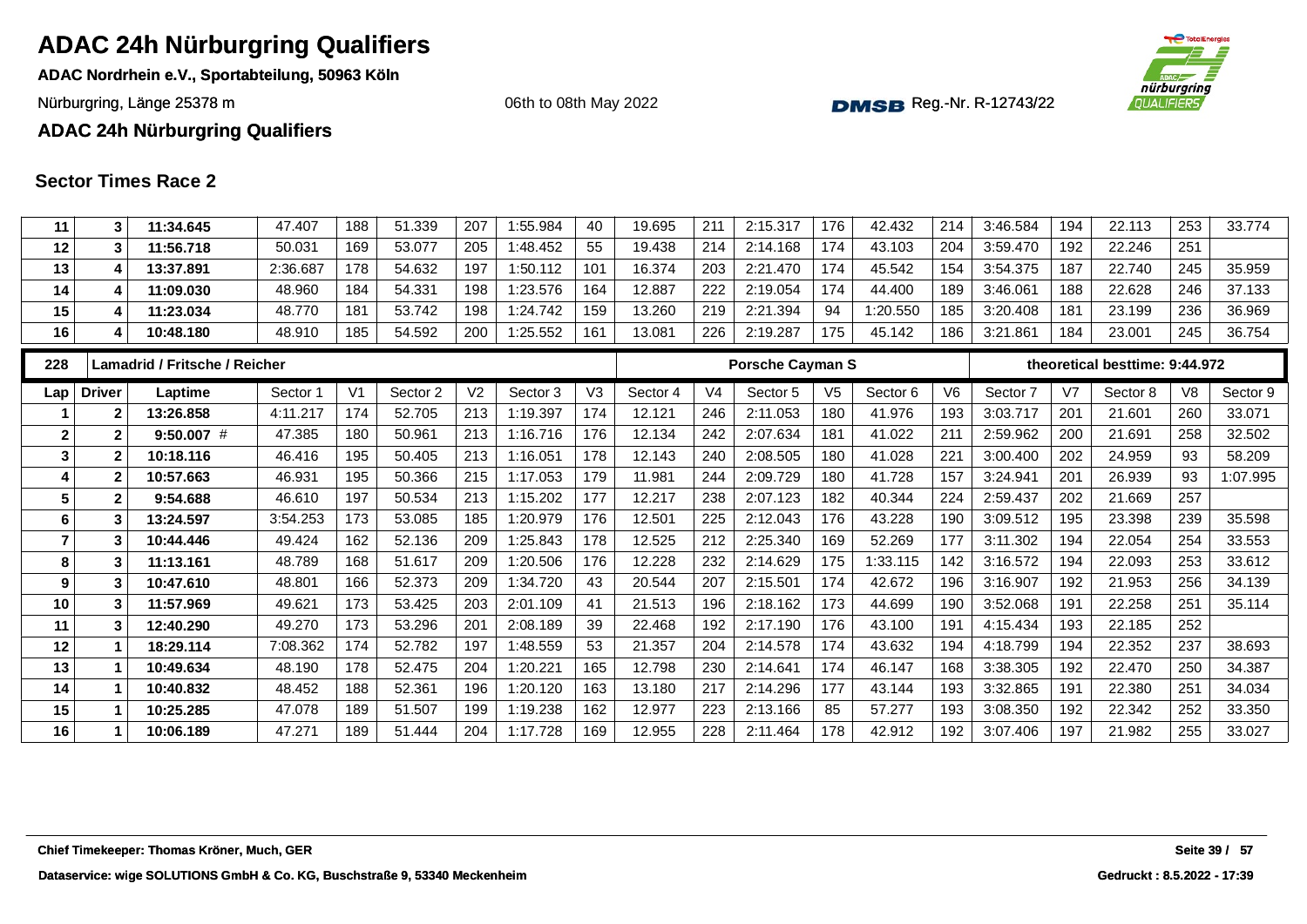# ADAC 24h Nürburgring Qualifiers

**ADAC Nordrhein e.V., Sportabteilung, 50963 Köln**

Nürburgring, Länge 25378 m

06th to 08th May 2022

Reg.-Nr. R-12743/22

**ADAC 24h Nürburgring Qualifiers**

## Sector Times Race 2

| Lap | Driver | Laptime | Sector 1 | V1 | Sector 2 | V2 | Sector 3 | V3 | Sector 4 | V4 | Sector 5 | V5 | Sector 6 | V6 | Sector 7 | V7 | Sector 8 | V8 | Sector 9 |
|---|---|---|---|---|---|---|---|---|---|---|---|---|---|---|---|---|---|---|---|
| 11 | 3 | **11:34.645** | 47.407 | 188 | 51.339 | 207 | 1:55.984 | 40 | 19.695 | 211 | 2:15.317 | 176 | 42.432 | 214 | 3:46.584 | 194 | 22.113 | 253 | 33.774 |
| 12 | 3 | **11:56.718** | 50.031 | 169 | 53.077 | 205 | 1:48.452 | 55 | 19.438 | 214 | 2:14.168 | 174 | 43.103 | 204 | 3:59.470 | 192 | 22.246 | 251 | |
| 13 | 4 | **13:37.891** | 2:36.687 | 178 | 54.632 | 197 | 1:50.112 | 101 | 16.374 | 203 | 2:21.470 | 174 | 45.542 | 154 | 3:54.375 | 187 | 22.740 | 245 | 35.959 |
| 14 | 4 | **11:09.030** | 48.960 | 184 | 54.331 | 198 | 1:23.576 | 164 | 12.887 | 222 | 2:19.054 | 174 | 44.400 | 189 | 3:46.061 | 188 | 22.628 | 246 | 37.133 |
| 15 | 4 | **11:23.034** | 48.770 | 181 | 53.742 | 198 | 1:24.742 | 159 | 13.260 | 219 | 2:21.394 | 94 | 1:20.550 | 185 | 3:20.408 | 181 | 23.199 | 236 | 36.969 |
| 16 | 4 | **10:48.180** | 48.910 | 185 | 54.592 | 200 | 1:25.552 | 161 | 13.081 | 226 | 2:19.287 | 175 | 45.142 | 186 | 3:21.861 | 184 | 23.001 | 245 | 36.754 |

| 228 | Lamadrid / Fritsche / Reicher | | | | | | | | | | Porsche Cayman S | | | | theoretical besttime: 9:44.972 | | | | |
|---|---|---|---|---|---|---|---|---|---|---|---|---|---|---|---|---|---|---|---|
| **Lap** | **Driver** | **Laptime** | Sector 1 | V1 | Sector 2 | V2 | Sector 3 | V3 | Sector 4 | V4 | Sector 5 | V5 | Sector 6 | V6 | Sector 7 | V7 | Sector 8 | V8 | Sector 9 |
| 1 | 2 | **13:26.858** | 4:11.217 | 174 | 52.705 | 213 | 1:19.397 | 174 | 12.121 | 246 | 2:11.053 | 180 | 41.976 | 193 | 3:03.717 | 201 | 21.601 | 260 | 33.071 |
| 2 | 2 | **9:50.007** # | 47.385 | 180 | 50.961 | 213 | 1:16.716 | 176 | 12.134 | 242 | 2:07.634 | 181 | 41.022 | 211 | 2:59.962 | 200 | 21.691 | 258 | 32.502 |
| 3 | 2 | **10:18.116** | 46.416 | 195 | 50.405 | 213 | 1:16.051 | 178 | 12.143 | 240 | 2:08.505 | 180 | 41.028 | 221 | 3:00.400 | 202 | 24.959 | 93 | 58.209 |
| 4 | 2 | **10:57.663** | 46.931 | 195 | 50.366 | 215 | 1:17.053 | 179 | 11.981 | 244 | 2:09.729 | 180 | 41.728 | 157 | 3:24.941 | 201 | 26.939 | 93 | 1:07.995 |
| 5 | 2 | **9:54.688** | 46.610 | 197 | 50.534 | 213 | 1:15.202 | 177 | 12.217 | 238 | 2:07.123 | 182 | 40.344 | 224 | 2:59.437 | 202 | 21.669 | 257 | |
| 6 | 3 | **13:24.597** | 3:54.253 | 173 | 53.085 | 185 | 1:20.979 | 176 | 12.501 | 225 | 2:12.043 | 176 | 43.228 | 190 | 3:09.512 | 195 | 23.398 | 239 | 35.598 |
| 7 | 3 | **10:44.446** | 49.424 | 162 | 52.136 | 209 | 1:25.843 | 178 | 12.525 | 212 | 2:25.340 | 169 | 52.269 | 177 | 3:11.302 | 194 | 22.054 | 254 | 33.553 |
| 8 | 3 | **11:13.161** | 48.789 | 168 | 51.617 | 209 | 1:20.506 | 176 | 12.228 | 232 | 2:14.629 | 175 | 1:33.115 | 142 | 3:16.572 | 194 | 22.093 | 253 | 33.612 |
| 9 | 3 | **10:47.610** | 48.801 | 166 | 52.373 | 209 | 1:34.720 | 43 | 20.544 | 207 | 2:15.501 | 174 | 42.672 | 196 | 3:16.907 | 192 | 21.953 | 256 | 34.139 |
| 10 | 3 | **11:57.969** | 49.621 | 173 | 53.425 | 203 | 2:01.109 | 41 | 21.513 | 196 | 2:18.162 | 173 | 44.699 | 190 | 3:52.068 | 191 | 22.258 | 251 | 35.114 |
| 11 | 3 | **12:40.290** | 49.270 | 173 | 53.296 | 201 | 2:08.189 | 39 | 22.468 | 192 | 2:17.190 | 176 | 43.100 | 191 | 4:15.434 | 193 | 22.185 | 252 | |
| 12 | 1 | **18:29.114** | 7:08.362 | 174 | 52.782 | 197 | 1:48.559 | 53 | 21.357 | 204 | 2:14.578 | 174 | 43.632 | 194 | 4:18.799 | 194 | 22.352 | 237 | 38.693 |
| 13 | 1 | **10:49.634** | 48.190 | 178 | 52.475 | 204 | 1:20.221 | 165 | 12.798 | 230 | 2:14.641 | 174 | 46.147 | 168 | 3:38.305 | 192 | 22.470 | 250 | 34.387 |
| 14 | 1 | **10:40.832** | 48.452 | 188 | 52.361 | 196 | 1:20.120 | 163 | 13.180 | 217 | 2:14.296 | 177 | 43.144 | 193 | 3:32.865 | 191 | 22.380 | 251 | 34.034 |
| 15 | 1 | **10:25.285** | 47.078 | 189 | 51.507 | 199 | 1:19.238 | 162 | 12.977 | 223 | 2:13.166 | 85 | 57.277 | 193 | 3:08.350 | 192 | 22.342 | 252 | 33.350 |
| 16 | 1 | **10:06.189** | 47.271 | 189 | 51.444 | 204 | 1:17.728 | 169 | 12.955 | 228 | 2:11.464 | 178 | 42.912 | 192 | 3:07.406 | 197 | 21.982 | 255 | 33.027 |

**Chief Timekeeper: Thomas Kröner, Much, GER**

**Dataservice: wige SOLUTIONS GmbH & Co. KG, Buschstraße 9, 53340 Meckenheim**

**Gedruckt : 8.5.2022 - 17:39**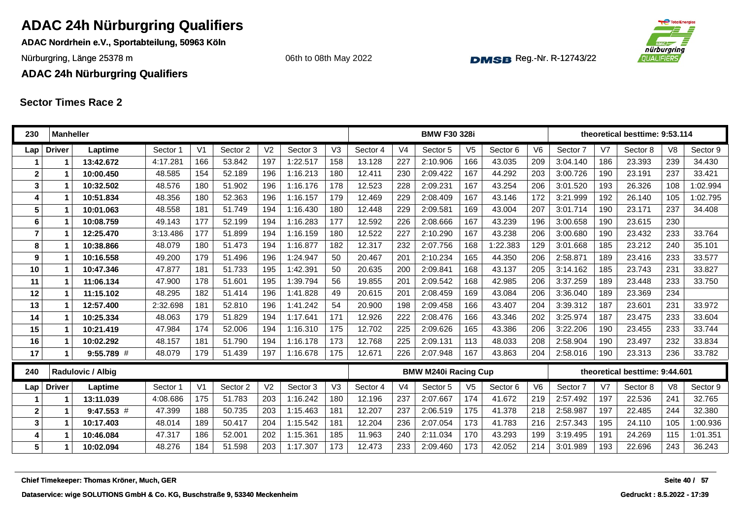# ADAC 24h Nürburgring Qualifiers

**ADAC Nordrhein e.V., Sportabteilung, 50963 Köln**

Nürburgring, Länge 25378 m

06th to 08th May 2022

Reg.-Nr. R-12743/22

**ADAC 24h Nürburgring Qualifiers**

## Sector Times Race 2

| 230 | Manheller | | | | | | | | | | BMW F30 328i | | | | theoretical besttime: 9:53.114 | | | | |
|---|---|---|---|---|---|---|---|---|---|---|---|---|---|---|---|---|---|---|---|
| Lap | Driver | Laptime | Sector 1 | V1 | Sector 2 | V2 | Sector 3 | V3 | Sector 4 | V4 | Sector 5 | V5 | Sector 6 | V6 | Sector 7 | V7 | Sector 8 | V8 | Sector 9 |
| 1 | 1 | **13:42.672** | 4:17.281 | 166 | 53.842 | 197 | 1:22.517 | 158 | 13.128 | 227 | 2:10.906 | 166 | 43.035 | 209 | 3:04.140 | 186 | 23.393 | 239 | 34.430 |
| 2 | 1 | **10:00.450** | 48.585 | 154 | 52.189 | 196 | 1:16.213 | 180 | 12.411 | 230 | 2:09.422 | 167 | 44.292 | 203 | 3:00.726 | 190 | 23.191 | 237 | 33.421 |
| 3 | 1 | **10:32.502** | 48.576 | 180 | 51.902 | 196 | 1:16.176 | 178 | 12.523 | 228 | 2:09.231 | 167 | 43.254 | 206 | 3:01.520 | 193 | 26.326 | 108 | 1:02.994 |
| 4 | 1 | **10:51.834** | 48.356 | 180 | 52.363 | 196 | 1:16.157 | 179 | 12.469 | 229 | 2:08.409 | 167 | 43.146 | 172 | 3:21.999 | 192 | 26.140 | 105 | 1:02.795 |
| 5 | 1 | **10:01.063** | 48.558 | 181 | 51.749 | 194 | 1:16.430 | 180 | 12.448 | 229 | 2:09.581 | 169 | 43.004 | 207 | 3:01.714 | 190 | 23.171 | 237 | 34.408 |
| 6 | 1 | **10:08.759** | 49.143 | 177 | 52.199 | 194 | 1:16.283 | 177 | 12.592 | 226 | 2:08.666 | 167 | 43.239 | 196 | 3:00.658 | 190 | 23.615 | 230 | |
| 7 | 1 | **12:25.470** | 3:13.486 | 177 | 51.899 | 194 | 1:16.159 | 180 | 12.522 | 227 | 2:10.290 | 167 | 43.238 | 206 | 3:00.680 | 190 | 23.432 | 233 | 33.764 |
| 8 | 1 | **10:38.866** | 48.079 | 180 | 51.473 | 194 | 1:16.877 | 182 | 12.317 | 232 | 2:07.756 | 168 | 1:22.383 | 129 | 3:01.668 | 185 | 23.212 | 240 | 35.101 |
| 9 | 1 | **10:16.558** | 49.200 | 179 | 51.496 | 196 | 1:24.947 | 50 | 20.467 | 201 | 2:10.234 | 165 | 44.350 | 206 | 2:58.871 | 189 | 23.416 | 233 | 33.577 |
| 10 | 1 | **10:47.346** | 47.877 | 181 | 51.733 | 195 | 1:42.391 | 50 | 20.635 | 200 | 2:09.841 | 168 | 43.137 | 205 | 3:14.162 | 185 | 23.743 | 231 | 33.827 |
| 11 | 1 | **11:06.134** | 47.900 | 178 | 51.601 | 195 | 1:39.794 | 56 | 19.855 | 201 | 2:09.542 | 168 | 42.985 | 206 | 3:37.259 | 189 | 23.448 | 233 | 33.750 |
| 12 | 1 | **11:15.102** | 48.295 | 182 | 51.414 | 196 | 1:41.828 | 49 | 20.615 | 201 | 2:08.459 | 169 | 43.084 | 206 | 3:36.040 | 189 | 23.369 | 234 | |
| 13 | 1 | **12:57.400** | 2:32.698 | 181 | 52.810 | 196 | 1:41.242 | 54 | 20.900 | 198 | 2:09.458 | 166 | 43.407 | 204 | 3:39.312 | 187 | 23.601 | 231 | 33.972 |
| 14 | 1 | **10:25.334** | 48.063 | 179 | 51.829 | 194 | 1:17.641 | 171 | 12.926 | 222 | 2:08.476 | 166 | 43.346 | 202 | 3:25.974 | 187 | 23.475 | 233 | 33.604 |
| 15 | 1 | **10:21.419** | 47.984 | 174 | 52.006 | 194 | 1:16.310 | 175 | 12.702 | 225 | 2:09.626 | 165 | 43.386 | 206 | 3:22.206 | 190 | 23.455 | 233 | 33.744 |
| 16 | 1 | **10:02.292** | 48.157 | 181 | 51.790 | 194 | 1:16.178 | 173 | 12.768 | 225 | 2:09.131 | 113 | 48.033 | 208 | 2:58.904 | 190 | 23.497 | 232 | 33.834 |
| 17 | 1 | **9:55.789** # | 48.079 | 179 | 51.439 | 197 | 1:16.678 | 175 | 12.671 | 226 | 2:07.948 | 167 | 43.863 | 204 | 2:58.016 | 190 | 23.313 | 236 | 33.782 |

| 240 | Radulovic / Albig | | | | | | | | | | BMW M240i Racing Cup | | | | theoretical besttime: 9:44.601 | | | | |
|---|---|---|---|---|---|---|---|---|---|---|---|---|---|---|---|---|---|---|---|
| Lap | Driver | Laptime | Sector 1 | V1 | Sector 2 | V2 | Sector 3 | V3 | Sector 4 | V4 | Sector 5 | V5 | Sector 6 | V6 | Sector 7 | V7 | Sector 8 | V8 | Sector 9 |
| 1 | 1 | **13:11.039** | 4:08.686 | 175 | 51.783 | 203 | 1:16.242 | 180 | 12.196 | 237 | 2:07.667 | 174 | 41.672 | 219 | 2:57.492 | 197 | 22.536 | 241 | 32.765 |
| 2 | 1 | **9:47.553** # | 47.399 | 188 | 50.735 | 203 | 1:15.463 | 181 | 12.207 | 237 | 2:06.519 | 175 | 41.378 | 218 | 2:58.987 | 197 | 22.485 | 244 | 32.380 |
| 3 | 1 | **10:17.403** | 48.014 | 189 | 50.417 | 204 | 1:15.542 | 181 | 12.204 | 236 | 2:07.054 | 173 | 41.783 | 216 | 2:57.343 | 195 | 24.110 | 105 | 1:00.936 |
| 4 | 1 | **10:46.084** | 47.317 | 186 | 52.001 | 202 | 1:15.361 | 185 | 11.963 | 240 | 2:11.034 | 170 | 43.293 | 199 | 3:19.495 | 191 | 24.269 | 115 | 1:01.351 |
| 5 | 1 | **10:02.094** | 48.276 | 184 | 51.598 | 203 | 1:17.307 | 173 | 12.473 | 233 | 2:09.460 | 173 | 42.052 | 214 | 3:01.989 | 193 | 22.696 | 243 | 36.243 |

**Chief Timekeeper: Thomas Kröner, Much, GER**

**Dataservice: wige SOLUTIONS GmbH & Co. KG, Buschstraße 9, 53340 Meckenheim**

**Gedruckt : 8.5.2022 - 17:39**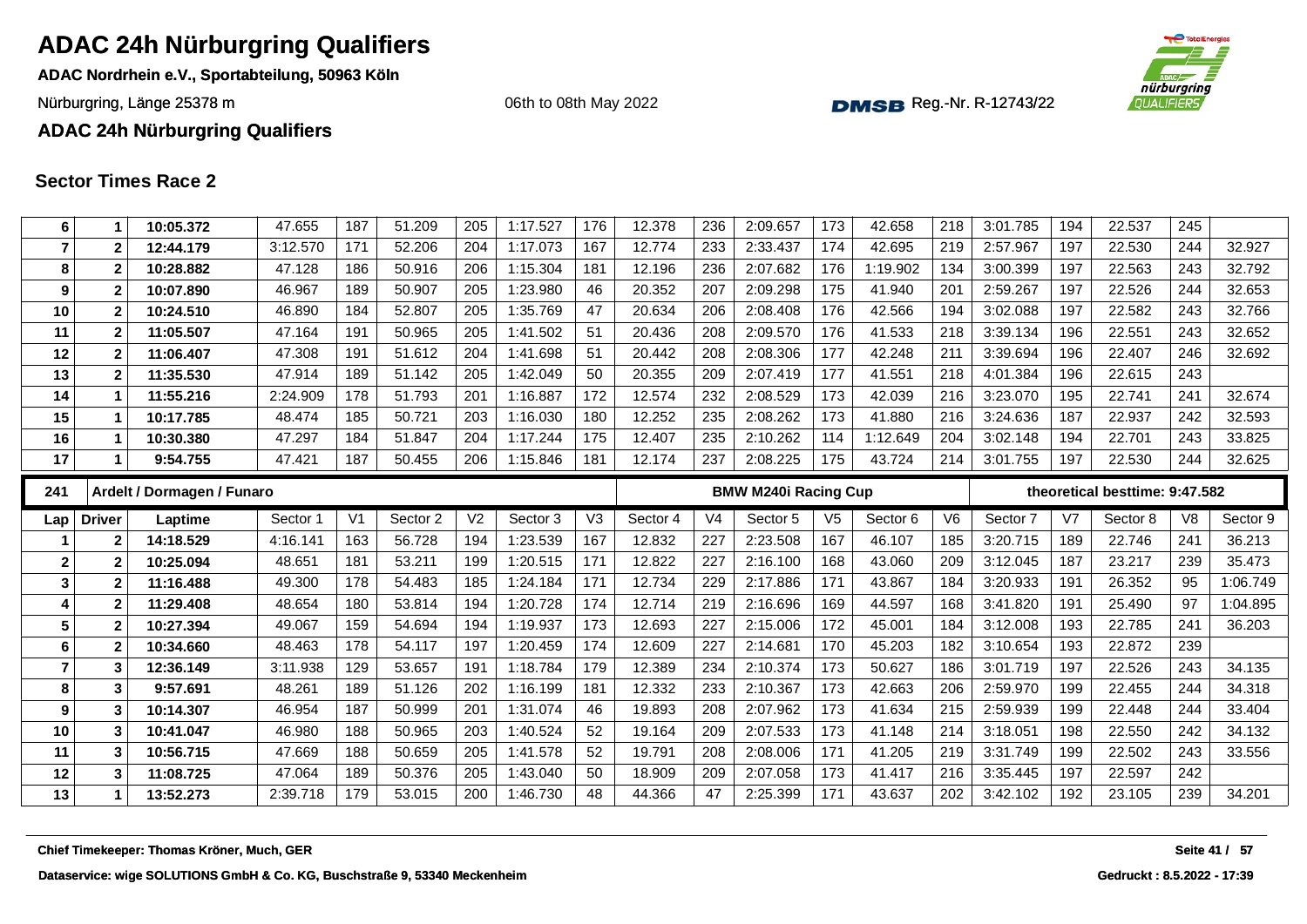# ADAC 24h Nürburgring Qualifiers

**ADAC Nordrhein e.V., Sportabteilung, 50963 Köln**

Nürburgring, Länge 25378 m

06th to 08th May 2022

Reg.-Nr. R-12743/22

**ADAC 24h Nürburgring Qualifiers**

## Sector Times Race 2

| Lap | Driver | Laptime | Sector 1 | V1 | Sector 2 | V2 | Sector 3 | V3 | Sector 4 | V4 | Sector 5 | V5 | Sector 6 | V6 | Sector 7 | V7 | Sector 8 | V8 | Sector 9 |
|---|---|---|---|---|---|---|---|---|---|---|---|---|---|---|---|---|---|---|---|
| 6 | 1 | 10:05.372 | 47.655 | 187 | 51.209 | 205 | 1:17.527 | 176 | 12.378 | 236 | 2:09.657 | 173 | 42.658 | 218 | 3:01.785 | 194 | 22.537 | 245 | |
| 7 | 2 | 12:44.179 | 3:12.570 | 171 | 52.206 | 204 | 1:17.073 | 167 | 12.774 | 233 | 2:33.437 | 174 | 42.695 | 219 | 2:57.967 | 197 | 22.530 | 244 | 32.927 |
| 8 | 2 | 10:28.882 | 47.128 | 186 | 50.916 | 206 | 1:15.304 | 181 | 12.196 | 236 | 2:07.682 | 176 | 1:19.902 | 134 | 3:00.399 | 197 | 22.563 | 243 | 32.792 |
| 9 | 2 | 10:07.890 | 46.967 | 189 | 50.907 | 205 | 1:23.980 | 46 | 20.352 | 207 | 2:09.298 | 175 | 41.940 | 201 | 2:59.267 | 197 | 22.526 | 244 | 32.653 |
| 10 | 2 | 10:24.510 | 46.890 | 184 | 52.807 | 205 | 1:35.769 | 47 | 20.634 | 206 | 2:08.408 | 176 | 42.566 | 194 | 3:02.088 | 197 | 22.582 | 243 | 32.766 |
| 11 | 2 | 11:05.507 | 47.164 | 191 | 50.965 | 205 | 1:41.502 | 51 | 20.436 | 208 | 2:09.570 | 176 | 41.533 | 218 | 3:39.134 | 196 | 22.551 | 243 | 32.652 |
| 12 | 2 | 11:06.407 | 47.308 | 191 | 51.612 | 204 | 1:41.698 | 51 | 20.442 | 208 | 2:08.306 | 177 | 42.248 | 211 | 3:39.694 | 196 | 22.407 | 246 | 32.692 |
| 13 | 2 | 11:35.530 | 47.914 | 189 | 51.142 | 205 | 1:42.049 | 50 | 20.355 | 209 | 2:07.419 | 177 | 41.551 | 218 | 4:01.384 | 196 | 22.615 | 243 | |
| 14 | 1 | 11:55.216 | 2:24.909 | 178 | 51.793 | 201 | 1:16.887 | 172 | 12.574 | 232 | 2:08.529 | 173 | 42.039 | 216 | 3:23.070 | 195 | 22.741 | 241 | 32.674 |
| 15 | 1 | 10:17.785 | 48.474 | 185 | 50.721 | 203 | 1:16.030 | 180 | 12.252 | 235 | 2:08.262 | 173 | 41.880 | 216 | 3:24.636 | 187 | 22.937 | 242 | 32.593 |
| 16 | 1 | 10:30.380 | 47.297 | 184 | 51.847 | 204 | 1:17.244 | 175 | 12.407 | 235 | 2:10.262 | 114 | 1:12.649 | 204 | 3:02.148 | 194 | 22.701 | 243 | 33.825 |
| 17 | 1 | 9:54.755 | 47.421 | 187 | 50.455 | 206 | 1:15.846 | 181 | 12.174 | 237 | 2:08.225 | 175 | 43.724 | 214 | 3:01.755 | 197 | 22.530 | 244 | 32.625 |

| 241 | Ardelt / Dormagen / Funaro | | | | | | | | | | BMW M240i Racing Cup | | | | theoretical besttime: 9:47.582 | | | | |
|---|---|---|---|---|---|---|---|---|---|---|---|---|---|---|---|---|---|---|---|
| Lap | Driver | Laptime | Sector 1 | V1 | Sector 2 | V2 | Sector 3 | V3 | Sector 4 | V4 | Sector 5 | V5 | Sector 6 | V6 | Sector 7 | V7 | Sector 8 | V8 | Sector 9 |
| 1 | 2 | 14:18.529 | 4:16.141 | 163 | 56.728 | 194 | 1:23.539 | 167 | 12.832 | 227 | 2:23.508 | 167 | 46.107 | 185 | 3:20.715 | 189 | 22.746 | 241 | 36.213 |
| 2 | 2 | 10:25.094 | 48.651 | 181 | 53.211 | 199 | 1:20.515 | 171 | 12.822 | 227 | 2:16.100 | 168 | 43.060 | 209 | 3:12.045 | 187 | 23.217 | 239 | 35.473 |
| 3 | 2 | 11:16.488 | 49.300 | 178 | 54.483 | 185 | 1:24.184 | 171 | 12.734 | 229 | 2:17.886 | 171 | 43.867 | 184 | 3:20.933 | 191 | 26.352 | 95 | 1:06.749 |
| 4 | 2 | 11:29.408 | 48.654 | 180 | 53.814 | 194 | 1:20.728 | 174 | 12.714 | 219 | 2:16.696 | 169 | 44.597 | 168 | 3:41.820 | 191 | 25.490 | 97 | 1:04.895 |
| 5 | 2 | 10:27.394 | 49.067 | 159 | 54.694 | 194 | 1:19.937 | 173 | 12.693 | 227 | 2:15.006 | 172 | 45.001 | 184 | 3:12.008 | 193 | 22.785 | 241 | 36.203 |
| 6 | 2 | 10:34.660 | 48.463 | 178 | 54.117 | 197 | 1:20.459 | 174 | 12.609 | 227 | 2:14.681 | 170 | 45.203 | 182 | 3:10.654 | 193 | 22.872 | 239 | |
| 7 | 3 | 12:36.149 | 3:11.938 | 129 | 53.657 | 191 | 1:18.784 | 179 | 12.389 | 234 | 2:10.374 | 173 | 50.627 | 186 | 3:01.719 | 197 | 22.526 | 243 | 34.135 |
| 8 | 3 | 9:57.691 | 48.261 | 189 | 51.126 | 202 | 1:16.199 | 181 | 12.332 | 233 | 2:10.367 | 173 | 42.663 | 206 | 2:59.970 | 199 | 22.455 | 244 | 34.318 |
| 9 | 3 | 10:14.307 | 46.954 | 187 | 50.999 | 201 | 1:31.074 | 46 | 19.893 | 208 | 2:07.962 | 173 | 41.634 | 215 | 2:59.939 | 199 | 22.448 | 244 | 33.404 |
| 10 | 3 | 10:41.047 | 46.980 | 188 | 50.965 | 203 | 1:40.524 | 52 | 19.164 | 209 | 2:07.533 | 173 | 41.148 | 214 | 3:18.051 | 198 | 22.550 | 242 | 34.132 |
| 11 | 3 | 10:56.715 | 47.669 | 188 | 50.659 | 205 | 1:41.578 | 52 | 19.791 | 208 | 2:08.006 | 171 | 41.205 | 219 | 3:31.749 | 199 | 22.502 | 243 | 33.556 |
| 12 | 3 | 11:08.725 | 47.064 | 189 | 50.376 | 205 | 1:43.040 | 50 | 18.909 | 209 | 2:07.058 | 173 | 41.417 | 216 | 3:35.445 | 197 | 22.597 | 242 | |
| 13 | 1 | 13:52.273 | 2:39.718 | 179 | 53.015 | 200 | 1:46.730 | 48 | 44.366 | 47 | 2:25.399 | 171 | 43.637 | 202 | 3:42.102 | 192 | 23.105 | 239 | 34.201 |

Chief Timekeeper: Thomas Kröner, Much, GER

Dataservice: wige SOLUTIONS GmbH & Co. KG, Buschstraße 9, 53340 Meckenheim

Gedruckt : 8.5.2022 - 17:39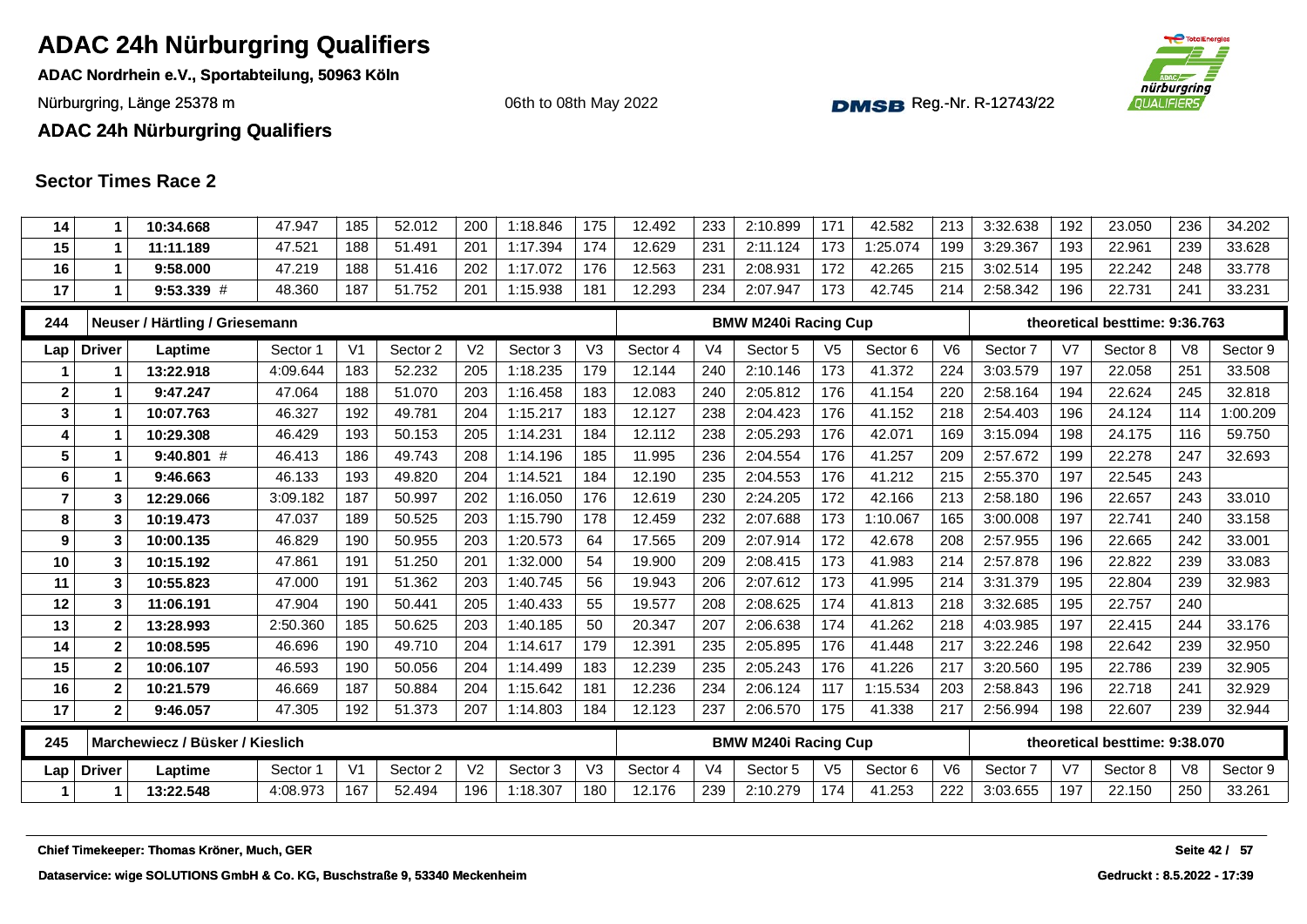# ADAC 24h Nürburgring Qualifiers

**ADAC Nordrhein e.V., Sportabteilung, 50963 Köln**

Nürburgring, Länge 25378 m

06th to 08th May 2022

DMSB Reg.-Nr. R-12743/22

**ADAC 24h Nürburgring Qualifiers**

## Sector Times Race 2

| Lap | Driver | Laptime | Sector 1 | V1 | Sector 2 | V2 | Sector 3 | V3 | Sector 4 | V4 | Sector 5 | V5 | Sector 6 | V6 | Sector 7 | V7 | Sector 8 | V8 | Sector 9 |
|---|---|---|---|---|---|---|---|---|---|---|---|---|---|---|---|---|---|---|---|
| 14 | 1 | 10:34.668 | 47.947 | 185 | 52.012 | 200 | 1:18.846 | 175 | 12.492 | 233 | 2:10.899 | 171 | 42.582 | 213 | 3:32.638 | 192 | 23.050 | 236 | 34.202 |
| 15 | 1 | 11:11.189 | 47.521 | 188 | 51.491 | 201 | 1:17.394 | 174 | 12.629 | 231 | 2:11.124 | 173 | 1:25.074 | 199 | 3:29.367 | 193 | 22.961 | 239 | 33.628 |
| 16 | 1 | 9:58.000 | 47.219 | 188 | 51.416 | 202 | 1:17.072 | 176 | 12.563 | 231 | 2:08.931 | 172 | 42.265 | 215 | 3:02.514 | 195 | 22.242 | 248 | 33.778 |
| 17 | 1 | 9:53.339 # | 48.360 | 187 | 51.752 | 201 | 1:15.938 | 181 | 12.293 | 234 | 2:07.947 | 173 | 42.745 | 214 | 2:58.342 | 196 | 22.731 | 241 | 33.231 |

| 244 | Neuser / Härtling / Griesemann | | | | | | | | | | BMW M240i Racing Cup | | | | | | theoretical besttime: 9:36.763 | | |
|---|---|---|---|---|---|---|---|---|---|---|---|---|---|---|---|---|---|---|---|
| Lap | Driver | Laptime | Sector 1 | V1 | Sector 2 | V2 | Sector 3 | V3 | Sector 4 | V4 | Sector 5 | V5 | Sector 6 | V6 | Sector 7 | V7 | Sector 8 | V8 | Sector 9 |
| 1 | 1 | 13:22.918 | 4:09.644 | 183 | 52.232 | 205 | 1:18.235 | 179 | 12.144 | 240 | 2:10.146 | 173 | 41.372 | 224 | 3:03.579 | 197 | 22.058 | 251 | 33.508 |
| 2 | 1 | 9:47.247 | 47.064 | 188 | 51.070 | 203 | 1:16.458 | 183 | 12.083 | 240 | 2:05.812 | 176 | 41.154 | 220 | 2:58.164 | 194 | 22.624 | 245 | 32.818 |
| 3 | 1 | 10:07.763 | 46.327 | 192 | 49.781 | 204 | 1:15.217 | 183 | 12.127 | 238 | 2:04.423 | 176 | 41.152 | 218 | 2:54.403 | 196 | 24.124 | 114 | 1:00.209 |
| 4 | 1 | 10:29.308 | 46.429 | 193 | 50.153 | 205 | 1:14.231 | 184 | 12.112 | 238 | 2:05.293 | 176 | 42.071 | 169 | 3:15.094 | 198 | 24.175 | 116 | 59.750 |
| 5 | 1 | 9:40.801 # | 46.413 | 186 | 49.743 | 208 | 1:14.196 | 185 | 11.995 | 236 | 2:04.554 | 176 | 41.257 | 209 | 2:57.672 | 199 | 22.278 | 247 | 32.693 |
| 6 | 1 | 9:46.663 | 46.133 | 193 | 49.820 | 204 | 1:14.521 | 184 | 12.190 | 235 | 2:04.553 | 176 | 41.212 | 215 | 2:55.370 | 197 | 22.545 | 243 | |
| 7 | 3 | 12:29.066 | 3:09.182 | 187 | 50.997 | 202 | 1:16.050 | 176 | 12.619 | 230 | 2:24.205 | 172 | 42.166 | 213 | 2:58.180 | 196 | 22.657 | 243 | 33.010 |
| 8 | 3 | 10:19.473 | 47.037 | 189 | 50.525 | 203 | 1:15.790 | 178 | 12.459 | 232 | 2:07.688 | 173 | 1:10.067 | 165 | 3:00.008 | 197 | 22.741 | 240 | 33.158 |
| 9 | 3 | 10:00.135 | 46.829 | 190 | 50.955 | 203 | 1:20.573 | 64 | 17.565 | 209 | 2:07.914 | 172 | 42.678 | 208 | 2:57.955 | 196 | 22.665 | 242 | 33.001 |
| 10 | 3 | 10:15.192 | 47.861 | 191 | 51.250 | 201 | 1:32.000 | 54 | 19.900 | 209 | 2:08.415 | 173 | 41.983 | 214 | 2:57.878 | 196 | 22.822 | 239 | 33.083 |
| 11 | 3 | 10:55.823 | 47.000 | 191 | 51.362 | 203 | 1:40.745 | 56 | 19.943 | 206 | 2:07.612 | 173 | 41.995 | 214 | 3:31.379 | 195 | 22.804 | 239 | 32.983 |
| 12 | 3 | 11:06.191 | 47.904 | 190 | 50.441 | 205 | 1:40.433 | 55 | 19.577 | 208 | 2:08.625 | 174 | 41.813 | 218 | 3:32.685 | 195 | 22.757 | 240 | |
| 13 | 2 | 13:28.993 | 2:50.360 | 185 | 50.625 | 203 | 1:40.185 | 50 | 20.347 | 207 | 2:06.638 | 174 | 41.262 | 218 | 4:03.985 | 197 | 22.415 | 244 | 33.176 |
| 14 | 2 | 10:08.595 | 46.696 | 190 | 49.710 | 204 | 1:14.617 | 179 | 12.391 | 235 | 2:05.895 | 176 | 41.448 | 217 | 3:22.246 | 198 | 22.642 | 239 | 32.950 |
| 15 | 2 | 10:06.107 | 46.593 | 190 | 50.056 | 204 | 1:14.499 | 183 | 12.239 | 235 | 2:05.243 | 176 | 41.226 | 217 | 3:20.560 | 195 | 22.786 | 239 | 32.905 |
| 16 | 2 | 10:21.579 | 46.669 | 187 | 50.884 | 204 | 1:15.642 | 181 | 12.236 | 234 | 2:06.124 | 117 | 1:15.534 | 203 | 2:58.843 | 196 | 22.718 | 241 | 32.929 |
| 17 | 2 | 9:46.057 | 47.305 | 192 | 51.373 | 207 | 1:14.803 | 184 | 12.123 | 237 | 2:06.570 | 175 | 41.338 | 217 | 2:56.994 | 198 | 22.607 | 239 | 32.944 |

| 245 | Marchewiecz / Büsker / Kieslich | | | | | | | | | | BMW M240i Racing Cup | | | | | | theoretical besttime: 9:38.070 | | |
|---|---|---|---|---|---|---|---|---|---|---|---|---|---|---|---|---|---|---|---|
| Lap | Driver | Laptime | Sector 1 | V1 | Sector 2 | V2 | Sector 3 | V3 | Sector 4 | V4 | Sector 5 | V5 | Sector 6 | V6 | Sector 7 | V7 | Sector 8 | V8 | Sector 9 |
| 1 | 1 | 13:22.548 | 4:08.973 | 167 | 52.494 | 196 | 1:18.307 | 180 | 12.176 | 239 | 2:10.279 | 174 | 41.253 | 222 | 3:03.655 | 197 | 22.150 | 250 | 33.261 |

**Chief Timekeeper: Thomas Kröner, Much, GER**

**Dataservice: wige SOLUTIONS GmbH & Co. KG, Buschstraße 9, 53340 Meckenheim**

**Gedruckt : 8.5.2022 - 17:39**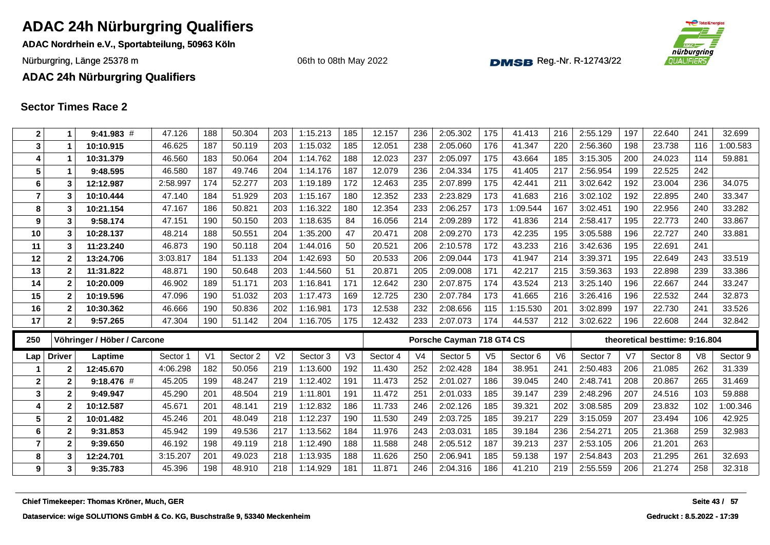# ADAC 24h Nürburgring Qualifiers

**ADAC Nordrhein e.V., Sportabteilung, 50963 Köln**

Nürburgring, Länge 25378 m

06th to 08th May 2022

Reg.-Nr. R-12743/22

**ADAC 24h Nürburgring Qualifiers**

## Sector Times Race 2

| Lap | Driver | Laptime | Sector 1 | V1 | Sector 2 | V2 | Sector 3 | V3 | Sector 4 | V4 | Sector 5 | V5 | Sector 6 | V6 | Sector 7 | V7 | Sector 8 | V8 | Sector 9 |
|---|---|---|---|---|---|---|---|---|---|---|---|---|---|---|---|---|---|---|---|
| 2 | 1 | 9:41.983 # | 47.126 | 188 | 50.304 | 203 | 1:15.213 | 185 | 12.157 | 236 | 2:05.302 | 175 | 41.413 | 216 | 2:55.129 | 197 | 22.640 | 241 | 32.699 |
| 3 | 1 | 10:10.915 | 46.625 | 187 | 50.119 | 203 | 1:15.032 | 185 | 12.051 | 238 | 2:05.060 | 176 | 41.347 | 220 | 2:56.360 | 198 | 23.738 | 116 | 1:00.583 |
| 4 | 1 | 10:31.379 | 46.560 | 183 | 50.064 | 204 | 1:14.762 | 188 | 12.023 | 237 | 2:05.097 | 175 | 43.664 | 185 | 3:15.305 | 200 | 24.023 | 114 | 59.881 |
| 5 | 1 | 9:48.595 | 46.580 | 187 | 49.746 | 204 | 1:14.176 | 187 | 12.079 | 236 | 2:04.334 | 175 | 41.405 | 217 | 2:56.954 | 199 | 22.525 | 242 | |
| 6 | 3 | 12:12.987 | 2:58.997 | 174 | 52.277 | 203 | 1:19.189 | 172 | 12.463 | 235 | 2:07.899 | 175 | 42.441 | 211 | 3:02.642 | 192 | 23.004 | 236 | 34.075 |
| 7 | 3 | 10:10.444 | 47.140 | 184 | 51.929 | 203 | 1:15.167 | 180 | 12.352 | 233 | 2:23.829 | 173 | 41.683 | 216 | 3:02.102 | 192 | 22.895 | 240 | 33.347 |
| 8 | 3 | 10:21.154 | 47.167 | 186 | 50.821 | 203 | 1:16.322 | 180 | 12.354 | 233 | 2:06.257 | 173 | 1:09.544 | 167 | 3:02.451 | 190 | 22.956 | 240 | 33.282 |
| 9 | 3 | 9:58.174 | 47.151 | 190 | 50.150 | 203 | 1:18.635 | 84 | 16.056 | 214 | 2:09.289 | 172 | 41.836 | 214 | 2:58.417 | 195 | 22.773 | 240 | 33.867 |
| 10 | 3 | 10:28.137 | 48.214 | 188 | 50.551 | 204 | 1:35.200 | 47 | 20.471 | 208 | 2:09.270 | 173 | 42.235 | 195 | 3:05.588 | 196 | 22.727 | 240 | 33.881 |
| 11 | 3 | 11:23.240 | 46.873 | 190 | 50.118 | 204 | 1:44.016 | 50 | 20.521 | 206 | 2:10.578 | 172 | 43.233 | 216 | 3:42.636 | 195 | 22.691 | 241 | |
| 12 | 2 | 13:24.706 | 3:03.817 | 184 | 51.133 | 204 | 1:42.693 | 50 | 20.533 | 206 | 2:09.044 | 173 | 41.947 | 214 | 3:39.371 | 195 | 22.649 | 243 | 33.519 |
| 13 | 2 | 11:31.822 | 48.871 | 190 | 50.648 | 203 | 1:44.560 | 51 | 20.871 | 205 | 2:09.008 | 171 | 42.217 | 215 | 3:59.363 | 193 | 22.898 | 239 | 33.386 |
| 14 | 2 | 10:20.009 | 46.902 | 189 | 51.171 | 203 | 1:16.841 | 171 | 12.642 | 230 | 2:07.875 | 174 | 43.524 | 213 | 3:25.140 | 196 | 22.667 | 244 | 33.247 |
| 15 | 2 | 10:19.596 | 47.096 | 190 | 51.032 | 203 | 1:17.473 | 169 | 12.725 | 230 | 2:07.784 | 173 | 41.665 | 216 | 3:26.416 | 196 | 22.532 | 244 | 32.873 |
| 16 | 2 | 10:30.362 | 46.666 | 190 | 50.836 | 202 | 1:16.981 | 173 | 12.538 | 232 | 2:08.656 | 115 | 1:15.530 | 201 | 3:02.899 | 197 | 22.730 | 241 | 33.526 |
| 17 | 2 | 9:57.265 | 47.304 | 190 | 51.142 | 204 | 1:16.705 | 175 | 12.432 | 233 | 2:07.073 | 174 | 44.537 | 212 | 3:02.622 | 196 | 22.608 | 244 | 32.842 |

**250 — Vöhringer / Höber / Carcone — Porsche Cayman 718 GT4 CS — theoretical besttime: 9:16.804**

| Lap | Driver | Laptime | Sector 1 | V1 | Sector 2 | V2 | Sector 3 | V3 | Sector 4 | V4 | Sector 5 | V5 | Sector 6 | V6 | Sector 7 | V7 | Sector 8 | V8 | Sector 9 |
|---|---|---|---|---|---|---|---|---|---|---|---|---|---|---|---|---|---|---|---|
| 1 | 2 | 12:45.670 | 4:06.298 | 182 | 50.056 | 219 | 1:13.600 | 192 | 11.430 | 252 | 2:02.428 | 184 | 38.951 | 241 | 2:50.483 | 206 | 21.085 | 262 | 31.339 |
| 2 | 2 | 9:18.476 # | 45.205 | 199 | 48.247 | 219 | 1:12.402 | 191 | 11.473 | 252 | 2:01.027 | 186 | 39.045 | 240 | 2:48.741 | 208 | 20.867 | 265 | 31.469 |
| 3 | 2 | 9:49.947 | 45.290 | 201 | 48.504 | 219 | 1:11.801 | 191 | 11.472 | 251 | 2:01.033 | 185 | 39.147 | 239 | 2:48.296 | 207 | 24.516 | 103 | 59.888 |
| 4 | 2 | 10:12.587 | 45.671 | 201 | 48.141 | 219 | 1:12.832 | 186 | 11.733 | 246 | 2:02.126 | 185 | 39.321 | 202 | 3:08.585 | 209 | 23.832 | 102 | 1:00.346 |
| 5 | 2 | 10:01.482 | 45.246 | 201 | 48.049 | 218 | 1:12.237 | 190 | 11.530 | 249 | 2:03.725 | 185 | 39.217 | 229 | 3:15.059 | 207 | 23.494 | 106 | 42.925 |
| 6 | 2 | 9:31.853 | 45.942 | 199 | 49.536 | 217 | 1:13.562 | 184 | 11.976 | 243 | 2:03.031 | 185 | 39.184 | 236 | 2:54.271 | 205 | 21.368 | 259 | 32.983 |
| 7 | 2 | 9:39.650 | 46.192 | 198 | 49.119 | 218 | 1:12.490 | 188 | 11.588 | 248 | 2:05.512 | 187 | 39.213 | 237 | 2:53.105 | 206 | 21.201 | 263 | |
| 8 | 3 | 12:24.701 | 3:15.207 | 201 | 49.023 | 218 | 1:13.935 | 188 | 11.626 | 250 | 2:06.941 | 185 | 59.138 | 197 | 2:54.843 | 203 | 21.295 | 261 | 32.693 |
| 9 | 3 | 9:35.783 | 45.396 | 198 | 48.910 | 218 | 1:14.929 | 181 | 11.871 | 246 | 2:04.316 | 186 | 41.210 | 219 | 2:55.559 | 206 | 21.274 | 258 | 32.318 |

**Chief Timekeeper: Thomas Kröner, Much, GER**

**Dataservice: wige SOLUTIONS GmbH & Co. KG, Buschstraße 9, 53340 Meckenheim**

**Gedruckt : 8.5.2022 - 17:39**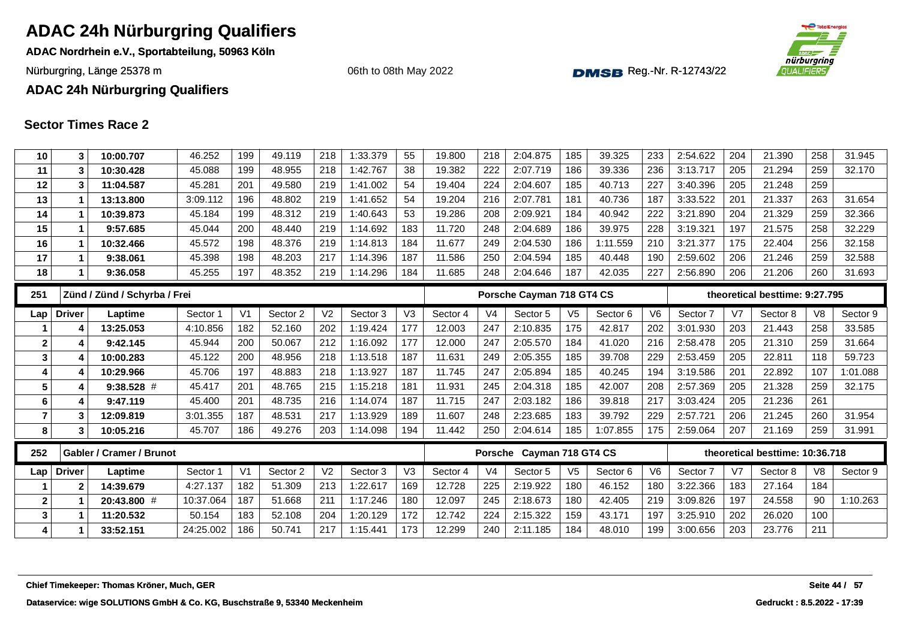# ADAC 24h Nürburgring Qualifiers

**ADAC Nordrhein e.V., Sportabteilung, 50963 Köln**

Nürburgring, Länge 25378 m

06th to 08th May 2022

DMSB Reg.-Nr. R-12743/22

**ADAC 24h Nürburgring Qualifiers**

## Sector Times Race 2

| Lap | Driver | Laptime | Sector 1 | V1 | Sector 2 | V2 | Sector 3 | V3 | Sector 4 | V4 | Sector 5 | V5 | Sector 6 | V6 | Sector 7 | V7 | Sector 8 | V8 | Sector 9 |
|---|---|---|---|---|---|---|---|---|---|---|---|---|---|---|---|---|---|---|---|
| 10 | 3 | 10:00.707 | 46.252 | 199 | 49.119 | 218 | 1:33.379 | 55 | 19.800 | 218 | 2:04.875 | 185 | 39.325 | 233 | 2:54.622 | 204 | 21.390 | 258 | 31.945 |
| 11 | 3 | 10:30.428 | 45.088 | 199 | 48.955 | 218 | 1:42.767 | 38 | 19.382 | 222 | 2:07.719 | 186 | 39.336 | 236 | 3:13.717 | 205 | 21.294 | 259 | 32.170 |
| 12 | 3 | 11:04.587 | 45.281 | 201 | 49.580 | 219 | 1:41.002 | 54 | 19.404 | 224 | 2:04.607 | 185 | 40.713 | 227 | 3:40.396 | 205 | 21.248 | 259 | |
| 13 | 1 | 13:13.800 | 3:09.112 | 196 | 48.802 | 219 | 1:41.652 | 54 | 19.204 | 216 | 2:07.781 | 181 | 40.736 | 187 | 3:33.522 | 201 | 21.337 | 263 | 31.654 |
| 14 | 1 | 10:39.873 | 45.184 | 199 | 48.312 | 219 | 1:40.643 | 53 | 19.286 | 208 | 2:09.921 | 184 | 40.942 | 222 | 3:21.890 | 204 | 21.329 | 259 | 32.366 |
| 15 | 1 | 9:57.685 | 45.044 | 200 | 48.440 | 219 | 1:14.692 | 183 | 11.720 | 248 | 2:04.689 | 186 | 39.975 | 228 | 3:19.321 | 197 | 21.575 | 258 | 32.229 |
| 16 | 1 | 10:32.466 | 45.572 | 198 | 48.376 | 219 | 1:14.813 | 184 | 11.677 | 249 | 2:04.530 | 186 | 1:11.559 | 210 | 3:21.377 | 175 | 22.404 | 256 | 32.158 |
| 17 | 1 | 9:38.061 | 45.398 | 198 | 48.203 | 217 | 1:14.396 | 187 | 11.586 | 250 | 2:04.594 | 185 | 40.448 | 190 | 2:59.602 | 206 | 21.246 | 259 | 32.588 |
| 18 | 1 | 9:36.058 | 45.255 | 197 | 48.352 | 219 | 1:14.296 | 184 | 11.685 | 248 | 2:04.646 | 187 | 42.035 | 227 | 2:56.890 | 206 | 21.206 | 260 | 31.693 |

| 251 | Zünd / Zünd / Schyrba / Frei | | | | | | | | Porsche Cayman 718 GT4 CS | | | | | | theoretical besttime: 9:27.795 | | | | |
|---|---|---|---|---|---|---|---|---|---|---|---|---|---|---|---|---|---|---|---|
| Lap | Driver | Laptime | Sector 1 | V1 | Sector 2 | V2 | Sector 3 | V3 | Sector 4 | V4 | Sector 5 | V5 | Sector 6 | V6 | Sector 7 | V7 | Sector 8 | V8 | Sector 9 |
| 1 | 4 | 13:25.053 | 4:10.856 | 182 | 52.160 | 202 | 1:19.424 | 177 | 12.003 | 247 | 2:10.835 | 175 | 42.817 | 202 | 3:01.930 | 203 | 21.443 | 258 | 33.585 |
| 2 | 4 | 9:42.145 | 45.944 | 200 | 50.067 | 212 | 1:16.092 | 177 | 12.000 | 247 | 2:05.570 | 184 | 41.020 | 216 | 2:58.478 | 205 | 21.310 | 259 | 31.664 |
| 3 | 4 | 10:00.283 | 45.122 | 200 | 48.956 | 218 | 1:13.518 | 187 | 11.631 | 249 | 2:05.355 | 185 | 39.708 | 229 | 2:53.459 | 205 | 22.811 | 118 | 59.723 |
| 4 | 4 | 10:29.966 | 45.706 | 197 | 48.883 | 218 | 1:13.927 | 187 | 11.745 | 247 | 2:05.894 | 185 | 40.245 | 194 | 3:19.586 | 201 | 22.892 | 107 | 1:01.088 |
| 5 | 4 | 9:38.528 # | 45.417 | 201 | 48.765 | 215 | 1:15.218 | 181 | 11.931 | 245 | 2:04.318 | 185 | 42.007 | 208 | 2:57.369 | 205 | 21.328 | 259 | 32.175 |
| 6 | 4 | 9:47.119 | 45.400 | 201 | 48.735 | 216 | 1:14.074 | 187 | 11.715 | 247 | 2:03.182 | 186 | 39.818 | 217 | 3:03.424 | 205 | 21.236 | 261 | |
| 7 | 3 | 12:09.819 | 3:01.355 | 187 | 48.531 | 217 | 1:13.929 | 189 | 11.607 | 248 | 2:23.685 | 183 | 39.792 | 229 | 2:57.721 | 206 | 21.245 | 260 | 31.954 |
| 8 | 3 | 10:05.216 | 45.707 | 186 | 49.276 | 203 | 1:14.098 | 194 | 11.442 | 250 | 2:04.614 | 185 | 1:07.855 | 175 | 2:59.064 | 207 | 21.169 | 259 | 31.991 |

| 252 | Gabler / Cramer / Brunot | | | | | | | | Porsche Cayman 718 GT4 CS | | | | | | theoretical besttime: 10:36.718 | | | | |
|---|---|---|---|---|---|---|---|---|---|---|---|---|---|---|---|---|---|---|---|
| Lap | Driver | Laptime | Sector 1 | V1 | Sector 2 | V2 | Sector 3 | V3 | Sector 4 | V4 | Sector 5 | V5 | Sector 6 | V6 | Sector 7 | V7 | Sector 8 | V8 | Sector 9 |
| 1 | 2 | 14:39.679 | 4:27.137 | 182 | 51.309 | 213 | 1:22.617 | 169 | 12.728 | 225 | 2:19.922 | 180 | 46.152 | 180 | 3:22.366 | 183 | 27.164 | 184 | |
| 2 | 1 | 20:43.800 # | 10:37.064 | 187 | 51.668 | 211 | 1:17.246 | 180 | 12.097 | 245 | 2:18.673 | 180 | 42.405 | 219 | 3:09.826 | 197 | 24.558 | 90 | 1:10.263 |
| 3 | 1 | 11:20.532 | 50.154 | 183 | 52.108 | 204 | 1:20.129 | 172 | 12.742 | 224 | 2:15.322 | 159 | 43.171 | 197 | 3:25.910 | 202 | 26.020 | 100 | |
| 4 | 1 | 33:52.151 | 24:25.002 | 186 | 50.741 | 217 | 1:15.441 | 173 | 12.299 | 240 | 2:11.185 | 184 | 48.010 | 199 | 3:00.656 | 203 | 23.776 | 211 | |

Chief Timekeeper: Thomas Kröner, Much, GER

Dataservice: wige SOLUTIONS GmbH & Co. KG, Buschstraße 9, 53340 Meckenheim

Gedruckt : 8.5.2022 - 17:39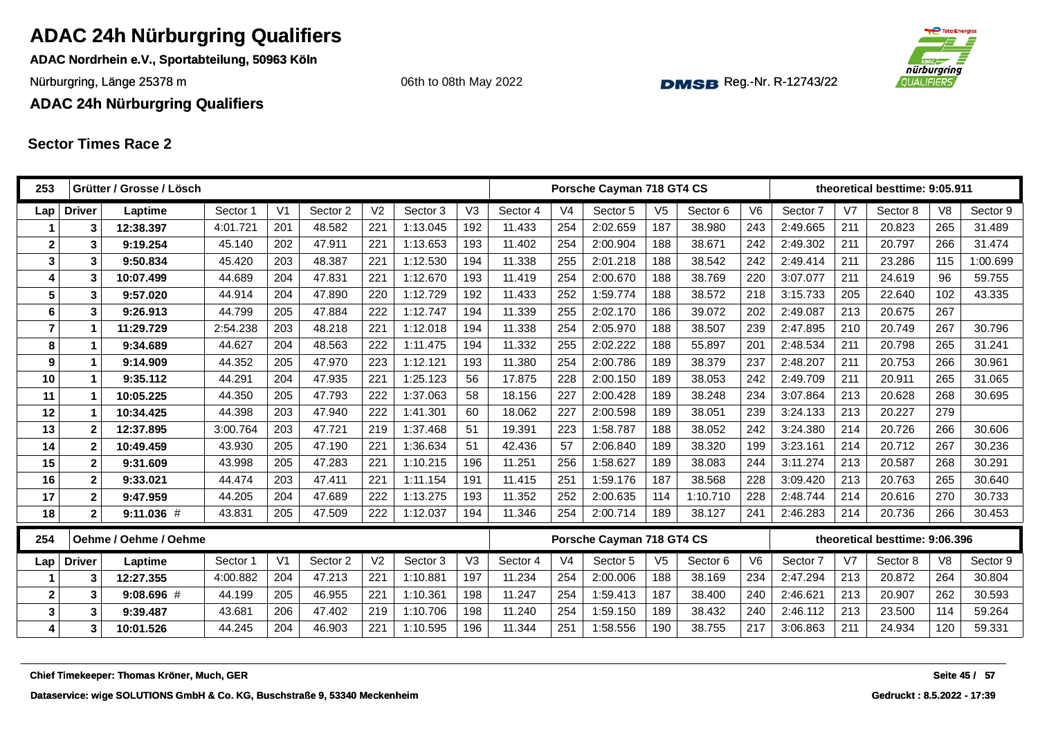# ADAC 24h Nürburgring Qualifiers

**ADAC Nordrhein e.V., Sportabteilung, 50963 Köln**

Nürburgring, Länge 25378 m

06th to 08th May 2022

Reg.-Nr. R-12743/22

**ADAC 24h Nürburgring Qualifiers**

## Sector Times Race 2

| 253 | Grütter / Grosse / Lösch | | | | | | | | Porsche Cayman 718 GT4 CS | | | | | | theoretical besttime: 9:05.911 | | | |
|---|---|---|---|---|---|---|---|---|---|---|---|---|---|---|---|---|---|---|
| Lap | Driver | Laptime | Sector 1 | V1 | Sector 2 | V2 | Sector 3 | V3 | Sector 4 | V4 | Sector 5 | V5 | Sector 6 | V6 | Sector 7 | V7 | Sector 8 | V8 | Sector 9 |
| 1 | 3 | **12:38.397** | 4:01.721 | 201 | 48.582 | 221 | 1:13.045 | 192 | 11.433 | 254 | 2:02.659 | 187 | 38.980 | 243 | 2:49.665 | 211 | 20.823 | 265 | 31.489 |
| 2 | 3 | **9:19.254** | 45.140 | 202 | 47.911 | 221 | 1:13.653 | 193 | 11.402 | 254 | 2:00.904 | 188 | 38.671 | 242 | 2:49.302 | 211 | 20.797 | 266 | 31.474 |
| 3 | 3 | **9:50.834** | 45.420 | 203 | 48.387 | 221 | 1:12.530 | 194 | 11.338 | 255 | 2:01.218 | 188 | 38.542 | 242 | 2:49.414 | 211 | 23.286 | 115 | 1:00.699 |
| 4 | 3 | **10:07.499** | 44.689 | 204 | 47.831 | 221 | 1:12.670 | 193 | 11.419 | 254 | 2:00.670 | 188 | 38.769 | 220 | 3:07.077 | 211 | 24.619 | 96 | 59.755 |
| 5 | 3 | **9:57.020** | 44.914 | 204 | 47.890 | 220 | 1:12.729 | 192 | 11.433 | 252 | 1:59.774 | 188 | 38.572 | 218 | 3:15.733 | 205 | 22.640 | 102 | 43.335 |
| 6 | 3 | **9:26.913** | 44.799 | 205 | 47.884 | 222 | 1:12.747 | 194 | 11.339 | 255 | 2:02.170 | 186 | 39.072 | 202 | 2:49.087 | 213 | 20.675 | 267 | |
| 7 | 1 | **11:29.729** | 2:54.238 | 203 | 48.218 | 221 | 1:12.018 | 194 | 11.338 | 254 | 2:05.970 | 188 | 38.507 | 239 | 2:47.895 | 210 | 20.749 | 267 | 30.796 |
| 8 | 1 | **9:34.689** | 44.627 | 204 | 48.563 | 222 | 1:11.475 | 194 | 11.332 | 255 | 2:02.222 | 188 | 55.897 | 201 | 2:48.534 | 211 | 20.798 | 265 | 31.241 |
| 9 | 1 | **9:14.909** | 44.352 | 205 | 47.970 | 223 | 1:12.121 | 193 | 11.380 | 254 | 2:00.786 | 189 | 38.379 | 237 | 2:48.207 | 211 | 20.753 | 266 | 30.961 |
| 10 | 1 | **9:35.112** | 44.291 | 204 | 47.935 | 221 | 1:25.123 | 56 | 17.875 | 228 | 2:00.150 | 189 | 38.053 | 242 | 2:49.709 | 211 | 20.911 | 265 | 31.065 |
| 11 | 1 | **10:05.225** | 44.350 | 205 | 47.793 | 222 | 1:37.063 | 58 | 18.156 | 227 | 2:00.428 | 189 | 38.248 | 234 | 3:07.864 | 213 | 20.628 | 268 | 30.695 |
| 12 | 1 | **10:34.425** | 44.398 | 203 | 47.940 | 222 | 1:41.301 | 60 | 18.062 | 227 | 2:00.598 | 189 | 38.051 | 239 | 3:24.133 | 213 | 20.227 | 279 | |
| 13 | 2 | **12:37.895** | 3:00.764 | 203 | 47.721 | 219 | 1:37.468 | 51 | 19.391 | 223 | 1:58.787 | 188 | 38.052 | 242 | 3:24.380 | 214 | 20.726 | 266 | 30.606 |
| 14 | 2 | **10:49.459** | 43.930 | 205 | 47.190 | 221 | 1:36.634 | 51 | 42.436 | 57 | 2:06.840 | 189 | 38.320 | 199 | 3:23.161 | 214 | 20.712 | 267 | 30.236 |
| 15 | 2 | **9:31.609** | 43.998 | 205 | 47.283 | 221 | 1:10.215 | 196 | 11.251 | 256 | 1:58.627 | 189 | 38.083 | 244 | 3:11.274 | 213 | 20.587 | 268 | 30.291 |
| 16 | 2 | **9:33.021** | 44.474 | 203 | 47.411 | 221 | 1:11.154 | 191 | 11.415 | 251 | 1:59.176 | 187 | 38.568 | 228 | 3:09.420 | 213 | 20.763 | 265 | 30.640 |
| 17 | 2 | **9:47.959** | 44.205 | 204 | 47.689 | 222 | 1:13.275 | 193 | 11.352 | 252 | 2:00.635 | 114 | 1:10.710 | 228 | 2:48.744 | 214 | 20.616 | 270 | 30.733 |
| 18 | 2 | **9:11.036** # | 43.831 | 205 | 47.509 | 222 | 1:12.037 | 194 | 11.346 | 254 | 2:00.714 | 189 | 38.127 | 241 | 2:46.283 | 214 | 20.736 | 266 | 30.453 |

| 254 | Oehme / Oehme / Oehme | | | | | | | | Porsche Cayman 718 GT4 CS | | | | | | theoretical besttime: 9:06.396 | | | |
|---|---|---|---|---|---|---|---|---|---|---|---|---|---|---|---|---|---|---|
| Lap | Driver | Laptime | Sector 1 | V1 | Sector 2 | V2 | Sector 3 | V3 | Sector 4 | V4 | Sector 5 | V5 | Sector 6 | V6 | Sector 7 | V7 | Sector 8 | V8 | Sector 9 |
| 1 | 3 | **12:27.355** | 4:00.882 | 204 | 47.213 | 221 | 1:10.881 | 197 | 11.234 | 254 | 2:00.006 | 188 | 38.169 | 234 | 2:47.294 | 213 | 20.872 | 264 | 30.804 |
| 2 | 3 | **9:08.696** # | 44.199 | 205 | 46.955 | 221 | 1:10.361 | 198 | 11.247 | 254 | 1:59.413 | 187 | 38.400 | 240 | 2:46.621 | 213 | 20.907 | 262 | 30.593 |
| 3 | 3 | **9:39.487** | 43.681 | 206 | 47.402 | 219 | 1:10.706 | 198 | 11.240 | 254 | 1:59.150 | 189 | 38.432 | 240 | 2:46.112 | 213 | 23.500 | 114 | 59.264 |
| 4 | 3 | **10:01.526** | 44.245 | 204 | 46.903 | 221 | 1:10.595 | 196 | 11.344 | 251 | 1:58.556 | 190 | 38.755 | 217 | 3:06.863 | 211 | 24.934 | 120 | 59.331 |

**Chief Timekeeper: Thomas Kröner, Much, GER**

**Dataservice: wige SOLUTIONS GmbH & Co. KG, Buschstraße 9, 53340 Meckenheim**

**Gedruckt : 8.5.2022 - 17:39**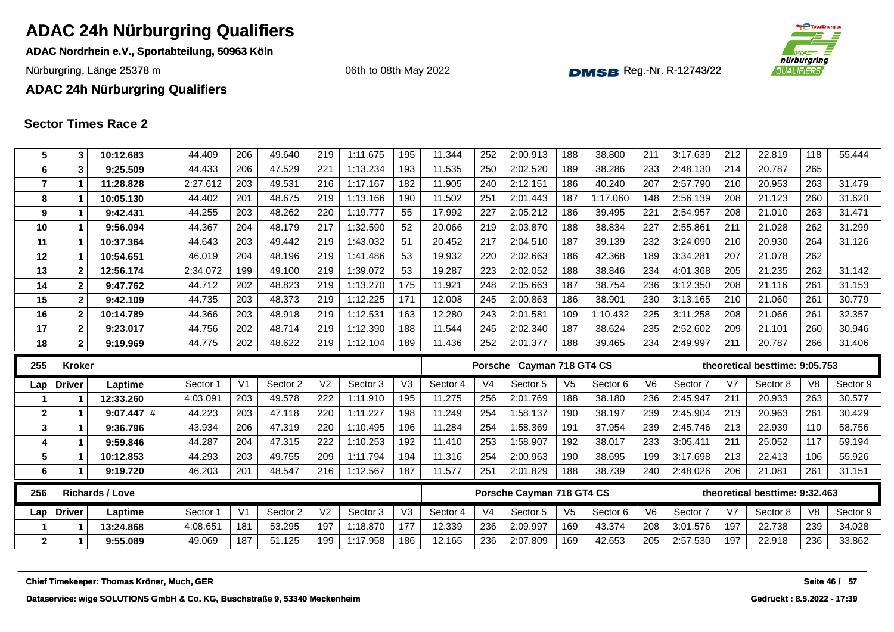# ADAC 24h Nürburgring Qualifiers

**ADAC Nordrhein e.V., Sportabteilung, 50963 Köln**

Nürburgring, Länge 25378 m

06th to 08th May 2022

Reg.-Nr. R-12743/22

**ADAC 24h Nürburgring Qualifiers**

## Sector Times Race 2

| Lap | Driver | Laptime | Sector 1 | V1 | Sector 2 | V2 | Sector 3 | V3 | Sector 4 | V4 | Sector 5 | V5 | Sector 6 | V6 | Sector 7 | V7 | Sector 8 | V8 | Sector 9 |
|---|---|---|---|---|---|---|---|---|---|---|---|---|---|---|---|---|---|---|---|
| 5 | 3 | 10:12.683 | 44.409 | 206 | 49.640 | 219 | 1:11.675 | 195 | 11.344 | 252 | 2:00.913 | 188 | 38.800 | 211 | 3:17.639 | 212 | 22.819 | 118 | 55.444 |
| 6 | 3 | 9:25.509 | 44.433 | 206 | 47.529 | 221 | 1:13.234 | 193 | 11.535 | 250 | 2:02.520 | 189 | 38.286 | 233 | 2:48.130 | 214 | 20.787 | 265 | |
| 7 | 1 | 11:28.828 | 2:27.612 | 203 | 49.531 | 216 | 1:17.167 | 182 | 11.905 | 240 | 2:12.151 | 186 | 40.240 | 207 | 2:57.790 | 210 | 20.953 | 263 | 31.479 |
| 8 | 1 | 10:05.130 | 44.402 | 201 | 48.675 | 219 | 1:13.166 | 190 | 11.502 | 251 | 2:01.443 | 187 | 1:17.060 | 148 | 2:56.139 | 208 | 21.123 | 260 | 31.620 |
| 9 | 1 | 9:42.431 | 44.255 | 203 | 48.262 | 220 | 1:19.777 | 55 | 17.992 | 227 | 2:05.212 | 186 | 39.495 | 221 | 2:54.957 | 208 | 21.010 | 263 | 31.471 |
| 10 | 1 | 9:56.094 | 44.367 | 204 | 48.179 | 217 | 1:32.590 | 52 | 20.066 | 219 | 2:03.870 | 188 | 38.834 | 227 | 2:55.861 | 211 | 21.028 | 262 | 31.299 |
| 11 | 1 | 10:37.364 | 44.643 | 203 | 49.442 | 219 | 1:43.032 | 51 | 20.452 | 217 | 2:04.510 | 187 | 39.139 | 232 | 3:24.090 | 210 | 20.930 | 264 | 31.126 |
| 12 | 1 | 10:54.651 | 46.019 | 204 | 48.196 | 219 | 1:41.486 | 53 | 19.932 | 220 | 2:02.663 | 186 | 42.368 | 189 | 3:34.281 | 207 | 21.078 | 262 | |
| 13 | 2 | 12:56.174 | 2:34.072 | 199 | 49.100 | 219 | 1:39.072 | 53 | 19.287 | 223 | 2:02.052 | 188 | 38.846 | 234 | 4:01.368 | 205 | 21.235 | 262 | 31.142 |
| 14 | 2 | 9:47.762 | 44.712 | 202 | 48.823 | 219 | 1:13.270 | 175 | 11.921 | 248 | 2:05.663 | 187 | 38.754 | 236 | 3:12.350 | 208 | 21.116 | 261 | 31.153 |
| 15 | 2 | 9:42.109 | 44.735 | 203 | 48.373 | 219 | 1:12.225 | 171 | 12.008 | 245 | 2:00.863 | 186 | 38.901 | 230 | 3:13.165 | 210 | 21.060 | 261 | 30.779 |
| 16 | 2 | 10:14.789 | 44.366 | 203 | 48.918 | 219 | 1:12.531 | 163 | 12.280 | 243 | 2:01.581 | 109 | 1:10.432 | 225 | 3:11.258 | 208 | 21.066 | 261 | 32.357 |
| 17 | 2 | 9:23.017 | 44.756 | 202 | 48.714 | 219 | 1:12.390 | 188 | 11.544 | 245 | 2:02.340 | 187 | 38.624 | 235 | 2:52.602 | 209 | 21.101 | 260 | 30.946 |
| 18 | 2 | 9:19.969 | 44.775 | 202 | 48.622 | 219 | 1:12.104 | 189 | 11.436 | 252 | 2:01.377 | 188 | 39.465 | 234 | 2:49.997 | 211 | 20.787 | 266 | 31.406 |

**255 | Kroker | Porsche Cayman 718 GT4 CS | theoretical besttime: 9:05.753**

| Lap | Driver | Laptime | Sector 1 | V1 | Sector 2 | V2 | Sector 3 | V3 | Sector 4 | V4 | Sector 5 | V5 | Sector 6 | V6 | Sector 7 | V7 | Sector 8 | V8 | Sector 9 |
|---|---|---|---|---|---|---|---|---|---|---|---|---|---|---|---|---|---|---|---|
| 1 | 1 | 12:33.260 | 4:03.091 | 203 | 49.578 | 222 | 1:11.910 | 195 | 11.275 | 256 | 2:01.769 | 188 | 38.180 | 236 | 2:45.947 | 211 | 20.933 | 263 | 30.577 |
| 2 | 1 | 9:07.447 # | 44.223 | 203 | 47.118 | 220 | 1:11.227 | 198 | 11.249 | 254 | 1:58.137 | 190 | 38.197 | 239 | 2:45.904 | 213 | 20.963 | 261 | 30.429 |
| 3 | 1 | 9:36.796 | 43.934 | 206 | 47.319 | 220 | 1:10.495 | 196 | 11.284 | 254 | 1:58.369 | 191 | 37.954 | 239 | 2:45.746 | 213 | 22.939 | 110 | 58.756 |
| 4 | 1 | 9:59.846 | 44.287 | 204 | 47.315 | 222 | 1:10.253 | 192 | 11.410 | 253 | 1:58.907 | 192 | 38.017 | 233 | 3:05.411 | 211 | 25.052 | 117 | 59.194 |
| 5 | 1 | 10:12.853 | 44.293 | 203 | 49.755 | 209 | 1:11.794 | 194 | 11.316 | 254 | 2:00.963 | 190 | 38.695 | 199 | 3:17.698 | 213 | 22.413 | 106 | 55.926 |
| 6 | 1 | 9:19.720 | 46.203 | 201 | 48.547 | 216 | 1:12.567 | 187 | 11.577 | 251 | 2:01.829 | 188 | 38.739 | 240 | 2:48.026 | 206 | 21.081 | 261 | 31.151 |

**256 | Richards / Love | Porsche Cayman 718 GT4 CS | theoretical besttime: 9:32.463**

| Lap | Driver | Laptime | Sector 1 | V1 | Sector 2 | V2 | Sector 3 | V3 | Sector 4 | V4 | Sector 5 | V5 | Sector 6 | V6 | Sector 7 | V7 | Sector 8 | V8 | Sector 9 |
|---|---|---|---|---|---|---|---|---|---|---|---|---|---|---|---|---|---|---|---|
| 1 | 1 | 13:24.868 | 4:08.651 | 181 | 53.295 | 197 | 1:18.870 | 177 | 12.339 | 236 | 2:09.997 | 169 | 43.374 | 208 | 3:01.576 | 197 | 22.738 | 239 | 34.028 |
| 2 | 1 | 9:55.089 | 49.069 | 187 | 51.125 | 199 | 1:17.958 | 186 | 12.165 | 236 | 2:07.809 | 169 | 42.653 | 205 | 2:57.530 | 197 | 22.918 | 236 | 33.862 |

Chief Timekeeper: Thomas Kröner, Much, GER

Dataservice: wige SOLUTIONS GmbH & Co. KG, Buschstraße 9, 53340 Meckenheim

Gedruckt : 8.5.2022 - 17:39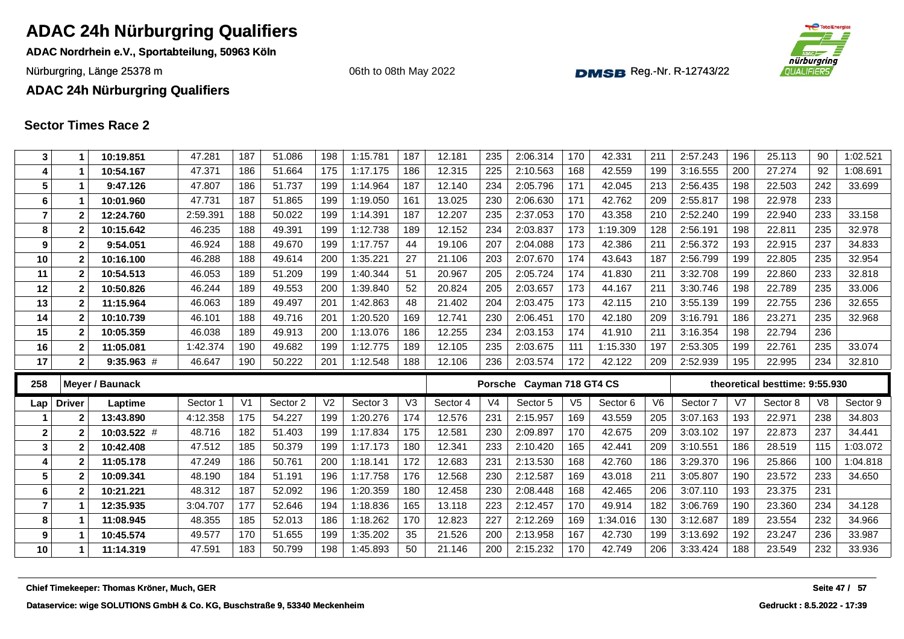# ADAC 24h Nürburgring Qualifiers

**ADAC Nordrhein e.V., Sportabteilung, 50963 Köln**

Nürburgring, Länge 25378 m

06th to 08th May 2022

Reg.-Nr. R-12743/22

**ADAC 24h Nürburgring Qualifiers**

## Sector Times Race 2

| Lap | Driver | Laptime | Sector 1 | V1 | Sector 2 | V2 | Sector 3 | V3 | Sector 4 | V4 | Sector 5 | V5 | Sector 6 | V6 | Sector 7 | V7 | Sector 8 | V8 | Sector 9 |
|---|---|---|---|---|---|---|---|---|---|---|---|---|---|---|---|---|---|---|---|
| 3 | 1 | 10:19.851 | 47.281 | 187 | 51.086 | 198 | 1:15.781 | 187 | 12.181 | 235 | 2:06.314 | 170 | 42.331 | 211 | 2:57.243 | 196 | 25.113 | 90 | 1:02.521 |
| 4 | 1 | 10:54.167 | 47.371 | 186 | 51.664 | 175 | 1:17.175 | 186 | 12.315 | 225 | 2:10.563 | 168 | 42.559 | 199 | 3:16.555 | 200 | 27.274 | 92 | 1:08.691 |
| 5 | 1 | 9:47.126 | 47.807 | 186 | 51.737 | 199 | 1:14.964 | 187 | 12.140 | 234 | 2:05.796 | 171 | 42.045 | 213 | 2:56.435 | 198 | 22.503 | 242 | 33.699 |
| 6 | 1 | 10:01.960 | 47.731 | 187 | 51.865 | 199 | 1:19.050 | 161 | 13.025 | 230 | 2:06.630 | 171 | 42.762 | 209 | 2:55.817 | 198 | 22.978 | 233 | |
| 7 | 2 | 12:24.760 | 2:59.391 | 188 | 50.022 | 199 | 1:14.391 | 187 | 12.207 | 235 | 2:37.053 | 170 | 43.358 | 210 | 2:52.240 | 199 | 22.940 | 233 | 33.158 |
| 8 | 2 | 10:15.642 | 46.235 | 188 | 49.391 | 199 | 1:12.738 | 189 | 12.152 | 234 | 2:03.837 | 173 | 1:19.309 | 128 | 2:56.191 | 198 | 22.811 | 235 | 32.978 |
| 9 | 2 | 9:54.051 | 46.924 | 188 | 49.670 | 199 | 1:17.757 | 44 | 19.106 | 207 | 2:04.088 | 173 | 42.386 | 211 | 2:56.372 | 193 | 22.915 | 237 | 34.833 |
| 10 | 2 | 10:16.100 | 46.288 | 188 | 49.614 | 200 | 1:35.221 | 27 | 21.106 | 203 | 2:07.670 | 174 | 43.643 | 187 | 2:56.799 | 199 | 22.805 | 235 | 32.954 |
| 11 | 2 | 10:54.513 | 46.053 | 189 | 51.209 | 199 | 1:40.344 | 51 | 20.967 | 205 | 2:05.724 | 174 | 41.830 | 211 | 3:32.708 | 199 | 22.860 | 233 | 32.818 |
| 12 | 2 | 10:50.826 | 46.244 | 189 | 49.553 | 200 | 1:39.840 | 52 | 20.824 | 205 | 2:03.657 | 173 | 44.167 | 211 | 3:30.746 | 198 | 22.789 | 235 | 33.006 |
| 13 | 2 | 11:15.964 | 46.063 | 189 | 49.497 | 201 | 1:42.863 | 48 | 21.402 | 204 | 2:03.475 | 173 | 42.115 | 210 | 3:55.139 | 199 | 22.755 | 236 | 32.655 |
| 14 | 2 | 10:10.739 | 46.101 | 188 | 49.716 | 201 | 1:20.520 | 169 | 12.741 | 230 | 2:06.451 | 170 | 42.180 | 209 | 3:16.791 | 186 | 23.271 | 235 | 32.968 |
| 15 | 2 | 10:05.359 | 46.038 | 189 | 49.913 | 200 | 1:13.076 | 186 | 12.255 | 234 | 2:03.153 | 174 | 41.910 | 211 | 3:16.354 | 198 | 22.794 | 236 | |
| 16 | 2 | 11:05.081 | 1:42.374 | 190 | 49.682 | 199 | 1:12.775 | 189 | 12.105 | 235 | 2:03.675 | 111 | 1:15.330 | 197 | 2:53.305 | 199 | 22.761 | 235 | 33.074 |
| 17 | 2 | 9:35.963 # | 46.647 | 190 | 50.222 | 201 | 1:12.548 | 188 | 12.106 | 236 | 2:03.574 | 172 | 42.122 | 209 | 2:52.939 | 195 | 22.995 | 234 | 32.810 |

| 258 | Meyer / Baunack | | | | | | | | Porsche Cayman 718 GT4 CS | | | | | | theoretical besttime: 9:55.930 | | | | |
|---|---|---|---|---|---|---|---|---|---|---|---|---|---|---|---|---|---|---|---|
| Lap | Driver | Laptime | Sector 1 | V1 | Sector 2 | V2 | Sector 3 | V3 | Sector 4 | V4 | Sector 5 | V5 | Sector 6 | V6 | Sector 7 | V7 | Sector 8 | V8 | Sector 9 |
| 1 | 2 | 13:43.890 | 4:12.358 | 175 | 54.227 | 199 | 1:20.276 | 174 | 12.576 | 231 | 2:15.957 | 169 | 43.559 | 205 | 3:07.163 | 193 | 22.971 | 238 | 34.803 |
| 2 | 2 | 10:03.522 # | 48.716 | 182 | 51.403 | 199 | 1:17.834 | 175 | 12.581 | 230 | 2:09.897 | 170 | 42.675 | 209 | 3:03.102 | 197 | 22.873 | 237 | 34.441 |
| 3 | 2 | 10:42.408 | 47.512 | 185 | 50.379 | 199 | 1:17.173 | 180 | 12.341 | 233 | 2:10.420 | 165 | 42.441 | 209 | 3:10.551 | 186 | 28.519 | 115 | 1:03.072 |
| 4 | 2 | 11:05.178 | 47.249 | 186 | 50.761 | 200 | 1:18.141 | 172 | 12.683 | 231 | 2:13.530 | 168 | 42.760 | 186 | 3:29.370 | 196 | 25.866 | 100 | 1:04.818 |
| 5 | 2 | 10:09.341 | 48.190 | 184 | 51.191 | 196 | 1:17.758 | 176 | 12.568 | 230 | 2:12.587 | 169 | 43.018 | 211 | 3:05.807 | 190 | 23.572 | 233 | 34.650 |
| 6 | 2 | 10:21.221 | 48.312 | 187 | 52.092 | 196 | 1:20.359 | 180 | 12.458 | 230 | 2:08.448 | 168 | 42.465 | 206 | 3:07.110 | 193 | 23.375 | 231 | |
| 7 | 1 | 12:35.935 | 3:04.707 | 177 | 52.646 | 194 | 1:18.836 | 165 | 13.118 | 223 | 2:12.457 | 170 | 49.914 | 182 | 3:06.769 | 190 | 23.360 | 234 | 34.128 |
| 8 | 1 | 11:08.945 | 48.355 | 185 | 52.013 | 186 | 1:18.262 | 170 | 12.823 | 227 | 2:12.269 | 169 | 1:34.016 | 130 | 3:12.687 | 189 | 23.554 | 232 | 34.966 |
| 9 | 1 | 10:45.574 | 49.577 | 170 | 51.655 | 199 | 1:35.202 | 35 | 21.526 | 200 | 2:13.958 | 167 | 42.730 | 199 | 3:13.692 | 192 | 23.247 | 236 | 33.987 |
| 10 | 1 | 11:14.319 | 47.591 | 183 | 50.799 | 198 | 1:45.893 | 50 | 21.146 | 200 | 2:15.232 | 170 | 42.749 | 206 | 3:33.424 | 188 | 23.549 | 232 | 33.936 |

Chief Timekeeper: Thomas Kröner, Much, GER

Dataservice: wige SOLUTIONS GmbH & Co. KG, Buschstraße 9, 53340 Meckenheim

Gedruckt : 8.5.2022 - 17:39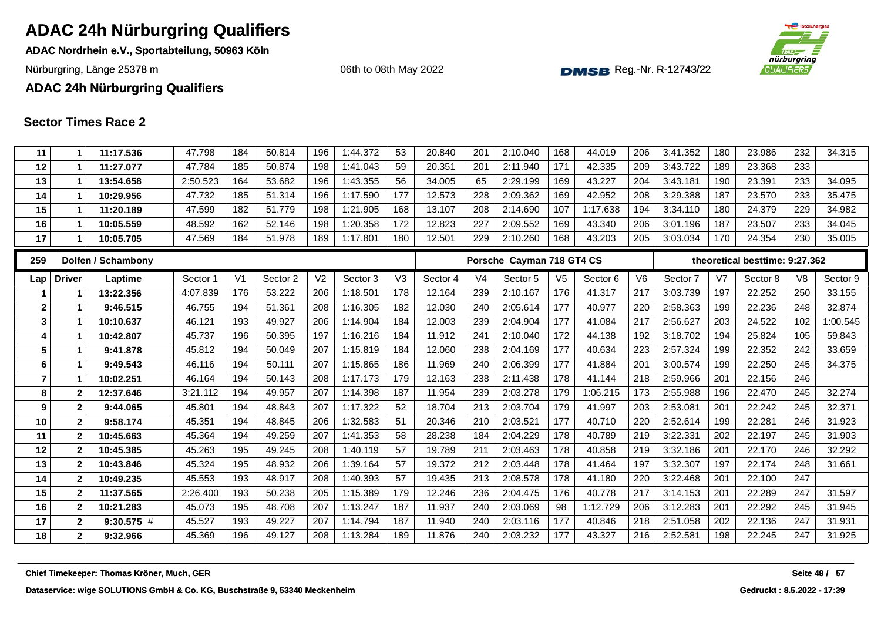# ADAC 24h Nürburgring Qualifiers

**ADAC Nordrhein e.V., Sportabteilung, 50963 Köln**

Nürburgring, Länge 25378 m

06th to 08th May 2022

Reg.-Nr. R-12743/22

**ADAC 24h Nürburgring Qualifiers**

## Sector Times Race 2

| Lap | Driver | Laptime | Sector 1 | V1 | Sector 2 | V2 | Sector 3 | V3 | Sector 4 | V4 | Sector 5 | V5 | Sector 6 | V6 | Sector 7 | V7 | Sector 8 | V8 | Sector 9 |
|---|---|---|---|---|---|---|---|---|---|---|---|---|---|---|---|---|---|---|---|
| 11 | 1 | 11:17.536 | 47.798 | 184 | 50.814 | 196 | 1:44.372 | 53 | 20.840 | 201 | 2:10.040 | 168 | 44.019 | 206 | 3:41.352 | 180 | 23.986 | 232 | 34.315 |
| 12 | 1 | 11:27.077 | 47.784 | 185 | 50.874 | 198 | 1:41.043 | 59 | 20.351 | 201 | 2:11.940 | 171 | 42.335 | 209 | 3:43.722 | 189 | 23.368 | 233 | |
| 13 | 1 | 13:54.658 | 2:50.523 | 164 | 53.682 | 196 | 1:43.355 | 56 | 34.005 | 65 | 2:29.199 | 169 | 43.227 | 204 | 3:43.181 | 190 | 23.391 | 233 | 34.095 |
| 14 | 1 | 10:29.956 | 47.732 | 185 | 51.314 | 196 | 1:17.590 | 177 | 12.573 | 228 | 2:09.362 | 169 | 42.952 | 208 | 3:29.388 | 187 | 23.570 | 233 | 35.475 |
| 15 | 1 | 11:20.189 | 47.599 | 182 | 51.779 | 198 | 1:21.905 | 168 | 13.107 | 208 | 2:14.690 | 107 | 1:17.638 | 194 | 3:34.110 | 180 | 24.379 | 229 | 34.982 |
| 16 | 1 | 10:05.559 | 48.592 | 162 | 52.146 | 198 | 1:20.358 | 172 | 12.823 | 227 | 2:09.552 | 169 | 43.340 | 206 | 3:01.196 | 187 | 23.507 | 233 | 34.045 |
| 17 | 1 | 10:05.705 | 47.569 | 184 | 51.978 | 189 | 1:17.801 | 180 | 12.501 | 229 | 2:10.260 | 168 | 43.203 | 205 | 3:03.034 | 170 | 24.354 | 230 | 35.005 |

| 259 | Dolfen / Schambony | | | | | | | | | | Porsche Cayman 718 GT4 CS | | | | | | theoretical besttime: 9:27.362 | | |
|---|---|---|---|---|---|---|---|---|---|---|---|---|---|---|---|---|---|---|---|
| Lap | Driver | Laptime | Sector 1 | V1 | Sector 2 | V2 | Sector 3 | V3 | Sector 4 | V4 | Sector 5 | V5 | Sector 6 | V6 | Sector 7 | V7 | Sector 8 | V8 | Sector 9 |
| 1 | 1 | 13:22.356 | 4:07.839 | 176 | 53.222 | 206 | 1:18.501 | 178 | 12.164 | 239 | 2:10.167 | 176 | 41.317 | 217 | 3:03.739 | 197 | 22.252 | 250 | 33.155 |
| 2 | 1 | 9:46.515 | 46.755 | 194 | 51.361 | 208 | 1:16.305 | 182 | 12.030 | 240 | 2:05.614 | 177 | 40.977 | 220 | 2:58.363 | 199 | 22.236 | 248 | 32.874 |
| 3 | 1 | 10:10.637 | 46.121 | 193 | 49.927 | 206 | 1:14.904 | 184 | 12.003 | 239 | 2:04.904 | 177 | 41.084 | 217 | 2:56.627 | 203 | 24.522 | 102 | 1:00.545 |
| 4 | 1 | 10:42.807 | 45.737 | 196 | 50.395 | 197 | 1:16.216 | 184 | 11.912 | 241 | 2:10.040 | 172 | 44.138 | 192 | 3:18.702 | 194 | 25.824 | 105 | 59.843 |
| 5 | 1 | 9:41.878 | 45.812 | 194 | 50.049 | 207 | 1:15.819 | 184 | 12.060 | 238 | 2:04.169 | 177 | 40.634 | 223 | 2:57.324 | 199 | 22.352 | 242 | 33.659 |
| 6 | 1 | 9:49.543 | 46.116 | 194 | 50.111 | 207 | 1:15.865 | 186 | 11.969 | 240 | 2:06.399 | 177 | 41.884 | 201 | 3:00.574 | 199 | 22.250 | 245 | 34.375 |
| 7 | 1 | 10:02.251 | 46.164 | 194 | 50.143 | 208 | 1:17.173 | 179 | 12.163 | 238 | 2:11.438 | 178 | 41.144 | 218 | 2:59.966 | 201 | 22.156 | 246 | |
| 8 | 2 | 12:37.646 | 3:21.112 | 194 | 49.957 | 207 | 1:14.398 | 187 | 11.954 | 239 | 2:03.278 | 179 | 1:06.215 | 173 | 2:55.988 | 196 | 22.470 | 245 | 32.274 |
| 9 | 2 | 9:44.065 | 45.801 | 194 | 48.843 | 207 | 1:17.322 | 52 | 18.704 | 213 | 2:03.704 | 179 | 41.997 | 203 | 2:53.081 | 201 | 22.242 | 245 | 32.371 |
| 10 | 2 | 9:58.174 | 45.351 | 194 | 48.845 | 206 | 1:32.583 | 51 | 20.346 | 210 | 2:03.521 | 177 | 40.710 | 220 | 2:52.614 | 199 | 22.281 | 246 | 31.923 |
| 11 | 2 | 10:45.663 | 45.364 | 194 | 49.259 | 207 | 1:41.353 | 58 | 28.238 | 184 | 2:04.229 | 178 | 40.789 | 219 | 3:22.331 | 202 | 22.197 | 245 | 31.903 |
| 12 | 2 | 10:45.385 | 45.263 | 195 | 49.245 | 208 | 1:40.119 | 57 | 19.789 | 211 | 2:03.463 | 178 | 40.858 | 219 | 3:32.186 | 201 | 22.170 | 246 | 32.292 |
| 13 | 2 | 10:43.846 | 45.324 | 195 | 48.932 | 206 | 1:39.164 | 57 | 19.372 | 212 | 2:03.448 | 178 | 41.464 | 197 | 3:32.307 | 197 | 22.174 | 248 | 31.661 |
| 14 | 2 | 10:49.235 | 45.553 | 193 | 48.917 | 208 | 1:40.393 | 57 | 19.435 | 213 | 2:08.578 | 178 | 41.180 | 220 | 3:22.468 | 201 | 22.100 | 247 | |
| 15 | 2 | 11:37.565 | 2:26.400 | 193 | 50.238 | 205 | 1:15.389 | 179 | 12.246 | 236 | 2:04.475 | 176 | 40.778 | 217 | 3:14.153 | 201 | 22.289 | 247 | 31.597 |
| 16 | 2 | 10:21.283 | 45.073 | 195 | 48.708 | 207 | 1:13.247 | 187 | 11.937 | 240 | 2:03.069 | 98 | 1:12.729 | 206 | 3:12.283 | 201 | 22.292 | 245 | 31.945 |
| 17 | 2 | 9:30.575 # | 45.527 | 193 | 49.227 | 207 | 1:14.794 | 187 | 11.940 | 240 | 2:03.116 | 177 | 40.846 | 218 | 2:51.058 | 202 | 22.136 | 247 | 31.931 |
| 18 | 2 | 9:32.966 | 45.369 | 196 | 49.127 | 208 | 1:13.284 | 189 | 11.876 | 240 | 2:03.232 | 177 | 43.327 | 216 | 2:52.581 | 198 | 22.245 | 247 | 31.925 |

**Chief Timekeeper: Thomas Kröner, Much, GER**

**Dataservice: wige SOLUTIONS GmbH & Co. KG, Buschstraße 9, 53340 Meckenheim**

**Gedruckt : 8.5.2022 - 17:39**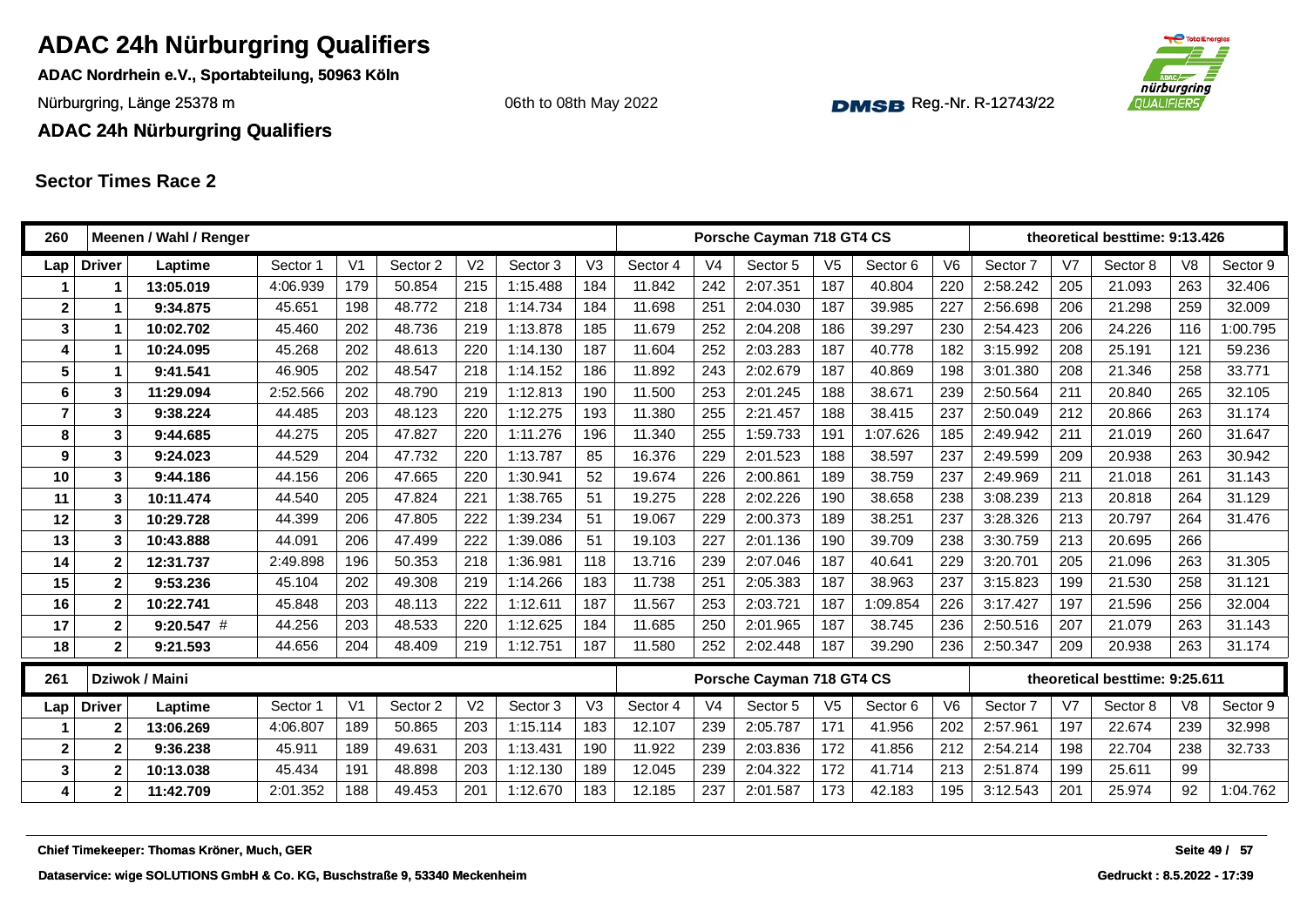# ADAC 24h Nürburgring Qualifiers

**ADAC Nordrhein e.V., Sportabteilung, 50963 Köln**

Nürburgring, Länge 25378 m

06th to 08th May 2022

Reg.-Nr. R-12743/22

**ADAC 24h Nürburgring Qualifiers**

## Sector Times Race 2

| 260 | Meenen / Wahl / Renger | | | | | | | | | | Porsche Cayman 718 GT4 CS | | | | | | theoretical besttime: 9:13.426 | | |
|---|---|---|---|---|---|---|---|---|---|---|---|---|---|---|---|---|---|---|---|
| Lap | Driver | Laptime | Sector 1 | V1 | Sector 2 | V2 | Sector 3 | V3 | Sector 4 | V4 | Sector 5 | V5 | Sector 6 | V6 | Sector 7 | V7 | Sector 8 | V8 | Sector 9 |
| 1 | 1 | 13:05.019 | 4:06.939 | 179 | 50.854 | 215 | 1:15.488 | 184 | 11.842 | 242 | 2:07.351 | 187 | 40.804 | 220 | 2:58.242 | 205 | 21.093 | 263 | 32.406 |
| 2 | 1 | 9:34.875 | 45.651 | 198 | 48.772 | 218 | 1:14.734 | 184 | 11.698 | 251 | 2:04.030 | 187 | 39.985 | 227 | 2:56.698 | 206 | 21.298 | 259 | 32.009 |
| 3 | 1 | 10:02.702 | 45.460 | 202 | 48.736 | 219 | 1:13.878 | 185 | 11.679 | 252 | 2:04.208 | 186 | 39.297 | 230 | 2:54.423 | 206 | 24.226 | 116 | 1:00.795 |
| 4 | 1 | 10:24.095 | 45.268 | 202 | 48.613 | 220 | 1:14.130 | 187 | 11.604 | 252 | 2:03.283 | 187 | 40.778 | 182 | 3:15.992 | 208 | 25.191 | 121 | 59.236 |
| 5 | 1 | 9:41.541 | 46.905 | 202 | 48.547 | 218 | 1:14.152 | 186 | 11.892 | 243 | 2:02.679 | 187 | 40.869 | 198 | 3:01.380 | 208 | 21.346 | 258 | 33.771 |
| 6 | 3 | 11:29.094 | 2:52.566 | 202 | 48.790 | 219 | 1:12.813 | 190 | 11.500 | 253 | 2:01.245 | 188 | 38.671 | 239 | 2:50.564 | 211 | 20.840 | 265 | 32.105 |
| 7 | 3 | 9:38.224 | 44.485 | 203 | 48.123 | 220 | 1:12.275 | 193 | 11.380 | 255 | 2:21.457 | 188 | 38.415 | 237 | 2:50.049 | 212 | 20.866 | 263 | 31.174 |
| 8 | 3 | 9:44.685 | 44.275 | 205 | 47.827 | 220 | 1:11.276 | 196 | 11.340 | 255 | 1:59.733 | 191 | 1:07.626 | 185 | 2:49.942 | 211 | 21.019 | 260 | 31.647 |
| 9 | 3 | 9:24.023 | 44.529 | 204 | 47.732 | 220 | 1:13.787 | 85 | 16.376 | 229 | 2:01.523 | 188 | 38.597 | 237 | 2:49.599 | 209 | 20.938 | 263 | 30.942 |
| 10 | 3 | 9:44.186 | 44.156 | 206 | 47.665 | 220 | 1:30.941 | 52 | 19.674 | 226 | 2:00.861 | 189 | 38.759 | 237 | 2:49.969 | 211 | 21.018 | 261 | 31.143 |
| 11 | 3 | 10:11.474 | 44.540 | 205 | 47.824 | 221 | 1:38.765 | 51 | 19.275 | 228 | 2:02.226 | 190 | 38.658 | 238 | 3:08.239 | 213 | 20.818 | 264 | 31.129 |
| 12 | 3 | 10:29.728 | 44.399 | 206 | 47.805 | 222 | 1:39.234 | 51 | 19.067 | 229 | 2:00.373 | 189 | 38.251 | 237 | 3:28.326 | 213 | 20.797 | 264 | 31.476 |
| 13 | 3 | 10:43.888 | 44.091 | 206 | 47.499 | 222 | 1:39.086 | 51 | 19.103 | 227 | 2:01.136 | 190 | 39.709 | 238 | 3:30.759 | 213 | 20.695 | 266 | |
| 14 | 2 | 12:31.737 | 2:49.898 | 196 | 50.353 | 218 | 1:36.981 | 118 | 13.716 | 239 | 2:07.046 | 187 | 40.641 | 229 | 3:20.701 | 205 | 21.096 | 263 | 31.305 |
| 15 | 2 | 9:53.236 | 45.104 | 202 | 49.308 | 219 | 1:14.266 | 183 | 11.738 | 251 | 2:05.383 | 187 | 38.963 | 237 | 3:15.823 | 199 | 21.530 | 258 | 31.121 |
| 16 | 2 | 10:22.741 | 45.848 | 203 | 48.113 | 222 | 1:12.611 | 187 | 11.567 | 253 | 2:03.721 | 187 | 1:09.854 | 226 | 3:17.427 | 197 | 21.596 | 256 | 32.004 |
| 17 | 2 | 9:20.547 # | 44.256 | 203 | 48.533 | 220 | 1:12.625 | 184 | 11.685 | 250 | 2:01.965 | 187 | 38.745 | 236 | 2:50.516 | 207 | 21.079 | 263 | 31.143 |
| 18 | 2 | 9:21.593 | 44.656 | 204 | 48.409 | 219 | 1:12.751 | 187 | 11.580 | 252 | 2:02.448 | 187 | 39.290 | 236 | 2:50.347 | 209 | 20.938 | 263 | 31.174 |

| 261 | Dziwok / Maini | | | | | | | | | | Porsche Cayman 718 GT4 CS | | | | | | theoretical besttime: 9:25.611 | | |
|---|---|---|---|---|---|---|---|---|---|---|---|---|---|---|---|---|---|---|---|
| Lap | Driver | Laptime | Sector 1 | V1 | Sector 2 | V2 | Sector 3 | V3 | Sector 4 | V4 | Sector 5 | V5 | Sector 6 | V6 | Sector 7 | V7 | Sector 8 | V8 | Sector 9 |
| 1 | 2 | 13:06.269 | 4:06.807 | 189 | 50.865 | 203 | 1:15.114 | 183 | 12.107 | 239 | 2:05.787 | 171 | 41.956 | 202 | 2:57.961 | 197 | 22.674 | 239 | 32.998 |
| 2 | 2 | 9:36.238 | 45.911 | 189 | 49.631 | 203 | 1:13.431 | 190 | 11.922 | 239 | 2:03.836 | 172 | 41.856 | 212 | 2:54.214 | 198 | 22.704 | 238 | 32.733 |
| 3 | 2 | 10:13.038 | 45.434 | 191 | 48.898 | 203 | 1:12.130 | 189 | 12.045 | 239 | 2:04.322 | 172 | 41.714 | 213 | 2:51.874 | 199 | 25.611 | 99 | |
| 4 | 2 | 11:42.709 | 2:01.352 | 188 | 49.453 | 201 | 1:12.670 | 183 | 12.185 | 237 | 2:01.587 | 173 | 42.183 | 195 | 3:12.543 | 201 | 25.974 | 92 | 1:04.762 |

**Chief Timekeeper: Thomas Kröner, Much, GER**

**Dataservice: wige SOLUTIONS GmbH & Co. KG, Buschstraße 9, 53340 Meckenheim**

**Gedruckt : 8.5.2022 - 17:39**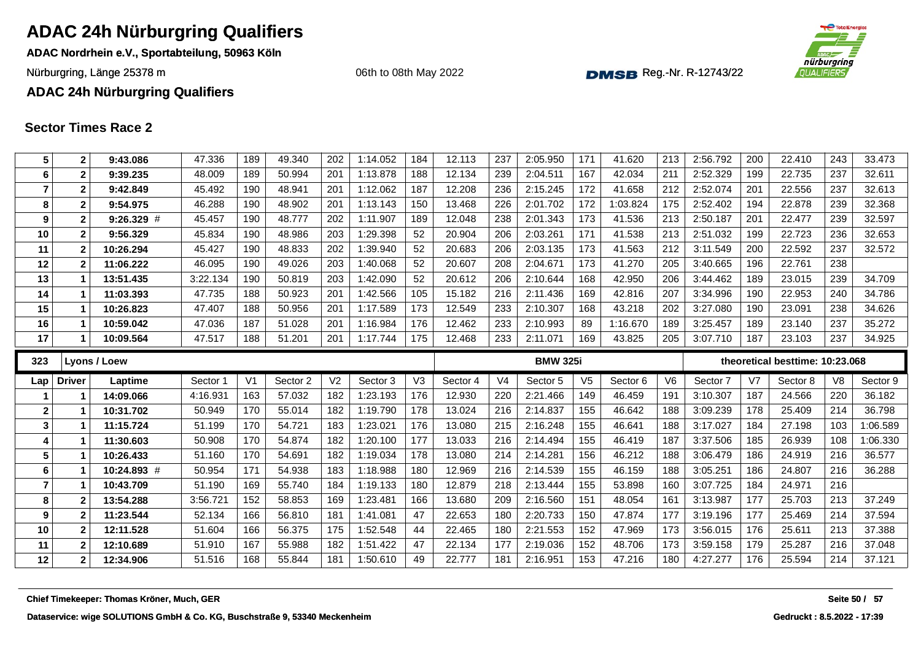# ADAC 24h Nürburgring Qualifiers

**ADAC Nordrhein e.V., Sportabteilung, 50963 Köln**

Nürburgring, Länge 25378 m

06th to 08th May 2022

Reg.-Nr. R-12743/22

**ADAC 24h Nürburgring Qualifiers**

## Sector Times Race 2

| Lap | Driver | Laptime | Sector 1 | V1 | Sector 2 | V2 | Sector 3 | V3 | Sector 4 | V4 | Sector 5 | V5 | Sector 6 | V6 | Sector 7 | V7 | Sector 8 | V8 | Sector 9 |
|---|---|---|---|---|---|---|---|---|---|---|---|---|---|---|---|---|---|---|---|
| 5 | 2 | 9:43.086 | 47.336 | 189 | 49.340 | 202 | 1:14.052 | 184 | 12.113 | 237 | 2:05.950 | 171 | 41.620 | 213 | 2:56.792 | 200 | 22.410 | 243 | 33.473 |
| 6 | 2 | 9:39.235 | 48.009 | 189 | 50.994 | 201 | 1:13.878 | 188 | 12.134 | 239 | 2:04.511 | 167 | 42.034 | 211 | 2:52.329 | 199 | 22.735 | 237 | 32.611 |
| 7 | 2 | 9:42.849 | 45.492 | 190 | 48.941 | 201 | 1:12.062 | 187 | 12.208 | 236 | 2:15.245 | 172 | 41.658 | 212 | 2:52.074 | 201 | 22.556 | 237 | 32.613 |
| 8 | 2 | 9:54.975 | 46.288 | 190 | 48.902 | 201 | 1:13.143 | 150 | 13.468 | 226 | 2:01.702 | 172 | 1:03.824 | 175 | 2:52.402 | 194 | 22.878 | 239 | 32.368 |
| 9 | 2 | 9:26.329 # | 45.457 | 190 | 48.777 | 202 | 1:11.907 | 189 | 12.048 | 238 | 2:01.343 | 173 | 41.536 | 213 | 2:50.187 | 201 | 22.477 | 239 | 32.597 |
| 10 | 2 | 9:56.329 | 45.834 | 190 | 48.986 | 203 | 1:29.398 | 52 | 20.904 | 206 | 2:03.261 | 171 | 41.538 | 213 | 2:51.032 | 199 | 22.723 | 236 | 32.653 |
| 11 | 2 | 10:26.294 | 45.427 | 190 | 48.833 | 202 | 1:39.940 | 52 | 20.683 | 206 | 2:03.135 | 173 | 41.563 | 212 | 3:11.549 | 200 | 22.592 | 237 | 32.572 |
| 12 | 2 | 11:06.222 | 46.095 | 190 | 49.026 | 203 | 1:40.068 | 52 | 20.607 | 208 | 2:04.671 | 173 | 41.270 | 205 | 3:40.665 | 196 | 22.761 | 238 | |
| 13 | 1 | 13:51.435 | 3:22.134 | 190 | 50.819 | 203 | 1:42.090 | 52 | 20.612 | 206 | 2:10.644 | 168 | 42.950 | 206 | 3:44.462 | 189 | 23.015 | 239 | 34.709 |
| 14 | 1 | 11:03.393 | 47.735 | 188 | 50.923 | 201 | 1:42.566 | 105 | 15.182 | 216 | 2:11.436 | 169 | 42.816 | 207 | 3:34.996 | 190 | 22.953 | 240 | 34.786 |
| 15 | 1 | 10:26.823 | 47.407 | 188 | 50.956 | 201 | 1:17.589 | 173 | 12.549 | 233 | 2:10.307 | 168 | 43.218 | 202 | 3:27.080 | 190 | 23.091 | 238 | 34.626 |
| 16 | 1 | 10:59.042 | 47.036 | 187 | 51.028 | 201 | 1:16.984 | 176 | 12.462 | 233 | 2:10.993 | 89 | 1:16.670 | 189 | 3:25.457 | 189 | 23.140 | 237 | 35.272 |
| 17 | 1 | 10:09.564 | 47.517 | 188 | 51.201 | 201 | 1:17.744 | 175 | 12.468 | 233 | 2:11.071 | 169 | 43.825 | 205 | 3:07.710 | 187 | 23.103 | 237 | 34.925 |

| 323 | Lyons / Loew | | | | | | | | | | BMW 325i | | | | theoretical besttime: 10:23.068 | | | | |
|---|---|---|---|---|---|---|---|---|---|---|---|---|---|---|---|---|---|---|---|
| Lap | Driver | Laptime | Sector 1 | V1 | Sector 2 | V2 | Sector 3 | V3 | Sector 4 | V4 | Sector 5 | V5 | Sector 6 | V6 | Sector 7 | V7 | Sector 8 | V8 | Sector 9 |
| 1 | 1 | 14:09.066 | 4:16.931 | 163 | 57.032 | 182 | 1:23.193 | 176 | 12.930 | 220 | 2:21.466 | 149 | 46.459 | 191 | 3:10.307 | 187 | 24.566 | 220 | 36.182 |
| 2 | 1 | 10:31.702 | 50.949 | 170 | 55.014 | 182 | 1:19.790 | 178 | 13.024 | 216 | 2:14.837 | 155 | 46.642 | 188 | 3:09.239 | 178 | 25.409 | 214 | 36.798 |
| 3 | 1 | 11:15.724 | 51.199 | 170 | 54.721 | 183 | 1:23.021 | 176 | 13.080 | 215 | 2:16.248 | 155 | 46.641 | 188 | 3:17.027 | 184 | 27.198 | 103 | 1:06.589 |
| 4 | 1 | 11:30.603 | 50.908 | 170 | 54.874 | 182 | 1:20.100 | 177 | 13.033 | 216 | 2:14.494 | 155 | 46.419 | 187 | 3:37.506 | 185 | 26.939 | 108 | 1:06.330 |
| 5 | 1 | 10:26.433 | 51.160 | 170 | 54.691 | 182 | 1:19.034 | 178 | 13.080 | 214 | 2:14.281 | 156 | 46.212 | 188 | 3:06.479 | 186 | 24.919 | 216 | 36.577 |
| 6 | 1 | 10:24.893 # | 50.954 | 171 | 54.938 | 183 | 1:18.988 | 180 | 12.969 | 216 | 2:14.539 | 155 | 46.159 | 188 | 3:05.251 | 186 | 24.807 | 216 | 36.288 |
| 7 | 1 | 10:43.709 | 51.190 | 169 | 55.740 | 184 | 1:19.133 | 180 | 12.879 | 218 | 2:13.444 | 155 | 53.898 | 160 | 3:07.725 | 184 | 24.971 | 216 | |
| 8 | 2 | 13:54.288 | 3:56.721 | 152 | 58.853 | 169 | 1:23.481 | 166 | 13.680 | 209 | 2:16.560 | 151 | 48.054 | 161 | 3:13.987 | 177 | 25.703 | 213 | 37.249 |
| 9 | 2 | 11:23.544 | 52.134 | 166 | 56.810 | 181 | 1:41.081 | 47 | 22.653 | 180 | 2:20.733 | 150 | 47.874 | 177 | 3:19.196 | 177 | 25.469 | 214 | 37.594 |
| 10 | 2 | 12:11.528 | 51.604 | 166 | 56.375 | 175 | 1:52.548 | 44 | 22.465 | 180 | 2:21.553 | 152 | 47.969 | 173 | 3:56.015 | 176 | 25.611 | 213 | 37.388 |
| 11 | 2 | 12:10.689 | 51.910 | 167 | 55.988 | 182 | 1:51.422 | 47 | 22.134 | 177 | 2:19.036 | 152 | 48.706 | 173 | 3:59.158 | 179 | 25.287 | 216 | 37.048 |
| 12 | 2 | 12:34.906 | 51.516 | 168 | 55.844 | 181 | 1:50.610 | 49 | 22.777 | 181 | 2:16.951 | 153 | 47.216 | 180 | 4:27.277 | 176 | 25.594 | 214 | 37.121 |

Chief Timekeeper: Thomas Kröner, Much, GER

Dataservice: wige SOLUTIONS GmbH & Co. KG, Buschstraße 9, 53340 Meckenheim

Gedruckt : 8.5.2022 - 17:39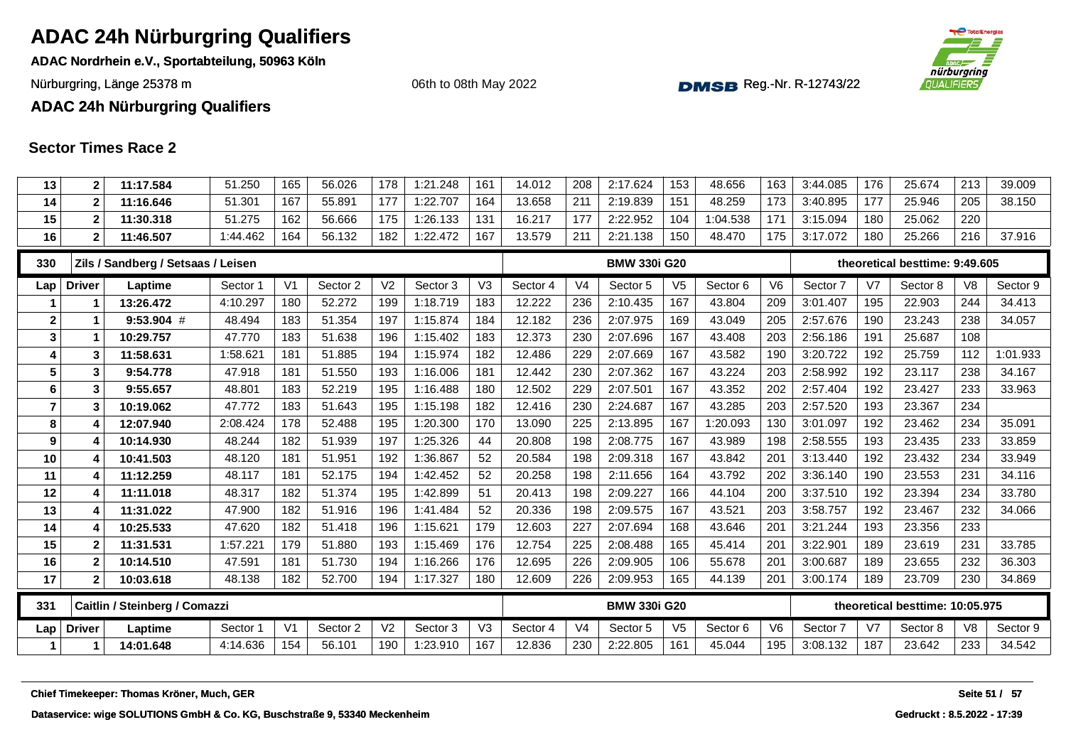# ADAC 24h Nürburgring Qualifiers

**ADAC Nordrhein e.V., Sportabteilung, 50963 Köln**

Nürburgring, Länge 25378 m

06th to 08th May 2022

DMSB Reg.-Nr. R-12743/22

**ADAC 24h Nürburgring Qualifiers**

## Sector Times Race 2

| Lap | Driver | Laptime | Sector 1 | V1 | Sector 2 | V2 | Sector 3 | V3 | Sector 4 | V4 | Sector 5 | V5 | Sector 6 | V6 | Sector 7 | V7 | Sector 8 | V8 | Sector 9 |
|---|---|---|---|---|---|---|---|---|---|---|---|---|---|---|---|---|---|---|---|
| 13 | 2 | **11:17.584** | 51.250 | 165 | 56.026 | 178 | 1:21.248 | 161 | 14.012 | 208 | 2:17.624 | 153 | 48.656 | 163 | 3:44.085 | 176 | 25.674 | 213 | 39.009 |
| 14 | 2 | **11:16.646** | 51.301 | 167 | 55.891 | 177 | 1:22.707 | 164 | 13.658 | 211 | 2:19.839 | 151 | 48.259 | 173 | 3:40.895 | 177 | 25.946 | 205 | 38.150 |
| 15 | 2 | **11:30.318** | 51.275 | 162 | 56.666 | 175 | 1:26.133 | 131 | 16.217 | 177 | 2:22.952 | 104 | 1:04.538 | 171 | 3:15.094 | 180 | 25.062 | 220 | |
| 16 | 2 | **11:46.507** | 1:44.462 | 164 | 56.132 | 182 | 1:22.472 | 167 | 13.579 | 211 | 2:21.138 | 150 | 48.470 | 175 | 3:17.072 | 180 | 25.266 | 216 | 37.916 |

| 330 | Zils / Sandberg / Setsaas / Leisen | | | | | | | | | | BMW 330i G20 | | | | theoretical besttime: 9:49.605 | | | | |
|---|---|---|---|---|---|---|---|---|---|---|---|---|---|---|---|---|---|---|---|
| Lap | Driver | Laptime | Sector 1 | V1 | Sector 2 | V2 | Sector 3 | V3 | Sector 4 | V4 | Sector 5 | V5 | Sector 6 | V6 | Sector 7 | V7 | Sector 8 | V8 | Sector 9 |
| 1 | 1 | **13:26.472** | 4:10.297 | 180 | 52.272 | 199 | 1:18.719 | 183 | 12.222 | 236 | 2:10.435 | 167 | 43.804 | 209 | 3:01.407 | 195 | 22.903 | 244 | 34.413 |
| 2 | 1 | **9:53.904** # | 48.494 | 183 | 51.354 | 197 | 1:15.874 | 184 | 12.182 | 236 | 2:07.975 | 169 | 43.049 | 205 | 2:57.676 | 190 | 23.243 | 238 | 34.057 |
| 3 | 1 | **10:29.757** | 47.770 | 183 | 51.638 | 196 | 1:15.402 | 183 | 12.373 | 230 | 2:07.696 | 167 | 43.408 | 203 | 2:56.186 | 191 | 25.687 | 108 | |
| 4 | 3 | **11:58.631** | 1:58.621 | 181 | 51.885 | 194 | 1:15.974 | 182 | 12.486 | 229 | 2:07.669 | 167 | 43.582 | 190 | 3:20.722 | 192 | 25.759 | 112 | 1:01.933 |
| 5 | 3 | **9:54.778** | 47.918 | 181 | 51.550 | 193 | 1:16.006 | 181 | 12.442 | 230 | 2:07.362 | 167 | 43.224 | 203 | 2:58.992 | 192 | 23.117 | 238 | 34.167 |
| 6 | 3 | **9:55.657** | 48.801 | 183 | 52.219 | 195 | 1:16.488 | 180 | 12.502 | 229 | 2:07.501 | 167 | 43.352 | 202 | 2:57.404 | 192 | 23.427 | 233 | 33.963 |
| 7 | 3 | **10:19.062** | 47.772 | 183 | 51.643 | 195 | 1:15.198 | 182 | 12.416 | 230 | 2:24.687 | 167 | 43.285 | 203 | 2:57.520 | 193 | 23.367 | 234 | |
| 8 | 4 | **12:07.940** | 2:08.424 | 178 | 52.488 | 195 | 1:20.300 | 170 | 13.090 | 225 | 2:13.895 | 167 | 1:20.093 | 130 | 3:01.097 | 192 | 23.462 | 234 | 35.091 |
| 9 | 4 | **10:14.930** | 48.244 | 182 | 51.939 | 197 | 1:25.326 | 44 | 20.808 | 198 | 2:08.775 | 167 | 43.989 | 198 | 2:58.555 | 193 | 23.435 | 233 | 33.859 |
| 10 | 4 | **10:41.503** | 48.120 | 181 | 51.951 | 192 | 1:36.867 | 52 | 20.584 | 198 | 2:09.318 | 167 | 43.842 | 201 | 3:13.440 | 192 | 23.432 | 234 | 33.949 |
| 11 | 4 | **11:12.259** | 48.117 | 181 | 52.175 | 194 | 1:42.452 | 52 | 20.258 | 198 | 2:11.656 | 164 | 43.792 | 202 | 3:36.140 | 190 | 23.553 | 231 | 34.116 |
| 12 | 4 | **11:11.018** | 48.317 | 182 | 51.374 | 195 | 1:42.899 | 51 | 20.413 | 198 | 2:09.227 | 166 | 44.104 | 200 | 3:37.510 | 192 | 23.394 | 234 | 33.780 |
| 13 | 4 | **11:31.022** | 47.900 | 182 | 51.916 | 196 | 1:41.484 | 52 | 20.336 | 198 | 2:09.575 | 167 | 43.521 | 203 | 3:58.757 | 192 | 23.467 | 232 | 34.066 |
| 14 | 4 | **10:25.533** | 47.620 | 182 | 51.418 | 196 | 1:15.621 | 179 | 12.603 | 227 | 2:07.694 | 168 | 43.646 | 201 | 3:21.244 | 193 | 23.356 | 233 | |
| 15 | 2 | **11:31.531** | 1:57.221 | 179 | 51.880 | 193 | 1:15.469 | 176 | 12.754 | 225 | 2:08.488 | 165 | 45.414 | 201 | 3:22.901 | 189 | 23.619 | 231 | 33.785 |
| 16 | 2 | **10:14.510** | 47.591 | 181 | 51.730 | 194 | 1:16.266 | 176 | 12.695 | 226 | 2:09.905 | 106 | 55.678 | 201 | 3:00.687 | 189 | 23.655 | 232 | 36.303 |
| 17 | 2 | **10:03.618** | 48.138 | 182 | 52.700 | 194 | 1:17.327 | 180 | 12.609 | 226 | 2:09.953 | 165 | 44.139 | 201 | 3:00.174 | 189 | 23.709 | 230 | 34.869 |

| 331 | Caitlin / Steinberg / Comazzi | | | | | | | | | | BMW 330i G20 | | | | theoretical besttime: 10:05.975 | | | | |
|---|---|---|---|---|---|---|---|---|---|---|---|---|---|---|---|---|---|---|---|
| Lap | Driver | Laptime | Sector 1 | V1 | Sector 2 | V2 | Sector 3 | V3 | Sector 4 | V4 | Sector 5 | V5 | Sector 6 | V6 | Sector 7 | V7 | Sector 8 | V8 | Sector 9 |
| 1 | 1 | **14:01.648** | 4:14.636 | 154 | 56.101 | 190 | 1:23.910 | 167 | 12.836 | 230 | 2:22.805 | 161 | 45.044 | 195 | 3:08.132 | 187 | 23.642 | 233 | 34.542 |

**Chief Timekeeper: Thomas Kröner, Much, GER**

**Dataservice: wige SOLUTIONS GmbH & Co. KG, Buschstraße 9, 53340 Meckenheim**

**Gedruckt : 8.5.2022 - 17:39**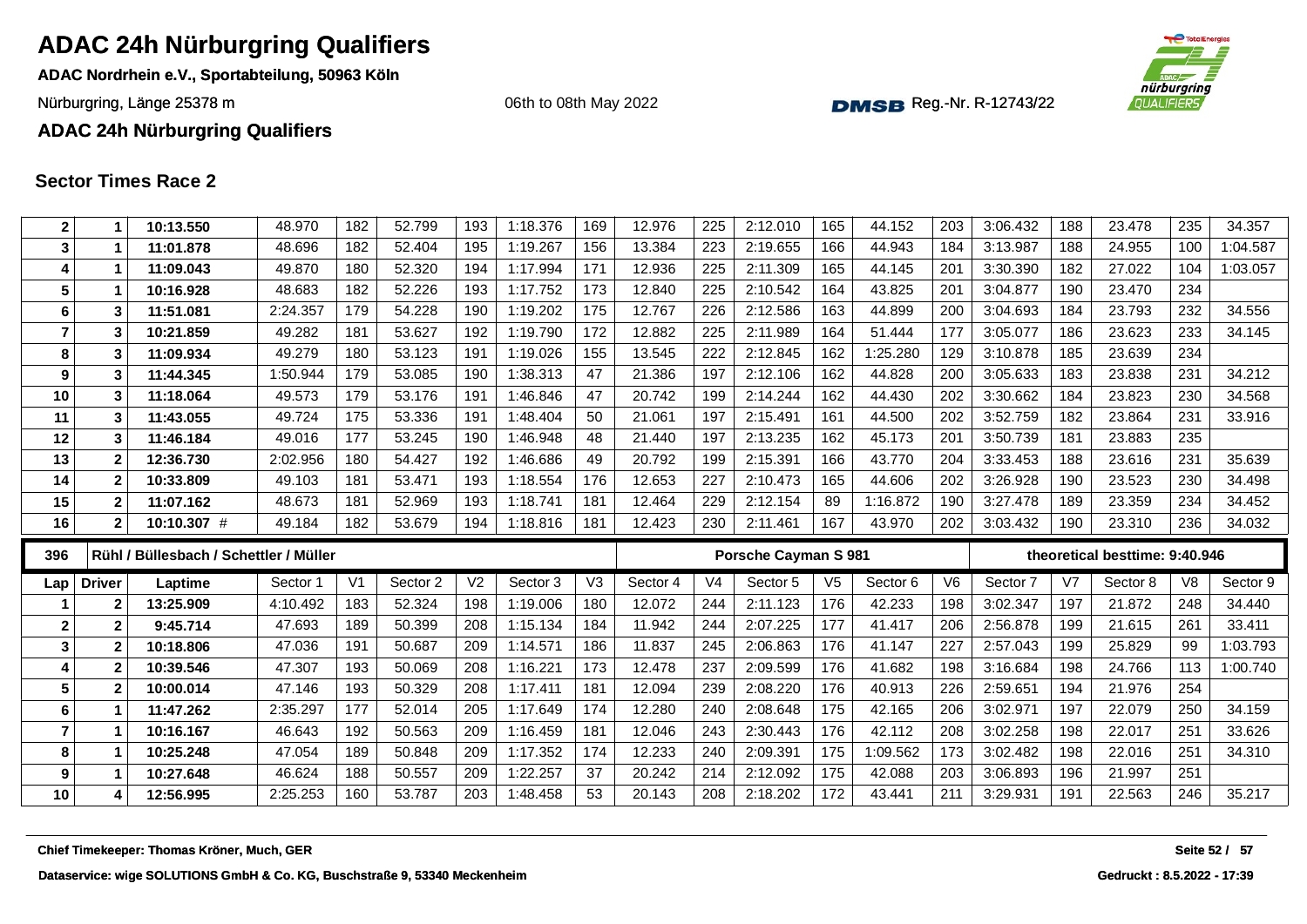# ADAC 24h Nürburgring Qualifiers

**ADAC Nordrhein e.V., Sportabteilung, 50963 Köln**

Nürburgring, Länge 25378 m

06th to 08th May 2022

Reg.-Nr. R-12743/22

**ADAC 24h Nürburgring Qualifiers**

## Sector Times Race 2

| Lap | Driver | Laptime | Sector 1 | V1 | Sector 2 | V2 | Sector 3 | V3 | Sector 4 | V4 | Sector 5 | V5 | Sector 6 | V6 | Sector 7 | V7 | Sector 8 | V8 | Sector 9 |
|---|---|---|---|---|---|---|---|---|---|---|---|---|---|---|---|---|---|---|---|
| 2 | 1 | 10:13.550 | 48.970 | 182 | 52.799 | 193 | 1:18.376 | 169 | 12.976 | 225 | 2:12.010 | 165 | 44.152 | 203 | 3:06.432 | 188 | 23.478 | 235 | 34.357 |
| 3 | 1 | 11:01.878 | 48.696 | 182 | 52.404 | 195 | 1:19.267 | 156 | 13.384 | 223 | 2:19.655 | 166 | 44.943 | 184 | 3:13.987 | 188 | 24.955 | 100 | 1:04.587 |
| 4 | 1 | 11:09.043 | 49.870 | 180 | 52.320 | 194 | 1:17.994 | 171 | 12.936 | 225 | 2:11.309 | 165 | 44.145 | 201 | 3:30.390 | 182 | 27.022 | 104 | 1:03.057 |
| 5 | 1 | 10:16.928 | 48.683 | 182 | 52.226 | 193 | 1:17.752 | 173 | 12.840 | 225 | 2:10.542 | 164 | 43.825 | 201 | 3:04.877 | 190 | 23.470 | 234 | |
| 6 | 3 | 11:51.081 | 2:24.357 | 179 | 54.228 | 190 | 1:19.202 | 175 | 12.767 | 226 | 2:12.586 | 163 | 44.899 | 200 | 3:04.693 | 184 | 23.793 | 232 | 34.556 |
| 7 | 3 | 10:21.859 | 49.282 | 181 | 53.627 | 192 | 1:19.790 | 172 | 12.882 | 225 | 2:11.989 | 164 | 51.444 | 177 | 3:05.077 | 186 | 23.623 | 233 | 34.145 |
| 8 | 3 | 11:09.934 | 49.279 | 180 | 53.123 | 191 | 1:19.026 | 155 | 13.545 | 222 | 2:12.845 | 162 | 1:25.280 | 129 | 3:10.878 | 185 | 23.639 | 234 | |
| 9 | 3 | 11:44.345 | 1:50.944 | 179 | 53.085 | 190 | 1:38.313 | 47 | 21.386 | 197 | 2:12.106 | 162 | 44.828 | 200 | 3:05.633 | 183 | 23.838 | 231 | 34.212 |
| 10 | 3 | 11:18.064 | 49.573 | 179 | 53.176 | 191 | 1:46.846 | 47 | 20.742 | 199 | 2:14.244 | 162 | 44.430 | 202 | 3:30.662 | 184 | 23.823 | 230 | 34.568 |
| 11 | 3 | 11:43.055 | 49.724 | 175 | 53.336 | 191 | 1:48.404 | 50 | 21.061 | 197 | 2:15.491 | 161 | 44.500 | 202 | 3:52.759 | 182 | 23.864 | 231 | 33.916 |
| 12 | 3 | 11:46.184 | 49.016 | 177 | 53.245 | 190 | 1:46.948 | 48 | 21.440 | 197 | 2:13.235 | 162 | 45.173 | 201 | 3:50.739 | 181 | 23.883 | 235 | |
| 13 | 2 | 12:36.730 | 2:02.956 | 180 | 54.427 | 192 | 1:46.686 | 49 | 20.792 | 199 | 2:15.391 | 166 | 43.770 | 204 | 3:33.453 | 188 | 23.616 | 231 | 35.639 |
| 14 | 2 | 10:33.809 | 49.103 | 181 | 53.471 | 193 | 1:18.554 | 176 | 12.653 | 227 | 2:10.473 | 165 | 44.606 | 202 | 3:26.928 | 190 | 23.523 | 230 | 34.498 |
| 15 | 2 | 11:07.162 | 48.673 | 181 | 52.969 | 193 | 1:18.741 | 181 | 12.464 | 229 | 2:12.154 | 89 | 1:16.872 | 190 | 3:27.478 | 189 | 23.359 | 234 | 34.452 |
| 16 | 2 | 10:10.307 # | 49.184 | 182 | 53.679 | 194 | 1:18.816 | 181 | 12.423 | 230 | 2:11.461 | 167 | 43.970 | 202 | 3:03.432 | 190 | 23.310 | 236 | 34.032 |

**396 — Rühl / Büllesbach / Schettler / Müller — Porsche Cayman S 981 — theoretical besttime: 9:40.946**

| Lap | Driver | Laptime | Sector 1 | V1 | Sector 2 | V2 | Sector 3 | V3 | Sector 4 | V4 | Sector 5 | V5 | Sector 6 | V6 | Sector 7 | V7 | Sector 8 | V8 | Sector 9 |
|---|---|---|---|---|---|---|---|---|---|---|---|---|---|---|---|---|---|---|---|
| 1 | 2 | 13:25.909 | 4:10.492 | 183 | 52.324 | 198 | 1:19.006 | 180 | 12.072 | 244 | 2:11.123 | 176 | 42.233 | 198 | 3:02.347 | 197 | 21.872 | 248 | 34.440 |
| 2 | 2 | 9:45.714 | 47.693 | 189 | 50.399 | 208 | 1:15.134 | 184 | 11.942 | 244 | 2:07.225 | 177 | 41.417 | 206 | 2:56.878 | 199 | 21.615 | 261 | 33.411 |
| 3 | 2 | 10:18.806 | 47.036 | 191 | 50.687 | 209 | 1:14.571 | 186 | 11.837 | 245 | 2:06.863 | 176 | 41.147 | 227 | 2:57.043 | 199 | 25.829 | 99 | 1:03.793 |
| 4 | 2 | 10:39.546 | 47.307 | 193 | 50.069 | 208 | 1:16.221 | 173 | 12.478 | 237 | 2:09.599 | 176 | 41.682 | 198 | 3:16.684 | 198 | 24.766 | 113 | 1:00.740 |
| 5 | 2 | 10:00.014 | 47.146 | 193 | 50.329 | 208 | 1:17.411 | 181 | 12.094 | 239 | 2:08.220 | 176 | 40.913 | 226 | 2:59.651 | 194 | 21.976 | 254 | |
| 6 | 1 | 11:47.262 | 2:35.297 | 177 | 52.014 | 205 | 1:17.649 | 174 | 12.280 | 240 | 2:08.648 | 175 | 42.165 | 206 | 3:02.971 | 197 | 22.079 | 250 | 34.159 |
| 7 | 1 | 10:16.167 | 46.643 | 192 | 50.563 | 209 | 1:16.459 | 181 | 12.046 | 243 | 2:30.443 | 176 | 42.112 | 208 | 3:02.258 | 198 | 22.017 | 251 | 33.626 |
| 8 | 1 | 10:25.248 | 47.054 | 189 | 50.848 | 209 | 1:17.352 | 174 | 12.233 | 240 | 2:09.391 | 175 | 1:09.562 | 173 | 3:02.482 | 198 | 22.016 | 251 | 34.310 |
| 9 | 1 | 10:27.648 | 46.624 | 188 | 50.557 | 209 | 1:22.257 | 37 | 20.242 | 214 | 2:12.092 | 175 | 42.088 | 203 | 3:06.893 | 196 | 21.997 | 251 | |
| 10 | 4 | 12:56.995 | 2:25.253 | 160 | 53.787 | 203 | 1:48.458 | 53 | 20.143 | 208 | 2:18.202 | 172 | 43.441 | 211 | 3:29.931 | 191 | 22.563 | 246 | 35.217 |

**Chief Timekeeper: Thomas Kröner, Much, GER**

**Dataservice: wige SOLUTIONS GmbH & Co. KG, Buschstraße 9, 53340 Meckenheim**

**Gedruckt : 8.5.2022 - 17:39**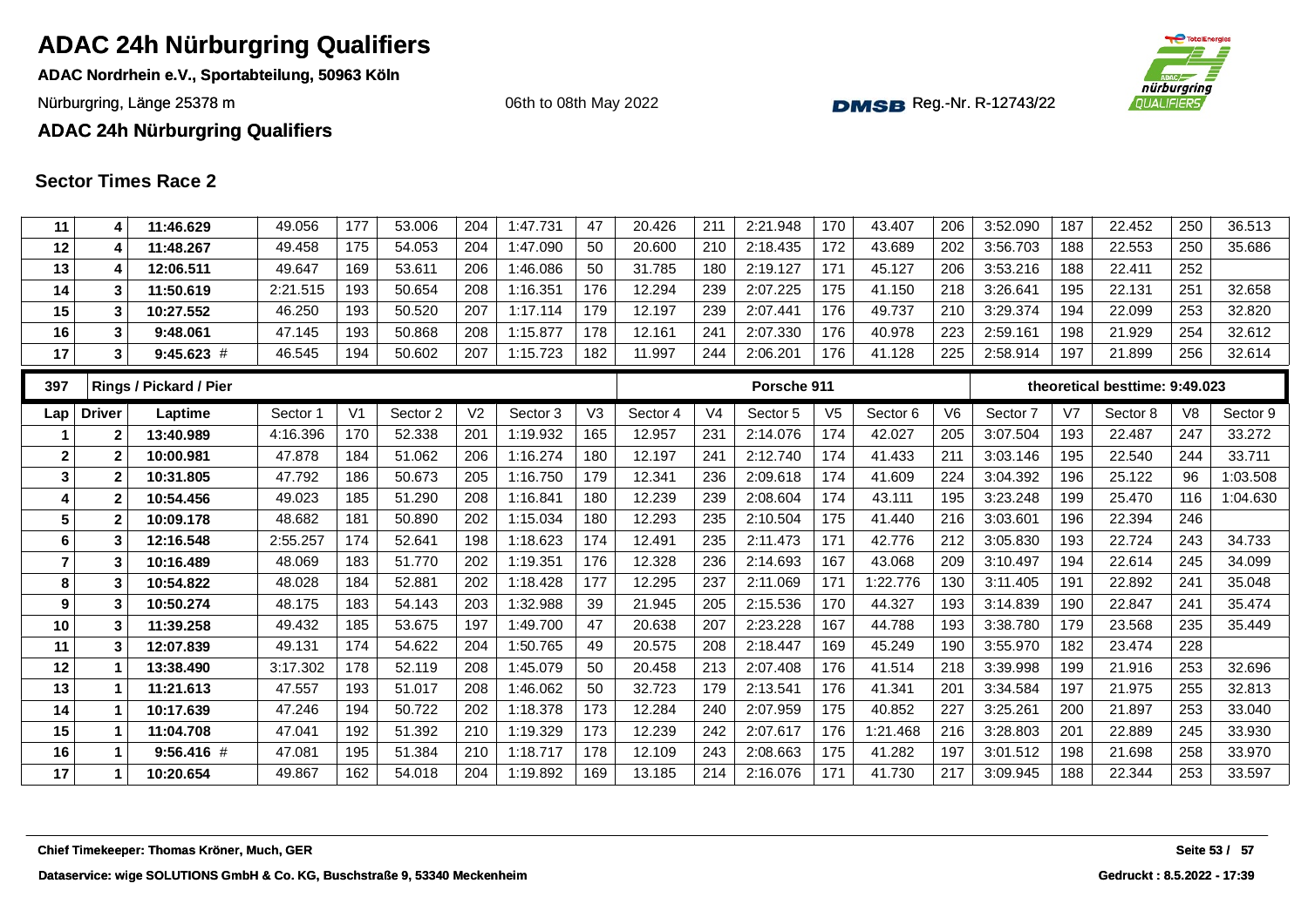# ADAC 24h Nürburgring Qualifiers

**ADAC Nordrhein e.V., Sportabteilung, 50963 Köln**

Nürburgring, Länge 25378 m

06th to 08th May 2022

Reg.-Nr. R-12743/22

**ADAC 24h Nürburgring Qualifiers**

## Sector Times Race 2

| Lap | Driver | Laptime | Sector 1 | V1 | Sector 2 | V2 | Sector 3 | V3 | Sector 4 | V4 | Sector 5 | V5 | Sector 6 | V6 | Sector 7 | V7 | Sector 8 | V8 | Sector 9 |
|---|---|---|---|---|---|---|---|---|---|---|---|---|---|---|---|---|---|---|---|
| 11 | 4 | 11:46.629 | 49.056 | 177 | 53.006 | 204 | 1:47.731 | 47 | 20.426 | 211 | 2:21.948 | 170 | 43.407 | 206 | 3:52.090 | 187 | 22.452 | 250 | 36.513 |
| 12 | 4 | 11:48.267 | 49.458 | 175 | 54.053 | 204 | 1:47.090 | 50 | 20.600 | 210 | 2:18.435 | 172 | 43.689 | 202 | 3:56.703 | 188 | 22.553 | 250 | 35.686 |
| 13 | 4 | 12:06.511 | 49.647 | 169 | 53.611 | 206 | 1:46.086 | 50 | 31.785 | 180 | 2:19.127 | 171 | 45.127 | 206 | 3:53.216 | 188 | 22.411 | 252 | |
| 14 | 3 | 11:50.619 | 2:21.515 | 193 | 50.654 | 208 | 1:16.351 | 176 | 12.294 | 239 | 2:07.225 | 175 | 41.150 | 218 | 3:26.641 | 195 | 22.131 | 251 | 32.658 |
| 15 | 3 | 10:27.552 | 46.250 | 193 | 50.520 | 207 | 1:17.114 | 179 | 12.197 | 239 | 2:07.441 | 176 | 49.737 | 210 | 3:29.374 | 194 | 22.099 | 253 | 32.820 |
| 16 | 3 | 9:48.061 | 47.145 | 193 | 50.868 | 208 | 1:15.877 | 178 | 12.161 | 241 | 2:07.330 | 176 | 40.978 | 223 | 2:59.161 | 198 | 21.929 | 254 | 32.612 |
| 17 | 3 | 9:45.623 # | 46.545 | 194 | 50.602 | 207 | 1:15.723 | 182 | 11.997 | 244 | 2:06.201 | 176 | 41.128 | 225 | 2:58.914 | 197 | 21.899 | 256 | 32.614 |

| 397 | Rings / Pickard / Pier | | | | | | | | | | Porsche 911 | | | | | | theoretical besttime: 9:49.023 | | |
|---|---|---|---|---|---|---|---|---|---|---|---|---|---|---|---|---|---|---|---|
| **Lap** | **Driver** | **Laptime** | **Sector 1** | **V1** | **Sector 2** | **V2** | **Sector 3** | **V3** | **Sector 4** | **V4** | **Sector 5** | **V5** | **Sector 6** | **V6** | **Sector 7** | **V7** | **Sector 8** | **V8** | **Sector 9** |
| 1 | 2 | 13:40.989 | 4:16.396 | 170 | 52.338 | 201 | 1:19.932 | 165 | 12.957 | 231 | 2:14.076 | 174 | 42.027 | 205 | 3:07.504 | 193 | 22.487 | 247 | 33.272 |
| 2 | 2 | 10:00.981 | 47.878 | 184 | 51.062 | 206 | 1:16.274 | 180 | 12.197 | 241 | 2:12.740 | 174 | 41.433 | 211 | 3:03.146 | 195 | 22.540 | 244 | 33.711 |
| 3 | 2 | 10:31.805 | 47.792 | 186 | 50.673 | 205 | 1:16.750 | 179 | 12.341 | 236 | 2:09.618 | 174 | 41.609 | 224 | 3:04.392 | 196 | 25.122 | 96 | 1:03.508 |
| 4 | 2 | 10:54.456 | 49.023 | 185 | 51.290 | 208 | 1:16.841 | 180 | 12.239 | 239 | 2:08.604 | 174 | 43.111 | 195 | 3:23.248 | 199 | 25.470 | 116 | 1:04.630 |
| 5 | 2 | 10:09.178 | 48.682 | 181 | 50.890 | 202 | 1:15.034 | 180 | 12.293 | 235 | 2:10.504 | 175 | 41.440 | 216 | 3:03.601 | 196 | 22.394 | 246 | |
| 6 | 3 | 12:16.548 | 2:55.257 | 174 | 52.641 | 198 | 1:18.623 | 174 | 12.491 | 235 | 2:11.473 | 171 | 42.776 | 212 | 3:05.830 | 193 | 22.724 | 243 | 34.733 |
| 7 | 3 | 10:16.489 | 48.069 | 183 | 51.770 | 202 | 1:19.351 | 176 | 12.328 | 236 | 2:14.693 | 167 | 43.068 | 209 | 3:10.497 | 194 | 22.614 | 245 | 34.099 |
| 8 | 3 | 10:54.822 | 48.028 | 184 | 52.881 | 202 | 1:18.428 | 177 | 12.295 | 237 | 2:11.069 | 171 | 1:22.776 | 130 | 3:11.405 | 191 | 22.892 | 241 | 35.048 |
| 9 | 3 | 10:50.274 | 48.175 | 183 | 54.143 | 203 | 1:32.988 | 39 | 21.945 | 205 | 2:15.536 | 170 | 44.327 | 193 | 3:14.839 | 190 | 22.847 | 241 | 35.474 |
| 10 | 3 | 11:39.258 | 49.432 | 185 | 53.675 | 197 | 1:49.700 | 47 | 20.638 | 207 | 2:23.228 | 167 | 44.788 | 193 | 3:38.780 | 179 | 23.568 | 235 | 35.449 |
| 11 | 3 | 12:07.839 | 49.131 | 174 | 54.622 | 204 | 1:50.765 | 49 | 20.575 | 208 | 2:18.447 | 169 | 45.249 | 190 | 3:55.970 | 182 | 23.474 | 228 | |
| 12 | 1 | 13:38.490 | 3:17.302 | 178 | 52.119 | 208 | 1:45.079 | 50 | 20.458 | 213 | 2:07.408 | 176 | 41.514 | 218 | 3:39.998 | 199 | 21.916 | 253 | 32.696 |
| 13 | 1 | 11:21.613 | 47.557 | 193 | 51.017 | 208 | 1:46.062 | 50 | 32.723 | 179 | 2:13.541 | 176 | 41.341 | 201 | 3:34.584 | 197 | 21.975 | 255 | 32.813 |
| 14 | 1 | 10:17.639 | 47.246 | 194 | 50.722 | 202 | 1:18.378 | 173 | 12.284 | 240 | 2:07.959 | 175 | 40.852 | 227 | 3:25.261 | 200 | 21.897 | 253 | 33.040 |
| 15 | 1 | 11:04.708 | 47.041 | 192 | 51.392 | 210 | 1:19.329 | 173 | 12.239 | 242 | 2:07.617 | 176 | 1:21.468 | 216 | 3:28.803 | 201 | 22.889 | 245 | 33.930 |
| 16 | 1 | 9:56.416 # | 47.081 | 195 | 51.384 | 210 | 1:18.717 | 178 | 12.109 | 243 | 2:08.663 | 175 | 41.282 | 197 | 3:01.512 | 198 | 21.698 | 258 | 33.970 |
| 17 | 1 | 10:20.654 | 49.867 | 162 | 54.018 | 204 | 1:19.892 | 169 | 13.185 | 214 | 2:16.076 | 171 | 41.730 | 217 | 3:09.945 | 188 | 22.344 | 253 | 33.597 |

Chief Timekeeper: Thomas Kröner, Much, GER

Dataservice: wige SOLUTIONS GmbH & Co. KG, Buschstraße 9, 53340 Meckenheim

Gedruckt : 8.5.2022 - 17:39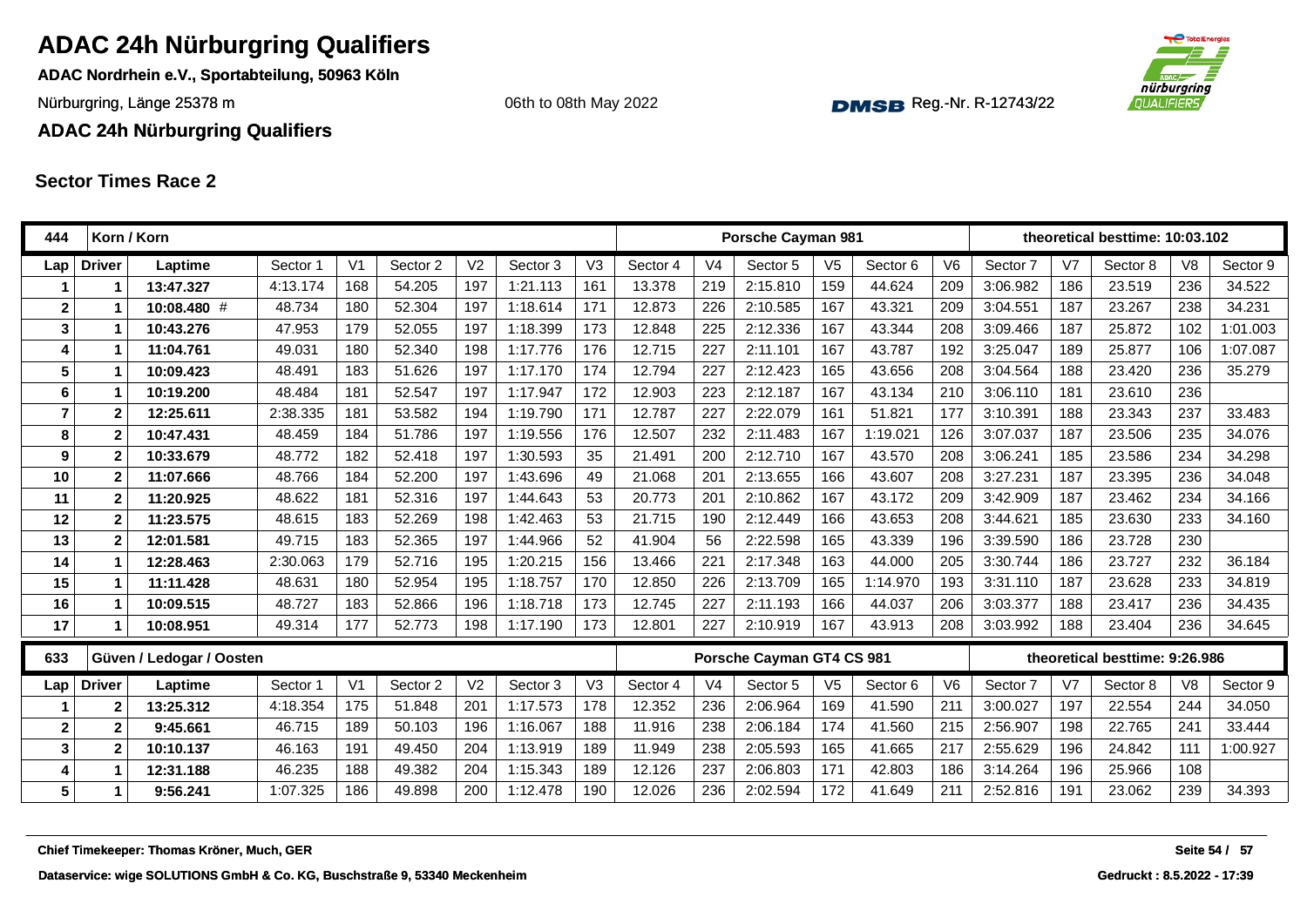# ADAC 24h Nürburgring Qualifiers

**ADAC Nordrhein e.V., Sportabteilung, 50963 Köln**

Nürburgring, Länge 25378 m

06th to 08th May 2022

DMSB Reg.-Nr. R-12743/22

**ADAC 24h Nürburgring Qualifiers**

## Sector Times Race 2

| 444 | Korn / Korn | | | | | | | | Porsche Cayman 981 | | | | | | theoretical besttime: 10:03.102 | | | |
|---|---|---|---|---|---|---|---|---|---|---|---|---|---|---|---|---|---|---|
| **Lap** | **Driver** | **Laptime** | **Sector 1** | **V1** | **Sector 2** | **V2** | **Sector 3** | **V3** | **Sector 4** | **V4** | **Sector 5** | **V5** | **Sector 6** | **V6** | **Sector 7** | **V7** | **Sector 8** | **V8** | **Sector 9** |
| 1 | 1 | 13:47.327 | 4:13.174 | 168 | 54.205 | 197 | 1:21.113 | 161 | 13.378 | 219 | 2:15.810 | 159 | 44.624 | 209 | 3:06.982 | 186 | 23.519 | 236 | 34.522 |
| 2 | 1 | 10:08.480 # | 48.734 | 180 | 52.304 | 197 | 1:18.614 | 171 | 12.873 | 226 | 2:10.585 | 167 | 43.321 | 209 | 3:04.551 | 187 | 23.267 | 238 | 34.231 |
| 3 | 1 | 10:43.276 | 47.953 | 179 | 52.055 | 197 | 1:18.399 | 173 | 12.848 | 225 | 2:12.336 | 167 | 43.344 | 208 | 3:09.466 | 187 | 25.872 | 102 | 1:01.003 |
| 4 | 1 | 11:04.761 | 49.031 | 180 | 52.340 | 198 | 1:17.776 | 176 | 12.715 | 227 | 2:11.101 | 167 | 43.787 | 192 | 3:25.047 | 189 | 25.877 | 106 | 1:07.087 |
| 5 | 1 | 10:09.423 | 48.491 | 183 | 51.626 | 197 | 1:17.170 | 174 | 12.794 | 227 | 2:12.423 | 165 | 43.656 | 208 | 3:04.564 | 188 | 23.420 | 236 | 35.279 |
| 6 | 1 | 10:19.200 | 48.484 | 181 | 52.547 | 197 | 1:17.947 | 172 | 12.903 | 223 | 2:12.187 | 167 | 43.134 | 210 | 3:06.110 | 181 | 23.610 | 236 | |
| 7 | 2 | 12:25.611 | 2:38.335 | 181 | 53.582 | 194 | 1:19.790 | 171 | 12.787 | 227 | 2:22.079 | 161 | 51.821 | 177 | 3:10.391 | 188 | 23.343 | 237 | 33.483 |
| 8 | 2 | 10:47.431 | 48.459 | 184 | 51.786 | 197 | 1:19.556 | 176 | 12.507 | 232 | 2:11.483 | 167 | 1:19.021 | 126 | 3:07.037 | 187 | 23.506 | 235 | 34.076 |
| 9 | 2 | 10:33.679 | 48.772 | 182 | 52.418 | 197 | 1:30.593 | 35 | 21.491 | 200 | 2:12.710 | 167 | 43.570 | 208 | 3:06.241 | 185 | 23.586 | 234 | 34.298 |
| 10 | 2 | 11:07.666 | 48.766 | 184 | 52.200 | 197 | 1:43.696 | 49 | 21.068 | 201 | 2:13.655 | 166 | 43.607 | 208 | 3:27.231 | 187 | 23.395 | 236 | 34.048 |
| 11 | 2 | 11:20.925 | 48.622 | 181 | 52.316 | 197 | 1:44.643 | 53 | 20.773 | 201 | 2:10.862 | 167 | 43.172 | 209 | 3:42.909 | 187 | 23.462 | 234 | 34.166 |
| 12 | 2 | 11:23.575 | 48.615 | 183 | 52.269 | 198 | 1:42.463 | 53 | 21.715 | 190 | 2:12.449 | 166 | 43.653 | 208 | 3:44.621 | 185 | 23.630 | 233 | 34.160 |
| 13 | 2 | 12:01.581 | 49.715 | 183 | 52.365 | 197 | 1:44.966 | 52 | 41.904 | 56 | 2:22.598 | 165 | 43.339 | 196 | 3:39.590 | 186 | 23.728 | 230 | |
| 14 | 1 | 12:28.463 | 2:30.063 | 179 | 52.716 | 195 | 1:20.215 | 156 | 13.466 | 221 | 2:17.348 | 163 | 44.000 | 205 | 3:30.744 | 186 | 23.727 | 232 | 36.184 |
| 15 | 1 | 11:11.428 | 48.631 | 180 | 52.954 | 195 | 1:18.757 | 170 | 12.850 | 226 | 2:13.709 | 165 | 1:14.970 | 193 | 3:31.110 | 187 | 23.628 | 233 | 34.819 |
| 16 | 1 | 10:09.515 | 48.727 | 183 | 52.866 | 196 | 1:18.718 | 173 | 12.745 | 227 | 2:11.193 | 166 | 44.037 | 206 | 3:03.377 | 188 | 23.417 | 236 | 34.435 |
| 17 | 1 | 10:08.951 | 49.314 | 177 | 52.773 | 198 | 1:17.190 | 173 | 12.801 | 227 | 2:10.919 | 167 | 43.913 | 208 | 3:03.992 | 188 | 23.404 | 236 | 34.645 |

| 633 | Güven / Ledogar / Oosten | | | | | | | | Porsche Cayman GT4 CS 981 | | | | | | theoretical besttime: 9:26.986 | | | |
|---|---|---|---|---|---|---|---|---|---|---|---|---|---|---|---|---|---|---|
| **Lap** | **Driver** | **Laptime** | **Sector 1** | **V1** | **Sector 2** | **V2** | **Sector 3** | **V3** | **Sector 4** | **V4** | **Sector 5** | **V5** | **Sector 6** | **V6** | **Sector 7** | **V7** | **Sector 8** | **V8** | **Sector 9** |
| 1 | 2 | 13:25.312 | 4:18.354 | 175 | 51.848 | 201 | 1:17.573 | 178 | 12.352 | 236 | 2:06.964 | 169 | 41.590 | 211 | 3:00.027 | 197 | 22.554 | 244 | 34.050 |
| 2 | 2 | 9:45.661 | 46.715 | 189 | 50.103 | 196 | 1:16.067 | 188 | 11.916 | 238 | 2:06.184 | 174 | 41.560 | 215 | 2:56.907 | 198 | 22.765 | 241 | 33.444 |
| 3 | 2 | 10:10.137 | 46.163 | 191 | 49.450 | 204 | 1:13.919 | 189 | 11.949 | 238 | 2:05.593 | 165 | 41.665 | 217 | 2:55.629 | 196 | 24.842 | 111 | 1:00.927 |
| 4 | 1 | 12:31.188 | 46.235 | 188 | 49.382 | 204 | 1:15.343 | 189 | 12.126 | 237 | 2:06.803 | 171 | 42.803 | 186 | 3:14.264 | 196 | 25.966 | 108 | |
| 5 | 1 | 9:56.241 | 1:07.325 | 186 | 49.898 | 200 | 1:12.478 | 190 | 12.026 | 236 | 2:02.594 | 172 | 41.649 | 211 | 2:52.816 | 191 | 23.062 | 239 | 34.393 |

Chief Timekeeper: Thomas Kröner, Much, GER

Dataservice: wige SOLUTIONS GmbH & Co. KG, Buschstraße 9, 53340 Meckenheim

Gedruckt : 8.5.2022 - 17:39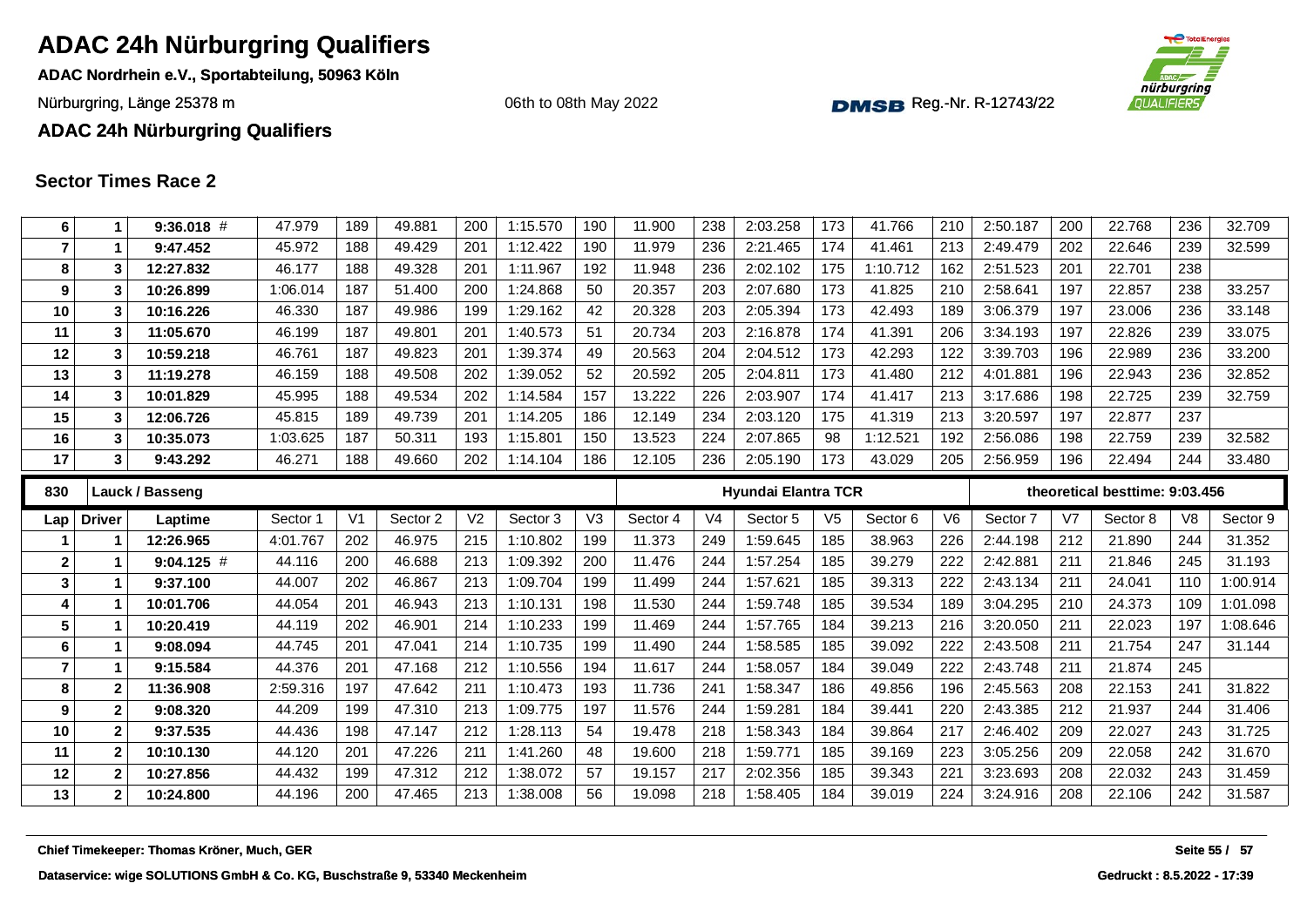# ADAC 24h Nürburgring Qualifiers

**ADAC Nordrhein e.V., Sportabteilung, 50963 Köln**

Nürburgring, Länge 25378 m

06th to 08th May 2022

Reg.-Nr. R-12743/22

**ADAC 24h Nürburgring Qualifiers**

## Sector Times Race 2

| Lap | Driver | Laptime | Sector 1 | V1 | Sector 2 | V2 | Sector 3 | V3 | Sector 4 | V4 | Sector 5 | V5 | Sector 6 | V6 | Sector 7 | V7 | Sector 8 | V8 | Sector 9 |
|---|---|---|---|---|---|---|---|---|---|---|---|---|---|---|---|---|---|---|---|
| 6 | 1 | 9:36.018 # | 47.979 | 189 | 49.881 | 200 | 1:15.570 | 190 | 11.900 | 238 | 2:03.258 | 173 | 41.766 | 210 | 2:50.187 | 200 | 22.768 | 236 | 32.709 |
| 7 | 1 | 9:47.452 | 45.972 | 188 | 49.429 | 201 | 1:12.422 | 190 | 11.979 | 236 | 2:21.465 | 174 | 41.461 | 213 | 2:49.479 | 202 | 22.646 | 239 | 32.599 |
| 8 | 3 | 12:27.832 | 46.177 | 188 | 49.328 | 201 | 1:11.967 | 192 | 11.948 | 236 | 2:02.102 | 175 | 1:10.712 | 162 | 2:51.523 | 201 | 22.701 | 238 | |
| 9 | 3 | 10:26.899 | 1:06.014 | 187 | 51.400 | 200 | 1:24.868 | 50 | 20.357 | 203 | 2:07.680 | 173 | 41.825 | 210 | 2:58.641 | 197 | 22.857 | 238 | 33.257 |
| 10 | 3 | 10:16.226 | 46.330 | 187 | 49.986 | 199 | 1:29.162 | 42 | 20.328 | 203 | 2:05.394 | 173 | 42.493 | 189 | 3:06.379 | 197 | 23.006 | 236 | 33.148 |
| 11 | 3 | 11:05.670 | 46.199 | 187 | 49.801 | 201 | 1:40.573 | 51 | 20.734 | 203 | 2:16.878 | 174 | 41.391 | 206 | 3:34.193 | 197 | 22.826 | 239 | 33.075 |
| 12 | 3 | 10:59.218 | 46.761 | 187 | 49.823 | 201 | 1:39.374 | 49 | 20.563 | 204 | 2:04.512 | 173 | 42.293 | 122 | 3:39.703 | 196 | 22.989 | 236 | 33.200 |
| 13 | 3 | 11:19.278 | 46.159 | 188 | 49.508 | 202 | 1:39.052 | 52 | 20.592 | 205 | 2:04.811 | 173 | 41.480 | 212 | 4:01.881 | 196 | 22.943 | 236 | 32.852 |
| 14 | 3 | 10:01.829 | 45.995 | 188 | 49.534 | 202 | 1:14.584 | 157 | 13.222 | 226 | 2:03.907 | 174 | 41.417 | 213 | 3:17.686 | 198 | 22.725 | 239 | 32.759 |
| 15 | 3 | 12:06.726 | 45.815 | 189 | 49.739 | 201 | 1:14.205 | 186 | 12.149 | 234 | 2:03.120 | 175 | 41.319 | 213 | 3:20.597 | 197 | 22.877 | 237 | |
| 16 | 3 | 10:35.073 | 1:03.625 | 187 | 50.311 | 193 | 1:15.801 | 150 | 13.523 | 224 | 2:07.865 | 98 | 1:12.521 | 192 | 2:56.086 | 198 | 22.759 | 239 | 32.582 |
| 17 | 3 | 9:43.292 | 46.271 | 188 | 49.660 | 202 | 1:14.104 | 186 | 12.105 | 236 | 2:05.190 | 173 | 43.029 | 205 | 2:56.959 | 196 | 22.494 | 244 | 33.480 |

**830 — Lauck / Basseng — Hyundai Elantra TCR — theoretical besttime: 9:03.456**

| Lap | Driver | Laptime | Sector 1 | V1 | Sector 2 | V2 | Sector 3 | V3 | Sector 4 | V4 | Sector 5 | V5 | Sector 6 | V6 | Sector 7 | V7 | Sector 8 | V8 | Sector 9 |
|---|---|---|---|---|---|---|---|---|---|---|---|---|---|---|---|---|---|---|---|
| 1 | 1 | 12:26.965 | 4:01.767 | 202 | 46.975 | 215 | 1:10.802 | 199 | 11.373 | 249 | 1:59.645 | 185 | 38.963 | 226 | 2:44.198 | 212 | 21.890 | 244 | 31.352 |
| 2 | 1 | 9:04.125 # | 44.116 | 200 | 46.688 | 213 | 1:09.392 | 200 | 11.476 | 244 | 1:57.254 | 185 | 39.279 | 222 | 2:42.881 | 211 | 21.846 | 245 | 31.193 |
| 3 | 1 | 9:37.100 | 44.007 | 202 | 46.867 | 213 | 1:09.704 | 199 | 11.499 | 244 | 1:57.621 | 185 | 39.313 | 222 | 2:43.134 | 211 | 24.041 | 110 | 1:00.914 |
| 4 | 1 | 10:01.706 | 44.054 | 201 | 46.943 | 213 | 1:10.131 | 198 | 11.530 | 244 | 1:59.748 | 185 | 39.534 | 189 | 3:04.295 | 210 | 24.373 | 109 | 1:01.098 |
| 5 | 1 | 10:20.419 | 44.119 | 202 | 46.901 | 214 | 1:10.233 | 199 | 11.469 | 244 | 1:57.765 | 184 | 39.213 | 216 | 3:20.050 | 211 | 22.023 | 197 | 1:08.646 |
| 6 | 1 | 9:08.094 | 44.745 | 201 | 47.041 | 214 | 1:10.735 | 199 | 11.490 | 244 | 1:58.585 | 185 | 39.092 | 222 | 2:43.508 | 211 | 21.754 | 247 | 31.144 |
| 7 | 1 | 9:15.584 | 44.376 | 201 | 47.168 | 212 | 1:10.556 | 194 | 11.617 | 244 | 1:58.057 | 184 | 39.049 | 222 | 2:43.748 | 211 | 21.874 | 245 | |
| 8 | 2 | 11:36.908 | 2:59.316 | 197 | 47.642 | 211 | 1:10.473 | 193 | 11.736 | 241 | 1:58.347 | 186 | 49.856 | 196 | 2:45.563 | 208 | 22.153 | 241 | 31.822 |
| 9 | 2 | 9:08.320 | 44.209 | 199 | 47.310 | 213 | 1:09.775 | 197 | 11.576 | 244 | 1:59.281 | 184 | 39.441 | 220 | 2:43.385 | 212 | 21.937 | 244 | 31.406 |
| 10 | 2 | 9:37.535 | 44.436 | 198 | 47.147 | 212 | 1:28.113 | 54 | 19.478 | 218 | 1:58.343 | 184 | 39.864 | 217 | 2:46.402 | 209 | 22.027 | 243 | 31.725 |
| 11 | 2 | 10:10.130 | 44.120 | 201 | 47.226 | 211 | 1:41.260 | 48 | 19.600 | 218 | 1:59.771 | 185 | 39.169 | 223 | 3:05.256 | 209 | 22.058 | 242 | 31.670 |
| 12 | 2 | 10:27.856 | 44.432 | 199 | 47.312 | 212 | 1:38.072 | 57 | 19.157 | 217 | 2:02.356 | 185 | 39.343 | 221 | 3:23.693 | 208 | 22.032 | 243 | 31.459 |
| 13 | 2 | 10:24.800 | 44.196 | 200 | 47.465 | 213 | 1:38.008 | 56 | 19.098 | 218 | 1:58.405 | 184 | 39.019 | 224 | 3:24.916 | 208 | 22.106 | 242 | 31.587 |

**Chief Timekeeper: Thomas Kröner, Much, GER**

**Dataservice: wige SOLUTIONS GmbH & Co. KG, Buschstraße 9, 53340 Meckenheim**

**Gedruckt : 8.5.2022 - 17:39**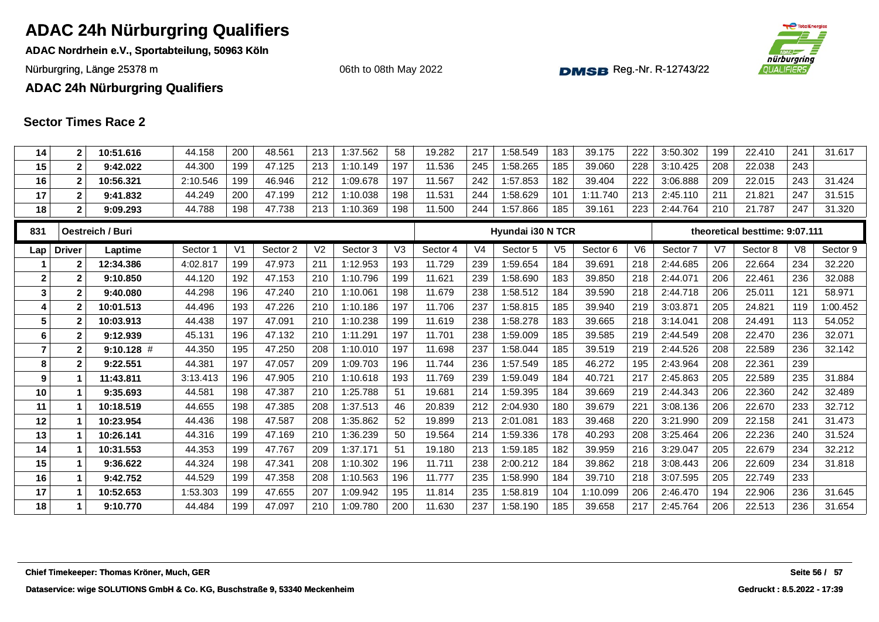# ADAC 24h Nürburgring Qualifiers

**ADAC Nordrhein e.V., Sportabteilung, 50963 Köln**

Nürburgring, Länge 25378 m

06th to 08th May 2022

Reg.-Nr. R-12743/22

**ADAC 24h Nürburgring Qualifiers**

## Sector Times Race 2

| Lap | Driver | Laptime | Sector 1 | V1 | Sector 2 | V2 | Sector 3 | V3 | Sector 4 | V4 | Sector 5 | V5 | Sector 6 | V6 | Sector 7 | V7 | Sector 8 | V8 | Sector 9 |
|---|---|---|---|---|---|---|---|---|---|---|---|---|---|---|---|---|---|---|---|
| 14 | 2 | **10:51.616** | 44.158 | 200 | 48.561 | 213 | 1:37.562 | 58 | 19.282 | 217 | 1:58.549 | 183 | 39.175 | 222 | 3:50.302 | 199 | 22.410 | 241 | 31.617 |
| 15 | 2 | **9:42.022** | 44.300 | 199 | 47.125 | 213 | 1:10.149 | 197 | 11.536 | 245 | 1:58.265 | 185 | 39.060 | 228 | 3:10.425 | 208 | 22.038 | 243 | |
| 16 | 2 | **10:56.321** | 2:10.546 | 199 | 46.946 | 212 | 1:09.678 | 197 | 11.567 | 242 | 1:57.853 | 182 | 39.404 | 222 | 3:06.888 | 209 | 22.015 | 243 | 31.424 |
| 17 | 2 | **9:41.832** | 44.249 | 200 | 47.199 | 212 | 1:10.038 | 198 | 11.531 | 244 | 1:58.629 | 101 | 1:11.740 | 213 | 2:45.110 | 211 | 21.821 | 247 | 31.515 |
| 18 | 2 | **9:09.293** | 44.788 | 198 | 47.738 | 213 | 1:10.369 | 198 | 11.500 | 244 | 1:57.866 | 185 | 39.161 | 223 | 2:44.764 | 210 | 21.787 | 247 | 31.320 |

| 831 | Oestreich / Buri | | | | | | | | Hyundai i30 N TCR | | | | | | theoretical besttime: 9:07.111 | | | | |
|---|---|---|---|---|---|---|---|---|---|---|---|---|---|---|---|---|---|---|---|
| **Lap** | **Driver** | **Laptime** | Sector 1 | V1 | Sector 2 | V2 | Sector 3 | V3 | Sector 4 | V4 | Sector 5 | V5 | Sector 6 | V6 | Sector 7 | V7 | Sector 8 | V8 | Sector 9 |
| 1 | 2 | **12:34.386** | 4:02.817 | 199 | 47.973 | 211 | 1:12.953 | 193 | 11.729 | 239 | 1:59.654 | 184 | 39.691 | 218 | 2:44.685 | 206 | 22.664 | 234 | 32.220 |
| 2 | 2 | **9:10.850** | 44.120 | 192 | 47.153 | 210 | 1:10.796 | 199 | 11.621 | 239 | 1:58.690 | 183 | 39.850 | 218 | 2:44.071 | 206 | 22.461 | 236 | 32.088 |
| 3 | 2 | **9:40.080** | 44.298 | 196 | 47.240 | 210 | 1:10.061 | 198 | 11.679 | 238 | 1:58.512 | 184 | 39.590 | 218 | 2:44.718 | 206 | 25.011 | 121 | 58.971 |
| 4 | 2 | **10:01.513** | 44.496 | 193 | 47.226 | 210 | 1:10.186 | 197 | 11.706 | 237 | 1:58.815 | 185 | 39.940 | 219 | 3:03.871 | 205 | 24.821 | 119 | 1:00.452 |
| 5 | 2 | **10:03.913** | 44.438 | 197 | 47.091 | 210 | 1:10.238 | 199 | 11.619 | 238 | 1:58.278 | 183 | 39.665 | 218 | 3:14.041 | 208 | 24.491 | 113 | 54.052 |
| 6 | 2 | **9:12.939** | 45.131 | 196 | 47.132 | 210 | 1:11.291 | 197 | 11.701 | 238 | 1:59.009 | 185 | 39.585 | 219 | 2:44.549 | 208 | 22.470 | 236 | 32.071 |
| 7 | 2 | **9:10.128** # | 44.350 | 195 | 47.250 | 208 | 1:10.010 | 197 | 11.698 | 237 | 1:58.044 | 185 | 39.519 | 219 | 2:44.526 | 208 | 22.589 | 236 | 32.142 |
| 8 | 2 | **9:22.551** | 44.381 | 197 | 47.057 | 209 | 1:09.703 | 196 | 11.744 | 236 | 1:57.549 | 185 | 46.272 | 195 | 2:43.964 | 208 | 22.361 | 239 | |
| 9 | 1 | **11:43.811** | 3:13.413 | 196 | 47.905 | 210 | 1:10.618 | 193 | 11.769 | 239 | 1:59.049 | 184 | 40.721 | 217 | 2:45.863 | 205 | 22.589 | 235 | 31.884 |
| 10 | 1 | **9:35.693** | 44.581 | 198 | 47.387 | 210 | 1:25.788 | 51 | 19.681 | 214 | 1:59.395 | 184 | 39.669 | 219 | 2:44.343 | 206 | 22.360 | 242 | 32.489 |
| 11 | 1 | **10:18.519** | 44.655 | 198 | 47.385 | 208 | 1:37.513 | 46 | 20.839 | 212 | 2:04.930 | 180 | 39.679 | 221 | 3:08.136 | 206 | 22.670 | 233 | 32.712 |
| 12 | 1 | **10:23.954** | 44.436 | 198 | 47.587 | 208 | 1:35.862 | 52 | 19.899 | 213 | 2:01.081 | 183 | 39.468 | 220 | 3:21.990 | 209 | 22.158 | 241 | 31.473 |
| 13 | 1 | **10:26.141** | 44.316 | 199 | 47.169 | 210 | 1:36.239 | 50 | 19.564 | 214 | 1:59.336 | 178 | 40.293 | 208 | 3:25.464 | 206 | 22.236 | 240 | 31.524 |
| 14 | 1 | **10:31.553** | 44.353 | 199 | 47.767 | 209 | 1:37.171 | 51 | 19.180 | 213 | 1:59.185 | 182 | 39.959 | 216 | 3:29.047 | 205 | 22.679 | 234 | 32.212 |
| 15 | 1 | **9:36.622** | 44.324 | 198 | 47.341 | 208 | 1:10.302 | 196 | 11.711 | 238 | 2:00.212 | 184 | 39.862 | 218 | 3:08.443 | 206 | 22.609 | 234 | 31.818 |
| 16 | 1 | **9:42.752** | 44.529 | 199 | 47.358 | 208 | 1:10.563 | 196 | 11.777 | 235 | 1:58.990 | 184 | 39.710 | 218 | 3:07.595 | 205 | 22.749 | 233 | |
| 17 | 1 | **10:52.653** | 1:53.303 | 199 | 47.655 | 207 | 1:09.942 | 195 | 11.814 | 235 | 1:58.819 | 104 | 1:10.099 | 206 | 2:46.470 | 194 | 22.906 | 236 | 31.645 |
| 18 | 1 | **9:10.770** | 44.484 | 199 | 47.097 | 210 | 1:09.780 | 200 | 11.630 | 237 | 1:58.190 | 185 | 39.658 | 217 | 2:45.764 | 206 | 22.513 | 236 | 31.654 |

**Chief Timekeeper: Thomas Kröner, Much, GER**

**Dataservice: wige SOLUTIONS GmbH & Co. KG, Buschstraße 9, 53340 Meckenheim**

**Gedruckt : 8.5.2022 - 17:39**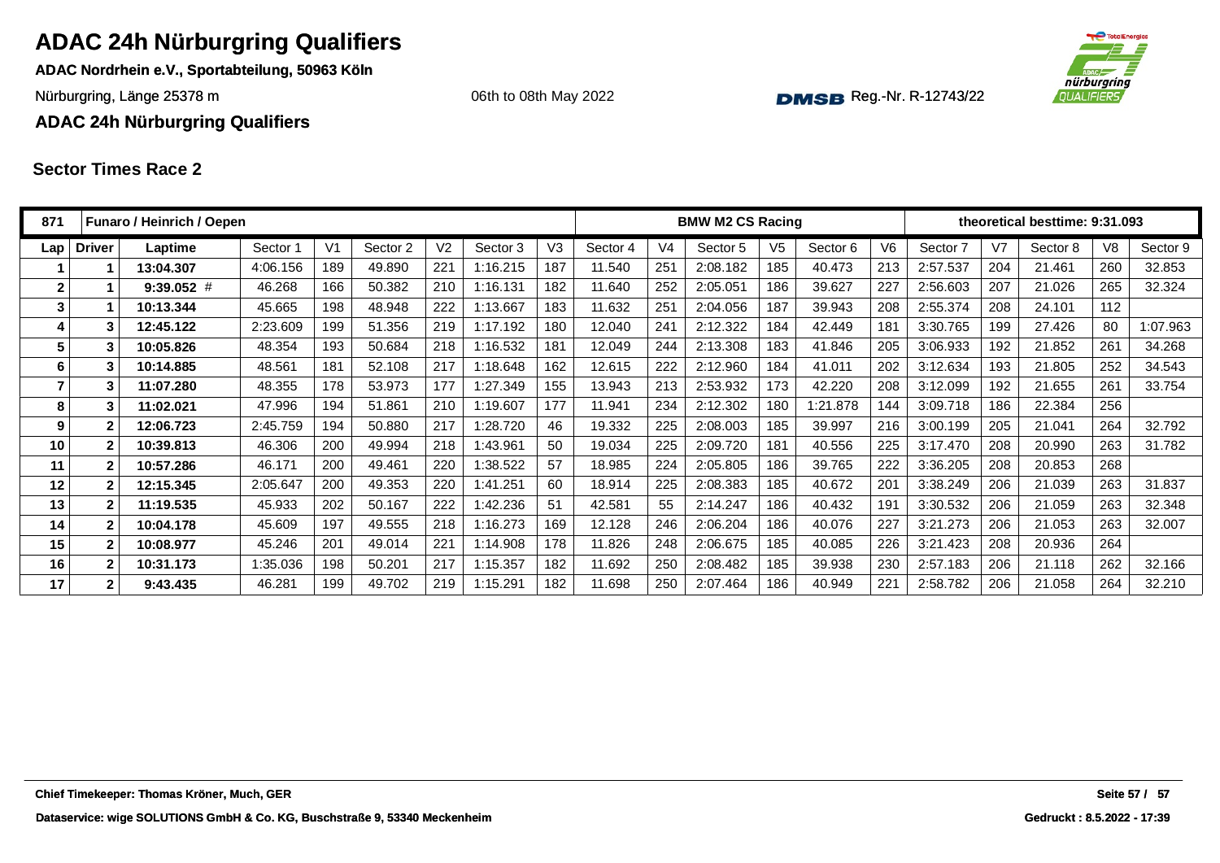# ADAC 24h Nürburgring Qualifiers

**ADAC Nordrhein e.V., Sportabteilung, 50963 Köln**

Nürburgring, Länge 25378 m

06th to 08th May 2022

Reg.-Nr. R-12743/22

**ADAC 24h Nürburgring Qualifiers**

## Sector Times Race 2

| 871 | Funaro / Heinrich / Oepen | | | | | | | | | BMW M2 CS Racing | | | | | | theoretical besttime: 9:31.093 | | | |
|---|---|---|---|---|---|---|---|---|---|---|---|---|---|---|---|---|---|---|---|
| **Lap** | **Driver** | **Laptime** | **Sector 1** | **V1** | **Sector 2** | **V2** | **Sector 3** | **V3** | **Sector 4** | **V4** | **Sector 5** | **V5** | **Sector 6** | **V6** | **Sector 7** | **V7** | **Sector 8** | **V8** | **Sector 9** |
| 1 | 1 | **13:04.307** | 4:06.156 | 189 | 49.890 | 221 | 1:16.215 | 187 | 11.540 | 251 | 2:08.182 | 185 | 40.473 | 213 | 2:57.537 | 204 | 21.461 | 260 | 32.853 |
| 2 | 1 | **9:39.052** # | 46.268 | 166 | 50.382 | 210 | 1:16.131 | 182 | 11.640 | 252 | 2:05.051 | 186 | 39.627 | 227 | 2:56.603 | 207 | 21.026 | 265 | 32.324 |
| 3 | 1 | **10:13.344** | 45.665 | 198 | 48.948 | 222 | 1:13.667 | 183 | 11.632 | 251 | 2:04.056 | 187 | 39.943 | 208 | 2:55.374 | 208 | 24.101 | 112 | |
| 4 | 3 | **12:45.122** | 2:23.609 | 199 | 51.356 | 219 | 1:17.192 | 180 | 12.040 | 241 | 2:12.322 | 184 | 42.449 | 181 | 3:30.765 | 199 | 27.426 | 80 | 1:07.963 |
| 5 | 3 | **10:05.826** | 48.354 | 193 | 50.684 | 218 | 1:16.532 | 181 | 12.049 | 244 | 2:13.308 | 183 | 41.846 | 205 | 3:06.933 | 192 | 21.852 | 261 | 34.268 |
| 6 | 3 | **10:14.885** | 48.561 | 181 | 52.108 | 217 | 1:18.648 | 162 | 12.615 | 222 | 2:12.960 | 184 | 41.011 | 202 | 3:12.634 | 193 | 21.805 | 252 | 34.543 |
| 7 | 3 | **11:07.280** | 48.355 | 178 | 53.973 | 177 | 1:27.349 | 155 | 13.943 | 213 | 2:53.932 | 173 | 42.220 | 208 | 3:12.099 | 192 | 21.655 | 261 | 33.754 |
| 8 | 3 | **11:02.021** | 47.996 | 194 | 51.861 | 210 | 1:19.607 | 177 | 11.941 | 234 | 2:12.302 | 180 | 1:21.878 | 144 | 3:09.718 | 186 | 22.384 | 256 | |
| 9 | 2 | **12:06.723** | 2:45.759 | 194 | 50.880 | 217 | 1:28.720 | 46 | 19.332 | 225 | 2:08.003 | 185 | 39.997 | 216 | 3:00.199 | 205 | 21.041 | 264 | 32.792 |
| 10 | 2 | **10:39.813** | 46.306 | 200 | 49.994 | 218 | 1:43.961 | 50 | 19.034 | 225 | 2:09.720 | 181 | 40.556 | 225 | 3:17.470 | 208 | 20.990 | 263 | 31.782 |
| 11 | 2 | **10:57.286** | 46.171 | 200 | 49.461 | 220 | 1:38.522 | 57 | 18.985 | 224 | 2:05.805 | 186 | 39.765 | 222 | 3:36.205 | 208 | 20.853 | 268 | |
| 12 | 2 | **12:15.345** | 2:05.647 | 200 | 49.353 | 220 | 1:41.251 | 60 | 18.914 | 225 | 2:08.383 | 185 | 40.672 | 201 | 3:38.249 | 206 | 21.039 | 263 | 31.837 |
| 13 | 2 | **11:19.535** | 45.933 | 202 | 50.167 | 222 | 1:42.236 | 51 | 42.581 | 55 | 2:14.247 | 186 | 40.432 | 191 | 3:30.532 | 206 | 21.059 | 263 | 32.348 |
| 14 | 2 | **10:04.178** | 45.609 | 197 | 49.555 | 218 | 1:16.273 | 169 | 12.128 | 246 | 2:06.204 | 186 | 40.076 | 227 | 3:21.273 | 206 | 21.053 | 263 | 32.007 |
| 15 | 2 | **10:08.977** | 45.246 | 201 | 49.014 | 221 | 1:14.908 | 178 | 11.826 | 248 | 2:06.675 | 185 | 40.085 | 226 | 3:21.423 | 208 | 20.936 | 264 | |
| 16 | 2 | **10:31.173** | 1:35.036 | 198 | 50.201 | 217 | 1:15.357 | 182 | 11.692 | 250 | 2:08.482 | 185 | 39.938 | 230 | 2:57.183 | 206 | 21.118 | 262 | 32.166 |
| 17 | 2 | **9:43.435** | 46.281 | 199 | 49.702 | 219 | 1:15.291 | 182 | 11.698 | 250 | 2:07.464 | 186 | 40.949 | 221 | 2:58.782 | 206 | 21.058 | 264 | 32.210 |

**Chief Timekeeper: Thomas Kröner, Much, GER**

**Dataservice: wige SOLUTIONS GmbH & Co. KG, Buschstraße 9, 53340 Meckenheim**

**Gedruckt : 8.5.2022 - 17:39**